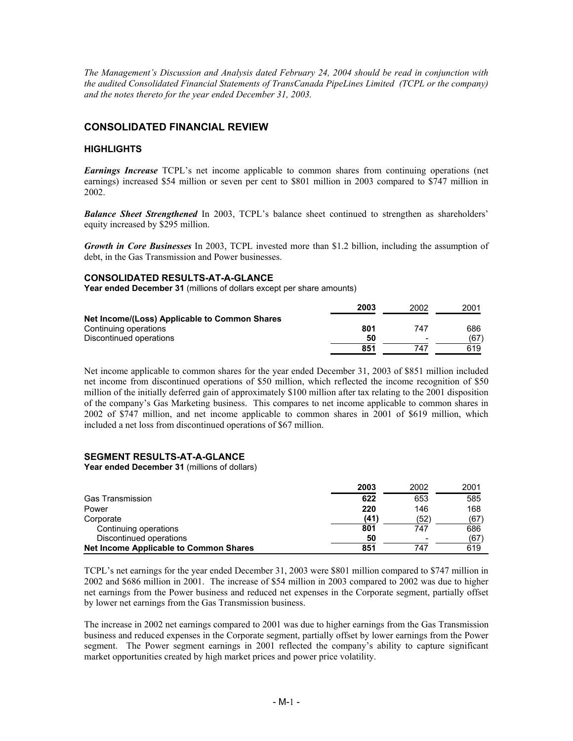*The Management's Discussion and Analysis dated February 24, 2004 should be read in conjunction with the audited Consolidated Financial Statements of TransCanada PipeLines Limited (TCPL or the company) and the notes thereto for the year ended December 31, 2003.*

## CONSOLIDATED FINANCIAL REVIEW

### HIGHLIGHTS

***Earnings Increase*** TCPL's net income applicable to common shares from continuing operations (net earnings) increased $54 million or seven per cent to $801 million in 2003 compared to $747 million in 2002.

***Balance Sheet Strengthened*** In 2003, TCPL's balance sheet continued to strengthen as shareholders' equity increased by $295 million.

***Growth in Core Businesses*** In 2003, TCPL invested more than $1.2 billion, including the assumption of debt, in the Gas Transmission and Power businesses.

### CONSOLIDATED RESULTS-AT-A-GLANCE

**Year ended December 31** (millions of dollars except per share amounts)

| | **2003** | 2002 | 2001 |
|---|---|---|---|
| **Net Income/(Loss) Applicable to Common Shares** | | | |
| Continuing operations | **801** | 747 | 686 |
| Discontinued operations | **50** | - | (67) |
| | **851** | 747 | 619 |

Net income applicable to common shares for the year ended December 31, 2003 of $851 million included net income from discontinued operations of $50 million, which reflected the income recognition of $50 million of the initially deferred gain of approximately $100 million after tax relating to the 2001 disposition of the company's Gas Marketing business. This compares to net income applicable to common shares in 2002 of $747 million, and net income applicable to common shares in 2001 of $619 million, which included a net loss from discontinued operations of $67 million.

### SEGMENT RESULTS-AT-A-GLANCE

**Year ended December 31** (millions of dollars)

| | **2003** | 2002 | 2001 |
|---|---|---|---|
| Gas Transmission | **622** | 653 | 585 |
| Power | **220** | 146 | 168 |
| Corporate | **(41)** | (52) | (67) |
| Continuing operations | **801** | 747 | 686 |
| Discontinued operations | **50** | - | (67) |
| **Net Income Applicable to Common Shares** | **851** | 747 | 619 |

TCPL's net earnings for the year ended December 31, 2003 were $801 million compared to $747 million in 2002 and $686 million in 2001. The increase of $54 million in 2003 compared to 2002 was due to higher net earnings from the Power business and reduced net expenses in the Corporate segment, partially offset by lower net earnings from the Gas Transmission business.

The increase in 2002 net earnings compared to 2001 was due to higher earnings from the Gas Transmission business and reduced expenses in the Corporate segment, partially offset by lower earnings from the Power segment. The Power segment earnings in 2001 reflected the company's ability to capture significant market opportunities created by high market prices and power price volatility.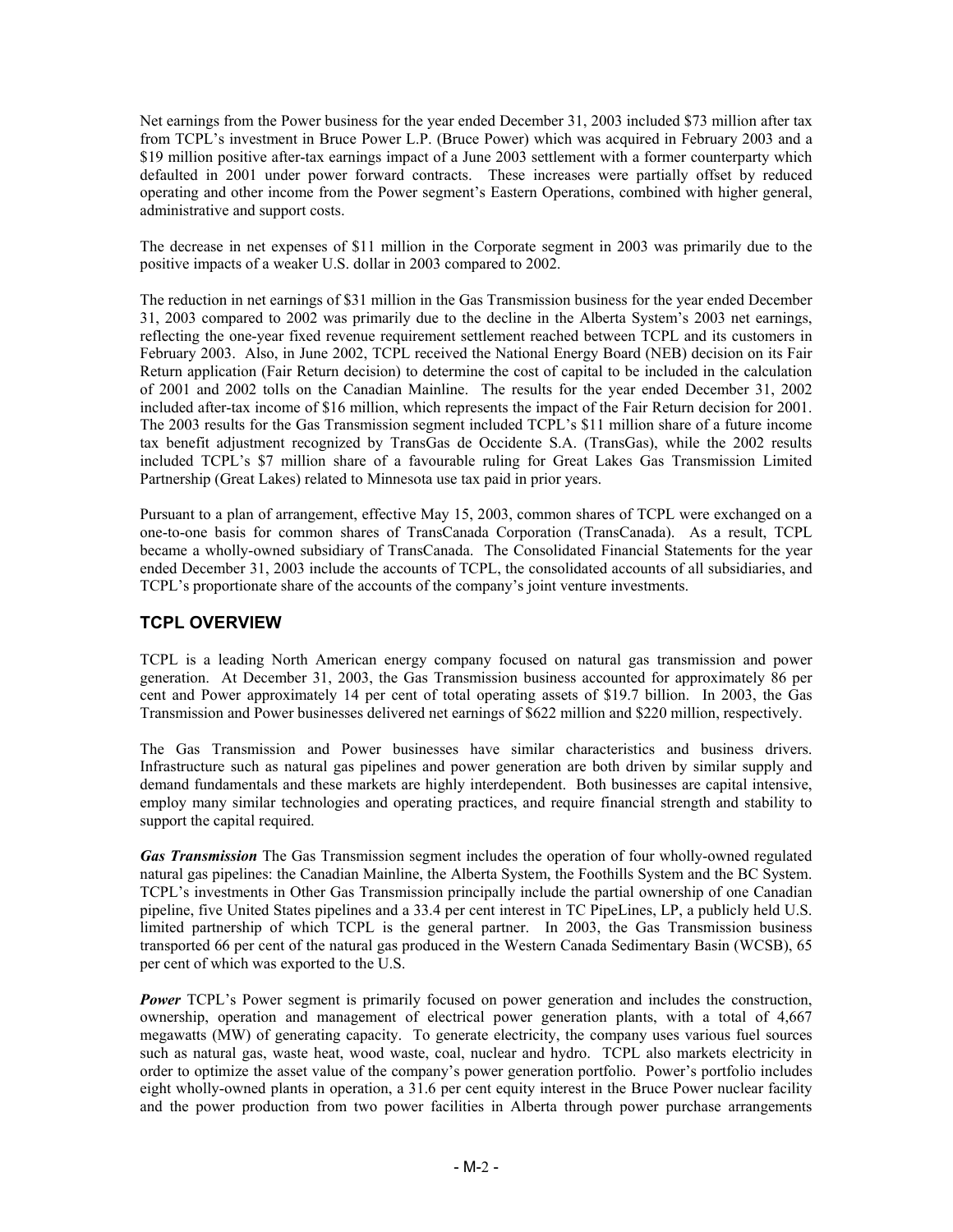Net earnings from the Power business for the year ended December 31, 2003 included $73 million after tax from TCPL's investment in Bruce Power L.P. (Bruce Power) which was acquired in February 2003 and a $19 million positive after-tax earnings impact of a June 2003 settlement with a former counterparty which defaulted in 2001 under power forward contracts. These increases were partially offset by reduced operating and other income from the Power segment's Eastern Operations, combined with higher general, administrative and support costs.

The decrease in net expenses of $11 million in the Corporate segment in 2003 was primarily due to the positive impacts of a weaker U.S. dollar in 2003 compared to 2002.

The reduction in net earnings of $31 million in the Gas Transmission business for the year ended December 31, 2003 compared to 2002 was primarily due to the decline in the Alberta System's 2003 net earnings, reflecting the one-year fixed revenue requirement settlement reached between TCPL and its customers in February 2003. Also, in June 2002, TCPL received the National Energy Board (NEB) decision on its Fair Return application (Fair Return decision) to determine the cost of capital to be included in the calculation of 2001 and 2002 tolls on the Canadian Mainline. The results for the year ended December 31, 2002 included after-tax income of $16 million, which represents the impact of the Fair Return decision for 2001. The 2003 results for the Gas Transmission segment included TCPL's $11 million share of a future income tax benefit adjustment recognized by TransGas de Occidente S.A. (TransGas), while the 2002 results included TCPL's $7 million share of a favourable ruling for Great Lakes Gas Transmission Limited Partnership (Great Lakes) related to Minnesota use tax paid in prior years.

Pursuant to a plan of arrangement, effective May 15, 2003, common shares of TCPL were exchanged on a one-to-one basis for common shares of TransCanada Corporation (TransCanada). As a result, TCPL became a wholly-owned subsidiary of TransCanada. The Consolidated Financial Statements for the year ended December 31, 2003 include the accounts of TCPL, the consolidated accounts of all subsidiaries, and TCPL's proportionate share of the accounts of the company's joint venture investments.

## TCPL OVERVIEW

TCPL is a leading North American energy company focused on natural gas transmission and power generation. At December 31, 2003, the Gas Transmission business accounted for approximately 86 per cent and Power approximately 14 per cent of total operating assets of $19.7 billion. In 2003, the Gas Transmission and Power businesses delivered net earnings of $622 million and $220 million, respectively.

The Gas Transmission and Power businesses have similar characteristics and business drivers. Infrastructure such as natural gas pipelines and power generation are both driven by similar supply and demand fundamentals and these markets are highly interdependent. Both businesses are capital intensive, employ many similar technologies and operating practices, and require financial strength and stability to support the capital required.

***Gas Transmission*** The Gas Transmission segment includes the operation of four wholly-owned regulated natural gas pipelines: the Canadian Mainline, the Alberta System, the Foothills System and the BC System. TCPL's investments in Other Gas Transmission principally include the partial ownership of one Canadian pipeline, five United States pipelines and a 33.4 per cent interest in TC PipeLines, LP, a publicly held U.S. limited partnership of which TCPL is the general partner. In 2003, the Gas Transmission business transported 66 per cent of the natural gas produced in the Western Canada Sedimentary Basin (WCSB), 65 per cent of which was exported to the U.S.

***Power*** TCPL's Power segment is primarily focused on power generation and includes the construction, ownership, operation and management of electrical power generation plants, with a total of 4,667 megawatts (MW) of generating capacity. To generate electricity, the company uses various fuel sources such as natural gas, waste heat, wood waste, coal, nuclear and hydro. TCPL also markets electricity in order to optimize the asset value of the company's power generation portfolio. Power's portfolio includes eight wholly-owned plants in operation, a 31.6 per cent equity interest in the Bruce Power nuclear facility and the power production from two power facilities in Alberta through power purchase arrangements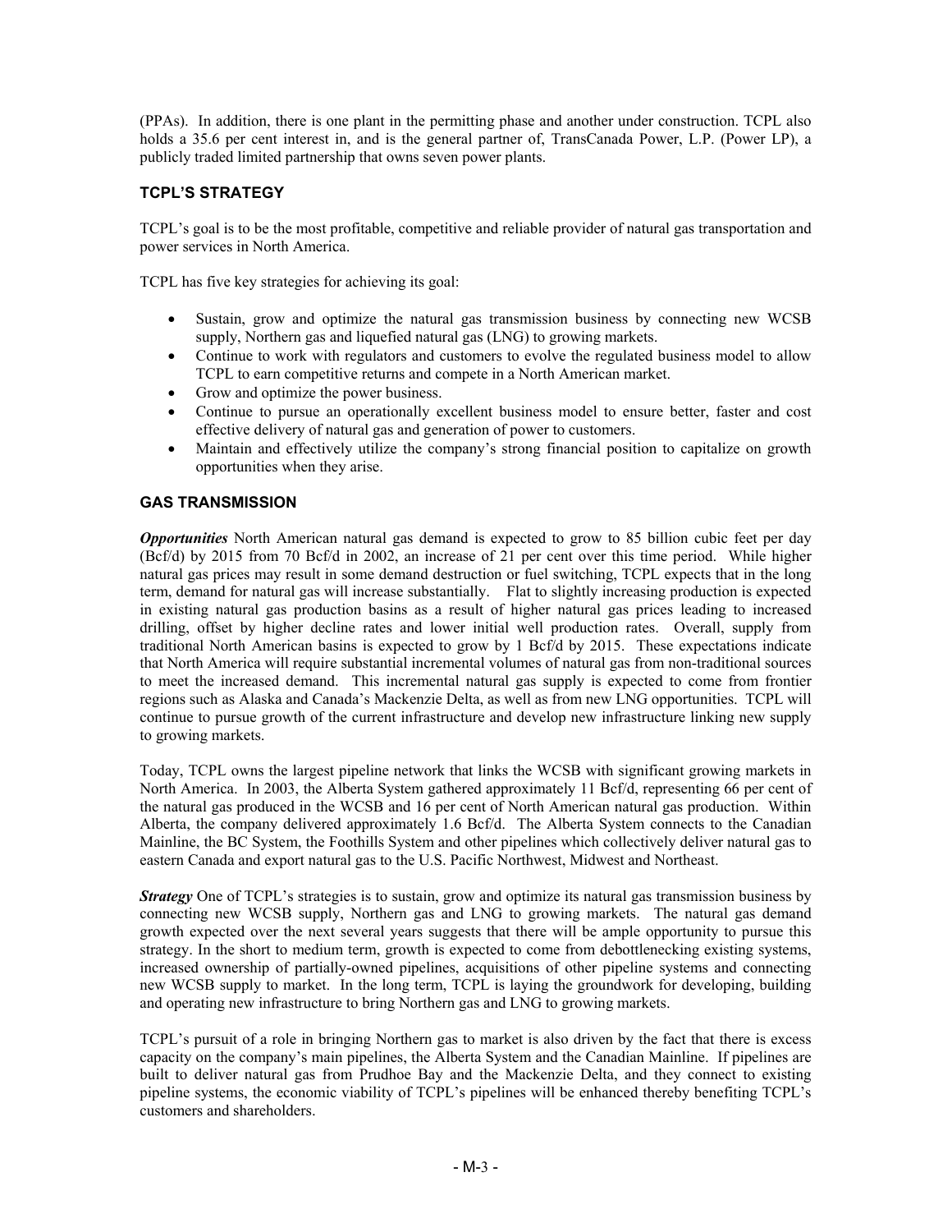(PPAs). In addition, there is one plant in the permitting phase and another under construction. TCPL also holds a 35.6 per cent interest in, and is the general partner of, TransCanada Power, L.P. (Power LP), a publicly traded limited partnership that owns seven power plants.

## TCPL'S STRATEGY

TCPL's goal is to be the most profitable, competitive and reliable provider of natural gas transportation and power services in North America.

TCPL has five key strategies for achieving its goal:

- Sustain, grow and optimize the natural gas transmission business by connecting new WCSB supply, Northern gas and liquefied natural gas (LNG) to growing markets.
- Continue to work with regulators and customers to evolve the regulated business model to allow TCPL to earn competitive returns and compete in a North American market.
- Grow and optimize the power business.
- Continue to pursue an operationally excellent business model to ensure better, faster and cost effective delivery of natural gas and generation of power to customers.
- Maintain and effectively utilize the company's strong financial position to capitalize on growth opportunities when they arise.

## GAS TRANSMISSION

***Opportunities*** North American natural gas demand is expected to grow to 85 billion cubic feet per day (Bcf/d) by 2015 from 70 Bcf/d in 2002, an increase of 21 per cent over this time period. While higher natural gas prices may result in some demand destruction or fuel switching, TCPL expects that in the long term, demand for natural gas will increase substantially. Flat to slightly increasing production is expected in existing natural gas production basins as a result of higher natural gas prices leading to increased drilling, offset by higher decline rates and lower initial well production rates. Overall, supply from traditional North American basins is expected to grow by 1 Bcf/d by 2015. These expectations indicate that North America will require substantial incremental volumes of natural gas from non-traditional sources to meet the increased demand. This incremental natural gas supply is expected to come from frontier regions such as Alaska and Canada's Mackenzie Delta, as well as from new LNG opportunities. TCPL will continue to pursue growth of the current infrastructure and develop new infrastructure linking new supply to growing markets.

Today, TCPL owns the largest pipeline network that links the WCSB with significant growing markets in North America. In 2003, the Alberta System gathered approximately 11 Bcf/d, representing 66 per cent of the natural gas produced in the WCSB and 16 per cent of North American natural gas production. Within Alberta, the company delivered approximately 1.6 Bcf/d. The Alberta System connects to the Canadian Mainline, the BC System, the Foothills System and other pipelines which collectively deliver natural gas to eastern Canada and export natural gas to the U.S. Pacific Northwest, Midwest and Northeast.

***Strategy*** One of TCPL's strategies is to sustain, grow and optimize its natural gas transmission business by connecting new WCSB supply, Northern gas and LNG to growing markets. The natural gas demand growth expected over the next several years suggests that there will be ample opportunity to pursue this strategy. In the short to medium term, growth is expected to come from debottlenecking existing systems, increased ownership of partially-owned pipelines, acquisitions of other pipeline systems and connecting new WCSB supply to market. In the long term, TCPL is laying the groundwork for developing, building and operating new infrastructure to bring Northern gas and LNG to growing markets.

TCPL's pursuit of a role in bringing Northern gas to market is also driven by the fact that there is excess capacity on the company's main pipelines, the Alberta System and the Canadian Mainline. If pipelines are built to deliver natural gas from Prudhoe Bay and the Mackenzie Delta, and they connect to existing pipeline systems, the economic viability of TCPL's pipelines will be enhanced thereby benefiting TCPL's customers and shareholders.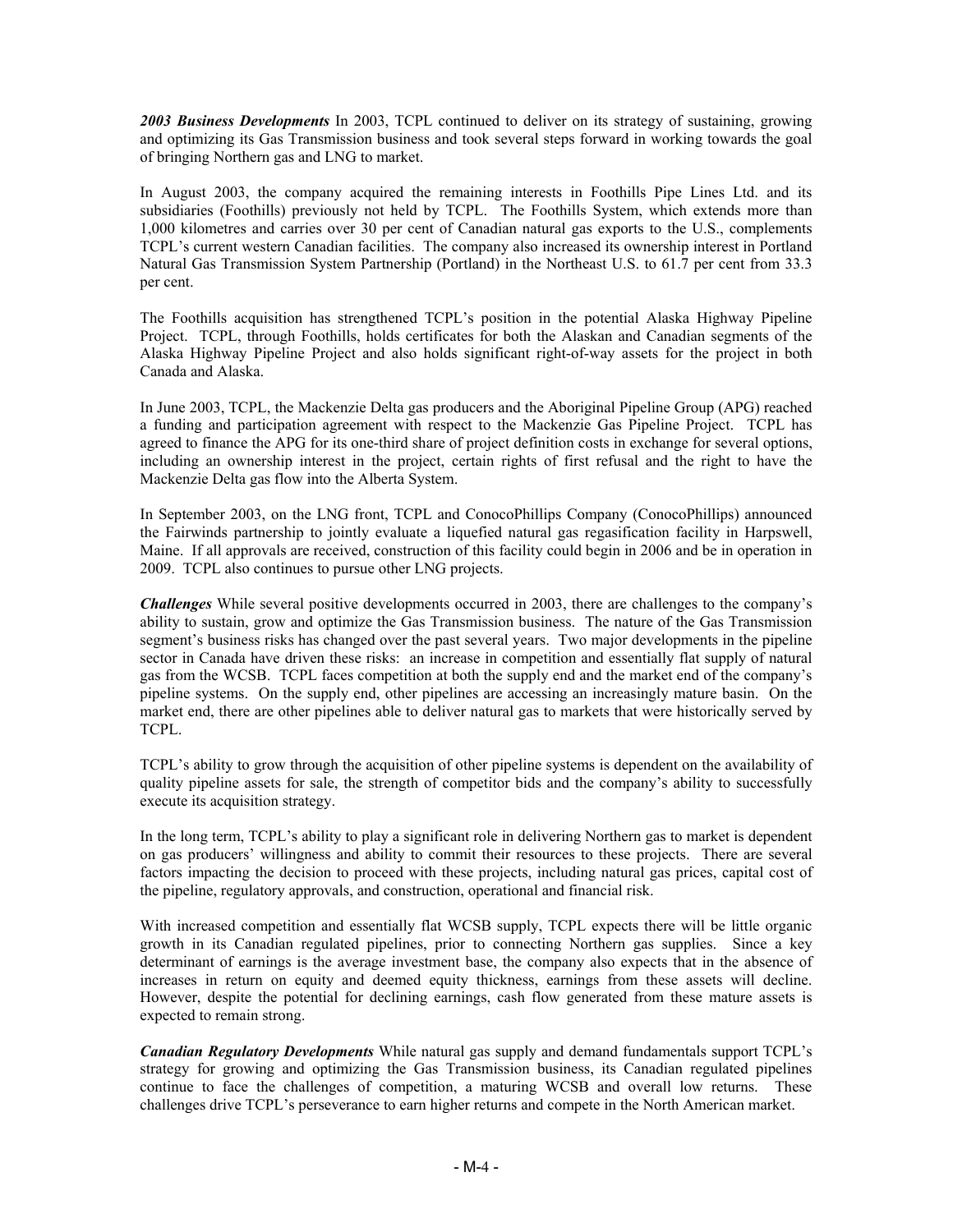***2003 Business Developments*** In 2003, TCPL continued to deliver on its strategy of sustaining, growing and optimizing its Gas Transmission business and took several steps forward in working towards the goal of bringing Northern gas and LNG to market.

In August 2003, the company acquired the remaining interests in Foothills Pipe Lines Ltd. and its subsidiaries (Foothills) previously not held by TCPL. The Foothills System, which extends more than 1,000 kilometres and carries over 30 per cent of Canadian natural gas exports to the U.S., complements TCPL's current western Canadian facilities. The company also increased its ownership interest in Portland Natural Gas Transmission System Partnership (Portland) in the Northeast U.S. to 61.7 per cent from 33.3 per cent.

The Foothills acquisition has strengthened TCPL's position in the potential Alaska Highway Pipeline Project. TCPL, through Foothills, holds certificates for both the Alaskan and Canadian segments of the Alaska Highway Pipeline Project and also holds significant right-of-way assets for the project in both Canada and Alaska.

In June 2003, TCPL, the Mackenzie Delta gas producers and the Aboriginal Pipeline Group (APG) reached a funding and participation agreement with respect to the Mackenzie Gas Pipeline Project. TCPL has agreed to finance the APG for its one-third share of project definition costs in exchange for several options, including an ownership interest in the project, certain rights of first refusal and the right to have the Mackenzie Delta gas flow into the Alberta System.

In September 2003, on the LNG front, TCPL and ConocoPhillips Company (ConocoPhillips) announced the Fairwinds partnership to jointly evaluate a liquefied natural gas regasification facility in Harpswell, Maine. If all approvals are received, construction of this facility could begin in 2006 and be in operation in 2009. TCPL also continues to pursue other LNG projects.

***Challenges*** While several positive developments occurred in 2003, there are challenges to the company's ability to sustain, grow and optimize the Gas Transmission business. The nature of the Gas Transmission segment's business risks has changed over the past several years. Two major developments in the pipeline sector in Canada have driven these risks: an increase in competition and essentially flat supply of natural gas from the WCSB. TCPL faces competition at both the supply end and the market end of the company's pipeline systems. On the supply end, other pipelines are accessing an increasingly mature basin. On the market end, there are other pipelines able to deliver natural gas to markets that were historically served by TCPL.

TCPL's ability to grow through the acquisition of other pipeline systems is dependent on the availability of quality pipeline assets for sale, the strength of competitor bids and the company's ability to successfully execute its acquisition strategy.

In the long term, TCPL's ability to play a significant role in delivering Northern gas to market is dependent on gas producers' willingness and ability to commit their resources to these projects. There are several factors impacting the decision to proceed with these projects, including natural gas prices, capital cost of the pipeline, regulatory approvals, and construction, operational and financial risk.

With increased competition and essentially flat WCSB supply, TCPL expects there will be little organic growth in its Canadian regulated pipelines, prior to connecting Northern gas supplies. Since a key determinant of earnings is the average investment base, the company also expects that in the absence of increases in return on equity and deemed equity thickness, earnings from these assets will decline. However, despite the potential for declining earnings, cash flow generated from these mature assets is expected to remain strong.

***Canadian Regulatory Developments*** While natural gas supply and demand fundamentals support TCPL's strategy for growing and optimizing the Gas Transmission business, its Canadian regulated pipelines continue to face the challenges of competition, a maturing WCSB and overall low returns. These challenges drive TCPL's perseverance to earn higher returns and compete in the North American market.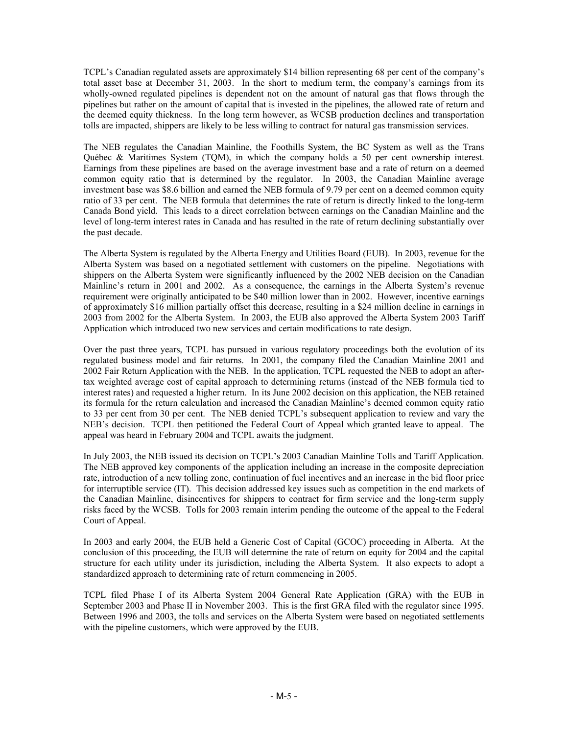TCPL's Canadian regulated assets are approximately $14 billion representing 68 per cent of the company's total asset base at December 31, 2003. In the short to medium term, the company's earnings from its wholly-owned regulated pipelines is dependent not on the amount of natural gas that flows through the pipelines but rather on the amount of capital that is invested in the pipelines, the allowed rate of return and the deemed equity thickness. In the long term however, as WCSB production declines and transportation tolls are impacted, shippers are likely to be less willing to contract for natural gas transmission services.

The NEB regulates the Canadian Mainline, the Foothills System, the BC System as well as the Trans Québec & Maritimes System (TQM), in which the company holds a 50 per cent ownership interest. Earnings from these pipelines are based on the average investment base and a rate of return on a deemed common equity ratio that is determined by the regulator. In 2003, the Canadian Mainline average investment base was $8.6 billion and earned the NEB formula of 9.79 per cent on a deemed common equity ratio of 33 per cent. The NEB formula that determines the rate of return is directly linked to the long-term Canada Bond yield. This leads to a direct correlation between earnings on the Canadian Mainline and the level of long-term interest rates in Canada and has resulted in the rate of return declining substantially over the past decade.

The Alberta System is regulated by the Alberta Energy and Utilities Board (EUB). In 2003, revenue for the Alberta System was based on a negotiated settlement with customers on the pipeline. Negotiations with shippers on the Alberta System were significantly influenced by the 2002 NEB decision on the Canadian Mainline's return in 2001 and 2002. As a consequence, the earnings in the Alberta System's revenue requirement were originally anticipated to be $40 million lower than in 2002. However, incentive earnings of approximately $16 million partially offset this decrease, resulting in a $24 million decline in earnings in 2003 from 2002 for the Alberta System. In 2003, the EUB also approved the Alberta System 2003 Tariff Application which introduced two new services and certain modifications to rate design.

Over the past three years, TCPL has pursued in various regulatory proceedings both the evolution of its regulated business model and fair returns. In 2001, the company filed the Canadian Mainline 2001 and 2002 Fair Return Application with the NEB. In the application, TCPL requested the NEB to adopt an after-tax weighted average cost of capital approach to determining returns (instead of the NEB formula tied to interest rates) and requested a higher return. In its June 2002 decision on this application, the NEB retained its formula for the return calculation and increased the Canadian Mainline's deemed common equity ratio to 33 per cent from 30 per cent. The NEB denied TCPL's subsequent application to review and vary the NEB's decision. TCPL then petitioned the Federal Court of Appeal which granted leave to appeal. The appeal was heard in February 2004 and TCPL awaits the judgment.

In July 2003, the NEB issued its decision on TCPL's 2003 Canadian Mainline Tolls and Tariff Application. The NEB approved key components of the application including an increase in the composite depreciation rate, introduction of a new tolling zone, continuation of fuel incentives and an increase in the bid floor price for interruptible service (IT). This decision addressed key issues such as competition in the end markets of the Canadian Mainline, disincentives for shippers to contract for firm service and the long-term supply risks faced by the WCSB. Tolls for 2003 remain interim pending the outcome of the appeal to the Federal Court of Appeal.

In 2003 and early 2004, the EUB held a Generic Cost of Capital (GCOC) proceeding in Alberta. At the conclusion of this proceeding, the EUB will determine the rate of return on equity for 2004 and the capital structure for each utility under its jurisdiction, including the Alberta System. It also expects to adopt a standardized approach to determining rate of return commencing in 2005.

TCPL filed Phase I of its Alberta System 2004 General Rate Application (GRA) with the EUB in September 2003 and Phase II in November 2003. This is the first GRA filed with the regulator since 1995. Between 1996 and 2003, the tolls and services on the Alberta System were based on negotiated settlements with the pipeline customers, which were approved by the EUB.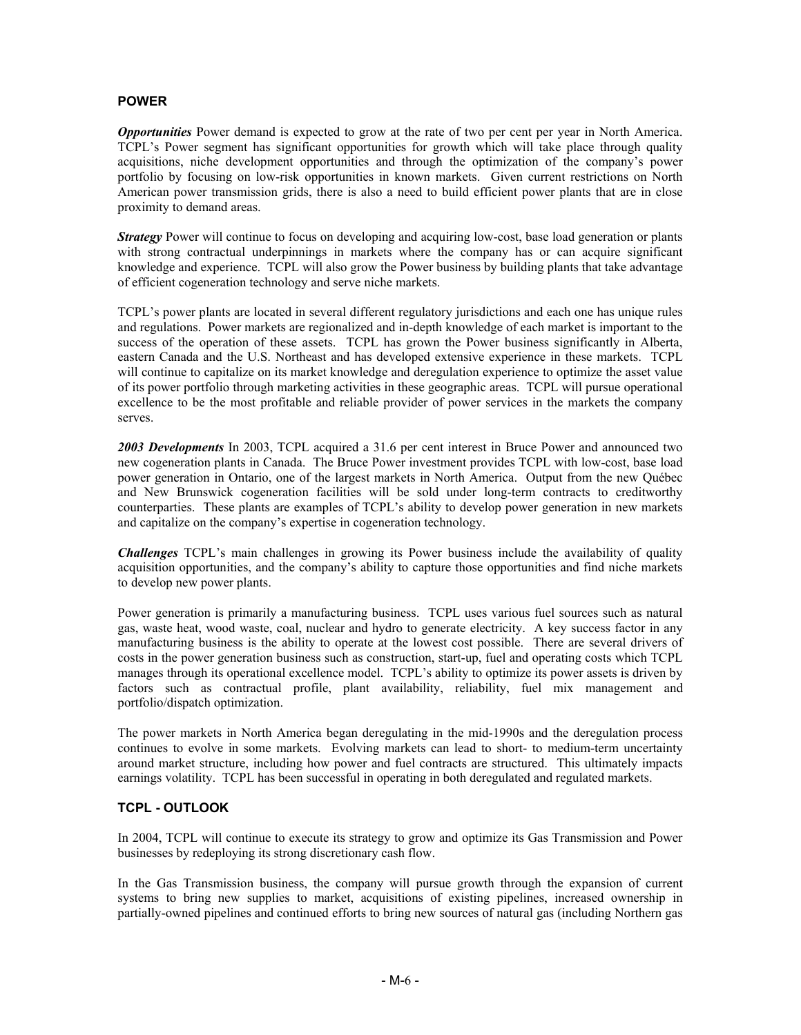## POWER

***Opportunities*** Power demand is expected to grow at the rate of two per cent per year in North America. TCPL's Power segment has significant opportunities for growth which will take place through quality acquisitions, niche development opportunities and through the optimization of the company's power portfolio by focusing on low-risk opportunities in known markets. Given current restrictions on North American power transmission grids, there is also a need to build efficient power plants that are in close proximity to demand areas.

***Strategy*** Power will continue to focus on developing and acquiring low-cost, base load generation or plants with strong contractual underpinnings in markets where the company has or can acquire significant knowledge and experience. TCPL will also grow the Power business by building plants that take advantage of efficient cogeneration technology and serve niche markets.

TCPL's power plants are located in several different regulatory jurisdictions and each one has unique rules and regulations. Power markets are regionalized and in-depth knowledge of each market is important to the success of the operation of these assets. TCPL has grown the Power business significantly in Alberta, eastern Canada and the U.S. Northeast and has developed extensive experience in these markets. TCPL will continue to capitalize on its market knowledge and deregulation experience to optimize the asset value of its power portfolio through marketing activities in these geographic areas. TCPL will pursue operational excellence to be the most profitable and reliable provider of power services in the markets the company serves.

***2003 Developments*** In 2003, TCPL acquired a 31.6 per cent interest in Bruce Power and announced two new cogeneration plants in Canada. The Bruce Power investment provides TCPL with low-cost, base load power generation in Ontario, one of the largest markets in North America. Output from the new Québec and New Brunswick cogeneration facilities will be sold under long-term contracts to creditworthy counterparties. These plants are examples of TCPL's ability to develop power generation in new markets and capitalize on the company's expertise in cogeneration technology.

***Challenges*** TCPL's main challenges in growing its Power business include the availability of quality acquisition opportunities, and the company's ability to capture those opportunities and find niche markets to develop new power plants.

Power generation is primarily a manufacturing business. TCPL uses various fuel sources such as natural gas, waste heat, wood waste, coal, nuclear and hydro to generate electricity. A key success factor in any manufacturing business is the ability to operate at the lowest cost possible. There are several drivers of costs in the power generation business such as construction, start-up, fuel and operating costs which TCPL manages through its operational excellence model. TCPL's ability to optimize its power assets is driven by factors such as contractual profile, plant availability, reliability, fuel mix management and portfolio/dispatch optimization.

The power markets in North America began deregulating in the mid-1990s and the deregulation process continues to evolve in some markets. Evolving markets can lead to short- to medium-term uncertainty around market structure, including how power and fuel contracts are structured. This ultimately impacts earnings volatility. TCPL has been successful in operating in both deregulated and regulated markets.

## TCPL - OUTLOOK

In 2004, TCPL will continue to execute its strategy to grow and optimize its Gas Transmission and Power businesses by redeploying its strong discretionary cash flow.

In the Gas Transmission business, the company will pursue growth through the expansion of current systems to bring new supplies to market, acquisitions of existing pipelines, increased ownership in partially-owned pipelines and continued efforts to bring new sources of natural gas (including Northern gas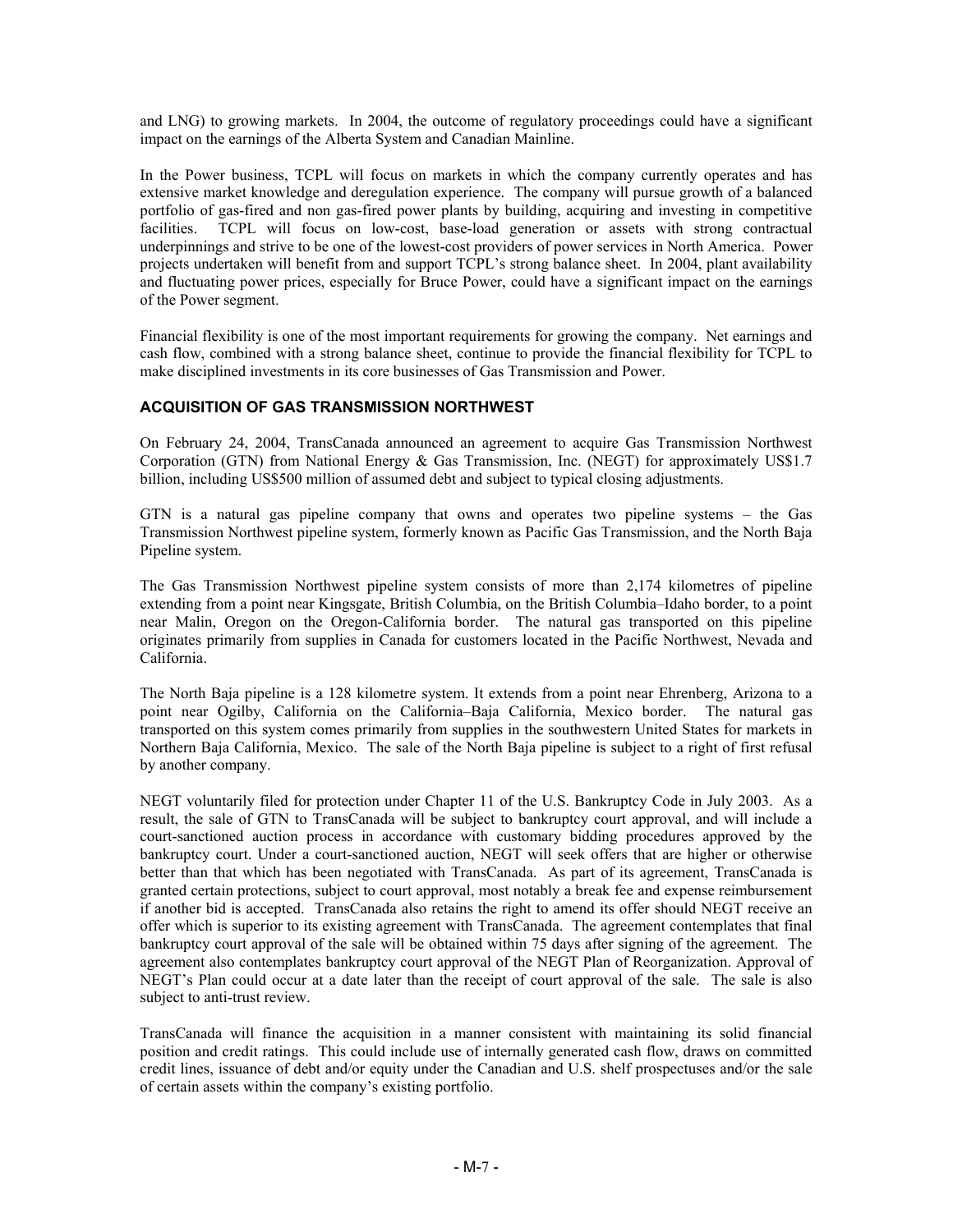and LNG) to growing markets. In 2004, the outcome of regulatory proceedings could have a significant impact on the earnings of the Alberta System and Canadian Mainline.

In the Power business, TCPL will focus on markets in which the company currently operates and has extensive market knowledge and deregulation experience. The company will pursue growth of a balanced portfolio of gas-fired and non gas-fired power plants by building, acquiring and investing in competitive facilities. TCPL will focus on low-cost, base-load generation or assets with strong contractual underpinnings and strive to be one of the lowest-cost providers of power services in North America. Power projects undertaken will benefit from and support TCPL's strong balance sheet. In 2004, plant availability and fluctuating power prices, especially for Bruce Power, could have a significant impact on the earnings of the Power segment.

Financial flexibility is one of the most important requirements for growing the company. Net earnings and cash flow, combined with a strong balance sheet, continue to provide the financial flexibility for TCPL to make disciplined investments in its core businesses of Gas Transmission and Power.

## ACQUISITION OF GAS TRANSMISSION NORTHWEST

On February 24, 2004, TransCanada announced an agreement to acquire Gas Transmission Northwest Corporation (GTN) from National Energy & Gas Transmission, Inc. (NEGT) for approximately US$1.7 billion, including US$500 million of assumed debt and subject to typical closing adjustments.

GTN is a natural gas pipeline company that owns and operates two pipeline systems – the Gas Transmission Northwest pipeline system, formerly known as Pacific Gas Transmission, and the North Baja Pipeline system.

The Gas Transmission Northwest pipeline system consists of more than 2,174 kilometres of pipeline extending from a point near Kingsgate, British Columbia, on the British Columbia–Idaho border, to a point near Malin, Oregon on the Oregon-California border. The natural gas transported on this pipeline originates primarily from supplies in Canada for customers located in the Pacific Northwest, Nevada and California.

The North Baja pipeline is a 128 kilometre system. It extends from a point near Ehrenberg, Arizona to a point near Ogilby, California on the California–Baja California, Mexico border. The natural gas transported on this system comes primarily from supplies in the southwestern United States for markets in Northern Baja California, Mexico. The sale of the North Baja pipeline is subject to a right of first refusal by another company.

NEGT voluntarily filed for protection under Chapter 11 of the U.S. Bankruptcy Code in July 2003. As a result, the sale of GTN to TransCanada will be subject to bankruptcy court approval, and will include a court-sanctioned auction process in accordance with customary bidding procedures approved by the bankruptcy court. Under a court-sanctioned auction, NEGT will seek offers that are higher or otherwise better than that which has been negotiated with TransCanada. As part of its agreement, TransCanada is granted certain protections, subject to court approval, most notably a break fee and expense reimbursement if another bid is accepted. TransCanada also retains the right to amend its offer should NEGT receive an offer which is superior to its existing agreement with TransCanada. The agreement contemplates that final bankruptcy court approval of the sale will be obtained within 75 days after signing of the agreement. The agreement also contemplates bankruptcy court approval of the NEGT Plan of Reorganization. Approval of NEGT's Plan could occur at a date later than the receipt of court approval of the sale. The sale is also subject to anti-trust review.

TransCanada will finance the acquisition in a manner consistent with maintaining its solid financial position and credit ratings. This could include use of internally generated cash flow, draws on committed credit lines, issuance of debt and/or equity under the Canadian and U.S. shelf prospectuses and/or the sale of certain assets within the company's existing portfolio.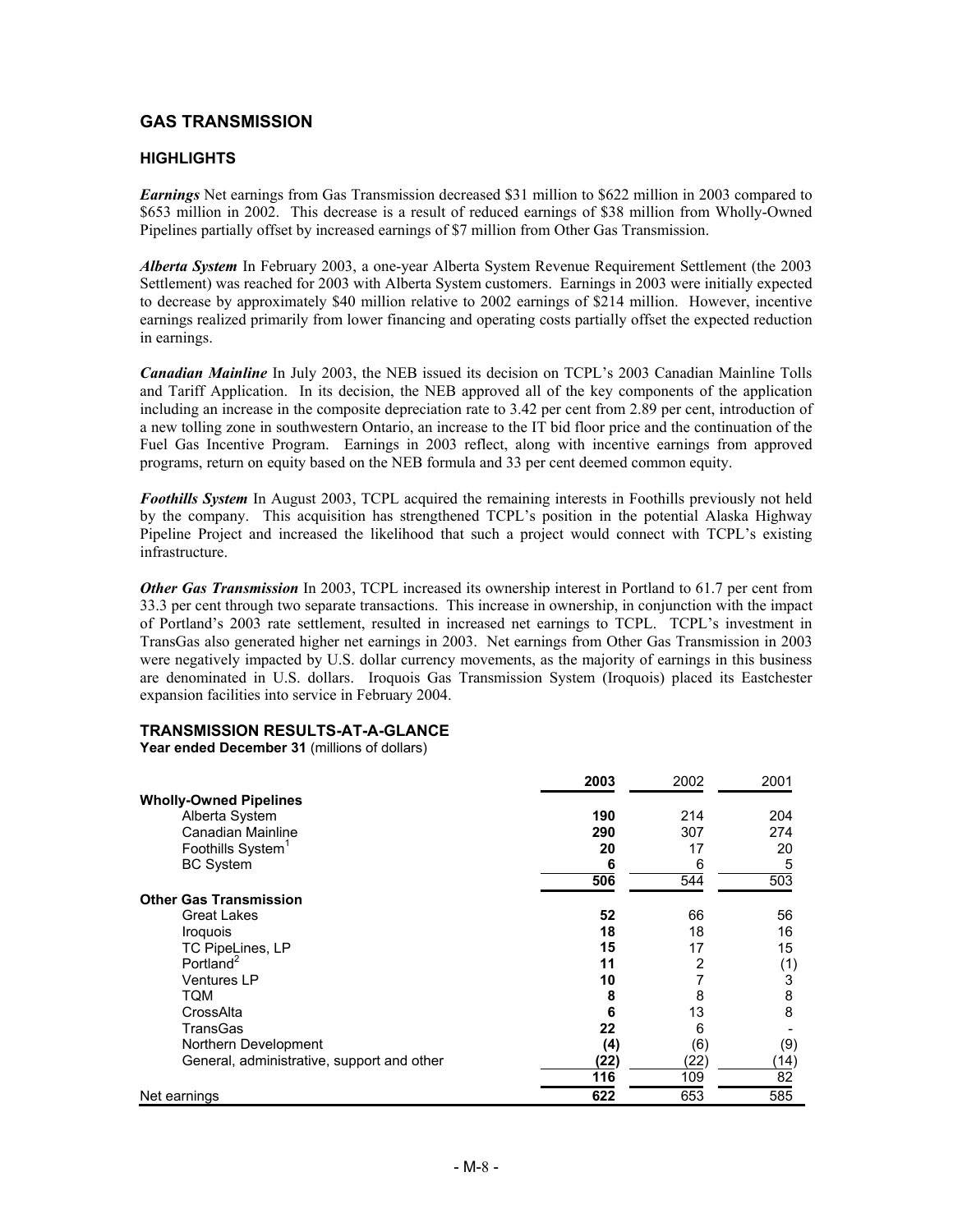## GAS TRANSMISSION

### HIGHLIGHTS

***Earnings*** Net earnings from Gas Transmission decreased \$31 million to \$622 million in 2003 compared to \$653 million in 2002. This decrease is a result of reduced earnings of \$38 million from Wholly-Owned Pipelines partially offset by increased earnings of \$7 million from Other Gas Transmission.

***Alberta System*** In February 2003, a one-year Alberta System Revenue Requirement Settlement (the 2003 Settlement) was reached for 2003 with Alberta System customers. Earnings in 2003 were initially expected to decrease by approximately \$40 million relative to 2002 earnings of \$214 million. However, incentive earnings realized primarily from lower financing and operating costs partially offset the expected reduction in earnings.

***Canadian Mainline*** In July 2003, the NEB issued its decision on TCPL's 2003 Canadian Mainline Tolls and Tariff Application. In its decision, the NEB approved all of the key components of the application including an increase in the composite depreciation rate to 3.42 per cent from 2.89 per cent, introduction of a new tolling zone in southwestern Ontario, an increase to the IT bid floor price and the continuation of the Fuel Gas Incentive Program. Earnings in 2003 reflect, along with incentive earnings from approved programs, return on equity based on the NEB formula and 33 per cent deemed common equity.

***Foothills System*** In August 2003, TCPL acquired the remaining interests in Foothills previously not held by the company. This acquisition has strengthened TCPL's position in the potential Alaska Highway Pipeline Project and increased the likelihood that such a project would connect with TCPL's existing infrastructure.

***Other Gas Transmission*** In 2003, TCPL increased its ownership interest in Portland to 61.7 per cent from 33.3 per cent through two separate transactions. This increase in ownership, in conjunction with the impact of Portland's 2003 rate settlement, resulted in increased net earnings to TCPL. TCPL's investment in TransGas also generated higher net earnings in 2003. Net earnings from Other Gas Transmission in 2003 were negatively impacted by U.S. dollar currency movements, as the majority of earnings in this business are denominated in U.S. dollars. Iroquois Gas Transmission System (Iroquois) placed its Eastchester expansion facilities into service in February 2004.

#### TRANSMISSION RESULTS-AT-A-GLANCE

**Year ended December 31** (millions of dollars)

| | **2003** | 2002 | 2001 |
|---|---|---|---|
| **Wholly-Owned Pipelines** | | | |
| Alberta System | **190** | 214 | 204 |
| Canadian Mainline | **290** | 307 | 274 |
| Foothills System[1] | **20** | 17 | 20 |
| BC System | **6** | 6 | 5 |
| | **506** | 544 | 503 |
| **Other Gas Transmission** | | | |
| Great Lakes | **52** | 66 | 56 |
| Iroquois | **18** | 18 | 16 |
| TC PipeLines, LP | **15** | 17 | 15 |
| Portland[2] | **11** | 2 | (1) |
| Ventures LP | **10** | 7 | 3 |
| TQM | **8** | 8 | 8 |
| CrossAlta | **6** | 13 | 8 |
| TransGas | **22** | 6 | - |
| Northern Development | **(4)** | (6) | (9) |
| General, administrative, support and other | **(22)** | (22) | (14) |
| | **116** | 109 | 82 |
| Net earnings | **622** | 653 | 585 |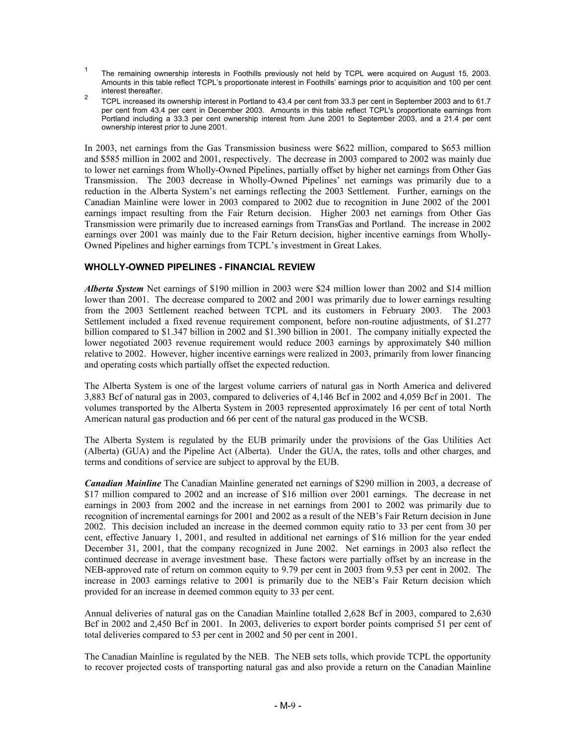[1] The remaining ownership interests in Foothills previously not held by TCPL were acquired on August 15, 2003. Amounts in this table reflect TCPL's proportionate interest in Foothills' earnings prior to acquisition and 100 per cent interest thereafter.

[2] TCPL increased its ownership interest in Portland to 43.4 per cent from 33.3 per cent in September 2003 and to 61.7 per cent from 43.4 per cent in December 2003. Amounts in this table reflect TCPL's proportionate earnings from Portland including a 33.3 per cent ownership interest from June 2001 to September 2003, and a 21.4 per cent ownership interest prior to June 2001.

In 2003, net earnings from the Gas Transmission business were $622 million, compared to $653 million and $585 million in 2002 and 2001, respectively. The decrease in 2003 compared to 2002 was mainly due to lower net earnings from Wholly-Owned Pipelines, partially offset by higher net earnings from Other Gas Transmission. The 2003 decrease in Wholly-Owned Pipelines' net earnings was primarily due to a reduction in the Alberta System's net earnings reflecting the 2003 Settlement. Further, earnings on the Canadian Mainline were lower in 2003 compared to 2002 due to recognition in June 2002 of the 2001 earnings impact resulting from the Fair Return decision. Higher 2003 net earnings from Other Gas Transmission were primarily due to increased earnings from TransGas and Portland. The increase in 2002 earnings over 2001 was mainly due to the Fair Return decision, higher incentive earnings from Wholly-Owned Pipelines and higher earnings from TCPL's investment in Great Lakes.

## WHOLLY-OWNED PIPELINES - FINANCIAL REVIEW

***Alberta System*** Net earnings of $190 million in 2003 were $24 million lower than 2002 and $14 million lower than 2001. The decrease compared to 2002 and 2001 was primarily due to lower earnings resulting from the 2003 Settlement reached between TCPL and its customers in February 2003. The 2003 Settlement included a fixed revenue requirement component, before non-routine adjustments, of $1.277 billion compared to $1.347 billion in 2002 and $1.390 billion in 2001. The company initially expected the lower negotiated 2003 revenue requirement would reduce 2003 earnings by approximately $40 million relative to 2002. However, higher incentive earnings were realized in 2003, primarily from lower financing and operating costs which partially offset the expected reduction.

The Alberta System is one of the largest volume carriers of natural gas in North America and delivered 3,883 Bcf of natural gas in 2003, compared to deliveries of 4,146 Bcf in 2002 and 4,059 Bcf in 2001. The volumes transported by the Alberta System in 2003 represented approximately 16 per cent of total North American natural gas production and 66 per cent of the natural gas produced in the WCSB.

The Alberta System is regulated by the EUB primarily under the provisions of the Gas Utilities Act (Alberta) (GUA) and the Pipeline Act (Alberta). Under the GUA, the rates, tolls and other charges, and terms and conditions of service are subject to approval by the EUB.

***Canadian Mainline*** The Canadian Mainline generated net earnings of $290 million in 2003, a decrease of $17 million compared to 2002 and an increase of $16 million over 2001 earnings. The decrease in net earnings in 2003 from 2002 and the increase in net earnings from 2001 to 2002 was primarily due to recognition of incremental earnings for 2001 and 2002 as a result of the NEB's Fair Return decision in June 2002. This decision included an increase in the deemed common equity ratio to 33 per cent from 30 per cent, effective January 1, 2001, and resulted in additional net earnings of $16 million for the year ended December 31, 2001, that the company recognized in June 2002. Net earnings in 2003 also reflect the continued decrease in average investment base. These factors were partially offset by an increase in the NEB-approved rate of return on common equity to 9.79 per cent in 2003 from 9.53 per cent in 2002. The increase in 2003 earnings relative to 2001 is primarily due to the NEB's Fair Return decision which provided for an increase in deemed common equity to 33 per cent.

Annual deliveries of natural gas on the Canadian Mainline totalled 2,628 Bcf in 2003, compared to 2,630 Bcf in 2002 and 2,450 Bcf in 2001. In 2003, deliveries to export border points comprised 51 per cent of total deliveries compared to 53 per cent in 2002 and 50 per cent in 2001.

The Canadian Mainline is regulated by the NEB. The NEB sets tolls, which provide TCPL the opportunity to recover projected costs of transporting natural gas and also provide a return on the Canadian Mainline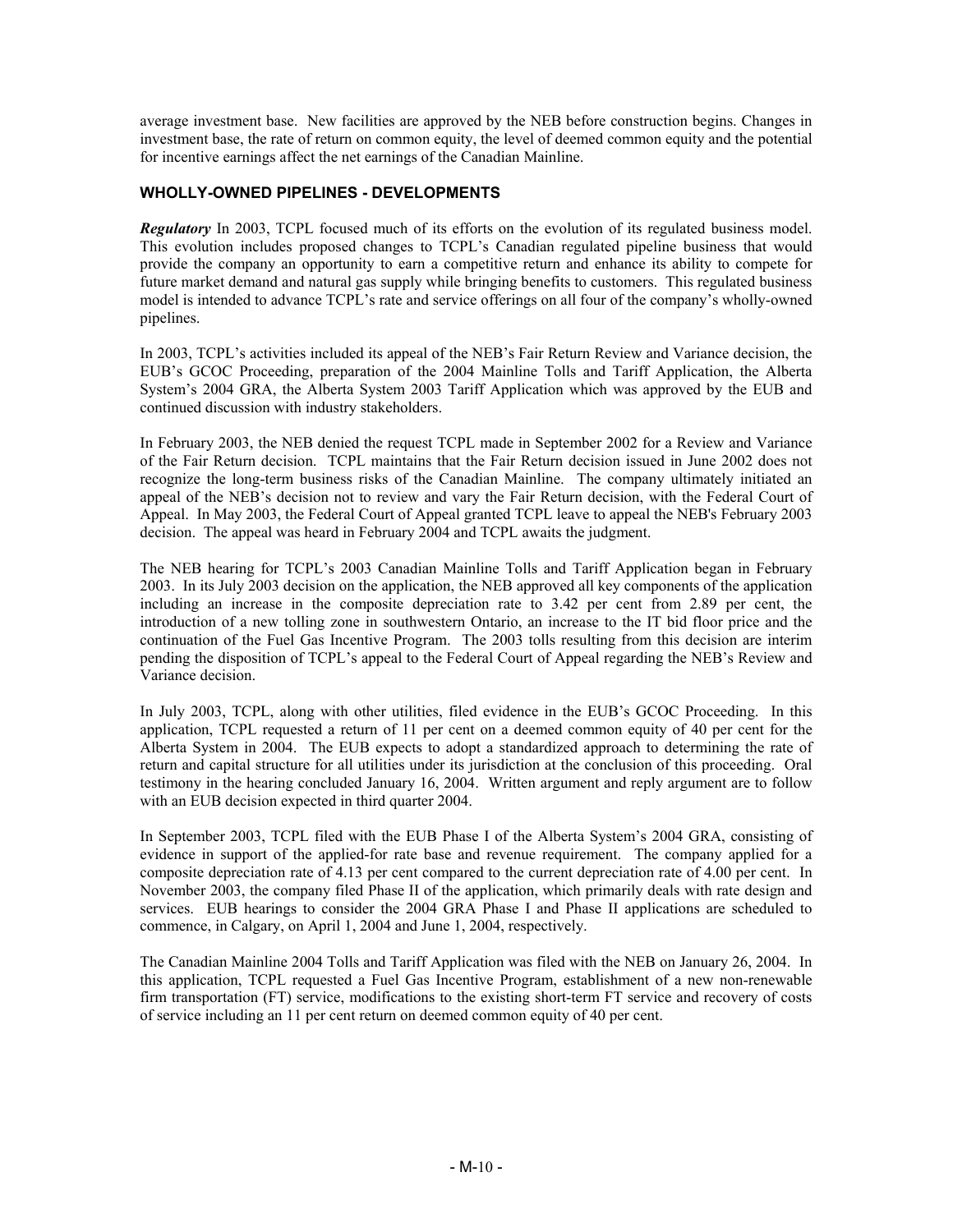average investment base. New facilities are approved by the NEB before construction begins. Changes in investment base, the rate of return on common equity, the level of deemed common equity and the potential for incentive earnings affect the net earnings of the Canadian Mainline.

### WHOLLY-OWNED PIPELINES - DEVELOPMENTS

***Regulatory*** In 2003, TCPL focused much of its efforts on the evolution of its regulated business model. This evolution includes proposed changes to TCPL's Canadian regulated pipeline business that would provide the company an opportunity to earn a competitive return and enhance its ability to compete for future market demand and natural gas supply while bringing benefits to customers. This regulated business model is intended to advance TCPL's rate and service offerings on all four of the company's wholly-owned pipelines.

In 2003, TCPL's activities included its appeal of the NEB's Fair Return Review and Variance decision, the EUB's GCOC Proceeding, preparation of the 2004 Mainline Tolls and Tariff Application, the Alberta System's 2004 GRA, the Alberta System 2003 Tariff Application which was approved by the EUB and continued discussion with industry stakeholders.

In February 2003, the NEB denied the request TCPL made in September 2002 for a Review and Variance of the Fair Return decision. TCPL maintains that the Fair Return decision issued in June 2002 does not recognize the long-term business risks of the Canadian Mainline. The company ultimately initiated an appeal of the NEB's decision not to review and vary the Fair Return decision, with the Federal Court of Appeal. In May 2003, the Federal Court of Appeal granted TCPL leave to appeal the NEB's February 2003 decision. The appeal was heard in February 2004 and TCPL awaits the judgment.

The NEB hearing for TCPL's 2003 Canadian Mainline Tolls and Tariff Application began in February 2003. In its July 2003 decision on the application, the NEB approved all key components of the application including an increase in the composite depreciation rate to 3.42 per cent from 2.89 per cent, the introduction of a new tolling zone in southwestern Ontario, an increase to the IT bid floor price and the continuation of the Fuel Gas Incentive Program. The 2003 tolls resulting from this decision are interim pending the disposition of TCPL's appeal to the Federal Court of Appeal regarding the NEB's Review and Variance decision.

In July 2003, TCPL, along with other utilities, filed evidence in the EUB's GCOC Proceeding. In this application, TCPL requested a return of 11 per cent on a deemed common equity of 40 per cent for the Alberta System in 2004. The EUB expects to adopt a standardized approach to determining the rate of return and capital structure for all utilities under its jurisdiction at the conclusion of this proceeding. Oral testimony in the hearing concluded January 16, 2004. Written argument and reply argument are to follow with an EUB decision expected in third quarter 2004.

In September 2003, TCPL filed with the EUB Phase I of the Alberta System's 2004 GRA, consisting of evidence in support of the applied-for rate base and revenue requirement. The company applied for a composite depreciation rate of 4.13 per cent compared to the current depreciation rate of 4.00 per cent. In November 2003, the company filed Phase II of the application, which primarily deals with rate design and services. EUB hearings to consider the 2004 GRA Phase I and Phase II applications are scheduled to commence, in Calgary, on April 1, 2004 and June 1, 2004, respectively.

The Canadian Mainline 2004 Tolls and Tariff Application was filed with the NEB on January 26, 2004. In this application, TCPL requested a Fuel Gas Incentive Program, establishment of a new non-renewable firm transportation (FT) service, modifications to the existing short-term FT service and recovery of costs of service including an 11 per cent return on deemed common equity of 40 per cent.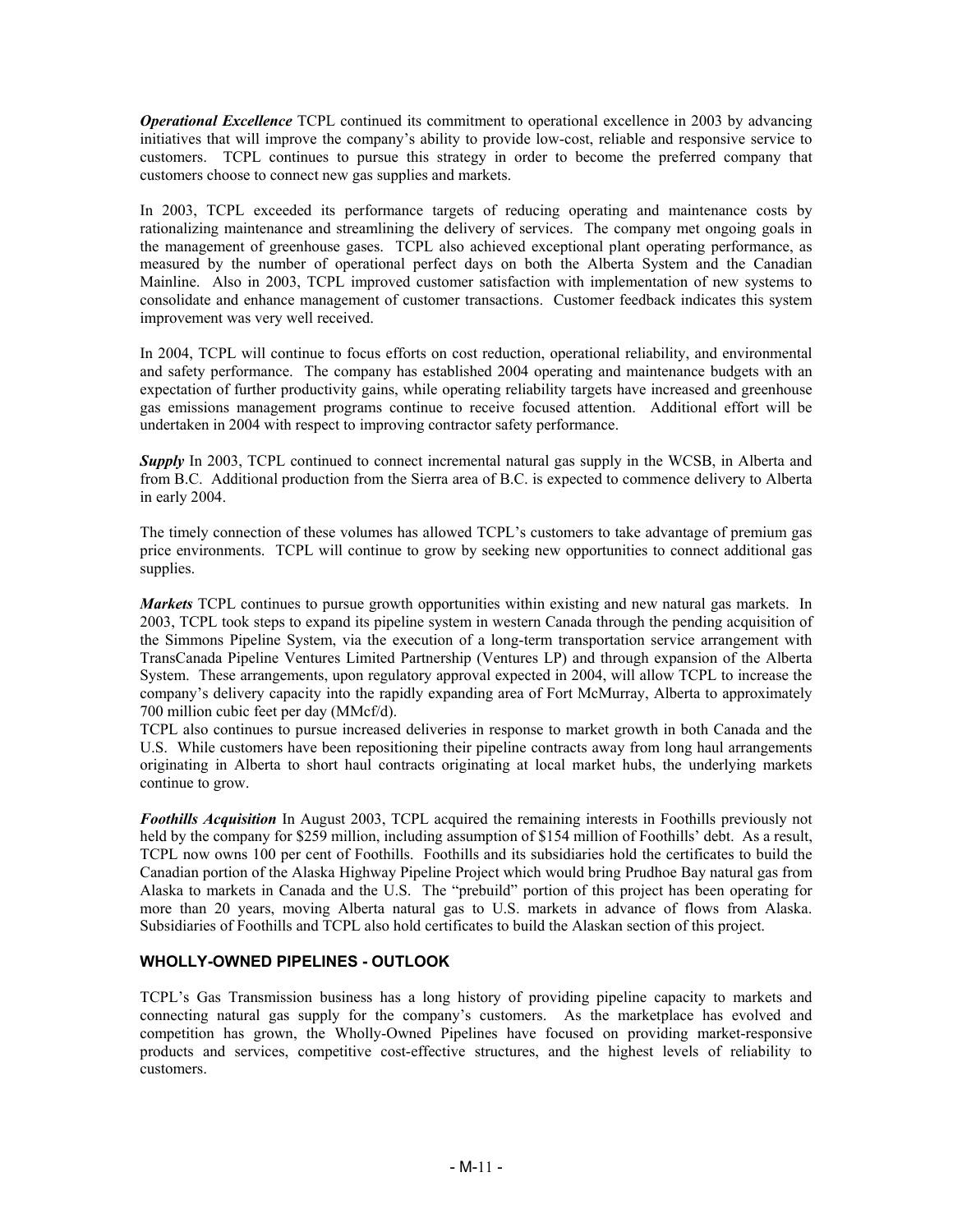***Operational Excellence*** TCPL continued its commitment to operational excellence in 2003 by advancing initiatives that will improve the company's ability to provide low-cost, reliable and responsive service to customers. TCPL continues to pursue this strategy in order to become the preferred company that customers choose to connect new gas supplies and markets.

In 2003, TCPL exceeded its performance targets of reducing operating and maintenance costs by rationalizing maintenance and streamlining the delivery of services. The company met ongoing goals in the management of greenhouse gases. TCPL also achieved exceptional plant operating performance, as measured by the number of operational perfect days on both the Alberta System and the Canadian Mainline. Also in 2003, TCPL improved customer satisfaction with implementation of new systems to consolidate and enhance management of customer transactions. Customer feedback indicates this system improvement was very well received.

In 2004, TCPL will continue to focus efforts on cost reduction, operational reliability, and environmental and safety performance. The company has established 2004 operating and maintenance budgets with an expectation of further productivity gains, while operating reliability targets have increased and greenhouse gas emissions management programs continue to receive focused attention. Additional effort will be undertaken in 2004 with respect to improving contractor safety performance.

***Supply*** In 2003, TCPL continued to connect incremental natural gas supply in the WCSB, in Alberta and from B.C. Additional production from the Sierra area of B.C. is expected to commence delivery to Alberta in early 2004.

The timely connection of these volumes has allowed TCPL's customers to take advantage of premium gas price environments. TCPL will continue to grow by seeking new opportunities to connect additional gas supplies.

***Markets*** TCPL continues to pursue growth opportunities within existing and new natural gas markets. In 2003, TCPL took steps to expand its pipeline system in western Canada through the pending acquisition of the Simmons Pipeline System, via the execution of a long-term transportation service arrangement with TransCanada Pipeline Ventures Limited Partnership (Ventures LP) and through expansion of the Alberta System. These arrangements, upon regulatory approval expected in 2004, will allow TCPL to increase the company's delivery capacity into the rapidly expanding area of Fort McMurray, Alberta to approximately 700 million cubic feet per day (MMcf/d).

TCPL also continues to pursue increased deliveries in response to market growth in both Canada and the U.S. While customers have been repositioning their pipeline contracts away from long haul arrangements originating in Alberta to short haul contracts originating at local market hubs, the underlying markets continue to grow.

***Foothills Acquisition*** In August 2003, TCPL acquired the remaining interests in Foothills previously not held by the company for $259 million, including assumption of $154 million of Foothills' debt. As a result, TCPL now owns 100 per cent of Foothills. Foothills and its subsidiaries hold the certificates to build the Canadian portion of the Alaska Highway Pipeline Project which would bring Prudhoe Bay natural gas from Alaska to markets in Canada and the U.S. The "prebuild" portion of this project has been operating for more than 20 years, moving Alberta natural gas to U.S. markets in advance of flows from Alaska. Subsidiaries of Foothills and TCPL also hold certificates to build the Alaskan section of this project.

## WHOLLY-OWNED PIPELINES - OUTLOOK

TCPL's Gas Transmission business has a long history of providing pipeline capacity to markets and connecting natural gas supply for the company's customers. As the marketplace has evolved and competition has grown, the Wholly-Owned Pipelines have focused on providing market-responsive products and services, competitive cost-effective structures, and the highest levels of reliability to customers.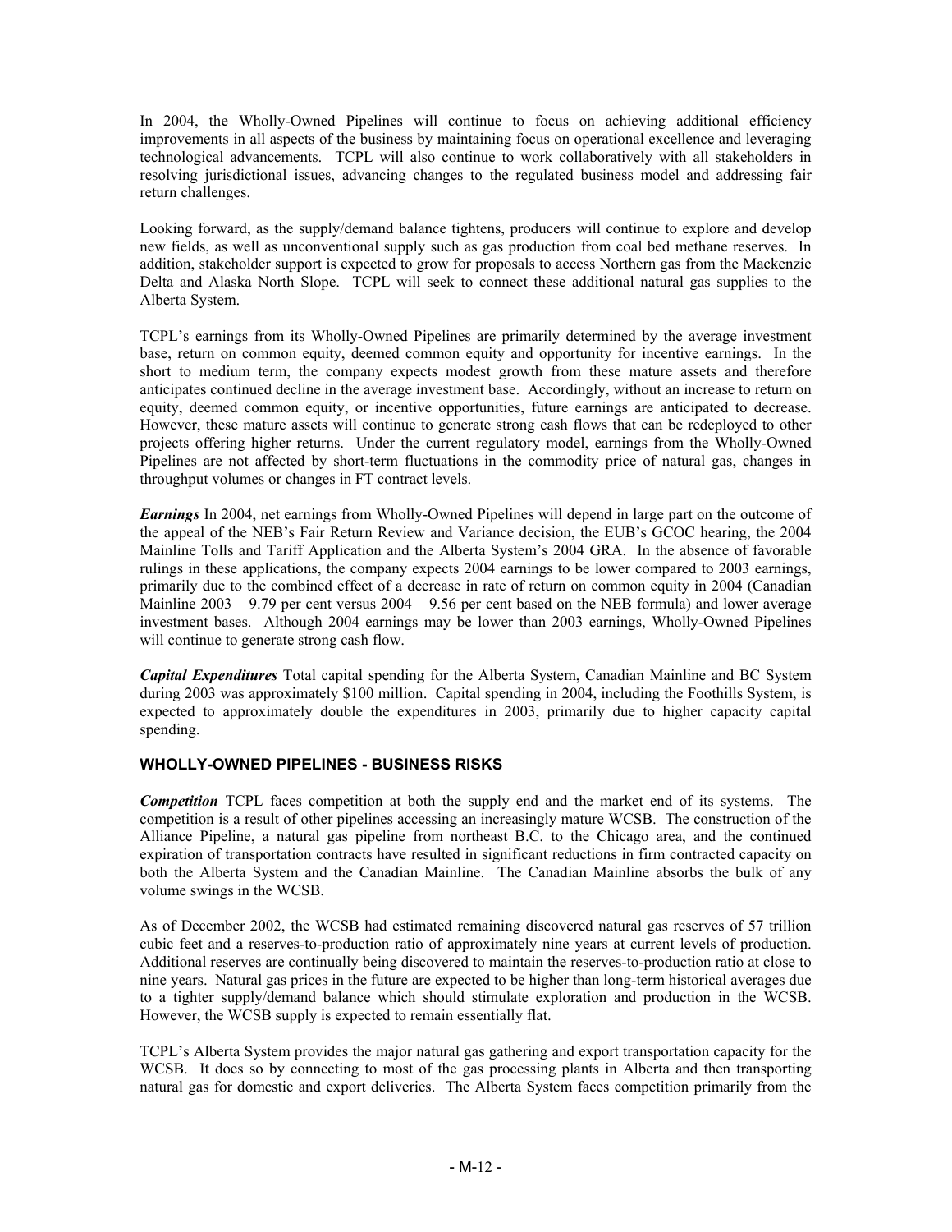In 2004, the Wholly-Owned Pipelines will continue to focus on achieving additional efficiency improvements in all aspects of the business by maintaining focus on operational excellence and leveraging technological advancements. TCPL will also continue to work collaboratively with all stakeholders in resolving jurisdictional issues, advancing changes to the regulated business model and addressing fair return challenges.

Looking forward, as the supply/demand balance tightens, producers will continue to explore and develop new fields, as well as unconventional supply such as gas production from coal bed methane reserves. In addition, stakeholder support is expected to grow for proposals to access Northern gas from the Mackenzie Delta and Alaska North Slope. TCPL will seek to connect these additional natural gas supplies to the Alberta System.

TCPL's earnings from its Wholly-Owned Pipelines are primarily determined by the average investment base, return on common equity, deemed common equity and opportunity for incentive earnings. In the short to medium term, the company expects modest growth from these mature assets and therefore anticipates continued decline in the average investment base. Accordingly, without an increase to return on equity, deemed common equity, or incentive opportunities, future earnings are anticipated to decrease. However, these mature assets will continue to generate strong cash flows that can be redeployed to other projects offering higher returns. Under the current regulatory model, earnings from the Wholly-Owned Pipelines are not affected by short-term fluctuations in the commodity price of natural gas, changes in throughput volumes or changes in FT contract levels.

***Earnings*** In 2004, net earnings from Wholly-Owned Pipelines will depend in large part on the outcome of the appeal of the NEB's Fair Return Review and Variance decision, the EUB's GCOC hearing, the 2004 Mainline Tolls and Tariff Application and the Alberta System's 2004 GRA. In the absence of favorable rulings in these applications, the company expects 2004 earnings to be lower compared to 2003 earnings, primarily due to the combined effect of a decrease in rate of return on common equity in 2004 (Canadian Mainline 2003 – 9.79 per cent versus 2004 – 9.56 per cent based on the NEB formula) and lower average investment bases. Although 2004 earnings may be lower than 2003 earnings, Wholly-Owned Pipelines will continue to generate strong cash flow.

***Capital Expenditures*** Total capital spending for the Alberta System, Canadian Mainline and BC System during 2003 was approximately $100 million. Capital spending in 2004, including the Foothills System, is expected to approximately double the expenditures in 2003, primarily due to higher capacity capital spending.

## WHOLLY-OWNED PIPELINES - BUSINESS RISKS

***Competition*** TCPL faces competition at both the supply end and the market end of its systems. The competition is a result of other pipelines accessing an increasingly mature WCSB. The construction of the Alliance Pipeline, a natural gas pipeline from northeast B.C. to the Chicago area, and the continued expiration of transportation contracts have resulted in significant reductions in firm contracted capacity on both the Alberta System and the Canadian Mainline. The Canadian Mainline absorbs the bulk of any volume swings in the WCSB.

As of December 2002, the WCSB had estimated remaining discovered natural gas reserves of 57 trillion cubic feet and a reserves-to-production ratio of approximately nine years at current levels of production. Additional reserves are continually being discovered to maintain the reserves-to-production ratio at close to nine years. Natural gas prices in the future are expected to be higher than long-term historical averages due to a tighter supply/demand balance which should stimulate exploration and production in the WCSB. However, the WCSB supply is expected to remain essentially flat.

TCPL's Alberta System provides the major natural gas gathering and export transportation capacity for the WCSB. It does so by connecting to most of the gas processing plants in Alberta and then transporting natural gas for domestic and export deliveries. The Alberta System faces competition primarily from the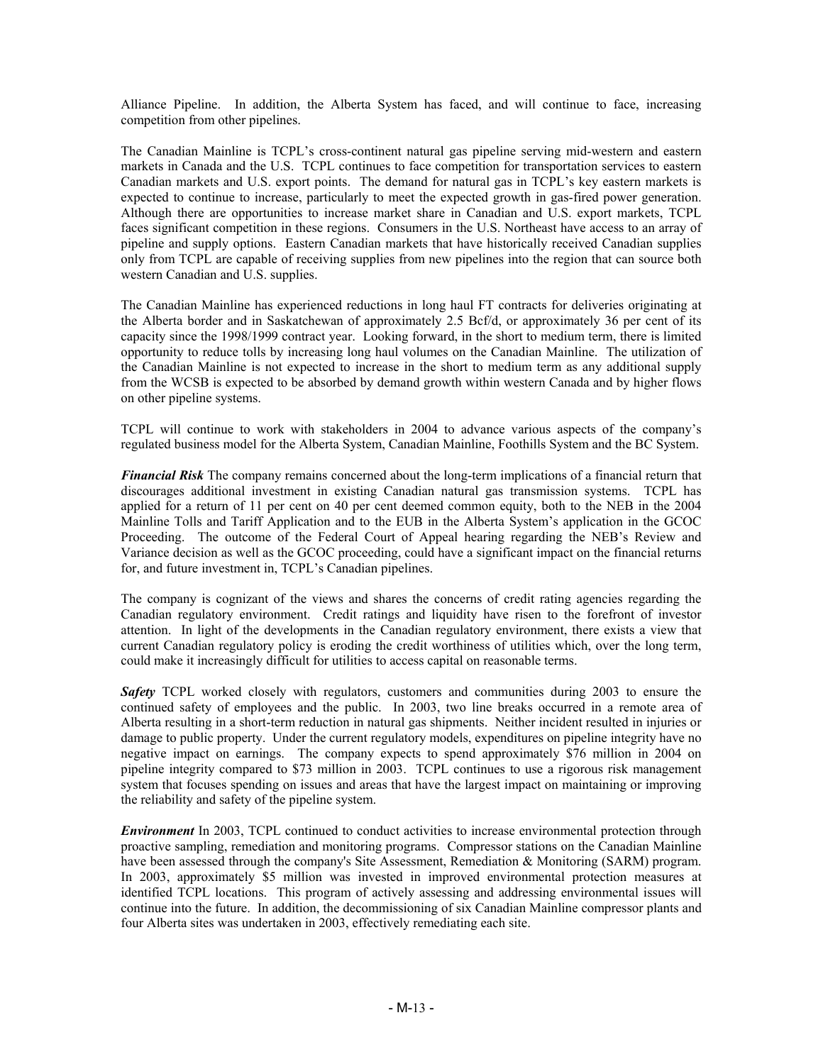Alliance Pipeline. In addition, the Alberta System has faced, and will continue to face, increasing competition from other pipelines.

The Canadian Mainline is TCPL's cross-continent natural gas pipeline serving mid-western and eastern markets in Canada and the U.S. TCPL continues to face competition for transportation services to eastern Canadian markets and U.S. export points. The demand for natural gas in TCPL's key eastern markets is expected to continue to increase, particularly to meet the expected growth in gas-fired power generation. Although there are opportunities to increase market share in Canadian and U.S. export markets, TCPL faces significant competition in these regions. Consumers in the U.S. Northeast have access to an array of pipeline and supply options. Eastern Canadian markets that have historically received Canadian supplies only from TCPL are capable of receiving supplies from new pipelines into the region that can source both western Canadian and U.S. supplies.

The Canadian Mainline has experienced reductions in long haul FT contracts for deliveries originating at the Alberta border and in Saskatchewan of approximately 2.5 Bcf/d, or approximately 36 per cent of its capacity since the 1998/1999 contract year. Looking forward, in the short to medium term, there is limited opportunity to reduce tolls by increasing long haul volumes on the Canadian Mainline. The utilization of the Canadian Mainline is not expected to increase in the short to medium term as any additional supply from the WCSB is expected to be absorbed by demand growth within western Canada and by higher flows on other pipeline systems.

TCPL will continue to work with stakeholders in 2004 to advance various aspects of the company's regulated business model for the Alberta System, Canadian Mainline, Foothills System and the BC System.

***Financial Risk*** The company remains concerned about the long-term implications of a financial return that discourages additional investment in existing Canadian natural gas transmission systems. TCPL has applied for a return of 11 per cent on 40 per cent deemed common equity, both to the NEB in the 2004 Mainline Tolls and Tariff Application and to the EUB in the Alberta System's application in the GCOC Proceeding. The outcome of the Federal Court of Appeal hearing regarding the NEB's Review and Variance decision as well as the GCOC proceeding, could have a significant impact on the financial returns for, and future investment in, TCPL's Canadian pipelines.

The company is cognizant of the views and shares the concerns of credit rating agencies regarding the Canadian regulatory environment. Credit ratings and liquidity have risen to the forefront of investor attention. In light of the developments in the Canadian regulatory environment, there exists a view that current Canadian regulatory policy is eroding the credit worthiness of utilities which, over the long term, could make it increasingly difficult for utilities to access capital on reasonable terms.

***Safety*** TCPL worked closely with regulators, customers and communities during 2003 to ensure the continued safety of employees and the public. In 2003, two line breaks occurred in a remote area of Alberta resulting in a short-term reduction in natural gas shipments. Neither incident resulted in injuries or damage to public property. Under the current regulatory models, expenditures on pipeline integrity have no negative impact on earnings. The company expects to spend approximately $76 million in 2004 on pipeline integrity compared to $73 million in 2003. TCPL continues to use a rigorous risk management system that focuses spending on issues and areas that have the largest impact on maintaining or improving the reliability and safety of the pipeline system.

***Environment*** In 2003, TCPL continued to conduct activities to increase environmental protection through proactive sampling, remediation and monitoring programs. Compressor stations on the Canadian Mainline have been assessed through the company's Site Assessment, Remediation & Monitoring (SARM) program. In 2003, approximately $5 million was invested in improved environmental protection measures at identified TCPL locations. This program of actively assessing and addressing environmental issues will continue into the future. In addition, the decommissioning of six Canadian Mainline compressor plants and four Alberta sites was undertaken in 2003, effectively remediating each site.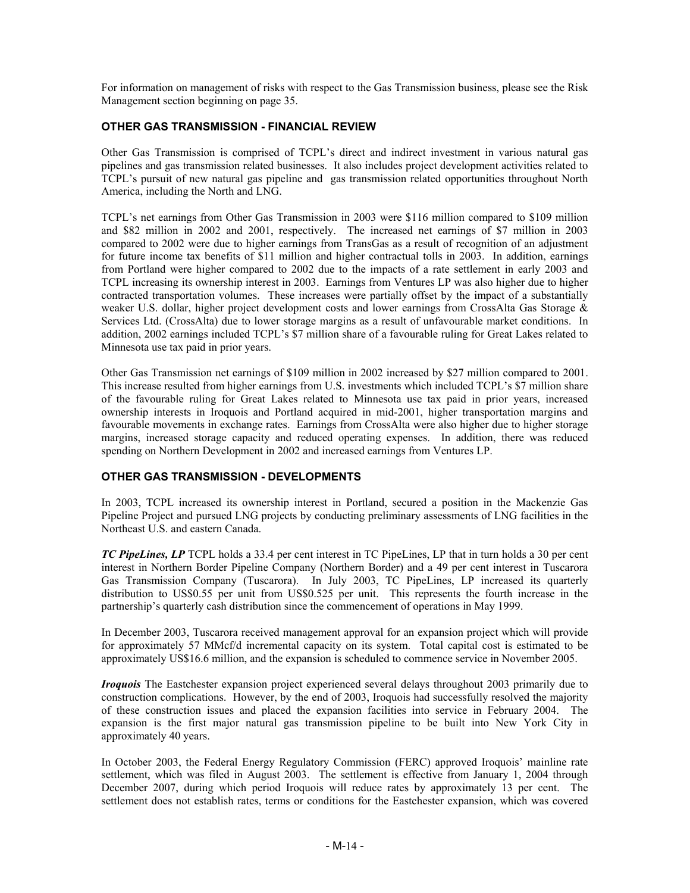For information on management of risks with respect to the Gas Transmission business, please see the Risk Management section beginning on page 35.

## OTHER GAS TRANSMISSION - FINANCIAL REVIEW

Other Gas Transmission is comprised of TCPL's direct and indirect investment in various natural gas pipelines and gas transmission related businesses. It also includes project development activities related to TCPL's pursuit of new natural gas pipeline and gas transmission related opportunities throughout North America, including the North and LNG.

TCPL's net earnings from Other Gas Transmission in 2003 were $116 million compared to $109 million and $82 million in 2002 and 2001, respectively. The increased net earnings of $7 million in 2003 compared to 2002 were due to higher earnings from TransGas as a result of recognition of an adjustment for future income tax benefits of $11 million and higher contractual tolls in 2003. In addition, earnings from Portland were higher compared to 2002 due to the impacts of a rate settlement in early 2003 and TCPL increasing its ownership interest in 2003. Earnings from Ventures LP was also higher due to higher contracted transportation volumes. These increases were partially offset by the impact of a substantially weaker U.S. dollar, higher project development costs and lower earnings from CrossAlta Gas Storage & Services Ltd. (CrossAlta) due to lower storage margins as a result of unfavourable market conditions. In addition, 2002 earnings included TCPL's $7 million share of a favourable ruling for Great Lakes related to Minnesota use tax paid in prior years.

Other Gas Transmission net earnings of $109 million in 2002 increased by $27 million compared to 2001. This increase resulted from higher earnings from U.S. investments which included TCPL's $7 million share of the favourable ruling for Great Lakes related to Minnesota use tax paid in prior years, increased ownership interests in Iroquois and Portland acquired in mid-2001, higher transportation margins and favourable movements in exchange rates. Earnings from CrossAlta were also higher due to higher storage margins, increased storage capacity and reduced operating expenses. In addition, there was reduced spending on Northern Development in 2002 and increased earnings from Ventures LP.

## OTHER GAS TRANSMISSION - DEVELOPMENTS

In 2003, TCPL increased its ownership interest in Portland, secured a position in the Mackenzie Gas Pipeline Project and pursued LNG projects by conducting preliminary assessments of LNG facilities in the Northeast U.S. and eastern Canada.

***TC PipeLines, LP*** TCPL holds a 33.4 per cent interest in TC PipeLines, LP that in turn holds a 30 per cent interest in Northern Border Pipeline Company (Northern Border) and a 49 per cent interest in Tuscarora Gas Transmission Company (Tuscarora). In July 2003, TC PipeLines, LP increased its quarterly distribution to US$0.55 per unit from US$0.525 per unit. This represents the fourth increase in the partnership's quarterly cash distribution since the commencement of operations in May 1999.

In December 2003, Tuscarora received management approval for an expansion project which will provide for approximately 57 MMcf/d incremental capacity on its system. Total capital cost is estimated to be approximately US$16.6 million, and the expansion is scheduled to commence service in November 2005.

***Iroquois*** The Eastchester expansion project experienced several delays throughout 2003 primarily due to construction complications. However, by the end of 2003, Iroquois had successfully resolved the majority of these construction issues and placed the expansion facilities into service in February 2004. The expansion is the first major natural gas transmission pipeline to be built into New York City in approximately 40 years.

In October 2003, the Federal Energy Regulatory Commission (FERC) approved Iroquois' mainline rate settlement, which was filed in August 2003. The settlement is effective from January 1, 2004 through December 2007, during which period Iroquois will reduce rates by approximately 13 per cent. The settlement does not establish rates, terms or conditions for the Eastchester expansion, which was covered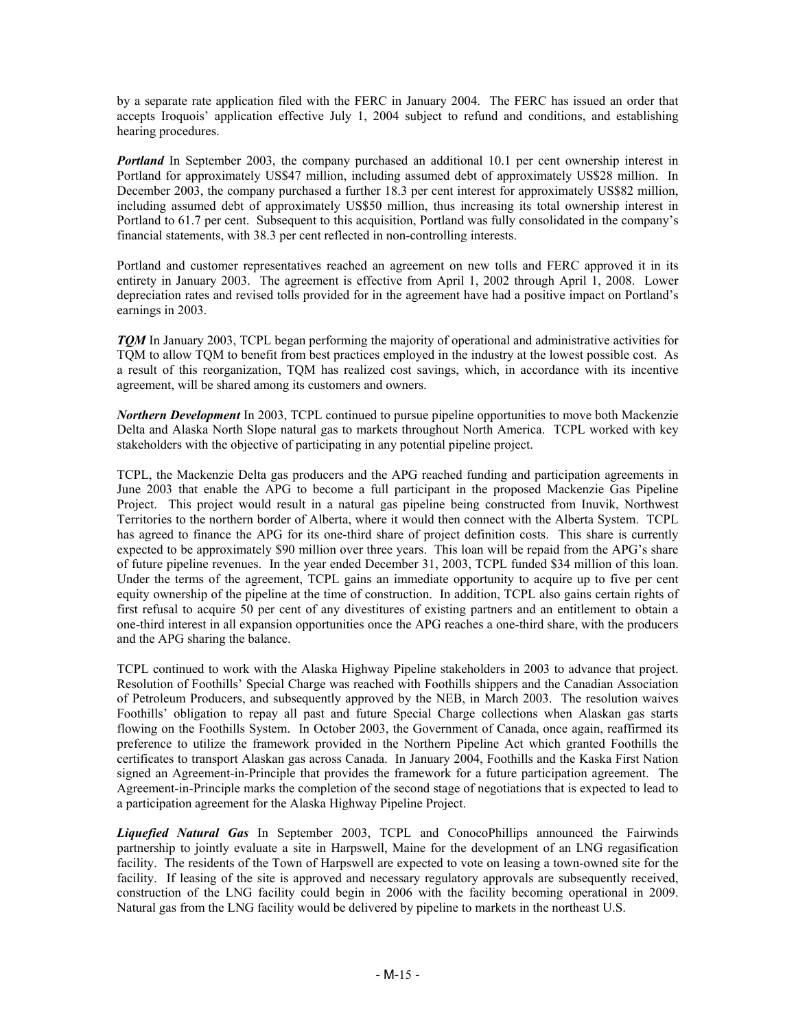by a separate rate application filed with the FERC in January 2004. The FERC has issued an order that accepts Iroquois' application effective July 1, 2004 subject to refund and conditions, and establishing hearing procedures.

***Portland*** In September 2003, the company purchased an additional 10.1 per cent ownership interest in Portland for approximately US$47 million, including assumed debt of approximately US$28 million. In December 2003, the company purchased a further 18.3 per cent interest for approximately US$82 million, including assumed debt of approximately US$50 million, thus increasing its total ownership interest in Portland to 61.7 per cent. Subsequent to this acquisition, Portland was fully consolidated in the company's financial statements, with 38.3 per cent reflected in non-controlling interests.

Portland and customer representatives reached an agreement on new tolls and FERC approved it in its entirety in January 2003. The agreement is effective from April 1, 2002 through April 1, 2008. Lower depreciation rates and revised tolls provided for in the agreement have had a positive impact on Portland's earnings in 2003.

***TQM*** In January 2003, TCPL began performing the majority of operational and administrative activities for TQM to allow TQM to benefit from best practices employed in the industry at the lowest possible cost. As a result of this reorganization, TQM has realized cost savings, which, in accordance with its incentive agreement, will be shared among its customers and owners.

***Northern Development*** In 2003, TCPL continued to pursue pipeline opportunities to move both Mackenzie Delta and Alaska North Slope natural gas to markets throughout North America. TCPL worked with key stakeholders with the objective of participating in any potential pipeline project.

TCPL, the Mackenzie Delta gas producers and the APG reached funding and participation agreements in June 2003 that enable the APG to become a full participant in the proposed Mackenzie Gas Pipeline Project. This project would result in a natural gas pipeline being constructed from Inuvik, Northwest Territories to the northern border of Alberta, where it would then connect with the Alberta System. TCPL has agreed to finance the APG for its one-third share of project definition costs. This share is currently expected to be approximately $90 million over three years. This loan will be repaid from the APG's share of future pipeline revenues. In the year ended December 31, 2003, TCPL funded $34 million of this loan. Under the terms of the agreement, TCPL gains an immediate opportunity to acquire up to five per cent equity ownership of the pipeline at the time of construction. In addition, TCPL also gains certain rights of first refusal to acquire 50 per cent of any divestitures of existing partners and an entitlement to obtain a one-third interest in all expansion opportunities once the APG reaches a one-third share, with the producers and the APG sharing the balance.

TCPL continued to work with the Alaska Highway Pipeline stakeholders in 2003 to advance that project. Resolution of Foothills' Special Charge was reached with Foothills shippers and the Canadian Association of Petroleum Producers, and subsequently approved by the NEB, in March 2003. The resolution waives Foothills' obligation to repay all past and future Special Charge collections when Alaskan gas starts flowing on the Foothills System. In October 2003, the Government of Canada, once again, reaffirmed its preference to utilize the framework provided in the Northern Pipeline Act which granted Foothills the certificates to transport Alaskan gas across Canada. In January 2004, Foothills and the Kaska First Nation signed an Agreement-in-Principle that provides the framework for a future participation agreement. The Agreement-in-Principle marks the completion of the second stage of negotiations that is expected to lead to a participation agreement for the Alaska Highway Pipeline Project.

***Liquefied Natural Gas*** In September 2003, TCPL and ConocoPhillips announced the Fairwinds partnership to jointly evaluate a site in Harpswell, Maine for the development of an LNG regasification facility. The residents of the Town of Harpswell are expected to vote on leasing a town-owned site for the facility. If leasing of the site is approved and necessary regulatory approvals are subsequently received, construction of the LNG facility could begin in 2006 with the facility becoming operational in 2009. Natural gas from the LNG facility would be delivered by pipeline to markets in the northeast U.S.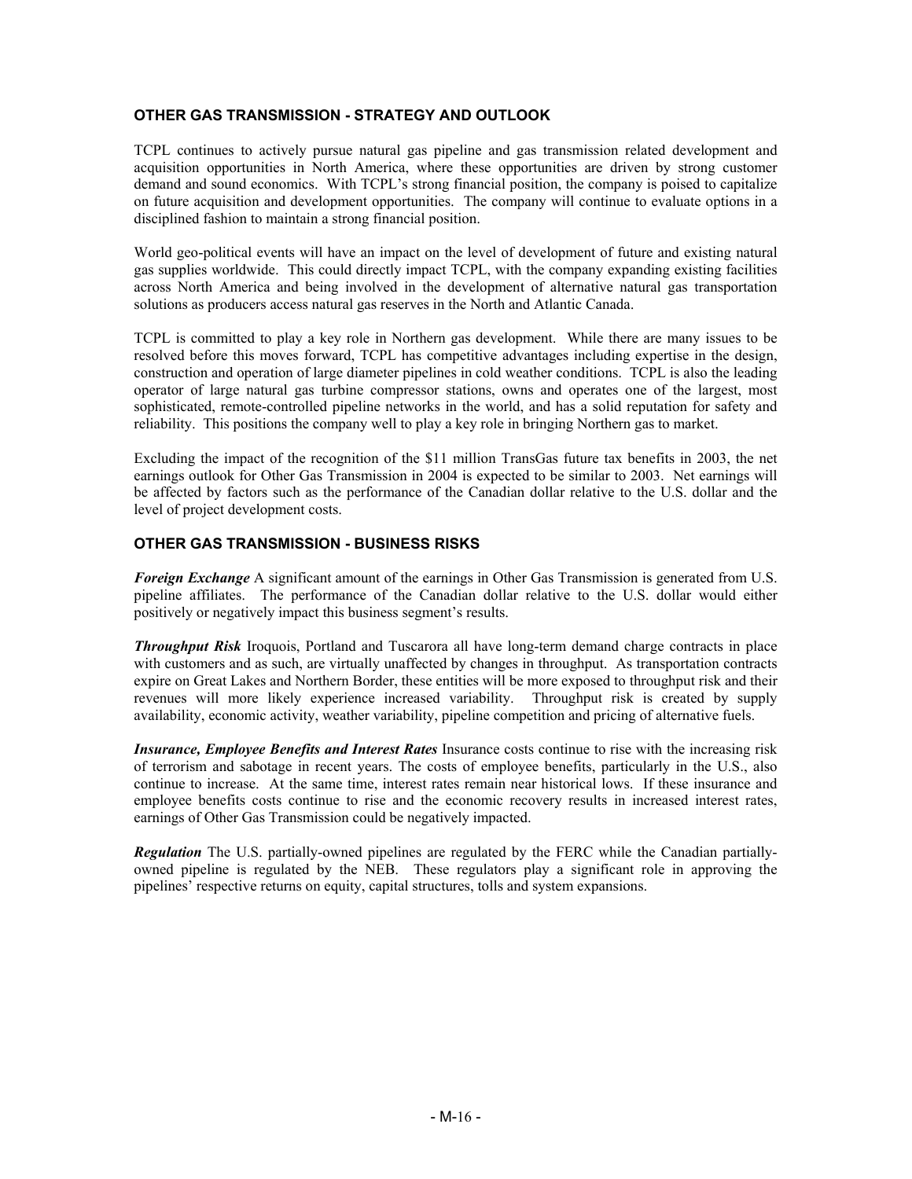## OTHER GAS TRANSMISSION - STRATEGY AND OUTLOOK

TCPL continues to actively pursue natural gas pipeline and gas transmission related development and acquisition opportunities in North America, where these opportunities are driven by strong customer demand and sound economics. With TCPL's strong financial position, the company is poised to capitalize on future acquisition and development opportunities. The company will continue to evaluate options in a disciplined fashion to maintain a strong financial position.

World geo-political events will have an impact on the level of development of future and existing natural gas supplies worldwide. This could directly impact TCPL, with the company expanding existing facilities across North America and being involved in the development of alternative natural gas transportation solutions as producers access natural gas reserves in the North and Atlantic Canada.

TCPL is committed to play a key role in Northern gas development. While there are many issues to be resolved before this moves forward, TCPL has competitive advantages including expertise in the design, construction and operation of large diameter pipelines in cold weather conditions. TCPL is also the leading operator of large natural gas turbine compressor stations, owns and operates one of the largest, most sophisticated, remote-controlled pipeline networks in the world, and has a solid reputation for safety and reliability. This positions the company well to play a key role in bringing Northern gas to market.

Excluding the impact of the recognition of the $11 million TransGas future tax benefits in 2003, the net earnings outlook for Other Gas Transmission in 2004 is expected to be similar to 2003. Net earnings will be affected by factors such as the performance of the Canadian dollar relative to the U.S. dollar and the level of project development costs.

## OTHER GAS TRANSMISSION - BUSINESS RISKS

***Foreign Exchange*** A significant amount of the earnings in Other Gas Transmission is generated from U.S. pipeline affiliates. The performance of the Canadian dollar relative to the U.S. dollar would either positively or negatively impact this business segment's results.

***Throughput Risk*** Iroquois, Portland and Tuscarora all have long-term demand charge contracts in place with customers and as such, are virtually unaffected by changes in throughput. As transportation contracts expire on Great Lakes and Northern Border, these entities will be more exposed to throughput risk and their revenues will more likely experience increased variability. Throughput risk is created by supply availability, economic activity, weather variability, pipeline competition and pricing of alternative fuels.

***Insurance, Employee Benefits and Interest Rates*** Insurance costs continue to rise with the increasing risk of terrorism and sabotage in recent years. The costs of employee benefits, particularly in the U.S., also continue to increase. At the same time, interest rates remain near historical lows. If these insurance and employee benefits costs continue to rise and the economic recovery results in increased interest rates, earnings of Other Gas Transmission could be negatively impacted.

***Regulation*** The U.S. partially-owned pipelines are regulated by the FERC while the Canadian partially-owned pipeline is regulated by the NEB. These regulators play a significant role in approving the pipelines' respective returns on equity, capital structures, tolls and system expansions.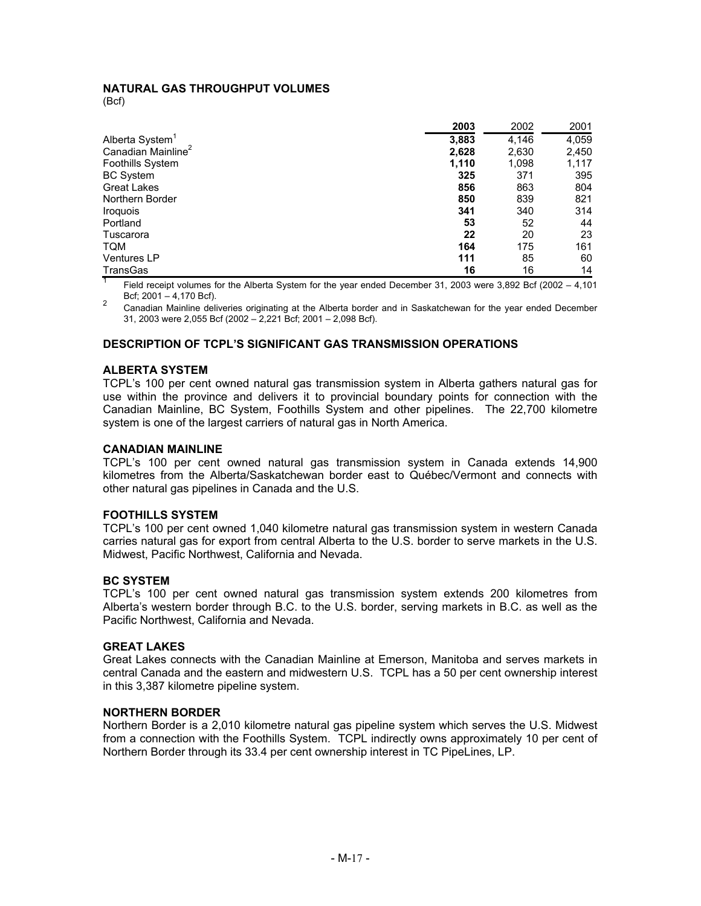**NATURAL GAS THROUGHPUT VOLUMES**
(Bcf)

| | **2003** | 2002 | 2001 |
|---|---|---|---|
| Alberta System[1] | **3,883** | 4,146 | 4,059 |
| Canadian Mainline[2] | **2,628** | 2,630 | 2,450 |
| Foothills System | **1,110** | 1,098 | 1,117 |
| BC System | **325** | 371 | 395 |
| Great Lakes | **856** | 863 | 804 |
| Northern Border | **850** | 839 | 821 |
| Iroquois | **341** | 340 | 314 |
| Portland | **53** | 52 | 44 |
| Tuscarora | **22** | 20 | 23 |
| TQM | **164** | 175 | 161 |
| Ventures LP | **111** | 85 | 60 |
| TransGas | **16** | 16 | 14 |

[1] Field receipt volumes for the Alberta System for the year ended December 31, 2003 were 3,892 Bcf (2002 – 4,101 Bcf; 2001 – 4,170 Bcf).

[2] Canadian Mainline deliveries originating at the Alberta border and in Saskatchewan for the year ended December 31, 2003 were 2,055 Bcf (2002 – 2,221 Bcf; 2001 – 2,098 Bcf).

## DESCRIPTION OF TCPL'S SIGNIFICANT GAS TRANSMISSION OPERATIONS

### ALBERTA SYSTEM

TCPL's 100 per cent owned natural gas transmission system in Alberta gathers natural gas for use within the province and delivers it to provincial boundary points for connection with the Canadian Mainline, BC System, Foothills System and other pipelines. The 22,700 kilometre system is one of the largest carriers of natural gas in North America.

### CANADIAN MAINLINE

TCPL's 100 per cent owned natural gas transmission system in Canada extends 14,900 kilometres from the Alberta/Saskatchewan border east to Québec/Vermont and connects with other natural gas pipelines in Canada and the U.S.

### FOOTHILLS SYSTEM

TCPL's 100 per cent owned 1,040 kilometre natural gas transmission system in western Canada carries natural gas for export from central Alberta to the U.S. border to serve markets in the U.S. Midwest, Pacific Northwest, California and Nevada.

### BC SYSTEM

TCPL's 100 per cent owned natural gas transmission system extends 200 kilometres from Alberta's western border through B.C. to the U.S. border, serving markets in B.C. as well as the Pacific Northwest, California and Nevada.

### GREAT LAKES

Great Lakes connects with the Canadian Mainline at Emerson, Manitoba and serves markets in central Canada and the eastern and midwestern U.S. TCPL has a 50 per cent ownership interest in this 3,387 kilometre pipeline system.

### NORTHERN BORDER

Northern Border is a 2,010 kilometre natural gas pipeline system which serves the U.S. Midwest from a connection with the Foothills System. TCPL indirectly owns approximately 10 per cent of Northern Border through its 33.4 per cent ownership interest in TC PipeLines, LP.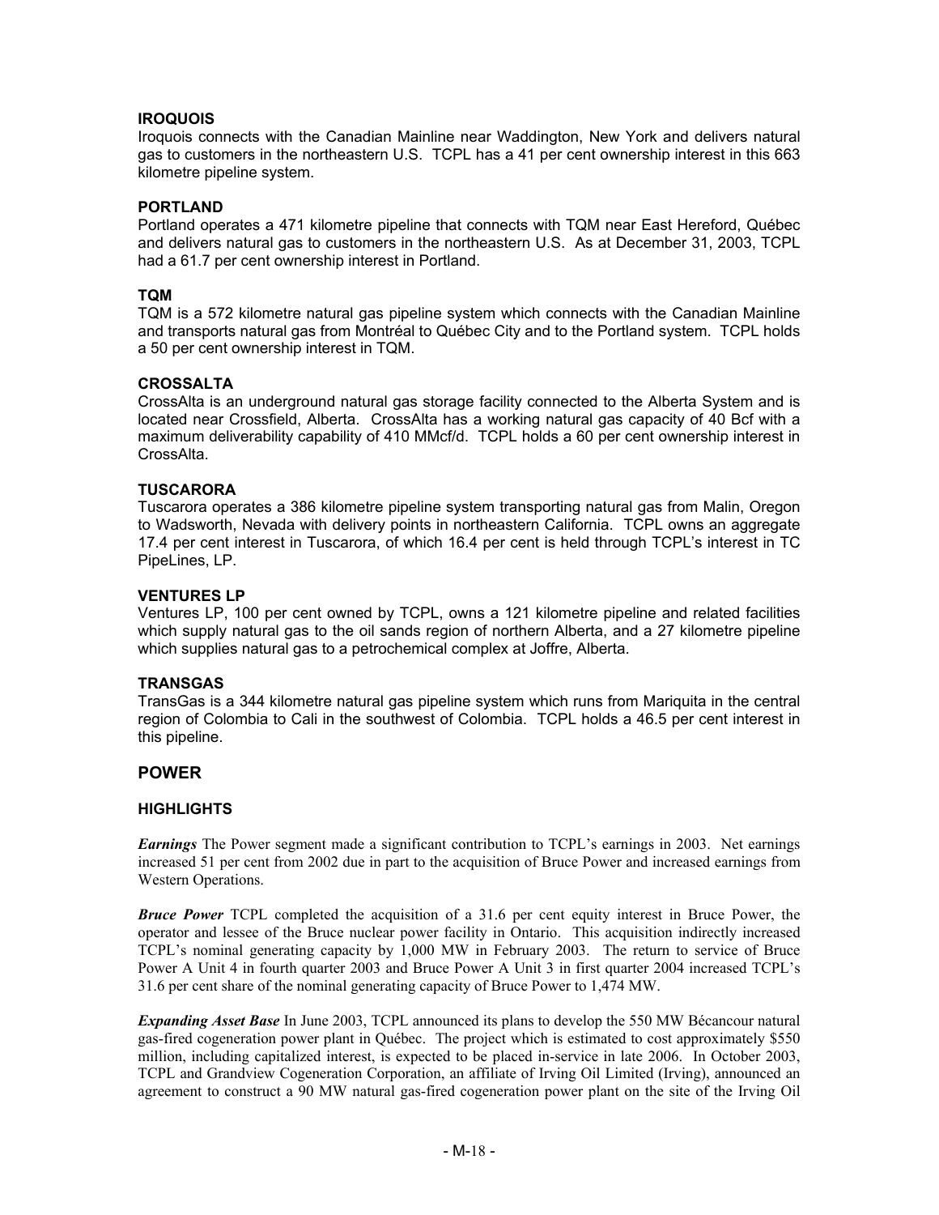### IROQUOIS

Iroquois connects with the Canadian Mainline near Waddington, New York and delivers natural gas to customers in the northeastern U.S. TCPL has a 41 per cent ownership interest in this 663 kilometre pipeline system.

### PORTLAND

Portland operates a 471 kilometre pipeline that connects with TQM near East Hereford, Québec and delivers natural gas to customers in the northeastern U.S. As at December 31, 2003, TCPL had a 61.7 per cent ownership interest in Portland.

### TQM

TQM is a 572 kilometre natural gas pipeline system which connects with the Canadian Mainline and transports natural gas from Montréal to Québec City and to the Portland system. TCPL holds a 50 per cent ownership interest in TQM.

### CROSSALTA

CrossAlta is an underground natural gas storage facility connected to the Alberta System and is located near Crossfield, Alberta. CrossAlta has a working natural gas capacity of 40 Bcf with a maximum deliverability capability of 410 MMcf/d. TCPL holds a 60 per cent ownership interest in CrossAlta.

### TUSCARORA

Tuscarora operates a 386 kilometre pipeline system transporting natural gas from Malin, Oregon to Wadsworth, Nevada with delivery points in northeastern California. TCPL owns an aggregate 17.4 per cent interest in Tuscarora, of which 16.4 per cent is held through TCPL's interest in TC PipeLines, LP.

### VENTURES LP

Ventures LP, 100 per cent owned by TCPL, owns a 121 kilometre pipeline and related facilities which supply natural gas to the oil sands region of northern Alberta, and a 27 kilometre pipeline which supplies natural gas to a petrochemical complex at Joffre, Alberta.

### TRANSGAS

TransGas is a 344 kilometre natural gas pipeline system which runs from Mariquita in the central region of Colombia to Cali in the southwest of Colombia. TCPL holds a 46.5 per cent interest in this pipeline.

## POWER

### HIGHLIGHTS

***Earnings*** The Power segment made a significant contribution to TCPL's earnings in 2003. Net earnings increased 51 per cent from 2002 due in part to the acquisition of Bruce Power and increased earnings from Western Operations.

***Bruce Power*** TCPL completed the acquisition of a 31.6 per cent equity interest in Bruce Power, the operator and lessee of the Bruce nuclear power facility in Ontario. This acquisition indirectly increased TCPL's nominal generating capacity by 1,000 MW in February 2003. The return to service of Bruce Power A Unit 4 in fourth quarter 2003 and Bruce Power A Unit 3 in first quarter 2004 increased TCPL's 31.6 per cent share of the nominal generating capacity of Bruce Power to 1,474 MW.

***Expanding Asset Base*** In June 2003, TCPL announced its plans to develop the 550 MW Bécancour natural gas-fired cogeneration power plant in Québec. The project which is estimated to cost approximately $550 million, including capitalized interest, is expected to be placed in-service in late 2006. In October 2003, TCPL and Grandview Cogeneration Corporation, an affiliate of Irving Oil Limited (Irving), announced an agreement to construct a 90 MW natural gas-fired cogeneration power plant on the site of the Irving Oil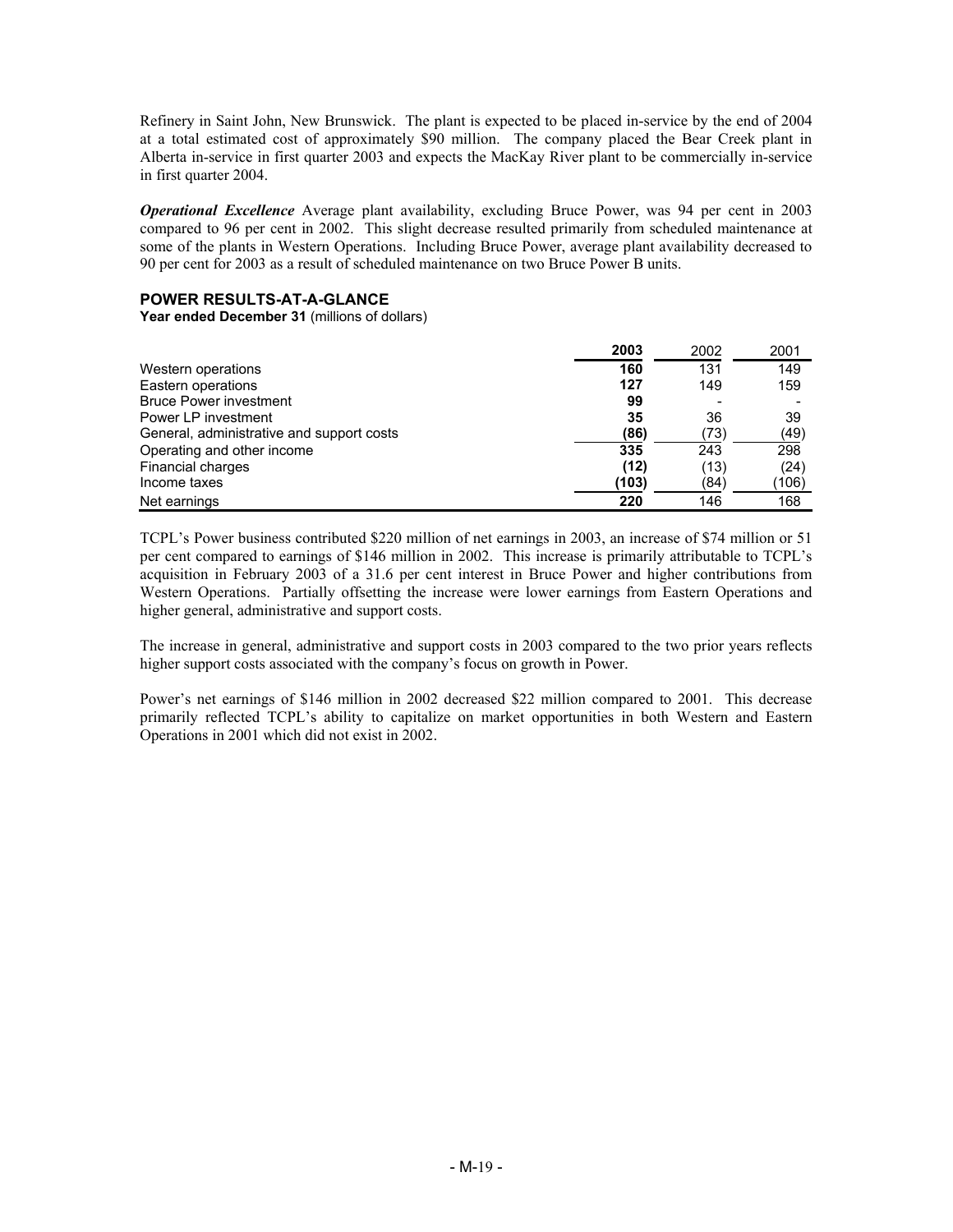Refinery in Saint John, New Brunswick. The plant is expected to be placed in-service by the end of 2004 at a total estimated cost of approximately $90 million. The company placed the Bear Creek plant in Alberta in-service in first quarter 2003 and expects the MacKay River plant to be commercially in-service in first quarter 2004.

***Operational Excellence*** Average plant availability, excluding Bruce Power, was 94 per cent in 2003 compared to 96 per cent in 2002. This slight decrease resulted primarily from scheduled maintenance at some of the plants in Western Operations. Including Bruce Power, average plant availability decreased to 90 per cent for 2003 as a result of scheduled maintenance on two Bruce Power B units.

### POWER RESULTS-AT-A-GLANCE

**Year ended December 31** (millions of dollars)

| | **2003** | 2002 | 2001 |
|---|---|---|---|
| Western operations | **160** | 131 | 149 |
| Eastern operations | **127** | 149 | 159 |
| Bruce Power investment | **99** | - | - |
| Power LP investment | **35** | 36 | 39 |
| General, administrative and support costs | **(86)** | (73) | (49) |
| Operating and other income | **335** | 243 | 298 |
| Financial charges | **(12)** | (13) | (24) |
| Income taxes | **(103)** | (84) | (106) |
| Net earnings | **220** | 146 | 168 |

TCPL's Power business contributed $220 million of net earnings in 2003, an increase of $74 million or 51 per cent compared to earnings of $146 million in 2002. This increase is primarily attributable to TCPL's acquisition in February 2003 of a 31.6 per cent interest in Bruce Power and higher contributions from Western Operations. Partially offsetting the increase were lower earnings from Eastern Operations and higher general, administrative and support costs.

The increase in general, administrative and support costs in 2003 compared to the two prior years reflects higher support costs associated with the company's focus on growth in Power.

Power's net earnings of $146 million in 2002 decreased $22 million compared to 2001. This decrease primarily reflected TCPL's ability to capitalize on market opportunities in both Western and Eastern Operations in 2001 which did not exist in 2002.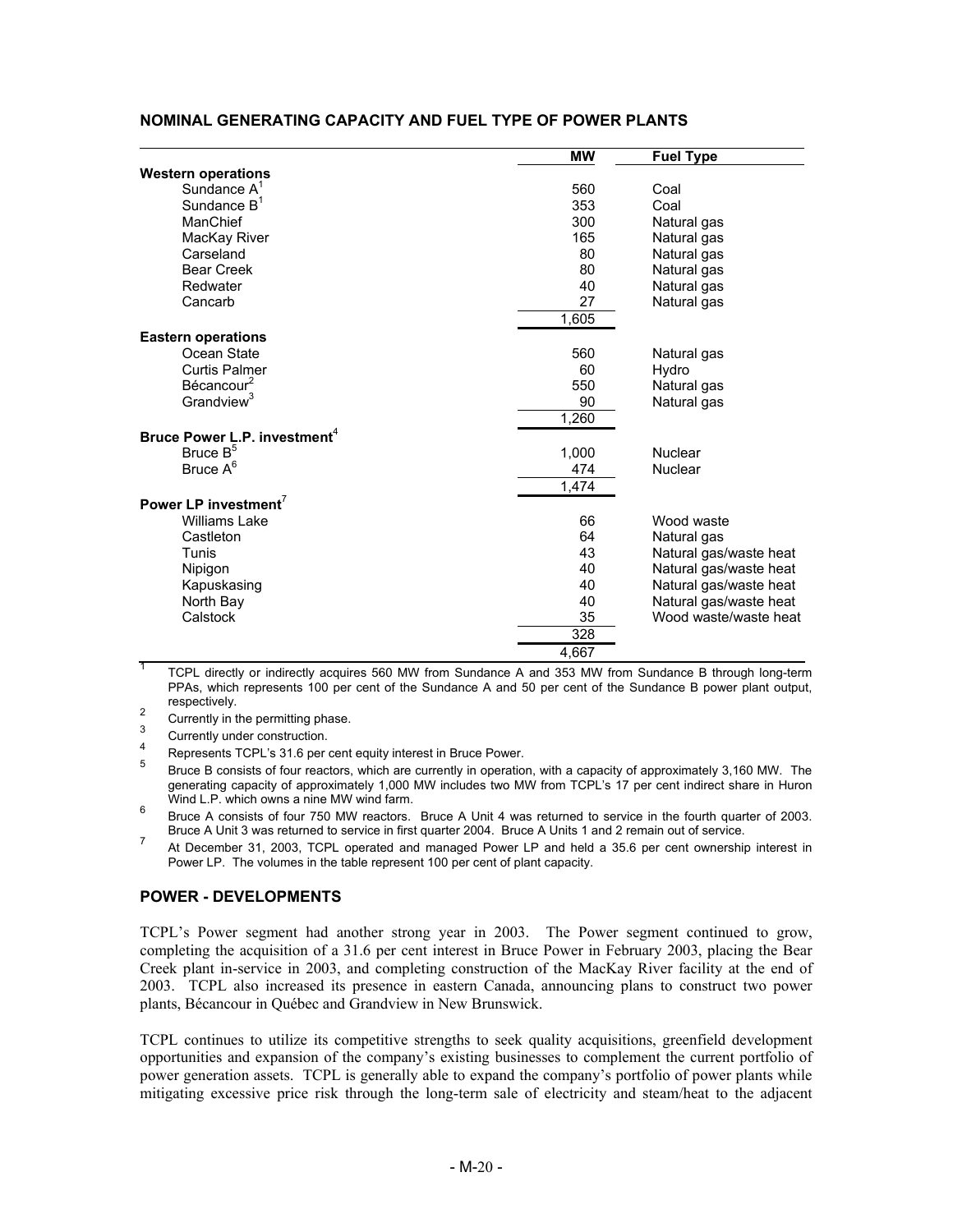## NOMINAL GENERATING CAPACITY AND FUEL TYPE OF POWER PLANTS

| | MW | Fuel Type |
|---|---|---|
| **Western operations** | | |
| Sundance A[1] | 560 | Coal |
| Sundance B[1] | 353 | Coal |
| ManChief | 300 | Natural gas |
| MacKay River | 165 | Natural gas |
| Carseland | 80 | Natural gas |
| Bear Creek | 80 | Natural gas |
| Redwater | 40 | Natural gas |
| Cancarb | 27 | Natural gas |
| | 1,605 | |
| **Eastern operations** | | |
| Ocean State | 560 | Natural gas |
| Curtis Palmer | 60 | Hydro |
| Bécancour[2] | 550 | Natural gas |
| Grandview[3] | 90 | Natural gas |
| | 1,260 | |
| **Bruce Power L.P. investment**[4] | | |
| Bruce B[5] | 1,000 | Nuclear |
| Bruce A[6] | 474 | Nuclear |
| | 1,474 | |
| **Power LP investment**[7] | | |
| Williams Lake | 66 | Wood waste |
| Castleton | 64 | Natural gas |
| Tunis | 43 | Natural gas/waste heat |
| Nipigon | 40 | Natural gas/waste heat |
| Kapuskasing | 40 | Natural gas/waste heat |
| North Bay | 40 | Natural gas/waste heat |
| Calstock | 35 | Wood waste/waste heat |
| | 328 | |
| | 4,667 | |

[1] TCPL directly or indirectly acquires 560 MW from Sundance A and 353 MW from Sundance B through long-term PPAs, which represents 100 per cent of the Sundance A and 50 per cent of the Sundance B power plant output, respectively.

[2] Currently in the permitting phase.

[3] Currently under construction.

[4] Represents TCPL's 31.6 per cent equity interest in Bruce Power.

[5] Bruce B consists of four reactors, which are currently in operation, with a capacity of approximately 3,160 MW. The generating capacity of approximately 1,000 MW includes two MW from TCPL's 17 per cent indirect share in Huron Wind L.P. which owns a nine MW wind farm.

[6] Bruce A consists of four 750 MW reactors. Bruce A Unit 4 was returned to service in the fourth quarter of 2003. Bruce A Unit 3 was returned to service in first quarter 2004. Bruce A Units 1 and 2 remain out of service.

[7] At December 31, 2003, TCPL operated and managed Power LP and held a 35.6 per cent ownership interest in Power LP. The volumes in the table represent 100 per cent of plant capacity.

## POWER - DEVELOPMENTS

TCPL's Power segment had another strong year in 2003. The Power segment continued to grow, completing the acquisition of a 31.6 per cent interest in Bruce Power in February 2003, placing the Bear Creek plant in-service in 2003, and completing construction of the MacKay River facility at the end of 2003. TCPL also increased its presence in eastern Canada, announcing plans to construct two power plants, Bécancour in Québec and Grandview in New Brunswick.

TCPL continues to utilize its competitive strengths to seek quality acquisitions, greenfield development opportunities and expansion of the company's existing businesses to complement the current portfolio of power generation assets. TCPL is generally able to expand the company's portfolio of power plants while mitigating excessive price risk through the long-term sale of electricity and steam/heat to the adjacent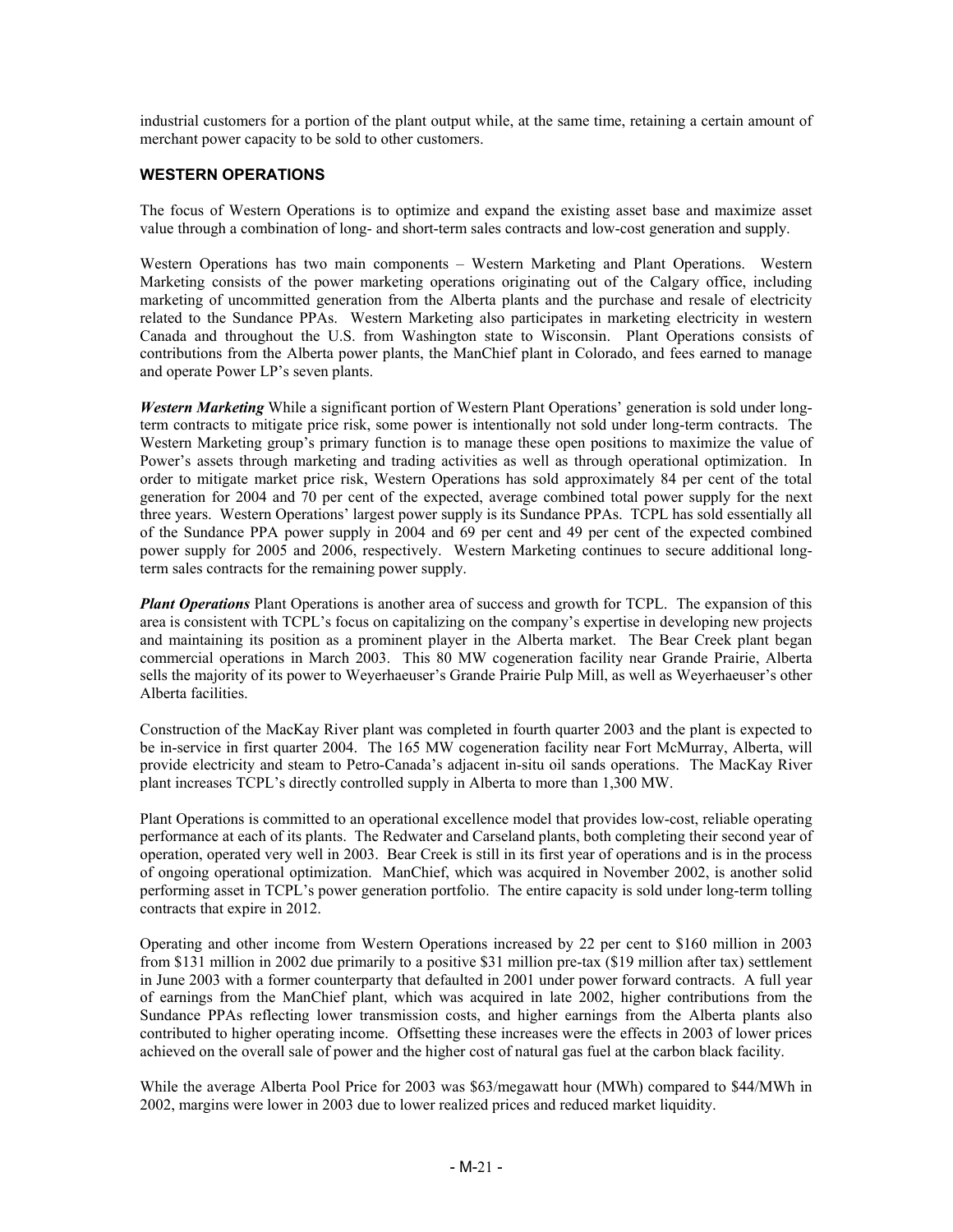industrial customers for a portion of the plant output while, at the same time, retaining a certain amount of merchant power capacity to be sold to other customers.

### WESTERN OPERATIONS

The focus of Western Operations is to optimize and expand the existing asset base and maximize asset value through a combination of long- and short-term sales contracts and low-cost generation and supply.

Western Operations has two main components – Western Marketing and Plant Operations. Western Marketing consists of the power marketing operations originating out of the Calgary office, including marketing of uncommitted generation from the Alberta plants and the purchase and resale of electricity related to the Sundance PPAs. Western Marketing also participates in marketing electricity in western Canada and throughout the U.S. from Washington state to Wisconsin. Plant Operations consists of contributions from the Alberta power plants, the ManChief plant in Colorado, and fees earned to manage and operate Power LP's seven plants.

***Western Marketing*** While a significant portion of Western Plant Operations' generation is sold under long-term contracts to mitigate price risk, some power is intentionally not sold under long-term contracts. The Western Marketing group's primary function is to manage these open positions to maximize the value of Power's assets through marketing and trading activities as well as through operational optimization. In order to mitigate market price risk, Western Operations has sold approximately 84 per cent of the total generation for 2004 and 70 per cent of the expected, average combined total power supply for the next three years. Western Operations' largest power supply is its Sundance PPAs. TCPL has sold essentially all of the Sundance PPA power supply in 2004 and 69 per cent and 49 per cent of the expected combined power supply for 2005 and 2006, respectively. Western Marketing continues to secure additional long-term sales contracts for the remaining power supply.

***Plant Operations*** Plant Operations is another area of success and growth for TCPL. The expansion of this area is consistent with TCPL's focus on capitalizing on the company's expertise in developing new projects and maintaining its position as a prominent player in the Alberta market. The Bear Creek plant began commercial operations in March 2003. This 80 MW cogeneration facility near Grande Prairie, Alberta sells the majority of its power to Weyerhaeuser's Grande Prairie Pulp Mill, as well as Weyerhaeuser's other Alberta facilities.

Construction of the MacKay River plant was completed in fourth quarter 2003 and the plant is expected to be in-service in first quarter 2004. The 165 MW cogeneration facility near Fort McMurray, Alberta, will provide electricity and steam to Petro-Canada's adjacent in-situ oil sands operations. The MacKay River plant increases TCPL's directly controlled supply in Alberta to more than 1,300 MW.

Plant Operations is committed to an operational excellence model that provides low-cost, reliable operating performance at each of its plants. The Redwater and Carseland plants, both completing their second year of operation, operated very well in 2003. Bear Creek is still in its first year of operations and is in the process of ongoing operational optimization. ManChief, which was acquired in November 2002, is another solid performing asset in TCPL's power generation portfolio. The entire capacity is sold under long-term tolling contracts that expire in 2012.

Operating and other income from Western Operations increased by 22 per cent to $160 million in 2003 from $131 million in 2002 due primarily to a positive $31 million pre-tax ($19 million after tax) settlement in June 2003 with a former counterparty that defaulted in 2001 under power forward contracts. A full year of earnings from the ManChief plant, which was acquired in late 2002, higher contributions from the Sundance PPAs reflecting lower transmission costs, and higher earnings from the Alberta plants also contributed to higher operating income. Offsetting these increases were the effects in 2003 of lower prices achieved on the overall sale of power and the higher cost of natural gas fuel at the carbon black facility.

While the average Alberta Pool Price for 2003 was $63/megawatt hour (MWh) compared to $44/MWh in 2002, margins were lower in 2003 due to lower realized prices and reduced market liquidity.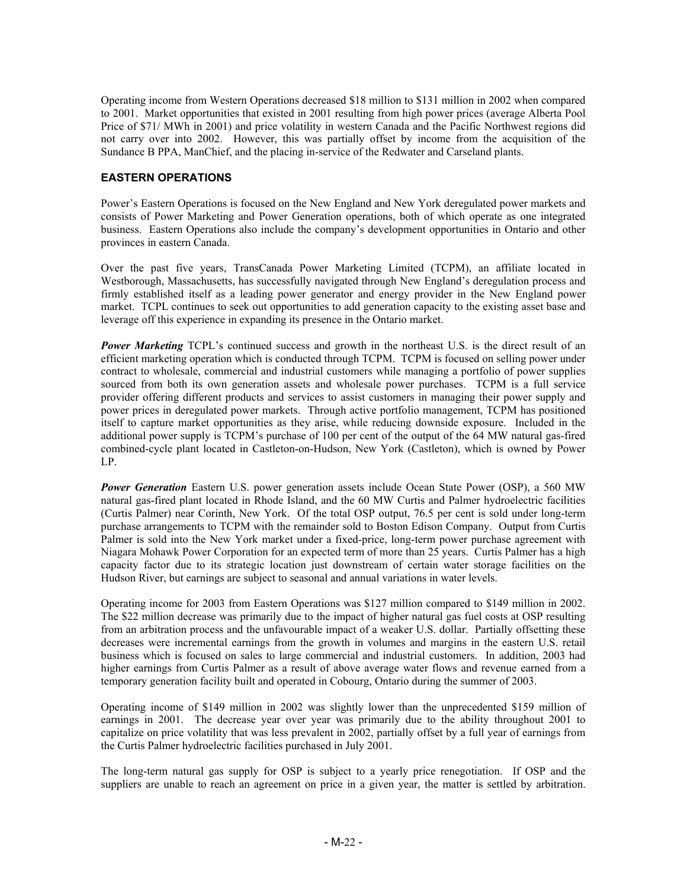Operating income from Western Operations decreased $18 million to $131 million in 2002 when compared to 2001. Market opportunities that existed in 2001 resulting from high power prices (average Alberta Pool Price of $71/ MWh in 2001) and price volatility in western Canada and the Pacific Northwest regions did not carry over into 2002. However, this was partially offset by income from the acquisition of the Sundance B PPA, ManChief, and the placing in-service of the Redwater and Carseland plants.

### EASTERN OPERATIONS

Power's Eastern Operations is focused on the New England and New York deregulated power markets and consists of Power Marketing and Power Generation operations, both of which operate as one integrated business. Eastern Operations also include the company's development opportunities in Ontario and other provinces in eastern Canada.

Over the past five years, TransCanada Power Marketing Limited (TCPM), an affiliate located in Westborough, Massachusetts, has successfully navigated through New England's deregulation process and firmly established itself as a leading power generator and energy provider in the New England power market. TCPL continues to seek out opportunities to add generation capacity to the existing asset base and leverage off this experience in expanding its presence in the Ontario market.

***Power Marketing*** TCPL's continued success and growth in the northeast U.S. is the direct result of an efficient marketing operation which is conducted through TCPM. TCPM is focused on selling power under contract to wholesale, commercial and industrial customers while managing a portfolio of power supplies sourced from both its own generation assets and wholesale power purchases. TCPM is a full service provider offering different products and services to assist customers in managing their power supply and power prices in deregulated power markets. Through active portfolio management, TCPM has positioned itself to capture market opportunities as they arise, while reducing downside exposure. Included in the additional power supply is TCPM's purchase of 100 per cent of the output of the 64 MW natural gas-fired combined-cycle plant located in Castleton-on-Hudson, New York (Castleton), which is owned by Power LP.

***Power Generation*** Eastern U.S. power generation assets include Ocean State Power (OSP), a 560 MW natural gas-fired plant located in Rhode Island, and the 60 MW Curtis and Palmer hydroelectric facilities (Curtis Palmer) near Corinth, New York. Of the total OSP output, 76.5 per cent is sold under long-term purchase arrangements to TCPM with the remainder sold to Boston Edison Company. Output from Curtis Palmer is sold into the New York market under a fixed-price, long-term power purchase agreement with Niagara Mohawk Power Corporation for an expected term of more than 25 years. Curtis Palmer has a high capacity factor due to its strategic location just downstream of certain water storage facilities on the Hudson River, but earnings are subject to seasonal and annual variations in water levels.

Operating income for 2003 from Eastern Operations was $127 million compared to $149 million in 2002. The $22 million decrease was primarily due to the impact of higher natural gas fuel costs at OSP resulting from an arbitration process and the unfavourable impact of a weaker U.S. dollar. Partially offsetting these decreases were incremental earnings from the growth in volumes and margins in the eastern U.S. retail business which is focused on sales to large commercial and industrial customers. In addition, 2003 had higher earnings from Curtis Palmer as a result of above average water flows and revenue earned from a temporary generation facility built and operated in Cobourg, Ontario during the summer of 2003.

Operating income of $149 million in 2002 was slightly lower than the unprecedented $159 million of earnings in 2001. The decrease year over year was primarily due to the ability throughout 2001 to capitalize on price volatility that was less prevalent in 2002, partially offset by a full year of earnings from the Curtis Palmer hydroelectric facilities purchased in July 2001.

The long-term natural gas supply for OSP is subject to a yearly price renegotiation. If OSP and the suppliers are unable to reach an agreement on price in a given year, the matter is settled by arbitration.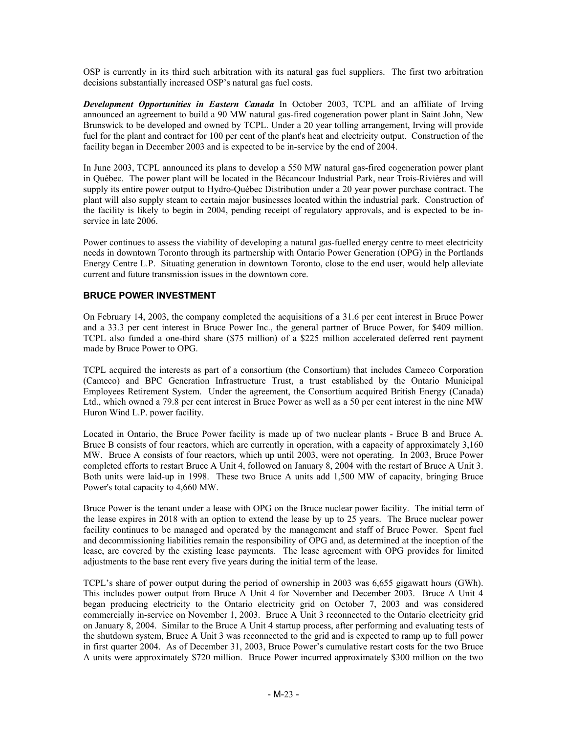OSP is currently in its third such arbitration with its natural gas fuel suppliers. The first two arbitration decisions substantially increased OSP's natural gas fuel costs.

***Development Opportunities in Eastern Canada*** In October 2003, TCPL and an affiliate of Irving announced an agreement to build a 90 MW natural gas-fired cogeneration power plant in Saint John, New Brunswick to be developed and owned by TCPL. Under a 20 year tolling arrangement, Irving will provide fuel for the plant and contract for 100 per cent of the plant's heat and electricity output. Construction of the facility began in December 2003 and is expected to be in-service by the end of 2004.

In June 2003, TCPL announced its plans to develop a 550 MW natural gas-fired cogeneration power plant in Québec. The power plant will be located in the Bécancour Industrial Park, near Trois-Rivières and will supply its entire power output to Hydro-Québec Distribution under a 20 year power purchase contract. The plant will also supply steam to certain major businesses located within the industrial park. Construction of the facility is likely to begin in 2004, pending receipt of regulatory approvals, and is expected to be in-service in late 2006.

Power continues to assess the viability of developing a natural gas-fuelled energy centre to meet electricity needs in downtown Toronto through its partnership with Ontario Power Generation (OPG) in the Portlands Energy Centre L.P. Situating generation in downtown Toronto, close to the end user, would help alleviate current and future transmission issues in the downtown core.

## BRUCE POWER INVESTMENT

On February 14, 2003, the company completed the acquisitions of a 31.6 per cent interest in Bruce Power and a 33.3 per cent interest in Bruce Power Inc., the general partner of Bruce Power, for $409 million. TCPL also funded a one-third share ($75 million) of a $225 million accelerated deferred rent payment made by Bruce Power to OPG.

TCPL acquired the interests as part of a consortium (the Consortium) that includes Cameco Corporation (Cameco) and BPC Generation Infrastructure Trust, a trust established by the Ontario Municipal Employees Retirement System. Under the agreement, the Consortium acquired British Energy (Canada) Ltd., which owned a 79.8 per cent interest in Bruce Power as well as a 50 per cent interest in the nine MW Huron Wind L.P. power facility.

Located in Ontario, the Bruce Power facility is made up of two nuclear plants - Bruce B and Bruce A. Bruce B consists of four reactors, which are currently in operation, with a capacity of approximately 3,160 MW. Bruce A consists of four reactors, which up until 2003, were not operating. In 2003, Bruce Power completed efforts to restart Bruce A Unit 4, followed on January 8, 2004 with the restart of Bruce A Unit 3. Both units were laid-up in 1998. These two Bruce A units add 1,500 MW of capacity, bringing Bruce Power's total capacity to 4,660 MW.

Bruce Power is the tenant under a lease with OPG on the Bruce nuclear power facility. The initial term of the lease expires in 2018 with an option to extend the lease by up to 25 years. The Bruce nuclear power facility continues to be managed and operated by the management and staff of Bruce Power. Spent fuel and decommissioning liabilities remain the responsibility of OPG and, as determined at the inception of the lease, are covered by the existing lease payments. The lease agreement with OPG provides for limited adjustments to the base rent every five years during the initial term of the lease.

TCPL's share of power output during the period of ownership in 2003 was 6,655 gigawatt hours (GWh). This includes power output from Bruce A Unit 4 for November and December 2003. Bruce A Unit 4 began producing electricity to the Ontario electricity grid on October 7, 2003 and was considered commercially in-service on November 1, 2003. Bruce A Unit 3 reconnected to the Ontario electricity grid on January 8, 2004. Similar to the Bruce A Unit 4 startup process, after performing and evaluating tests of the shutdown system, Bruce A Unit 3 was reconnected to the grid and is expected to ramp up to full power in first quarter 2004. As of December 31, 2003, Bruce Power's cumulative restart costs for the two Bruce A units were approximately $720 million. Bruce Power incurred approximately $300 million on the two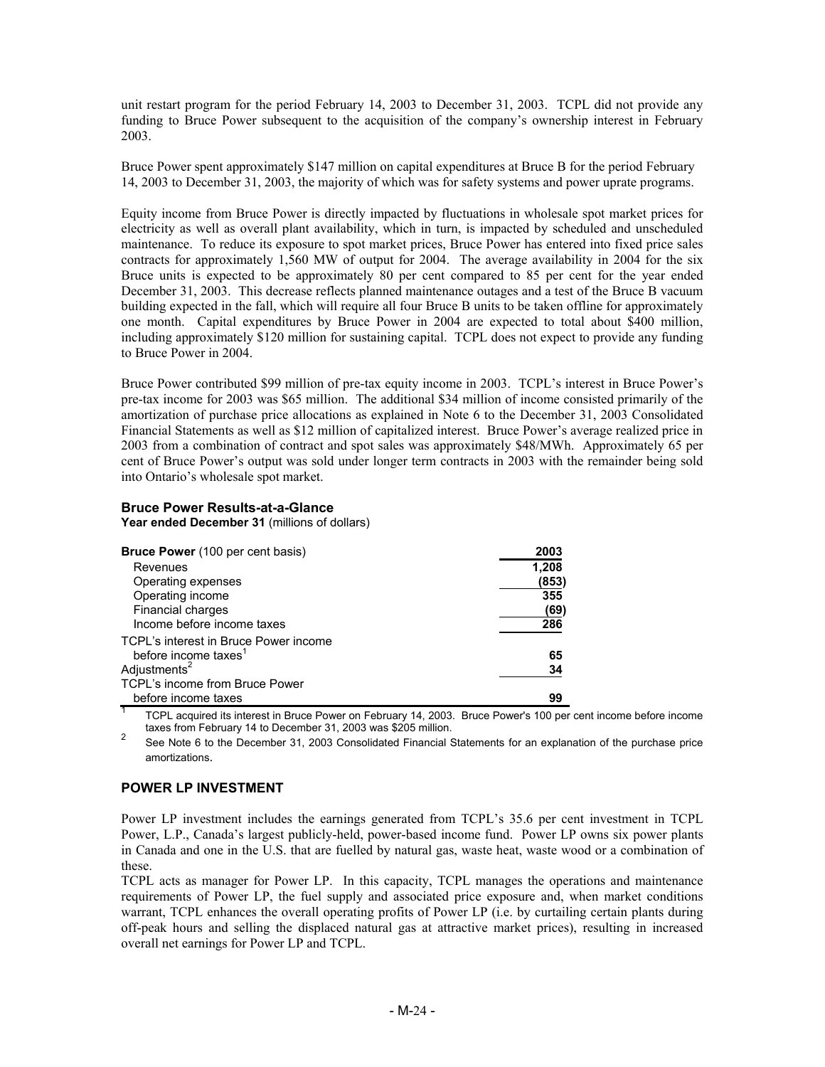unit restart program for the period February 14, 2003 to December 31, 2003. TCPL did not provide any funding to Bruce Power subsequent to the acquisition of the company's ownership interest in February 2003.

Bruce Power spent approximately $147 million on capital expenditures at Bruce B for the period February 14, 2003 to December 31, 2003, the majority of which was for safety systems and power uprate programs.

Equity income from Bruce Power is directly impacted by fluctuations in wholesale spot market prices for electricity as well as overall plant availability, which in turn, is impacted by scheduled and unscheduled maintenance. To reduce its exposure to spot market prices, Bruce Power has entered into fixed price sales contracts for approximately 1,560 MW of output for 2004. The average availability in 2004 for the six Bruce units is expected to be approximately 80 per cent compared to 85 per cent for the year ended December 31, 2003. This decrease reflects planned maintenance outages and a test of the Bruce B vacuum building expected in the fall, which will require all four Bruce B units to be taken offline for approximately one month. Capital expenditures by Bruce Power in 2004 are expected to total about $400 million, including approximately $120 million for sustaining capital. TCPL does not expect to provide any funding to Bruce Power in 2004.

Bruce Power contributed $99 million of pre-tax equity income in 2003. TCPL's interest in Bruce Power's pre-tax income for 2003 was $65 million. The additional $34 million of income consisted primarily of the amortization of purchase price allocations as explained in Note 6 to the December 31, 2003 Consolidated Financial Statements as well as $12 million of capitalized interest. Bruce Power's average realized price in 2003 from a combination of contract and spot sales was approximately $48/MWh. Approximately 65 per cent of Bruce Power's output was sold under longer term contracts in 2003 with the remainder being sold into Ontario's wholesale spot market.

**Bruce Power Results-at-a-Glance**
**Year ended December 31** (millions of dollars)

| **Bruce Power** (100 per cent basis) | **2003** |
|---|---|
| Revenues | **1,208** |
| Operating expenses | **(853)** |
| Operating income | **355** |
| Financial charges | **(69)** |
| Income before income taxes | **286** |
| TCPL's interest in Bruce Power income before income taxes[1] | **65** |
| Adjustments[2] | **34** |
| TCPL's income from Bruce Power before income taxes | **99** |

[1] TCPL acquired its interest in Bruce Power on February 14, 2003. Bruce Power's 100 per cent income before income taxes from February 14 to December 31, 2003 was $205 million.

[2] See Note 6 to the December 31, 2003 Consolidated Financial Statements for an explanation of the purchase price amortizations.

## POWER LP INVESTMENT

Power LP investment includes the earnings generated from TCPL's 35.6 per cent investment in TCPL Power, L.P., Canada's largest publicly-held, power-based income fund. Power LP owns six power plants in Canada and one in the U.S. that are fuelled by natural gas, waste heat, waste wood or a combination of these.

TCPL acts as manager for Power LP. In this capacity, TCPL manages the operations and maintenance requirements of Power LP, the fuel supply and associated price exposure and, when market conditions warrant, TCPL enhances the overall operating profits of Power LP (i.e. by curtailing certain plants during off-peak hours and selling the displaced natural gas at attractive market prices), resulting in increased overall net earnings for Power LP and TCPL.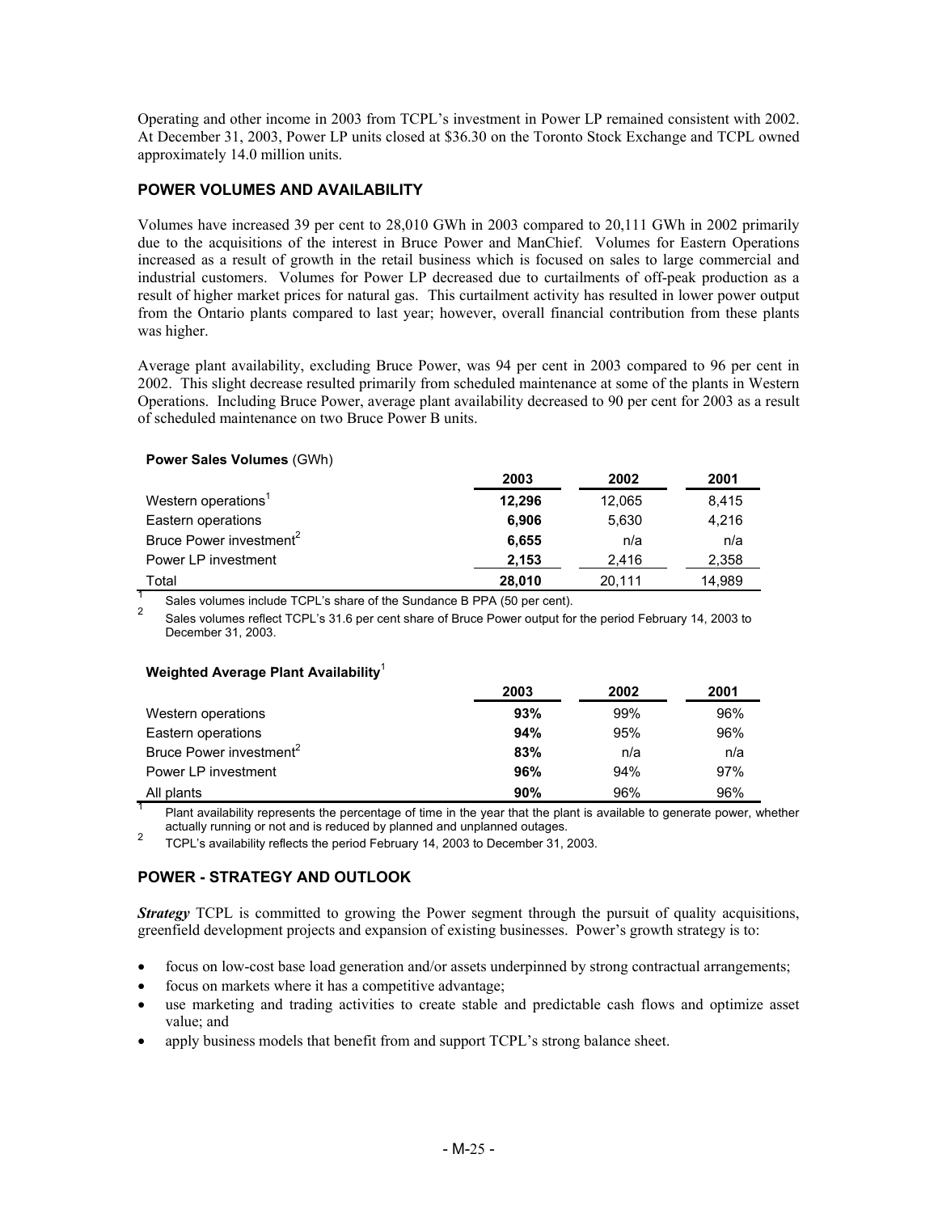Operating and other income in 2003 from TCPL's investment in Power LP remained consistent with 2002. At December 31, 2003, Power LP units closed at $36.30 on the Toronto Stock Exchange and TCPL owned approximately 14.0 million units.

## POWER VOLUMES AND AVAILABILITY

Volumes have increased 39 per cent to 28,010 GWh in 2003 compared to 20,111 GWh in 2002 primarily due to the acquisitions of the interest in Bruce Power and ManChief. Volumes for Eastern Operations increased as a result of growth in the retail business which is focused on sales to large commercial and industrial customers. Volumes for Power LP decreased due to curtailments of off-peak production as a result of higher market prices for natural gas. This curtailment activity has resulted in lower power output from the Ontario plants compared to last year; however, overall financial contribution from these plants was higher.

Average plant availability, excluding Bruce Power, was 94 per cent in 2003 compared to 96 per cent in 2002. This slight decrease resulted primarily from scheduled maintenance at some of the plants in Western Operations. Including Bruce Power, average plant availability decreased to 90 per cent for 2003 as a result of scheduled maintenance on two Bruce Power B units.

**Power Sales Volumes** (GWh)

| | 2003 | 2002 | 2001 |
|---|---|---|---|
| Western operations[1] | **12,296** | 12,065 | 8,415 |
| Eastern operations | **6,906** | 5,630 | 4,216 |
| Bruce Power investment[2] | **6,655** | n/a | n/a |
| Power LP investment | **2,153** | 2,416 | 2,358 |
| Total | **28,010** | 20,111 | 14,989 |

[1] Sales volumes include TCPL's share of the Sundance B PPA (50 per cent).

[2] Sales volumes reflect TCPL's 31.6 per cent share of Bruce Power output for the period February 14, 2003 to December 31, 2003.

**Weighted Average Plant Availability**[1]

| | 2003 | 2002 | 2001 |
|---|---|---|---|
| Western operations | **93%** | 99% | 96% |
| Eastern operations | **94%** | 95% | 96% |
| Bruce Power investment[2] | **83%** | n/a | n/a |
| Power LP investment | **96%** | 94% | 97% |
| All plants | **90%** | 96% | 96% |

[1] Plant availability represents the percentage of time in the year that the plant is available to generate power, whether actually running or not and is reduced by planned and unplanned outages.

[2] TCPL's availability reflects the period February 14, 2003 to December 31, 2003.

## POWER - STRATEGY AND OUTLOOK

***Strategy*** TCPL is committed to growing the Power segment through the pursuit of quality acquisitions, greenfield development projects and expansion of existing businesses. Power's growth strategy is to:

- focus on low-cost base load generation and/or assets underpinned by strong contractual arrangements;
- focus on markets where it has a competitive advantage;
- use marketing and trading activities to create stable and predictable cash flows and optimize asset value; and
- apply business models that benefit from and support TCPL's strong balance sheet.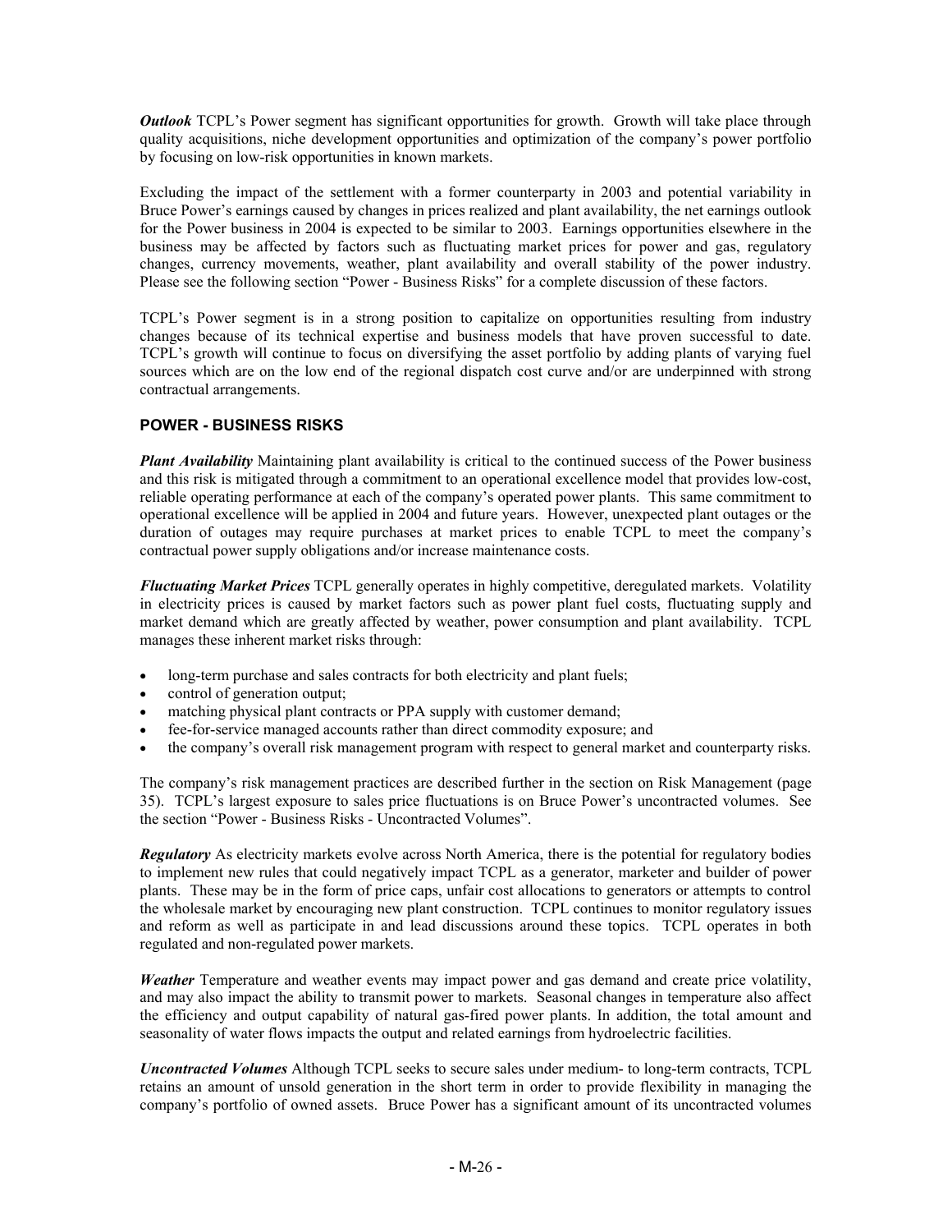***Outlook*** TCPL's Power segment has significant opportunities for growth. Growth will take place through quality acquisitions, niche development opportunities and optimization of the company's power portfolio by focusing on low-risk opportunities in known markets.

Excluding the impact of the settlement with a former counterparty in 2003 and potential variability in Bruce Power's earnings caused by changes in prices realized and plant availability, the net earnings outlook for the Power business in 2004 is expected to be similar to 2003. Earnings opportunities elsewhere in the business may be affected by factors such as fluctuating market prices for power and gas, regulatory changes, currency movements, weather, plant availability and overall stability of the power industry. Please see the following section "Power - Business Risks" for a complete discussion of these factors.

TCPL's Power segment is in a strong position to capitalize on opportunities resulting from industry changes because of its technical expertise and business models that have proven successful to date. TCPL's growth will continue to focus on diversifying the asset portfolio by adding plants of varying fuel sources which are on the low end of the regional dispatch cost curve and/or are underpinned with strong contractual arrangements.

## POWER - BUSINESS RISKS

***Plant Availability*** Maintaining plant availability is critical to the continued success of the Power business and this risk is mitigated through a commitment to an operational excellence model that provides low-cost, reliable operating performance at each of the company's operated power plants. This same commitment to operational excellence will be applied in 2004 and future years. However, unexpected plant outages or the duration of outages may require purchases at market prices to enable TCPL to meet the company's contractual power supply obligations and/or increase maintenance costs.

***Fluctuating Market Prices*** TCPL generally operates in highly competitive, deregulated markets. Volatility in electricity prices is caused by market factors such as power plant fuel costs, fluctuating supply and market demand which are greatly affected by weather, power consumption and plant availability. TCPL manages these inherent market risks through:

- long-term purchase and sales contracts for both electricity and plant fuels;
- control of generation output;
- matching physical plant contracts or PPA supply with customer demand;
- fee-for-service managed accounts rather than direct commodity exposure; and
- the company's overall risk management program with respect to general market and counterparty risks.

The company's risk management practices are described further in the section on Risk Management (page 35). TCPL's largest exposure to sales price fluctuations is on Bruce Power's uncontracted volumes. See the section "Power - Business Risks - Uncontracted Volumes".

***Regulatory*** As electricity markets evolve across North America, there is the potential for regulatory bodies to implement new rules that could negatively impact TCPL as a generator, marketer and builder of power plants. These may be in the form of price caps, unfair cost allocations to generators or attempts to control the wholesale market by encouraging new plant construction. TCPL continues to monitor regulatory issues and reform as well as participate in and lead discussions around these topics. TCPL operates in both regulated and non-regulated power markets.

***Weather*** Temperature and weather events may impact power and gas demand and create price volatility, and may also impact the ability to transmit power to markets. Seasonal changes in temperature also affect the efficiency and output capability of natural gas-fired power plants. In addition, the total amount and seasonality of water flows impacts the output and related earnings from hydroelectric facilities.

***Uncontracted Volumes*** Although TCPL seeks to secure sales under medium- to long-term contracts, TCPL retains an amount of unsold generation in the short term in order to provide flexibility in managing the company's portfolio of owned assets. Bruce Power has a significant amount of its uncontracted volumes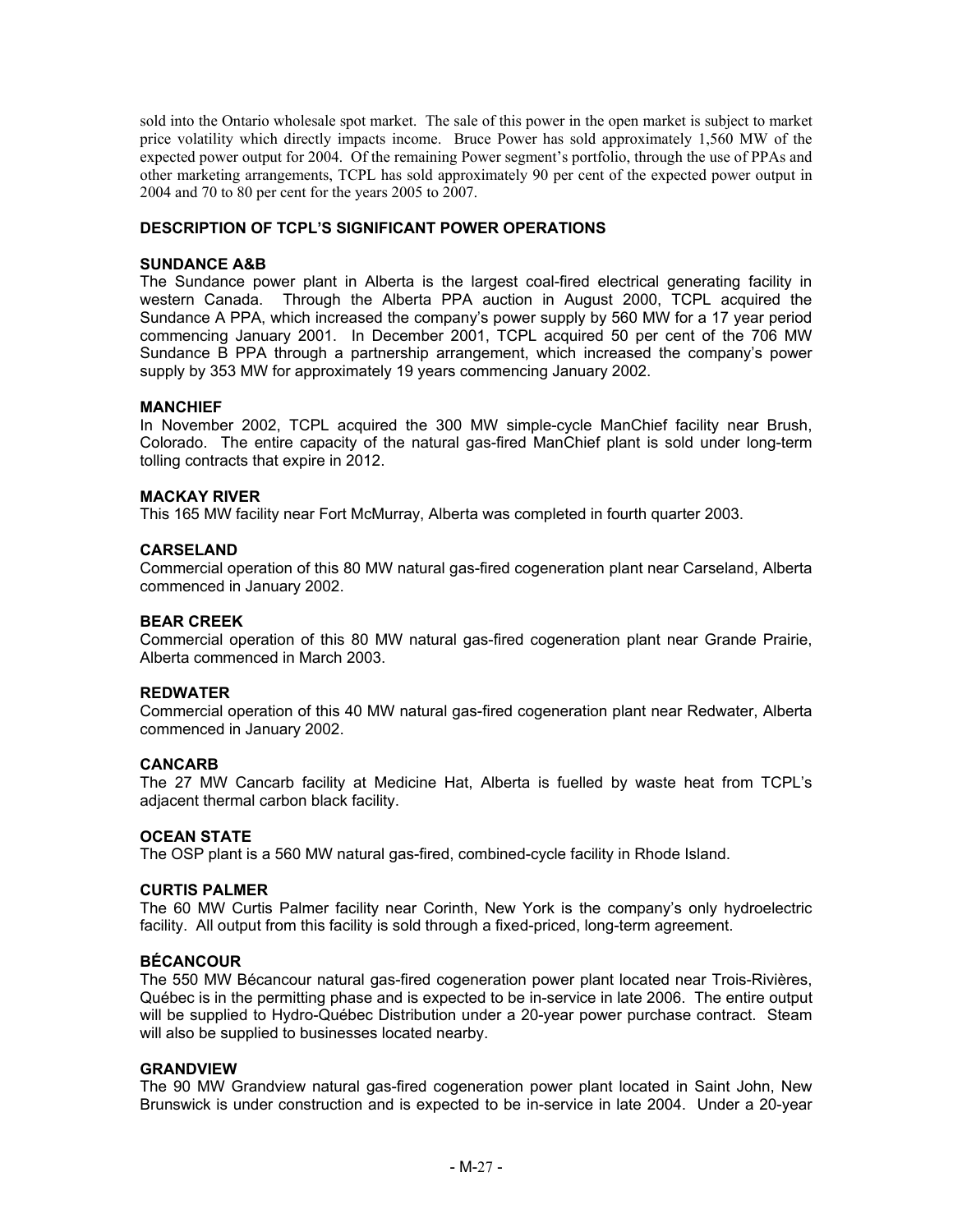sold into the Ontario wholesale spot market. The sale of this power in the open market is subject to market price volatility which directly impacts income. Bruce Power has sold approximately 1,560 MW of the expected power output for 2004. Of the remaining Power segment's portfolio, through the use of PPAs and other marketing arrangements, TCPL has sold approximately 90 per cent of the expected power output in 2004 and 70 to 80 per cent for the years 2005 to 2007.

## DESCRIPTION OF TCPL'S SIGNIFICANT POWER OPERATIONS

### SUNDANCE A&B

The Sundance power plant in Alberta is the largest coal-fired electrical generating facility in western Canada. Through the Alberta PPA auction in August 2000, TCPL acquired the Sundance A PPA, which increased the company's power supply by 560 MW for a 17 year period commencing January 2001. In December 2001, TCPL acquired 50 per cent of the 706 MW Sundance B PPA through a partnership arrangement, which increased the company's power supply by 353 MW for approximately 19 years commencing January 2002.

### MANCHIEF

In November 2002, TCPL acquired the 300 MW simple-cycle ManChief facility near Brush, Colorado. The entire capacity of the natural gas-fired ManChief plant is sold under long-term tolling contracts that expire in 2012.

### MACKAY RIVER

This 165 MW facility near Fort McMurray, Alberta was completed in fourth quarter 2003.

### CARSELAND

Commercial operation of this 80 MW natural gas-fired cogeneration plant near Carseland, Alberta commenced in January 2002.

### BEAR CREEK

Commercial operation of this 80 MW natural gas-fired cogeneration plant near Grande Prairie, Alberta commenced in March 2003.

### REDWATER

Commercial operation of this 40 MW natural gas-fired cogeneration plant near Redwater, Alberta commenced in January 2002.

### CANCARB

The 27 MW Cancarb facility at Medicine Hat, Alberta is fuelled by waste heat from TCPL's adjacent thermal carbon black facility.

### OCEAN STATE

The OSP plant is a 560 MW natural gas-fired, combined-cycle facility in Rhode Island.

### CURTIS PALMER

The 60 MW Curtis Palmer facility near Corinth, New York is the company's only hydroelectric facility. All output from this facility is sold through a fixed-priced, long-term agreement.

### BÉCANCOUR

The 550 MW Bécancour natural gas-fired cogeneration power plant located near Trois-Rivières, Québec is in the permitting phase and is expected to be in-service in late 2006. The entire output will be supplied to Hydro-Québec Distribution under a 20-year power purchase contract. Steam will also be supplied to businesses located nearby.

### GRANDVIEW

The 90 MW Grandview natural gas-fired cogeneration power plant located in Saint John, New Brunswick is under construction and is expected to be in-service in late 2004. Under a 20-year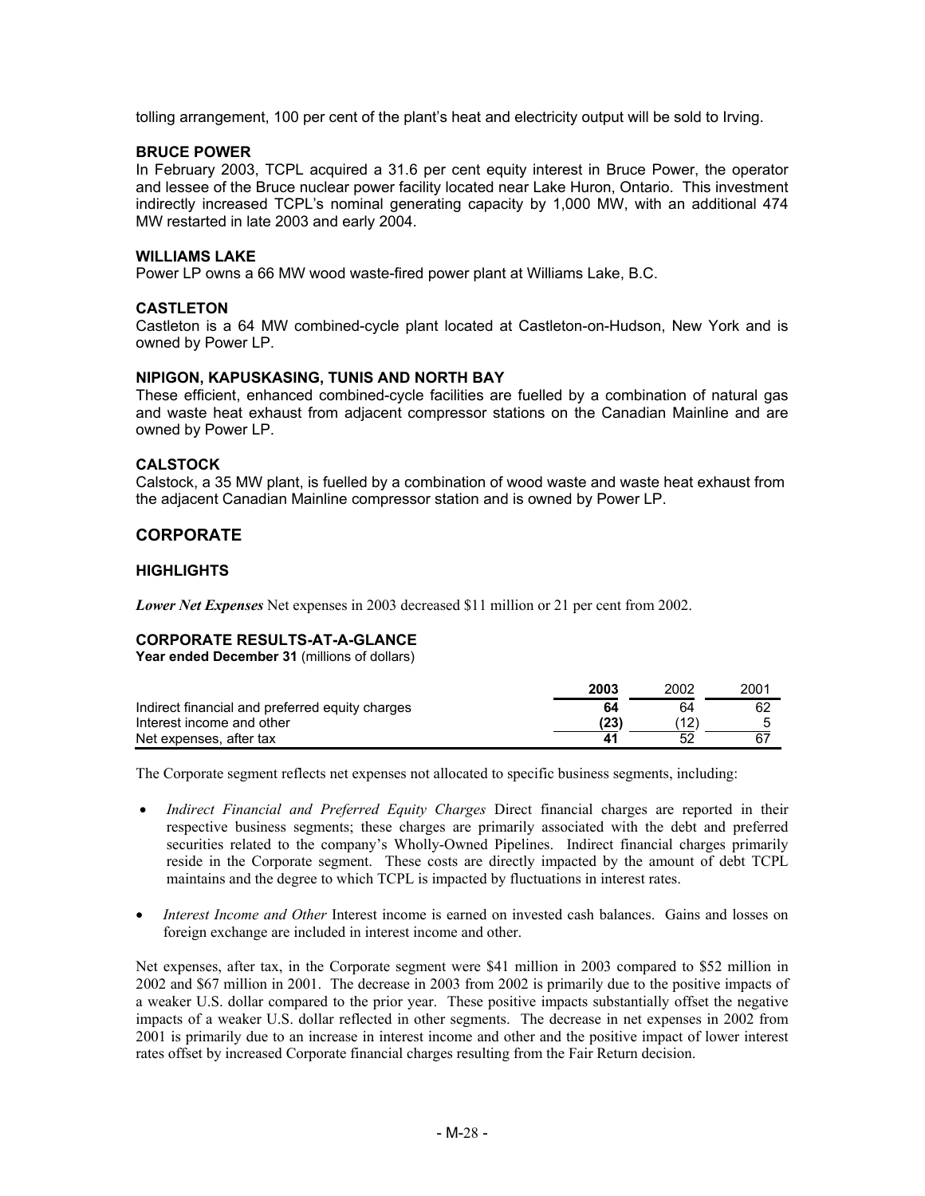tolling arrangement, 100 per cent of the plant's heat and electricity output will be sold to Irving.

### BRUCE POWER

In February 2003, TCPL acquired a 31.6 per cent equity interest in Bruce Power, the operator and lessee of the Bruce nuclear power facility located near Lake Huron, Ontario. This investment indirectly increased TCPL's nominal generating capacity by 1,000 MW, with an additional 474 MW restarted in late 2003 and early 2004.

### WILLIAMS LAKE

Power LP owns a 66 MW wood waste-fired power plant at Williams Lake, B.C.

### CASTLETON

Castleton is a 64 MW combined-cycle plant located at Castleton-on-Hudson, New York and is owned by Power LP.

### NIPIGON, KAPUSKASING, TUNIS AND NORTH BAY

These efficient, enhanced combined-cycle facilities are fuelled by a combination of natural gas and waste heat exhaust from adjacent compressor stations on the Canadian Mainline and are owned by Power LP.

### CALSTOCK

Calstock, a 35 MW plant, is fuelled by a combination of wood waste and waste heat exhaust from the adjacent Canadian Mainline compressor station and is owned by Power LP.

## CORPORATE

### HIGHLIGHTS

***Lower Net Expenses*** Net expenses in 2003 decreased $11 million or 21 per cent from 2002.

### CORPORATE RESULTS-AT-A-GLANCE

**Year ended December 31** (millions of dollars)

| | **2003** | 2002 | 2001 |
|---|---|---|---|
| Indirect financial and preferred equity charges | **64** | 64 | 62 |
| Interest income and other | **(23)** | (12) | 5 |
| Net expenses, after tax | **41** | 52 | 67 |

The Corporate segment reflects net expenses not allocated to specific business segments, including:

- *Indirect Financial and Preferred Equity Charges* Direct financial charges are reported in their respective business segments; these charges are primarily associated with the debt and preferred securities related to the company's Wholly-Owned Pipelines. Indirect financial charges primarily reside in the Corporate segment. These costs are directly impacted by the amount of debt TCPL maintains and the degree to which TCPL is impacted by fluctuations in interest rates.
- *Interest Income and Other* Interest income is earned on invested cash balances. Gains and losses on foreign exchange are included in interest income and other.

Net expenses, after tax, in the Corporate segment were $41 million in 2003 compared to $52 million in 2002 and $67 million in 2001. The decrease in 2003 from 2002 is primarily due to the positive impacts of a weaker U.S. dollar compared to the prior year. These positive impacts substantially offset the negative impacts of a weaker U.S. dollar reflected in other segments. The decrease in net expenses in 2002 from 2001 is primarily due to an increase in interest income and other and the positive impact of lower interest rates offset by increased Corporate financial charges resulting from the Fair Return decision.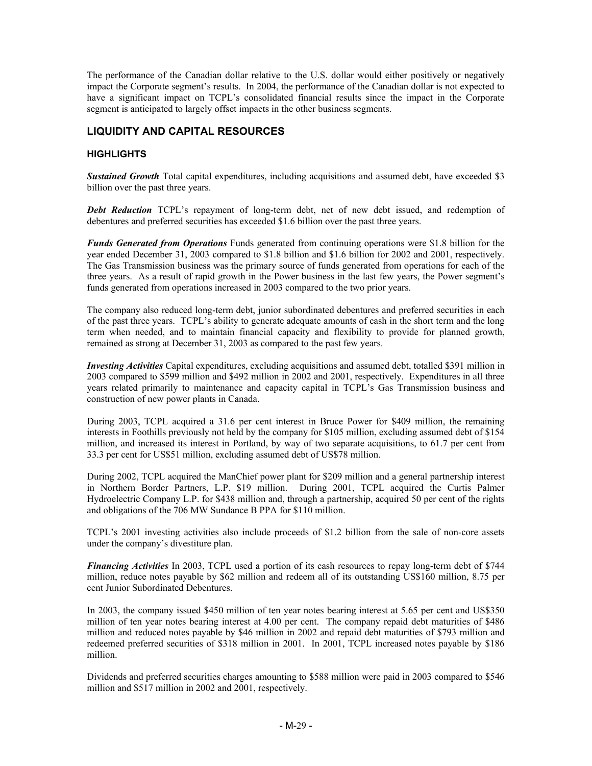The performance of the Canadian dollar relative to the U.S. dollar would either positively or negatively impact the Corporate segment's results. In 2004, the performance of the Canadian dollar is not expected to have a significant impact on TCPL's consolidated financial results since the impact in the Corporate segment is anticipated to largely offset impacts in the other business segments.

## LIQUIDITY AND CAPITAL RESOURCES

### HIGHLIGHTS

***Sustained Growth*** Total capital expenditures, including acquisitions and assumed debt, have exceeded $3 billion over the past three years.

***Debt Reduction*** TCPL's repayment of long-term debt, net of new debt issued, and redemption of debentures and preferred securities has exceeded $1.6 billion over the past three years.

***Funds Generated from Operations*** Funds generated from continuing operations were $1.8 billion for the year ended December 31, 2003 compared to $1.8 billion and $1.6 billion for 2002 and 2001, respectively. The Gas Transmission business was the primary source of funds generated from operations for each of the three years. As a result of rapid growth in the Power business in the last few years, the Power segment's funds generated from operations increased in 2003 compared to the two prior years.

The company also reduced long-term debt, junior subordinated debentures and preferred securities in each of the past three years. TCPL's ability to generate adequate amounts of cash in the short term and the long term when needed, and to maintain financial capacity and flexibility to provide for planned growth, remained as strong at December 31, 2003 as compared to the past few years.

***Investing Activities*** Capital expenditures, excluding acquisitions and assumed debt, totalled $391 million in 2003 compared to $599 million and $492 million in 2002 and 2001, respectively. Expenditures in all three years related primarily to maintenance and capacity capital in TCPL's Gas Transmission business and construction of new power plants in Canada.

During 2003, TCPL acquired a 31.6 per cent interest in Bruce Power for $409 million, the remaining interests in Foothills previously not held by the company for $105 million, excluding assumed debt of $154 million, and increased its interest in Portland, by way of two separate acquisitions, to 61.7 per cent from 33.3 per cent for US$51 million, excluding assumed debt of US$78 million.

During 2002, TCPL acquired the ManChief power plant for $209 million and a general partnership interest in Northern Border Partners, L.P. $19 million. During 2001, TCPL acquired the Curtis Palmer Hydroelectric Company L.P. for $438 million and, through a partnership, acquired 50 per cent of the rights and obligations of the 706 MW Sundance B PPA for $110 million.

TCPL's 2001 investing activities also include proceeds of $1.2 billion from the sale of non-core assets under the company's divestiture plan.

***Financing Activities*** In 2003, TCPL used a portion of its cash resources to repay long-term debt of $744 million, reduce notes payable by $62 million and redeem all of its outstanding US$160 million, 8.75 per cent Junior Subordinated Debentures.

In 2003, the company issued $450 million of ten year notes bearing interest at 5.65 per cent and US$350 million of ten year notes bearing interest at 4.00 per cent. The company repaid debt maturities of $486 million and reduced notes payable by $46 million in 2002 and repaid debt maturities of $793 million and redeemed preferred securities of $318 million in 2001. In 2001, TCPL increased notes payable by $186 million.

Dividends and preferred securities charges amounting to $588 million were paid in 2003 compared to $546 million and $517 million in 2002 and 2001, respectively.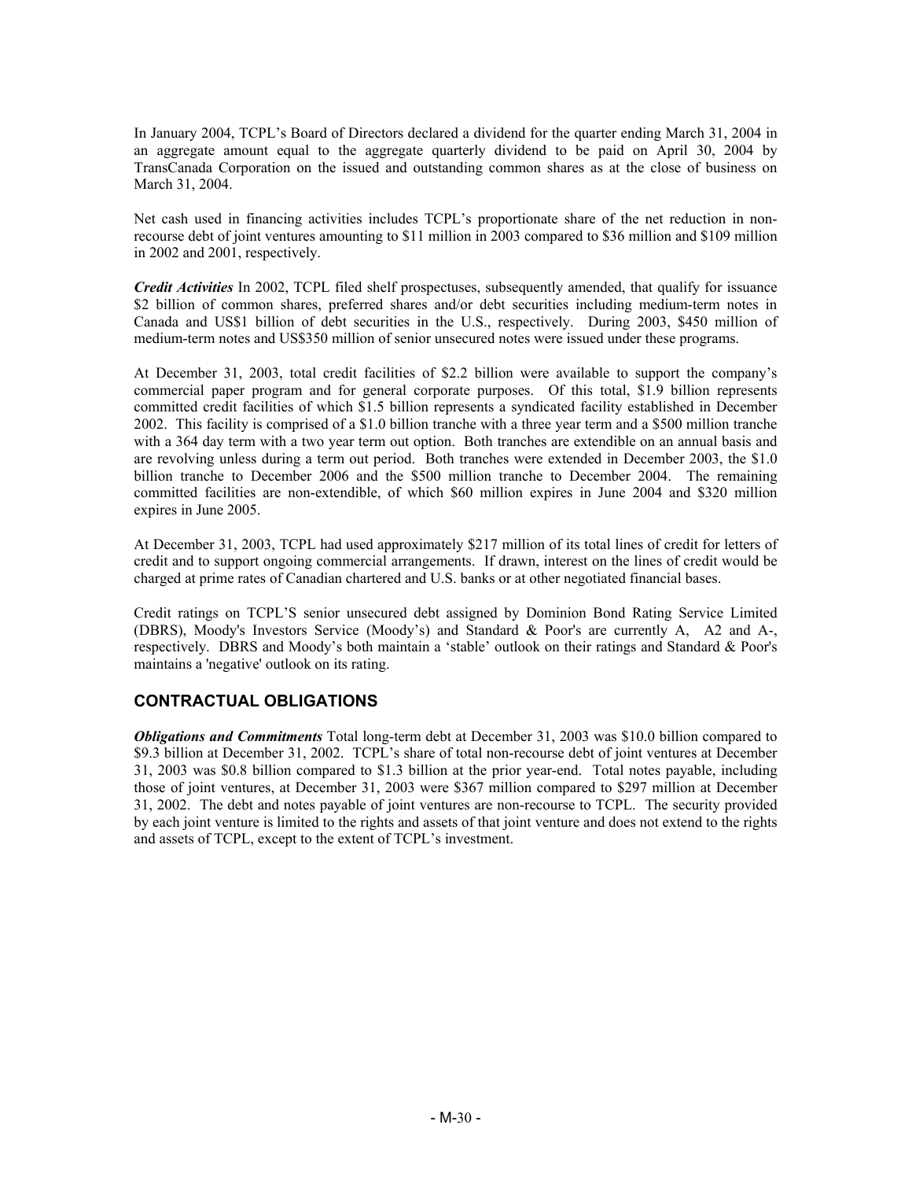In January 2004, TCPL's Board of Directors declared a dividend for the quarter ending March 31, 2004 in an aggregate amount equal to the aggregate quarterly dividend to be paid on April 30, 2004 by TransCanada Corporation on the issued and outstanding common shares as at the close of business on March 31, 2004.

Net cash used in financing activities includes TCPL's proportionate share of the net reduction in non-recourse debt of joint ventures amounting to $11 million in 2003 compared to $36 million and $109 million in 2002 and 2001, respectively.

***Credit Activities*** In 2002, TCPL filed shelf prospectuses, subsequently amended, that qualify for issuance $2 billion of common shares, preferred shares and/or debt securities including medium-term notes in Canada and US$1 billion of debt securities in the U.S., respectively. During 2003, $450 million of medium-term notes and US$350 million of senior unsecured notes were issued under these programs.

At December 31, 2003, total credit facilities of $2.2 billion were available to support the company's commercial paper program and for general corporate purposes. Of this total, $1.9 billion represents committed credit facilities of which $1.5 billion represents a syndicated facility established in December 2002. This facility is comprised of a $1.0 billion tranche with a three year term and a $500 million tranche with a 364 day term with a two year term out option. Both tranches are extendible on an annual basis and are revolving unless during a term out period. Both tranches were extended in December 2003, the $1.0 billion tranche to December 2006 and the $500 million tranche to December 2004. The remaining committed facilities are non-extendible, of which $60 million expires in June 2004 and $320 million expires in June 2005.

At December 31, 2003, TCPL had used approximately $217 million of its total lines of credit for letters of credit and to support ongoing commercial arrangements. If drawn, interest on the lines of credit would be charged at prime rates of Canadian chartered and U.S. banks or at other negotiated financial bases.

Credit ratings on TCPL'S senior unsecured debt assigned by Dominion Bond Rating Service Limited (DBRS), Moody's Investors Service (Moody's) and Standard & Poor's are currently A, A2 and A-, respectively. DBRS and Moody's both maintain a 'stable' outlook on their ratings and Standard & Poor's maintains a 'negative' outlook on its rating.

## CONTRACTUAL OBLIGATIONS

***Obligations and Commitments*** Total long-term debt at December 31, 2003 was $10.0 billion compared to $9.3 billion at December 31, 2002. TCPL's share of total non-recourse debt of joint ventures at December 31, 2003 was $0.8 billion compared to $1.3 billion at the prior year-end. Total notes payable, including those of joint ventures, at December 31, 2003 were $367 million compared to $297 million at December 31, 2002. The debt and notes payable of joint ventures are non-recourse to TCPL. The security provided by each joint venture is limited to the rights and assets of that joint venture and does not extend to the rights and assets of TCPL, except to the extent of TCPL's investment.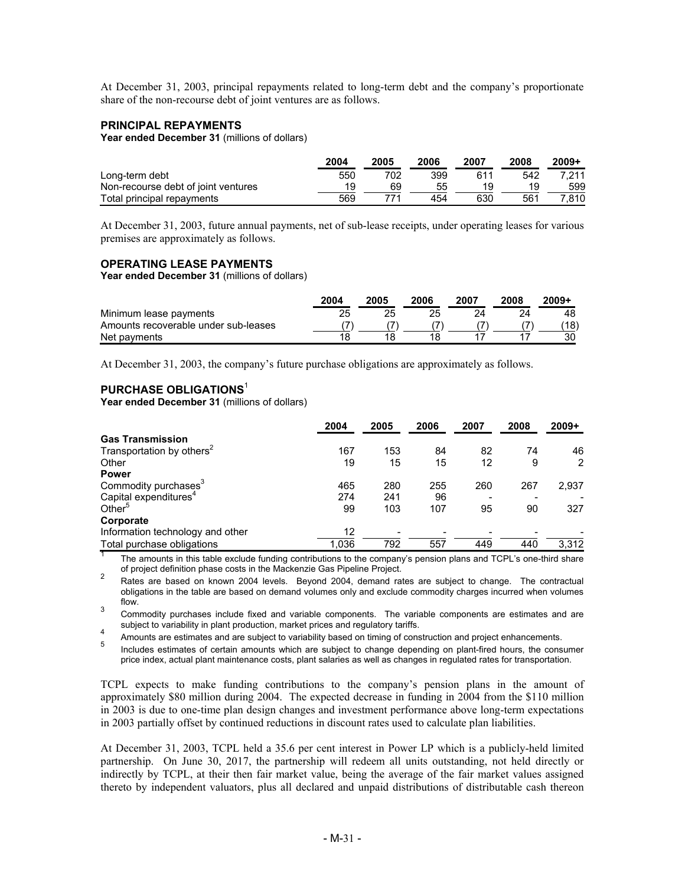At December 31, 2003, principal repayments related to long-term debt and the company's proportionate share of the non-recourse debt of joint ventures are as follows.

### PRINCIPAL REPAYMENTS

**Year ended December 31** (millions of dollars)

| | 2004 | 2005 | 2006 | 2007 | 2008 | 2009+ |
|---|---|---|---|---|---|---|
| Long-term debt | 550 | 702 | 399 | 611 | 542 | 7,211 |
| Non-recourse debt of joint ventures | 19 | 69 | 55 | 19 | 19 | 599 |
| Total principal repayments | 569 | 771 | 454 | 630 | 561 | 7,810 |

At December 31, 2003, future annual payments, net of sub-lease receipts, under operating leases for various premises are approximately as follows.

### OPERATING LEASE PAYMENTS

**Year ended December 31** (millions of dollars)

| | 2004 | 2005 | 2006 | 2007 | 2008 | 2009+ |
|---|---|---|---|---|---|---|
| Minimum lease payments | 25 | 25 | 25 | 24 | 24 | 48 |
| Amounts recoverable under sub-leases | (7) | (7) | (7) | (7) | (7) | (18) |
| Net payments | 18 | 18 | 18 | 17 | 17 | 30 |

At December 31, 2003, the company's future purchase obligations are approximately as follows.

### PURCHASE OBLIGATIONS[1]

**Year ended December 31** (millions of dollars)

| | 2004 | 2005 | 2006 | 2007 | 2008 | 2009+ |
|---|---|---|---|---|---|---|
| **Gas Transmission** | | | | | | |
| Transportation by others[2] | 167 | 153 | 84 | 82 | 74 | 46 |
| Other | 19 | 15 | 15 | 12 | 9 | 2 |
| **Power** | | | | | | |
| Commodity purchases[3] | 465 | 280 | 255 | 260 | 267 | 2,937 |
| Capital expenditures[4] | 274 | 241 | 96 | - | - | - |
| Other[5] | 99 | 103 | 107 | 95 | 90 | 327 |
| **Corporate** | | | | | | |
| Information technology and other | 12 | - | - | - | - | - |
| Total purchase obligations | 1,036 | 792 | 557 | 449 | 440 | 3,312 |

[1] The amounts in this table exclude funding contributions to the company's pension plans and TCPL's one-third share of project definition phase costs in the Mackenzie Gas Pipeline Project.

[2] Rates are based on known 2004 levels. Beyond 2004, demand rates are subject to change. The contractual obligations in the table are based on demand volumes only and exclude commodity charges incurred when volumes flow.

[3] Commodity purchases include fixed and variable components. The variable components are estimates and are subject to variability in plant production, market prices and regulatory tariffs.

[4] Amounts are estimates and are subject to variability based on timing of construction and project enhancements.

[5] Includes estimates of certain amounts which are subject to change depending on plant-fired hours, the consumer price index, actual plant maintenance costs, plant salaries as well as changes in regulated rates for transportation.

TCPL expects to make funding contributions to the company's pension plans in the amount of approximately $80 million during 2004. The expected decrease in funding in 2004 from the $110 million in 2003 is due to one-time plan design changes and investment performance above long-term expectations in 2003 partially offset by continued reductions in discount rates used to calculate plan liabilities.

At December 31, 2003, TCPL held a 35.6 per cent interest in Power LP which is a publicly-held limited partnership. On June 30, 2017, the partnership will redeem all units outstanding, not held directly or indirectly by TCPL, at their then fair market value, being the average of the fair market values assigned thereto by independent valuators, plus all declared and unpaid distributions of distributable cash thereon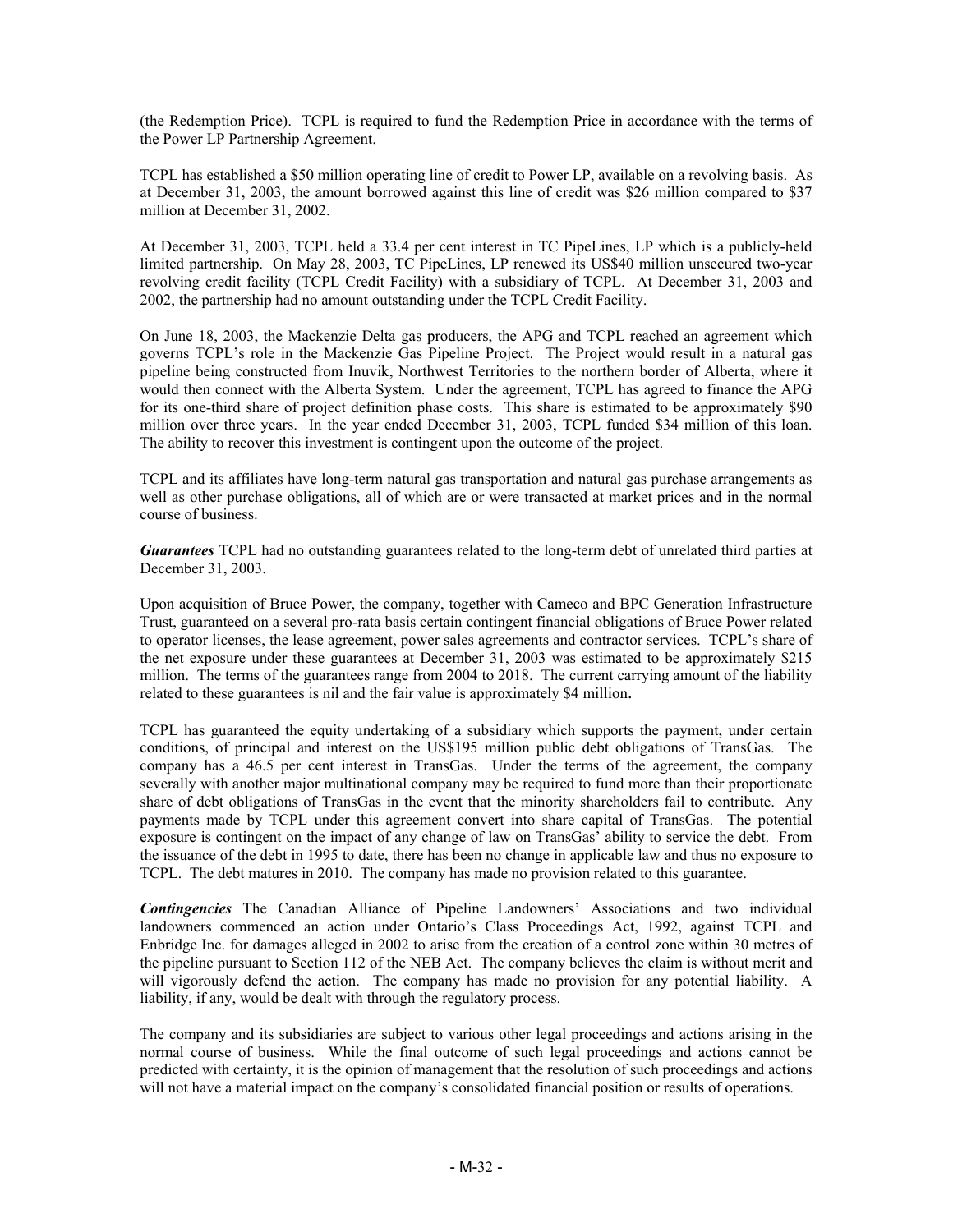(the Redemption Price). TCPL is required to fund the Redemption Price in accordance with the terms of the Power LP Partnership Agreement.

TCPL has established a $50 million operating line of credit to Power LP, available on a revolving basis. As at December 31, 2003, the amount borrowed against this line of credit was $26 million compared to $37 million at December 31, 2002.

At December 31, 2003, TCPL held a 33.4 per cent interest in TC PipeLines, LP which is a publicly-held limited partnership. On May 28, 2003, TC PipeLines, LP renewed its US$40 million unsecured two-year revolving credit facility (TCPL Credit Facility) with a subsidiary of TCPL. At December 31, 2003 and 2002, the partnership had no amount outstanding under the TCPL Credit Facility.

On June 18, 2003, the Mackenzie Delta gas producers, the APG and TCPL reached an agreement which governs TCPL's role in the Mackenzie Gas Pipeline Project. The Project would result in a natural gas pipeline being constructed from Inuvik, Northwest Territories to the northern border of Alberta, where it would then connect with the Alberta System. Under the agreement, TCPL has agreed to finance the APG for its one-third share of project definition phase costs. This share is estimated to be approximately $90 million over three years. In the year ended December 31, 2003, TCPL funded $34 million of this loan. The ability to recover this investment is contingent upon the outcome of the project.

TCPL and its affiliates have long-term natural gas transportation and natural gas purchase arrangements as well as other purchase obligations, all of which are or were transacted at market prices and in the normal course of business.

***Guarantees*** TCPL had no outstanding guarantees related to the long-term debt of unrelated third parties at December 31, 2003.

Upon acquisition of Bruce Power, the company, together with Cameco and BPC Generation Infrastructure Trust, guaranteed on a several pro-rata basis certain contingent financial obligations of Bruce Power related to operator licenses, the lease agreement, power sales agreements and contractor services. TCPL's share of the net exposure under these guarantees at December 31, 2003 was estimated to be approximately $215 million. The terms of the guarantees range from 2004 to 2018. The current carrying amount of the liability related to these guarantees is nil and the fair value is approximately $4 million.

TCPL has guaranteed the equity undertaking of a subsidiary which supports the payment, under certain conditions, of principal and interest on the US$195 million public debt obligations of TransGas. The company has a 46.5 per cent interest in TransGas. Under the terms of the agreement, the company severally with another major multinational company may be required to fund more than their proportionate share of debt obligations of TransGas in the event that the minority shareholders fail to contribute. Any payments made by TCPL under this agreement convert into share capital of TransGas. The potential exposure is contingent on the impact of any change of law on TransGas' ability to service the debt. From the issuance of the debt in 1995 to date, there has been no change in applicable law and thus no exposure to TCPL. The debt matures in 2010. The company has made no provision related to this guarantee.

***Contingencies*** The Canadian Alliance of Pipeline Landowners' Associations and two individual landowners commenced an action under Ontario's Class Proceedings Act, 1992, against TCPL and Enbridge Inc. for damages alleged in 2002 to arise from the creation of a control zone within 30 metres of the pipeline pursuant to Section 112 of the NEB Act. The company believes the claim is without merit and will vigorously defend the action. The company has made no provision for any potential liability. A liability, if any, would be dealt with through the regulatory process.

The company and its subsidiaries are subject to various other legal proceedings and actions arising in the normal course of business. While the final outcome of such legal proceedings and actions cannot be predicted with certainty, it is the opinion of management that the resolution of such proceedings and actions will not have a material impact on the company's consolidated financial position or results of operations.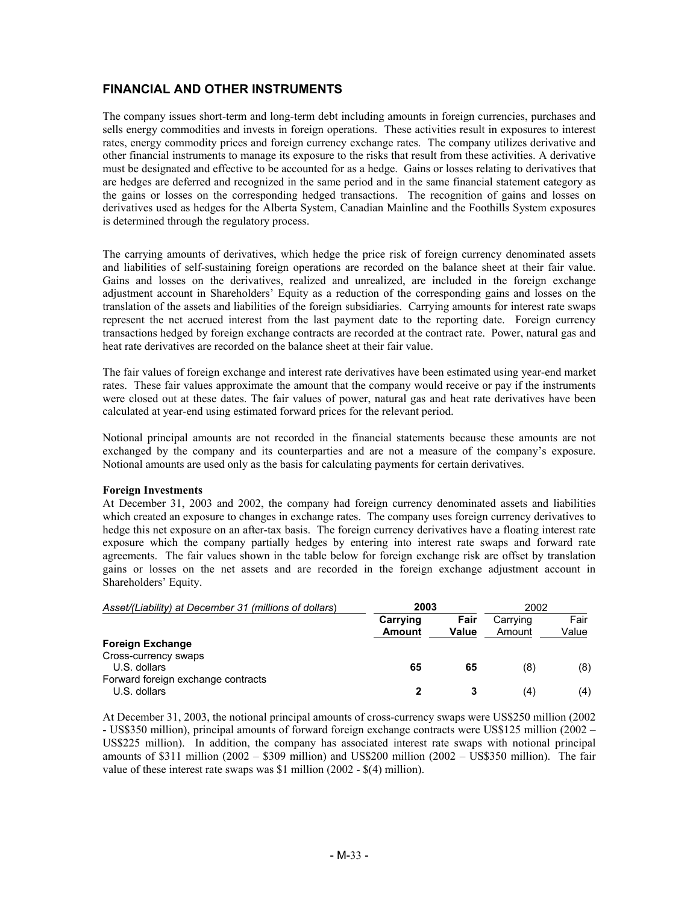## FINANCIAL AND OTHER INSTRUMENTS

The company issues short-term and long-term debt including amounts in foreign currencies, purchases and sells energy commodities and invests in foreign operations. These activities result in exposures to interest rates, energy commodity prices and foreign currency exchange rates. The company utilizes derivative and other financial instruments to manage its exposure to the risks that result from these activities. A derivative must be designated and effective to be accounted for as a hedge. Gains or losses relating to derivatives that are hedges are deferred and recognized in the same period and in the same financial statement category as the gains or losses on the corresponding hedged transactions. The recognition of gains and losses on derivatives used as hedges for the Alberta System, Canadian Mainline and the Foothills System exposures is determined through the regulatory process.

The carrying amounts of derivatives, which hedge the price risk of foreign currency denominated assets and liabilities of self-sustaining foreign operations are recorded on the balance sheet at their fair value. Gains and losses on the derivatives, realized and unrealized, are included in the foreign exchange adjustment account in Shareholders' Equity as a reduction of the corresponding gains and losses on the translation of the assets and liabilities of the foreign subsidiaries. Carrying amounts for interest rate swaps represent the net accrued interest from the last payment date to the reporting date. Foreign currency transactions hedged by foreign exchange contracts are recorded at the contract rate. Power, natural gas and heat rate derivatives are recorded on the balance sheet at their fair value.

The fair values of foreign exchange and interest rate derivatives have been estimated using year-end market rates. These fair values approximate the amount that the company would receive or pay if the instruments were closed out at these dates. The fair values of power, natural gas and heat rate derivatives have been calculated at year-end using estimated forward prices for the relevant period.

Notional principal amounts are not recorded in the financial statements because these amounts are not exchanged by the company and its counterparties and are not a measure of the company's exposure. Notional amounts are used only as the basis for calculating payments for certain derivatives.

**Foreign Investments**

At December 31, 2003 and 2002, the company had foreign currency denominated assets and liabilities which created an exposure to changes in exchange rates. The company uses foreign currency derivatives to hedge this net exposure on an after-tax basis. The foreign currency derivatives have a floating interest rate exposure which the company partially hedges by entering into interest rate swaps and forward rate agreements. The fair values shown in the table below for foreign exchange risk are offset by translation gains or losses on the net assets and are recorded in the foreign exchange adjustment account in Shareholders' Equity.

| *Asset/(Liability) at December 31 (millions of dollars)* | **2003** | | 2002 | |
|---|---|---|---|---|
| | **Carrying Amount** | **Fair Value** | Carrying Amount | Fair Value |
| **Foreign Exchange** | | | | |
| Cross-currency swaps | | | | |
| U.S. dollars | **65** | **65** | (8) | (8) |
| Forward foreign exchange contracts | | | | |
| U.S. dollars | **2** | **3** | (4) | (4) |

At December 31, 2003, the notional principal amounts of cross-currency swaps were US$250 million (2002 - US$350 million), principal amounts of forward foreign exchange contracts were US$125 million (2002 – US$225 million). In addition, the company has associated interest rate swaps with notional principal amounts of $311 million (2002 – $309 million) and US$200 million (2002 – US$350 million). The fair value of these interest rate swaps was $1 million (2002 - $(4) million).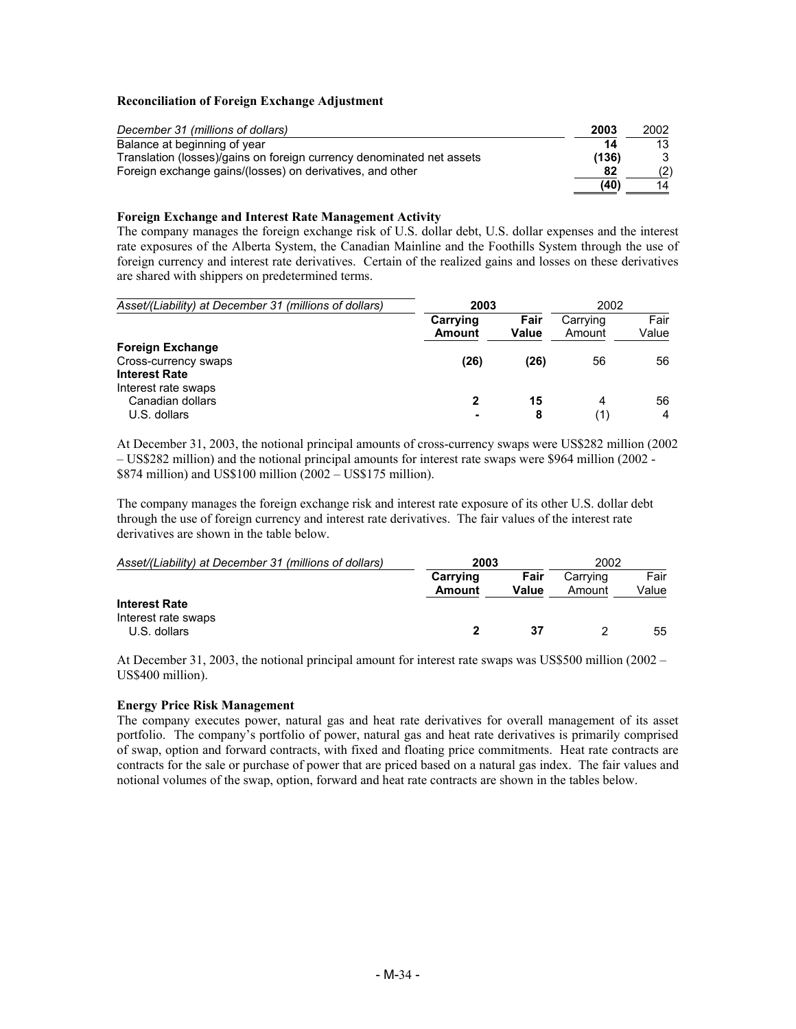**Reconciliation of Foreign Exchange Adjustment**

| *December 31 (millions of dollars)* | **2003** | 2002 |
|---|---|---|
| Balance at beginning of year | **14** | 13 |
| Translation (losses)/gains on foreign currency denominated net assets | **(136)** | 3 |
| Foreign exchange gains/(losses) on derivatives, and other | **82** | (2) |
| | **(40)** | 14 |

**Foreign Exchange and Interest Rate Management Activity**

The company manages the foreign exchange risk of U.S. dollar debt, U.S. dollar expenses and the interest rate exposures of the Alberta System, the Canadian Mainline and the Foothills System through the use of foreign currency and interest rate derivatives. Certain of the realized gains and losses on these derivatives are shared with shippers on predetermined terms.

| *Asset/(Liability) at December 31 (millions of dollars)* | **2003** | | 2002 | |
|---|---|---|---|---|
| | **Carrying Amount** | **Fair Value** | Carrying Amount | Fair Value |
| **Foreign Exchange** | | | | |
| Cross-currency swaps | **(26)** | **(26)** | 56 | 56 |
| **Interest Rate** | | | | |
| Interest rate swaps | | | | |
| Canadian dollars | **2** | **15** | 4 | 56 |
| U.S. dollars | **-** | **8** | (1) | 4 |

At December 31, 2003, the notional principal amounts of cross-currency swaps were US$282 million (2002 – US$282 million) and the notional principal amounts for interest rate swaps were $964 million (2002 - $874 million) and US$100 million (2002 – US$175 million).

The company manages the foreign exchange risk and interest rate exposure of its other U.S. dollar debt through the use of foreign currency and interest rate derivatives. The fair values of the interest rate derivatives are shown in the table below.

| *Asset/(Liability) at December 31 (millions of dollars)* | **2003** | | 2002 | |
|---|---|---|---|---|
| | **Carrying Amount** | **Fair Value** | Carrying Amount | Fair Value |
| **Interest Rate** | | | | |
| Interest rate swaps | | | | |
| U.S. dollars | **2** | **37** | 2 | 55 |

At December 31, 2003, the notional principal amount for interest rate swaps was US$500 million (2002 – US$400 million).

**Energy Price Risk Management**

The company executes power, natural gas and heat rate derivatives for overall management of its asset portfolio. The company's portfolio of power, natural gas and heat rate derivatives is primarily comprised of swap, option and forward contracts, with fixed and floating price commitments. Heat rate contracts are contracts for the sale or purchase of power that are priced based on a natural gas index. The fair values and notional volumes of the swap, option, forward and heat rate contracts are shown in the tables below.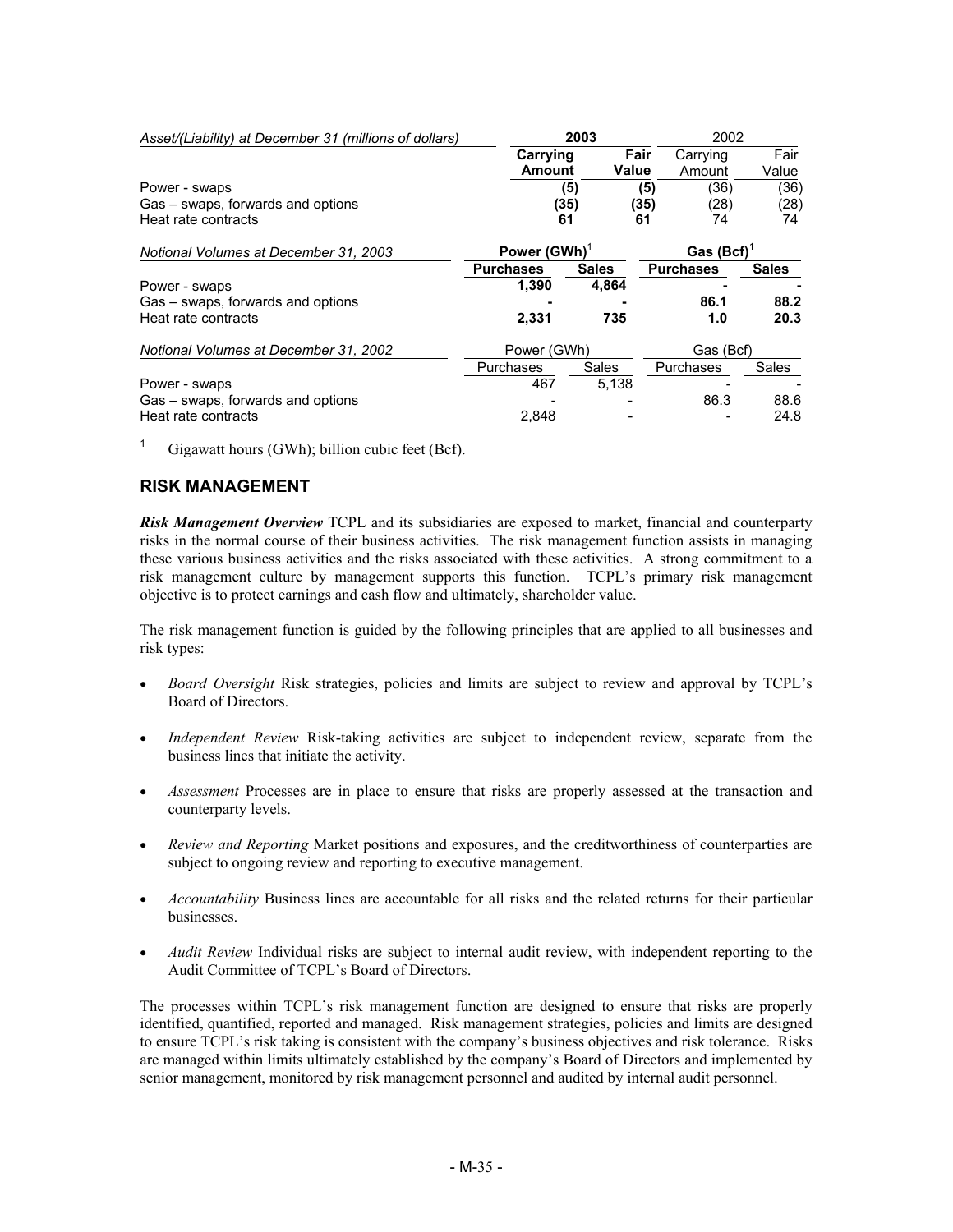| *Asset/(Liability) at December 31 (millions of dollars)* | **2003** | | 2002 | |
|---|---|---|---|---|
| | **Carrying Amount** | **Fair Value** | Carrying Amount | Fair Value |
| Power - swaps | **(5)** | **(5)** | (36) | (36) |
| Gas – swaps, forwards and options | **(35)** | **(35)** | (28) | (28) |
| Heat rate contracts | **61** | **61** | 74 | 74 |

| *Notional Volumes at December 31, 2003* | **Power (GWh)**[1] | | **Gas (Bcf)**[1] | |
|---|---|---|---|---|
| | **Purchases** | **Sales** | **Purchases** | **Sales** |
| Power - swaps | **1,390** | **4,864** | **-** | **-** |
| Gas – swaps, forwards and options | **-** | **-** | **86.1** | **88.2** |
| Heat rate contracts | **2,331** | **735** | **1.0** | **20.3** |

| *Notional Volumes at December 31, 2002* | Power (GWh) | | Gas (Bcf) | |
|---|---|---|---|---|
| | Purchases | Sales | Purchases | Sales |
| Power - swaps | 467 | 5,138 | - | - |
| Gas – swaps, forwards and options | - | - | 86.3 | 88.6 |
| Heat rate contracts | 2,848 | - | - | 24.8 |

[1] Gigawatt hours (GWh); billion cubic feet (Bcf).

## RISK MANAGEMENT

***Risk Management Overview*** TCPL and its subsidiaries are exposed to market, financial and counterparty risks in the normal course of their business activities. The risk management function assists in managing these various business activities and the risks associated with these activities. A strong commitment to a risk management culture by management supports this function. TCPL's primary risk management objective is to protect earnings and cash flow and ultimately, shareholder value.

The risk management function is guided by the following principles that are applied to all businesses and risk types:

- *Board Oversight* Risk strategies, policies and limits are subject to review and approval by TCPL's Board of Directors.
- *Independent Review* Risk-taking activities are subject to independent review, separate from the business lines that initiate the activity.
- *Assessment* Processes are in place to ensure that risks are properly assessed at the transaction and counterparty levels.
- *Review and Reporting* Market positions and exposures, and the creditworthiness of counterparties are subject to ongoing review and reporting to executive management.
- *Accountability* Business lines are accountable for all risks and the related returns for their particular businesses.
- *Audit Review* Individual risks are subject to internal audit review, with independent reporting to the Audit Committee of TCPL's Board of Directors.

The processes within TCPL's risk management function are designed to ensure that risks are properly identified, quantified, reported and managed. Risk management strategies, policies and limits are designed to ensure TCPL's risk taking is consistent with the company's business objectives and risk tolerance. Risks are managed within limits ultimately established by the company's Board of Directors and implemented by senior management, monitored by risk management personnel and audited by internal audit personnel.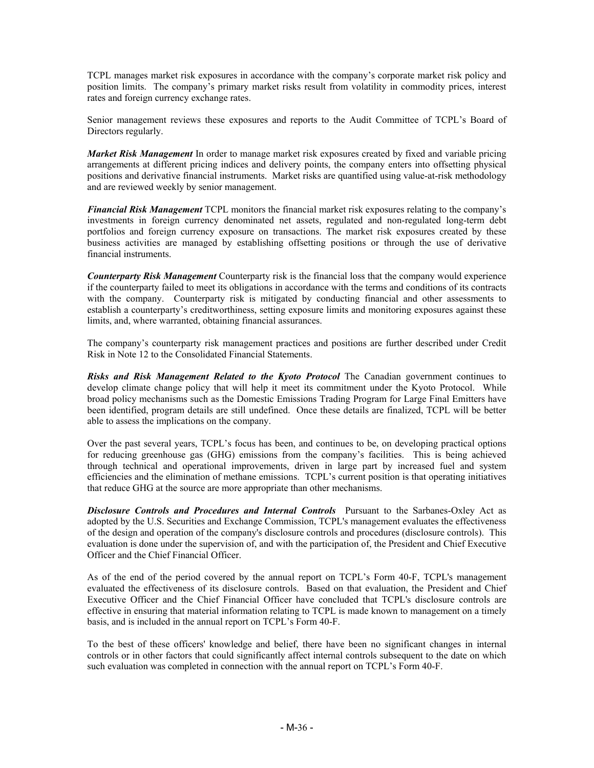TCPL manages market risk exposures in accordance with the company's corporate market risk policy and position limits. The company's primary market risks result from volatility in commodity prices, interest rates and foreign currency exchange rates.

Senior management reviews these exposures and reports to the Audit Committee of TCPL's Board of Directors regularly.

***Market Risk Management*** In order to manage market risk exposures created by fixed and variable pricing arrangements at different pricing indices and delivery points, the company enters into offsetting physical positions and derivative financial instruments. Market risks are quantified using value-at-risk methodology and are reviewed weekly by senior management.

***Financial Risk Management*** TCPL monitors the financial market risk exposures relating to the company's investments in foreign currency denominated net assets, regulated and non-regulated long-term debt portfolios and foreign currency exposure on transactions. The market risk exposures created by these business activities are managed by establishing offsetting positions or through the use of derivative financial instruments.

***Counterparty Risk Management*** Counterparty risk is the financial loss that the company would experience if the counterparty failed to meet its obligations in accordance with the terms and conditions of its contracts with the company. Counterparty risk is mitigated by conducting financial and other assessments to establish a counterparty's creditworthiness, setting exposure limits and monitoring exposures against these limits, and, where warranted, obtaining financial assurances.

The company's counterparty risk management practices and positions are further described under Credit Risk in Note 12 to the Consolidated Financial Statements.

***Risks and Risk Management Related to the Kyoto Protocol*** The Canadian government continues to develop climate change policy that will help it meet its commitment under the Kyoto Protocol. While broad policy mechanisms such as the Domestic Emissions Trading Program for Large Final Emitters have been identified, program details are still undefined. Once these details are finalized, TCPL will be better able to assess the implications on the company.

Over the past several years, TCPL's focus has been, and continues to be, on developing practical options for reducing greenhouse gas (GHG) emissions from the company's facilities. This is being achieved through technical and operational improvements, driven in large part by increased fuel and system efficiencies and the elimination of methane emissions. TCPL's current position is that operating initiatives that reduce GHG at the source are more appropriate than other mechanisms.

***Disclosure Controls and Procedures and Internal Controls*** Pursuant to the Sarbanes-Oxley Act as adopted by the U.S. Securities and Exchange Commission, TCPL's management evaluates the effectiveness of the design and operation of the company's disclosure controls and procedures (disclosure controls). This evaluation is done under the supervision of, and with the participation of, the President and Chief Executive Officer and the Chief Financial Officer.

As of the end of the period covered by the annual report on TCPL's Form 40-F, TCPL's management evaluated the effectiveness of its disclosure controls. Based on that evaluation, the President and Chief Executive Officer and the Chief Financial Officer have concluded that TCPL's disclosure controls are effective in ensuring that material information relating to TCPL is made known to management on a timely basis, and is included in the annual report on TCPL's Form 40-F.

To the best of these officers' knowledge and belief, there have been no significant changes in internal controls or in other factors that could significantly affect internal controls subsequent to the date on which such evaluation was completed in connection with the annual report on TCPL's Form 40-F.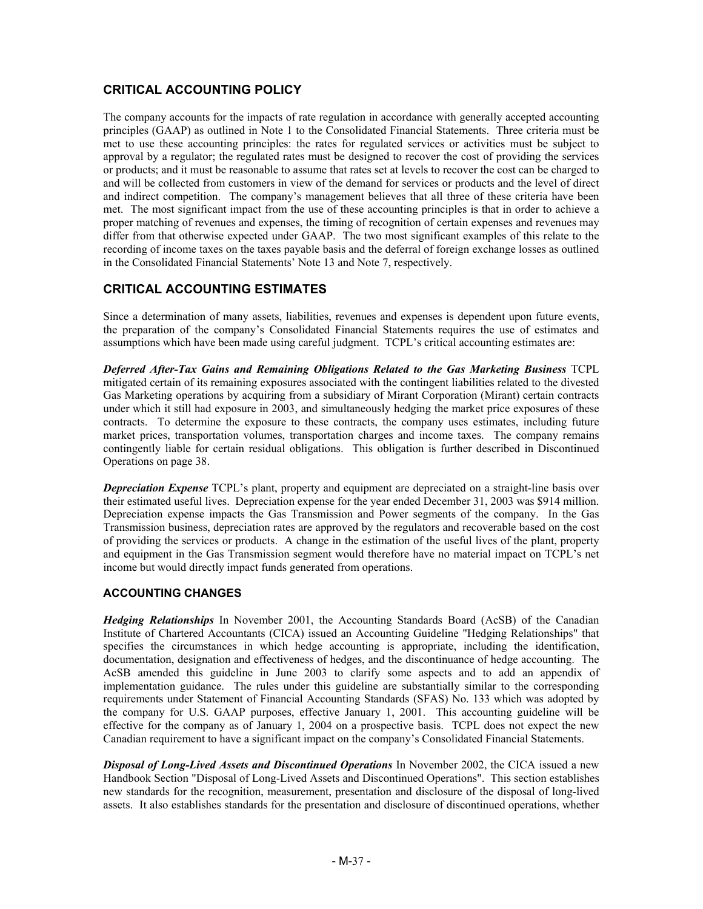## CRITICAL ACCOUNTING POLICY

The company accounts for the impacts of rate regulation in accordance with generally accepted accounting principles (GAAP) as outlined in Note 1 to the Consolidated Financial Statements. Three criteria must be met to use these accounting principles: the rates for regulated services or activities must be subject to approval by a regulator; the regulated rates must be designed to recover the cost of providing the services or products; and it must be reasonable to assume that rates set at levels to recover the cost can be charged to and will be collected from customers in view of the demand for services or products and the level of direct and indirect competition. The company's management believes that all three of these criteria have been met. The most significant impact from the use of these accounting principles is that in order to achieve a proper matching of revenues and expenses, the timing of recognition of certain expenses and revenues may differ from that otherwise expected under GAAP. The two most significant examples of this relate to the recording of income taxes on the taxes payable basis and the deferral of foreign exchange losses as outlined in the Consolidated Financial Statements' Note 13 and Note 7, respectively.

## CRITICAL ACCOUNTING ESTIMATES

Since a determination of many assets, liabilities, revenues and expenses is dependent upon future events, the preparation of the company's Consolidated Financial Statements requires the use of estimates and assumptions which have been made using careful judgment. TCPL's critical accounting estimates are:

***Deferred After-Tax Gains and Remaining Obligations Related to the Gas Marketing Business*** TCPL mitigated certain of its remaining exposures associated with the contingent liabilities related to the divested Gas Marketing operations by acquiring from a subsidiary of Mirant Corporation (Mirant) certain contracts under which it still had exposure in 2003, and simultaneously hedging the market price exposures of these contracts. To determine the exposure to these contracts, the company uses estimates, including future market prices, transportation volumes, transportation charges and income taxes. The company remains contingently liable for certain residual obligations. This obligation is further described in Discontinued Operations on page 38.

***Depreciation Expense*** TCPL's plant, property and equipment are depreciated on a straight-line basis over their estimated useful lives. Depreciation expense for the year ended December 31, 2003 was $914 million. Depreciation expense impacts the Gas Transmission and Power segments of the company. In the Gas Transmission business, depreciation rates are approved by the regulators and recoverable based on the cost of providing the services or products. A change in the estimation of the useful lives of the plant, property and equipment in the Gas Transmission segment would therefore have no material impact on TCPL's net income but would directly impact funds generated from operations.

### ACCOUNTING CHANGES

***Hedging Relationships*** In November 2001, the Accounting Standards Board (AcSB) of the Canadian Institute of Chartered Accountants (CICA) issued an Accounting Guideline "Hedging Relationships" that specifies the circumstances in which hedge accounting is appropriate, including the identification, documentation, designation and effectiveness of hedges, and the discontinuance of hedge accounting. The AcSB amended this guideline in June 2003 to clarify some aspects and to add an appendix of implementation guidance. The rules under this guideline are substantially similar to the corresponding requirements under Statement of Financial Accounting Standards (SFAS) No. 133 which was adopted by the company for U.S. GAAP purposes, effective January 1, 2001. This accounting guideline will be effective for the company as of January 1, 2004 on a prospective basis. TCPL does not expect the new Canadian requirement to have a significant impact on the company's Consolidated Financial Statements.

***Disposal of Long-Lived Assets and Discontinued Operations*** In November 2002, the CICA issued a new Handbook Section "Disposal of Long-Lived Assets and Discontinued Operations". This section establishes new standards for the recognition, measurement, presentation and disclosure of the disposal of long-lived assets. It also establishes standards for the presentation and disclosure of discontinued operations, whether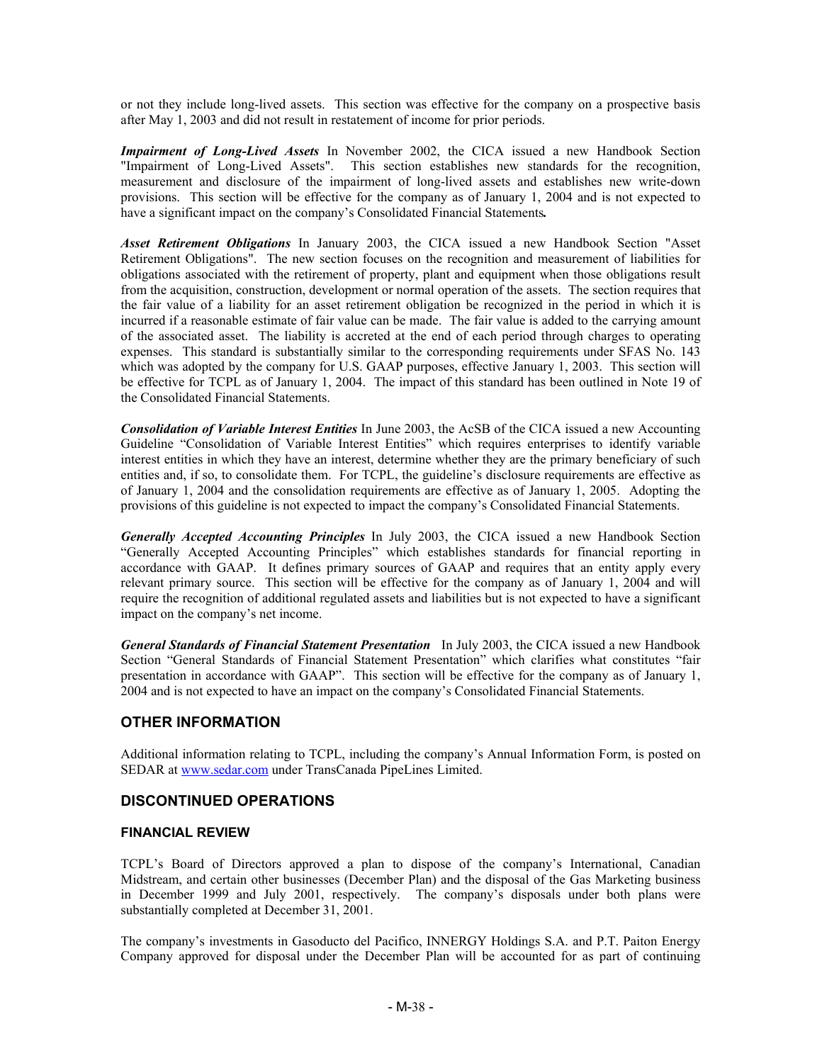or not they include long-lived assets. This section was effective for the company on a prospective basis after May 1, 2003 and did not result in restatement of income for prior periods.

***Impairment of Long-Lived Assets*** In November 2002, the CICA issued a new Handbook Section "Impairment of Long-Lived Assets". This section establishes new standards for the recognition, measurement and disclosure of the impairment of long-lived assets and establishes new write-down provisions. This section will be effective for the company as of January 1, 2004 and is not expected to have a significant impact on the company's Consolidated Financial Statements**.**

***Asset Retirement Obligations*** In January 2003, the CICA issued a new Handbook Section "Asset Retirement Obligations". The new section focuses on the recognition and measurement of liabilities for obligations associated with the retirement of property, plant and equipment when those obligations result from the acquisition, construction, development or normal operation of the assets. The section requires that the fair value of a liability for an asset retirement obligation be recognized in the period in which it is incurred if a reasonable estimate of fair value can be made. The fair value is added to the carrying amount of the associated asset. The liability is accreted at the end of each period through charges to operating expenses. This standard is substantially similar to the corresponding requirements under SFAS No. 143 which was adopted by the company for U.S. GAAP purposes, effective January 1, 2003. This section will be effective for TCPL as of January 1, 2004. The impact of this standard has been outlined in Note 19 of the Consolidated Financial Statements.

***Consolidation of Variable Interest Entities*** In June 2003, the AcSB of the CICA issued a new Accounting Guideline "Consolidation of Variable Interest Entities" which requires enterprises to identify variable interest entities in which they have an interest, determine whether they are the primary beneficiary of such entities and, if so, to consolidate them. For TCPL, the guideline's disclosure requirements are effective as of January 1, 2004 and the consolidation requirements are effective as of January 1, 2005. Adopting the provisions of this guideline is not expected to impact the company's Consolidated Financial Statements.

***Generally Accepted Accounting Principles*** In July 2003, the CICA issued a new Handbook Section "Generally Accepted Accounting Principles" which establishes standards for financial reporting in accordance with GAAP. It defines primary sources of GAAP and requires that an entity apply every relevant primary source. This section will be effective for the company as of January 1, 2004 and will require the recognition of additional regulated assets and liabilities but is not expected to have a significant impact on the company's net income.

***General Standards of Financial Statement Presentation*** In July 2003, the CICA issued a new Handbook Section "General Standards of Financial Statement Presentation" which clarifies what constitutes "fair presentation in accordance with GAAP". This section will be effective for the company as of January 1, 2004 and is not expected to have an impact on the company's Consolidated Financial Statements.

## OTHER INFORMATION

Additional information relating to TCPL, including the company's Annual Information Form, is posted on SEDAR at www.sedar.com under TransCanada PipeLines Limited.

## DISCONTINUED OPERATIONS

### FINANCIAL REVIEW

TCPL's Board of Directors approved a plan to dispose of the company's International, Canadian Midstream, and certain other businesses (December Plan) and the disposal of the Gas Marketing business in December 1999 and July 2001, respectively. The company's disposals under both plans were substantially completed at December 31, 2001.

The company's investments in Gasoducto del Pacifico, INNERGY Holdings S.A. and P.T. Paiton Energy Company approved for disposal under the December Plan will be accounted for as part of continuing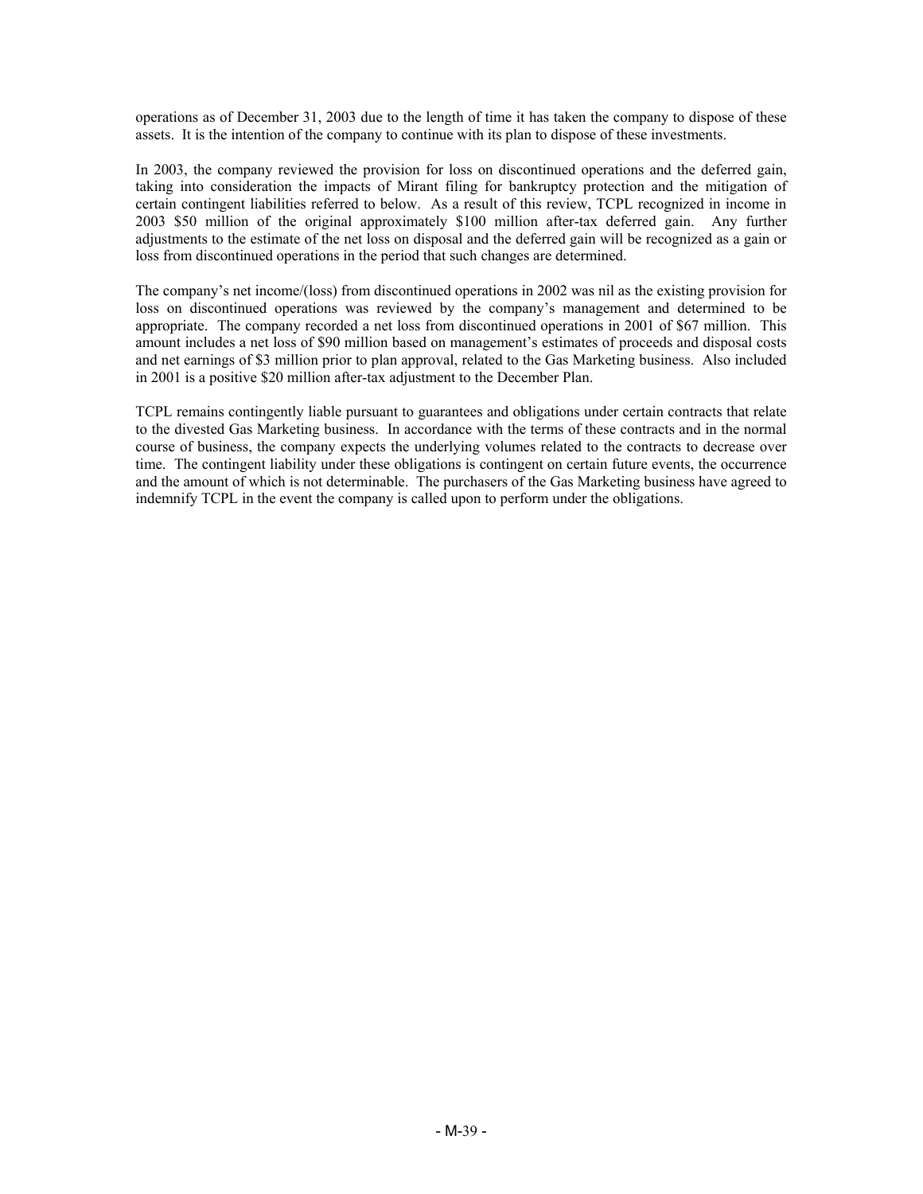operations as of December 31, 2003 due to the length of time it has taken the company to dispose of these assets. It is the intention of the company to continue with its plan to dispose of these investments.

In 2003, the company reviewed the provision for loss on discontinued operations and the deferred gain, taking into consideration the impacts of Mirant filing for bankruptcy protection and the mitigation of certain contingent liabilities referred to below. As a result of this review, TCPL recognized in income in 2003 $50 million of the original approximately $100 million after-tax deferred gain. Any further adjustments to the estimate of the net loss on disposal and the deferred gain will be recognized as a gain or loss from discontinued operations in the period that such changes are determined.

The company's net income/(loss) from discontinued operations in 2002 was nil as the existing provision for loss on discontinued operations was reviewed by the company's management and determined to be appropriate. The company recorded a net loss from discontinued operations in 2001 of $67 million. This amount includes a net loss of $90 million based on management's estimates of proceeds and disposal costs and net earnings of $3 million prior to plan approval, related to the Gas Marketing business. Also included in 2001 is a positive $20 million after-tax adjustment to the December Plan.

TCPL remains contingently liable pursuant to guarantees and obligations under certain contracts that relate to the divested Gas Marketing business. In accordance with the terms of these contracts and in the normal course of business, the company expects the underlying volumes related to the contracts to decrease over time. The contingent liability under these obligations is contingent on certain future events, the occurrence and the amount of which is not determinable. The purchasers of the Gas Marketing business have agreed to indemnify TCPL in the event the company is called upon to perform under the obligations.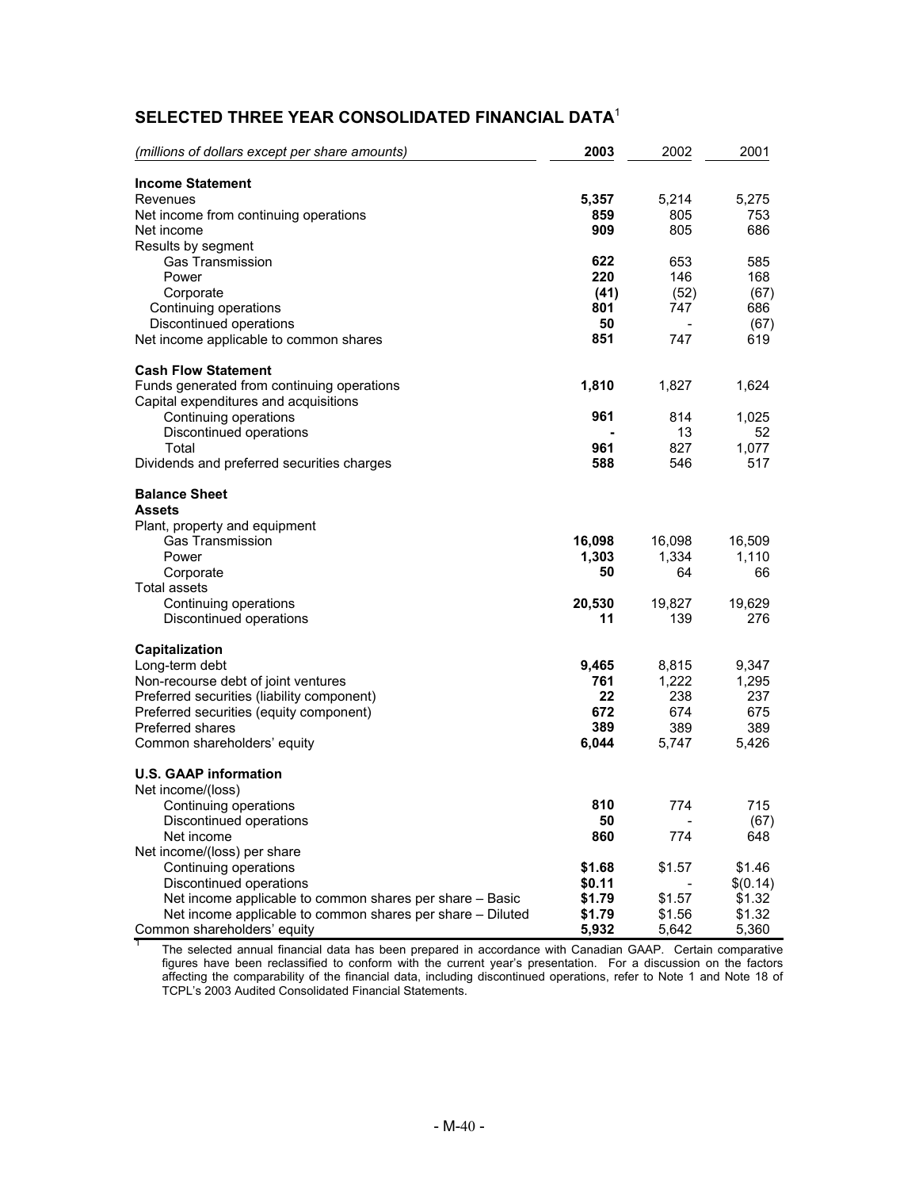## SELECTED THREE YEAR CONSOLIDATED FINANCIAL DATA[1]

| *(millions of dollars except per share amounts)* | **2003** | 2002 | 2001 |
|---|---|---|---|
| **Income Statement** | | | |
| Revenues | **5,357** | 5,214 | 5,275 |
| Net income from continuing operations | **859** | 805 | 753 |
| Net income | **909** | 805 | 686 |
| Results by segment | | | |
| Gas Transmission | **622** | 653 | 585 |
| Power | **220** | 146 | 168 |
| Corporate | **(41)** | (52) | (67) |
| Continuing operations | **801** | 747 | 686 |
| Discontinued operations | **50** | - | (67) |
| Net income applicable to common shares | **851** | 747 | 619 |
| **Cash Flow Statement** | | | |
| Funds generated from continuing operations | **1,810** | 1,827 | 1,624 |
| Capital expenditures and acquisitions | | | |
| Continuing operations | **961** | 814 | 1,025 |
| Discontinued operations | **-** | 13 | 52 |
| Total | **961** | 827 | 1,077 |
| Dividends and preferred securities charges | **588** | 546 | 517 |
| **Balance Sheet** | | | |
| **Assets** | | | |
| Plant, property and equipment | | | |
| Gas Transmission | **16,098** | 16,098 | 16,509 |
| Power | **1,303** | 1,334 | 1,110 |
| Corporate | **50** | 64 | 66 |
| Total assets | | | |
| Continuing operations | **20,530** | 19,827 | 19,629 |
| Discontinued operations | **11** | 139 | 276 |
| **Capitalization** | | | |
| Long-term debt | **9,465** | 8,815 | 9,347 |
| Non-recourse debt of joint ventures | **761** | 1,222 | 1,295 |
| Preferred securities (liability component) | **22** | 238 | 237 |
| Preferred securities (equity component) | **672** | 674 | 675 |
| Preferred shares | **389** | 389 | 389 |
| Common shareholders' equity | **6,044** | 5,747 | 5,426 |
| **U.S. GAAP information** | | | |
| Net income/(loss) | | | |
| Continuing operations | **810** | 774 | 715 |
| Discontinued operations | **50** | - | (67) |
| Net income | **860** | 774 | 648 |
| Net income/(loss) per share | | | |
| Continuing operations | **$1.68** | $1.57 | $1.46 |
| Discontinued operations | **$0.11** | - | $(0.14) |
| Net income applicable to common shares per share – Basic | **$1.79** | $1.57 | $1.32 |
| Net income applicable to common shares per share – Diluted | **$1.79** | $1.56 | $1.32 |
| Common shareholders' equity | **5,932** | 5,642 | 5,360 |

[1] The selected annual financial data has been prepared in accordance with Canadian GAAP. Certain comparative figures have been reclassified to conform with the current year's presentation. For a discussion on the factors affecting the comparability of the financial data, including discontinued operations, refer to Note 1 and Note 18 of TCPL's 2003 Audited Consolidated Financial Statements.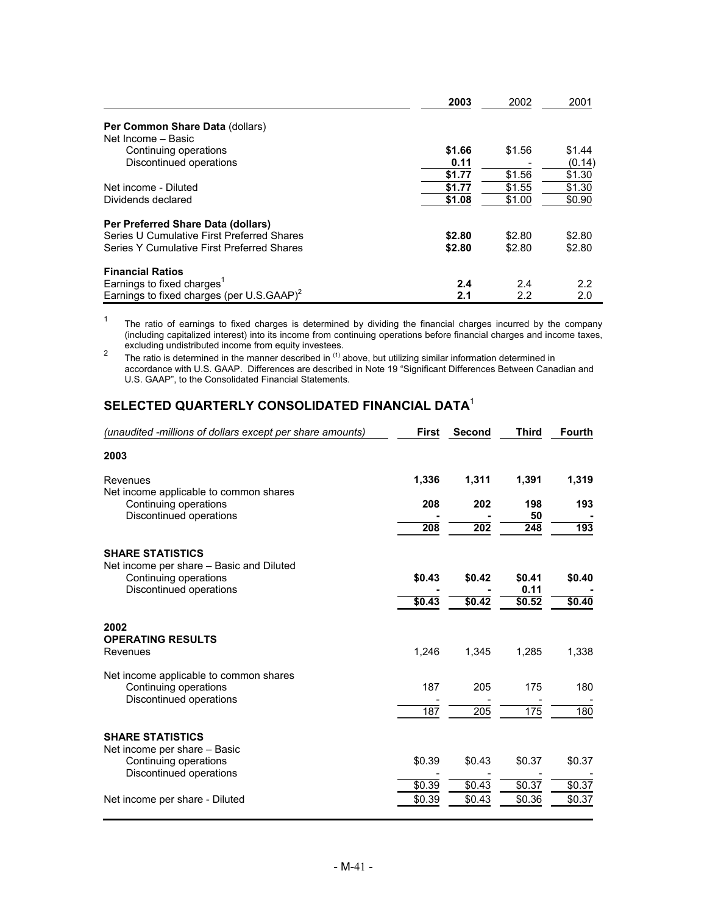| | 2003 | 2002 | 2001 |
|---|---|---|---|
| **Per Common Share Data** (dollars) | | | |
| Net Income – Basic | | | |
| Continuing operations | **$1.66** | $1.56 | $1.44 |
| Discontinued operations | **0.11** | - | (0.14) |
| | **$1.77** | $1.56 | $1.30 |
| Net income - Diluted | **$1.77** | $1.55 | $1.30 |
| Dividends declared | **$1.08** | $1.00 | $0.90 |
| **Per Preferred Share Data (dollars)** | | | |
| Series U Cumulative First Preferred Shares | **$2.80** | $2.80 | $2.80 |
| Series Y Cumulative First Preferred Shares | **$2.80** | $2.80 | $2.80 |
| **Financial Ratios** | | | |
| Earnings to fixed charges[1] | **2.4** | 2.4 | 2.2 |
| Earnings to fixed charges (per U.S.GAAP)[2] | **2.1** | 2.2 | 2.0 |

1 The ratio of earnings to fixed charges is determined by dividing the financial charges incurred by the company (including capitalized interest) into its income from continuing operations before financial charges and income taxes, excluding undistributed income from equity investees.

2 The ratio is determined in the manner described in (1) above, but utilizing similar information determined in accordance with U.S. GAAP. Differences are described in Note 19 "Significant Differences Between Canadian and U.S. GAAP", to the Consolidated Financial Statements.

## SELECTED QUARTERLY CONSOLIDATED FINANCIAL DATA[1]

| *(unaudited -millions of dollars except per share amounts)* | First | Second | Third | Fourth |
|---|---|---|---|---|
| **2003** | | | | |
| Revenues | **1,336** | **1,311** | **1,391** | **1,319** |
| Net income applicable to common shares | | | | |
| Continuing operations | **208** | **202** | **198** | **193** |
| Discontinued operations | **-** | **-** | **50** | **-** |
| | **208** | **202** | **248** | **193** |
| **SHARE STATISTICS** | | | | |
| Net income per share – Basic and Diluted | | | | |
| Continuing operations | **$0.43** | **$0.42** | **$0.41** | **$0.40** |
| Discontinued operations | **-** | **-** | **0.11** | **-** |
| | **$0.43** | **$0.42** | **$0.52** | **$0.40** |
| **2002** | | | | |
| **OPERATING RESULTS** | | | | |
| Revenues | 1,246 | 1,345 | 1,285 | 1,338 |
| Net income applicable to common shares | | | | |
| Continuing operations | 187 | 205 | 175 | 180 |
| Discontinued operations | - | - | - | - |
| | 187 | 205 | 175 | 180 |
| **SHARE STATISTICS** | | | | |
| Net income per share – Basic | | | | |
| Continuing operations | $0.39 | $0.43 | $0.37 | $0.37 |
| Discontinued operations | - | - | - | - |
| | $0.39 | $0.43 | $0.37 | $0.37 |
| Net income per share - Diluted | $0.39 | $0.43 | $0.36 | $0.37 |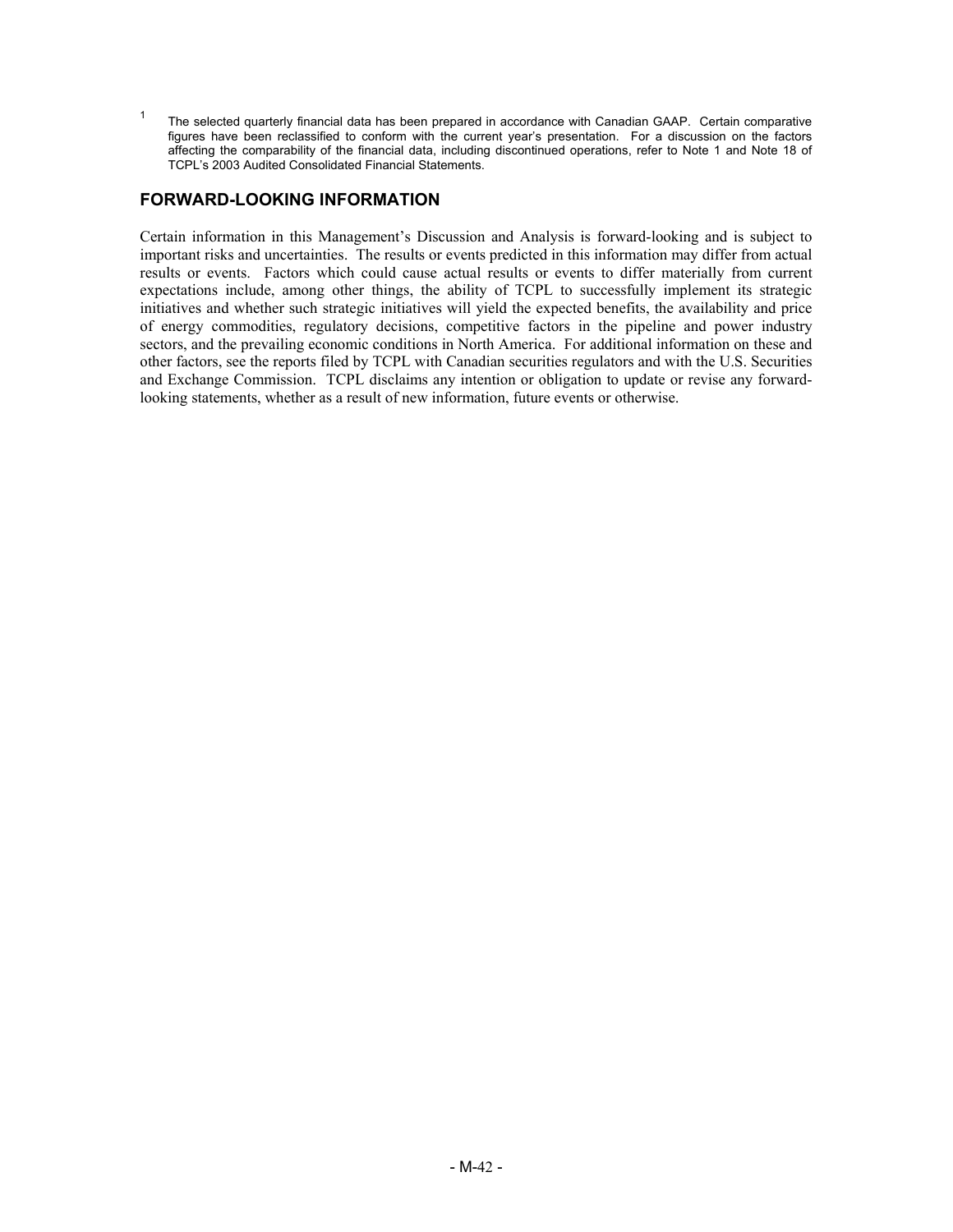[1] The selected quarterly financial data has been prepared in accordance with Canadian GAAP. Certain comparative figures have been reclassified to conform with the current year's presentation. For a discussion on the factors affecting the comparability of the financial data, including discontinued operations, refer to Note 1 and Note 18 of TCPL's 2003 Audited Consolidated Financial Statements.

## FORWARD-LOOKING INFORMATION

Certain information in this Management's Discussion and Analysis is forward-looking and is subject to important risks and uncertainties. The results or events predicted in this information may differ from actual results or events. Factors which could cause actual results or events to differ materially from current expectations include, among other things, the ability of TCPL to successfully implement its strategic initiatives and whether such strategic initiatives will yield the expected benefits, the availability and price of energy commodities, regulatory decisions, competitive factors in the pipeline and power industry sectors, and the prevailing economic conditions in North America. For additional information on these and other factors, see the reports filed by TCPL with Canadian securities regulators and with the U.S. Securities and Exchange Commission. TCPL disclaims any intention or obligation to update or revise any forward-looking statements, whether as a result of new information, future events or otherwise.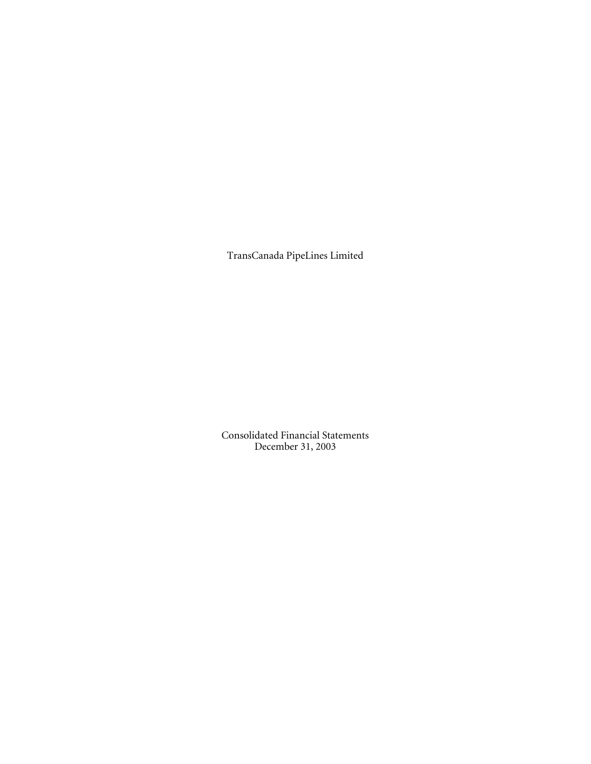TransCanada PipeLines Limited

Consolidated Financial Statements
December 31, 2003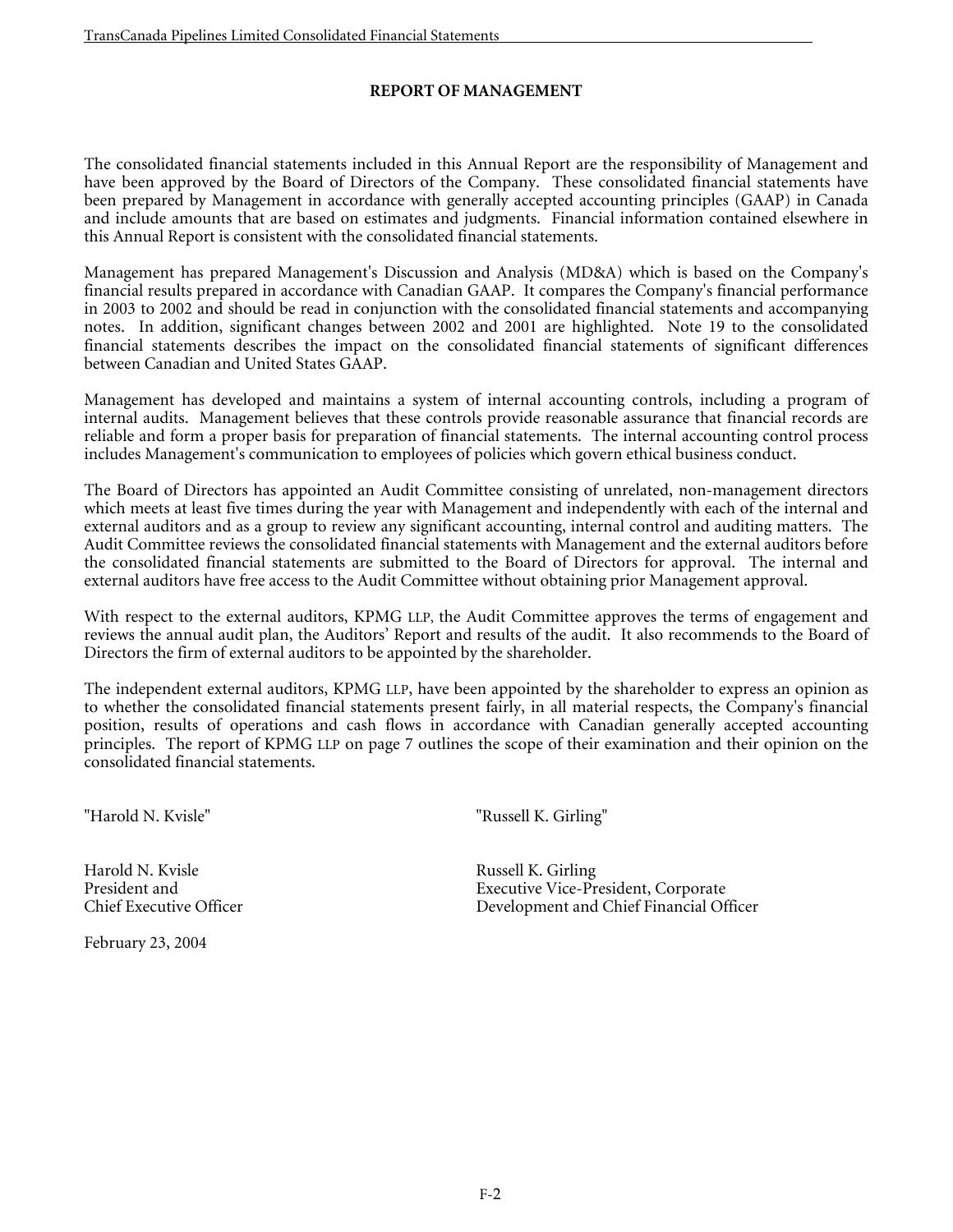## REPORT OF MANAGEMENT

The consolidated financial statements included in this Annual Report are the responsibility of Management and have been approved by the Board of Directors of the Company. These consolidated financial statements have been prepared by Management in accordance with generally accepted accounting principles (GAAP) in Canada and include amounts that are based on estimates and judgments. Financial information contained elsewhere in this Annual Report is consistent with the consolidated financial statements.

Management has prepared Management's Discussion and Analysis (MD&A) which is based on the Company's financial results prepared in accordance with Canadian GAAP. It compares the Company's financial performance in 2003 to 2002 and should be read in conjunction with the consolidated financial statements and accompanying notes. In addition, significant changes between 2002 and 2001 are highlighted. Note 19 to the consolidated financial statements describes the impact on the consolidated financial statements of significant differences between Canadian and United States GAAP.

Management has developed and maintains a system of internal accounting controls, including a program of internal audits. Management believes that these controls provide reasonable assurance that financial records are reliable and form a proper basis for preparation of financial statements. The internal accounting control process includes Management's communication to employees of policies which govern ethical business conduct.

The Board of Directors has appointed an Audit Committee consisting of unrelated, non-management directors which meets at least five times during the year with Management and independently with each of the internal and external auditors and as a group to review any significant accounting, internal control and auditing matters. The Audit Committee reviews the consolidated financial statements with Management and the external auditors before the consolidated financial statements are submitted to the Board of Directors for approval. The internal and external auditors have free access to the Audit Committee without obtaining prior Management approval.

With respect to the external auditors, KPMG LLP, the Audit Committee approves the terms of engagement and reviews the annual audit plan, the Auditors' Report and results of the audit. It also recommends to the Board of Directors the firm of external auditors to be appointed by the shareholder.

The independent external auditors, KPMG LLP, have been appointed by the shareholder to express an opinion as to whether the consolidated financial statements present fairly, in all material respects, the Company's financial position, results of operations and cash flows in accordance with Canadian generally accepted accounting principles. The report of KPMG LLP on page 7 outlines the scope of their examination and their opinion on the consolidated financial statements.

"Harold N. Kvisle"

Harold N. Kvisle
President and
Chief Executive Officer

"Russell K. Girling"

Russell K. Girling
Executive Vice-President, Corporate
Development and Chief Financial Officer

February 23, 2004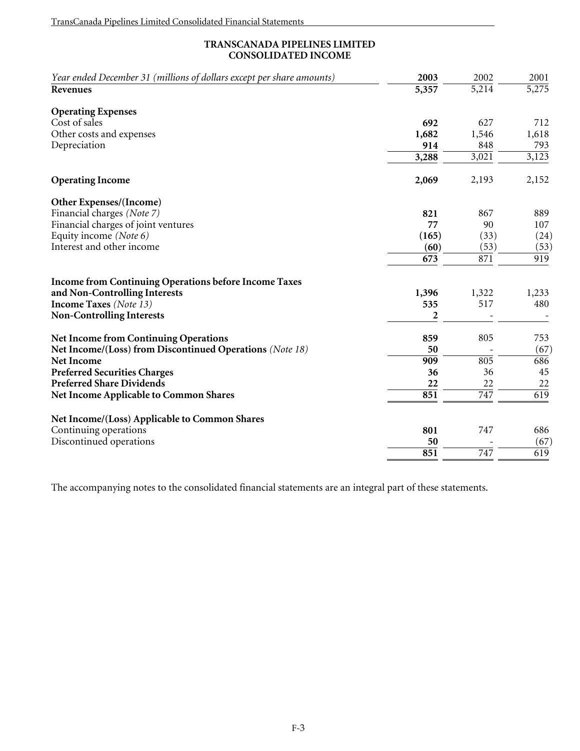# TRANSCANADA PIPELINES LIMITED
## CONSOLIDATED INCOME

| *Year ended December 31 (millions of dollars except per share amounts)* | **2003** | 2002 | 2001 |
|---|---|---|---|
| **Revenues** | **5,357** | 5,214 | 5,275 |
| | | | |
| **Operating Expenses** | | | |
| Cost of sales | **692** | 627 | 712 |
| Other costs and expenses | **1,682** | 1,546 | 1,618 |
| Depreciation | **914** | 848 | 793 |
| | **3,288** | 3,021 | 3,123 |
| | | | |
| **Operating Income** | **2,069** | 2,193 | 2,152 |
| | | | |
| **Other Expenses/(Income)** | | | |
| Financial charges *(Note 7)* | **821** | 867 | 889 |
| Financial charges of joint ventures | **77** | 90 | 107 |
| Equity income *(Note 6)* | **(165)** | (33) | (24) |
| Interest and other income | **(60)** | (53) | (53) |
| | **673** | 871 | 919 |
| | | | |
| **Income from Continuing Operations before Income Taxes and Non-Controlling Interests** | **1,396** | 1,322 | 1,233 |
| **Income Taxes** *(Note 13)* | **535** | 517 | 480 |
| **Non-Controlling Interests** | **2** | - | - |
| | | | |
| **Net Income from Continuing Operations** | **859** | 805 | 753 |
| **Net Income/(Loss) from Discontinued Operations** *(Note 18)* | **50** | - | (67) |
| **Net Income** | **909** | 805 | 686 |
| **Preferred Securities Charges** | **36** | 36 | 45 |
| **Preferred Share Dividends** | **22** | 22 | 22 |
| **Net Income Applicable to Common Shares** | **851** | 747 | 619 |
| | | | |
| **Net Income/(Loss) Applicable to Common Shares** | | | |
| Continuing operations | **801** | 747 | 686 |
| Discontinued operations | **50** | - | (67) |
| | **851** | 747 | 619 |

The accompanying notes to the consolidated financial statements are an integral part of these statements.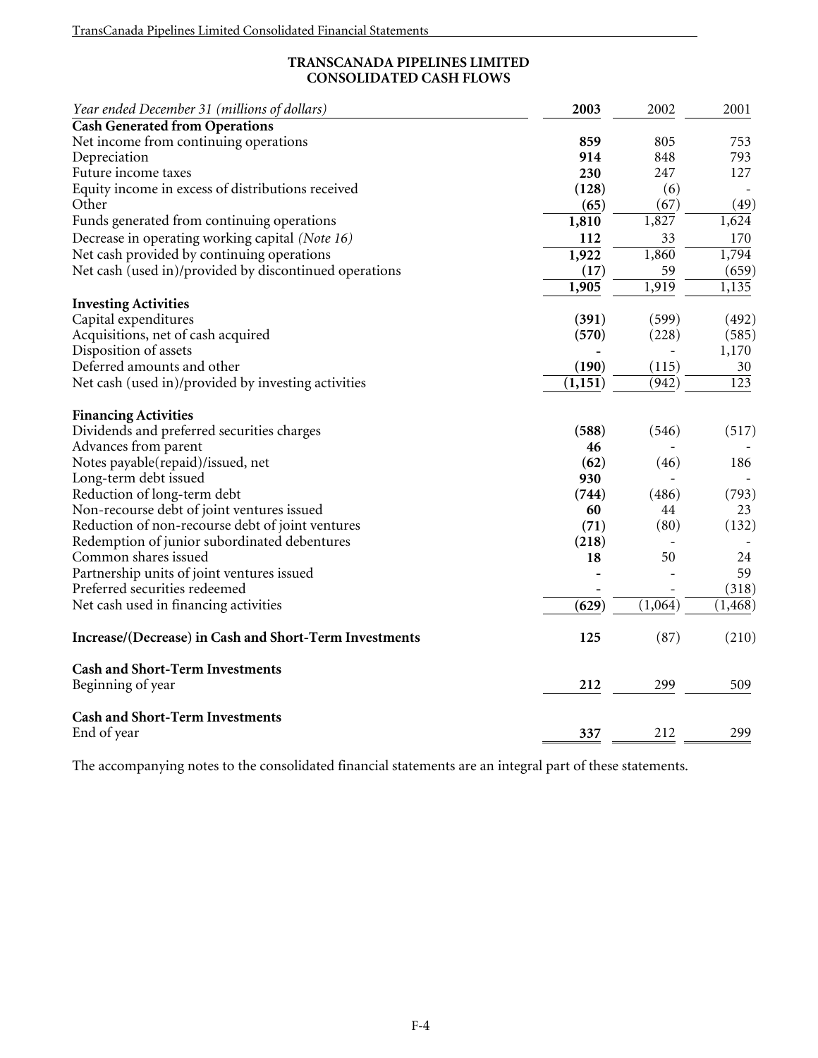# TRANSCANADA PIPELINES LIMITED
## CONSOLIDATED CASH FLOWS

| *Year ended December 31 (millions of dollars)* | **2003** | 2002 | 2001 |
|---|---|---|---|
| **Cash Generated from Operations** | | | |
| Net income from continuing operations | **859** | 805 | 753 |
| Depreciation | **914** | 848 | 793 |
| Future income taxes | **230** | 247 | 127 |
| Equity income in excess of distributions received | **(128)** | (6) | - |
| Other | **(65)** | (67) | (49) |
| Funds generated from continuing operations | **1,810** | 1,827 | 1,624 |
| Decrease in operating working capital *(Note 16)* | **112** | 33 | 170 |
| Net cash provided by continuing operations | **1,922** | 1,860 | 1,794 |
| Net cash (used in)/provided by discontinued operations | **(17)** | 59 | (659) |
| | **1,905** | 1,919 | 1,135 |
| **Investing Activities** | | | |
| Capital expenditures | **(391)** | (599) | (492) |
| Acquisitions, net of cash acquired | **(570)** | (228) | (585) |
| Disposition of assets | **-** | - | 1,170 |
| Deferred amounts and other | **(190)** | (115) | 30 |
| Net cash (used in)/provided by investing activities | **(1,151)** | (942) | 123 |
| **Financing Activities** | | | |
| Dividends and preferred securities charges | **(588)** | (546) | (517) |
| Advances from parent | **46** | - | - |
| Notes payable(repaid)/issued, net | **(62)** | (46) | 186 |
| Long-term debt issued | **930** | - | - |
| Reduction of long-term debt | **(744)** | (486) | (793) |
| Non-recourse debt of joint ventures issued | **60** | 44 | 23 |
| Reduction of non-recourse debt of joint ventures | **(71)** | (80) | (132) |
| Redemption of junior subordinated debentures | **(218)** | - | - |
| Common shares issued | **18** | 50 | 24 |
| Partnership units of joint ventures issued | **-** | - | 59 |
| Preferred securities redeemed | **-** | - | (318) |
| Net cash used in financing activities | **(629)** | (1,064) | (1,468) |
| **Increase/(Decrease) in Cash and Short-Term Investments** | **125** | (87) | (210) |
| **Cash and Short-Term Investments** | | | |
| Beginning of year | **212** | 299 | 509 |
| **Cash and Short-Term Investments** | | | |
| End of year | **337** | 212 | 299 |

The accompanying notes to the consolidated financial statements are an integral part of these statements.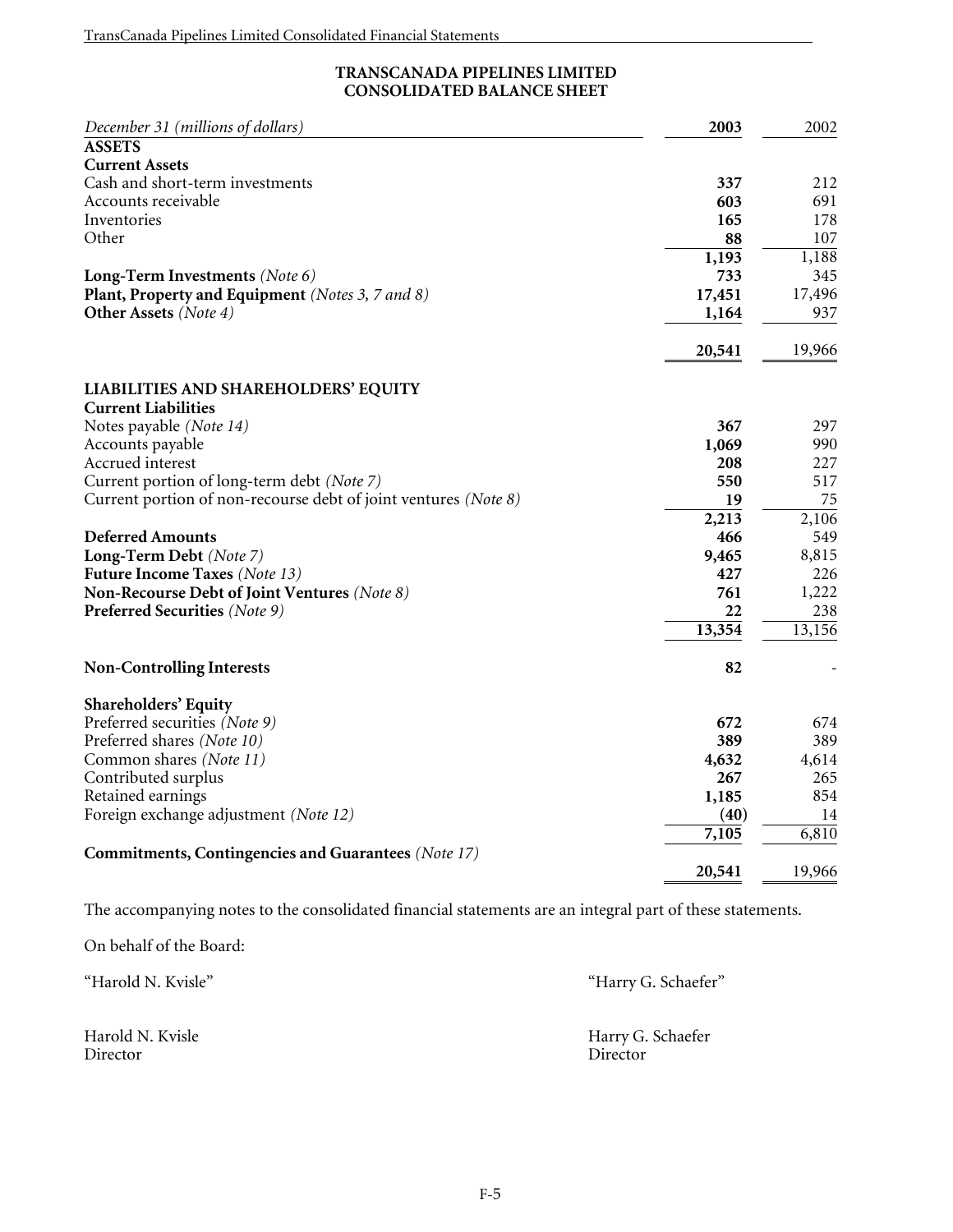## TRANSCANADA PIPELINES LIMITED
## CONSOLIDATED BALANCE SHEET

| *December 31 (millions of dollars)* | **2003** | 2002 |
|---|---|---|
| **ASSETS** | | |
| **Current Assets** | | |
| Cash and short-term investments | **337** | 212 |
| Accounts receivable | **603** | 691 |
| Inventories | **165** | 178 |
| Other | **88** | 107 |
| | **1,193** | 1,188 |
| **Long-Term Investments** *(Note 6)* | **733** | 345 |
| **Plant, Property and Equipment** *(Notes 3, 7 and 8)* | **17,451** | 17,496 |
| **Other Assets** *(Note 4)* | **1,164** | 937 |
| | **20,541** | 19,966 |
| **LIABILITIES AND SHAREHOLDERS' EQUITY** | | |
| **Current Liabilities** | | |
| Notes payable *(Note 14)* | **367** | 297 |
| Accounts payable | **1,069** | 990 |
| Accrued interest | **208** | 227 |
| Current portion of long-term debt *(Note 7)* | **550** | 517 |
| Current portion of non-recourse debt of joint ventures *(Note 8)* | **19** | 75 |
| | **2,213** | 2,106 |
| **Deferred Amounts** | **466** | 549 |
| **Long-Term Debt** *(Note 7)* | **9,465** | 8,815 |
| **Future Income Taxes** *(Note 13)* | **427** | 226 |
| **Non-Recourse Debt of Joint Ventures** *(Note 8)* | **761** | 1,222 |
| **Preferred Securities** *(Note 9)* | **22** | 238 |
| | **13,354** | 13,156 |
| **Non-Controlling Interests** | **82** | - |
| **Shareholders' Equity** | | |
| Preferred securities *(Note 9)* | **672** | 674 |
| Preferred shares *(Note 10)* | **389** | 389 |
| Common shares *(Note 11)* | **4,632** | 4,614 |
| Contributed surplus | **267** | 265 |
| Retained earnings | **1,185** | 854 |
| Foreign exchange adjustment *(Note 12)* | **(40)** | 14 |
| | **7,105** | 6,810 |
| **Commitments, Contingencies and Guarantees** *(Note 17)* | | |
| | **20,541** | 19,966 |

The accompanying notes to the consolidated financial statements are an integral part of these statements.

On behalf of the Board:

"Harold N. Kvisle" "Harry G. Schaefer"

Harold N. Kvisle
Director

Harry G. Schaefer
Director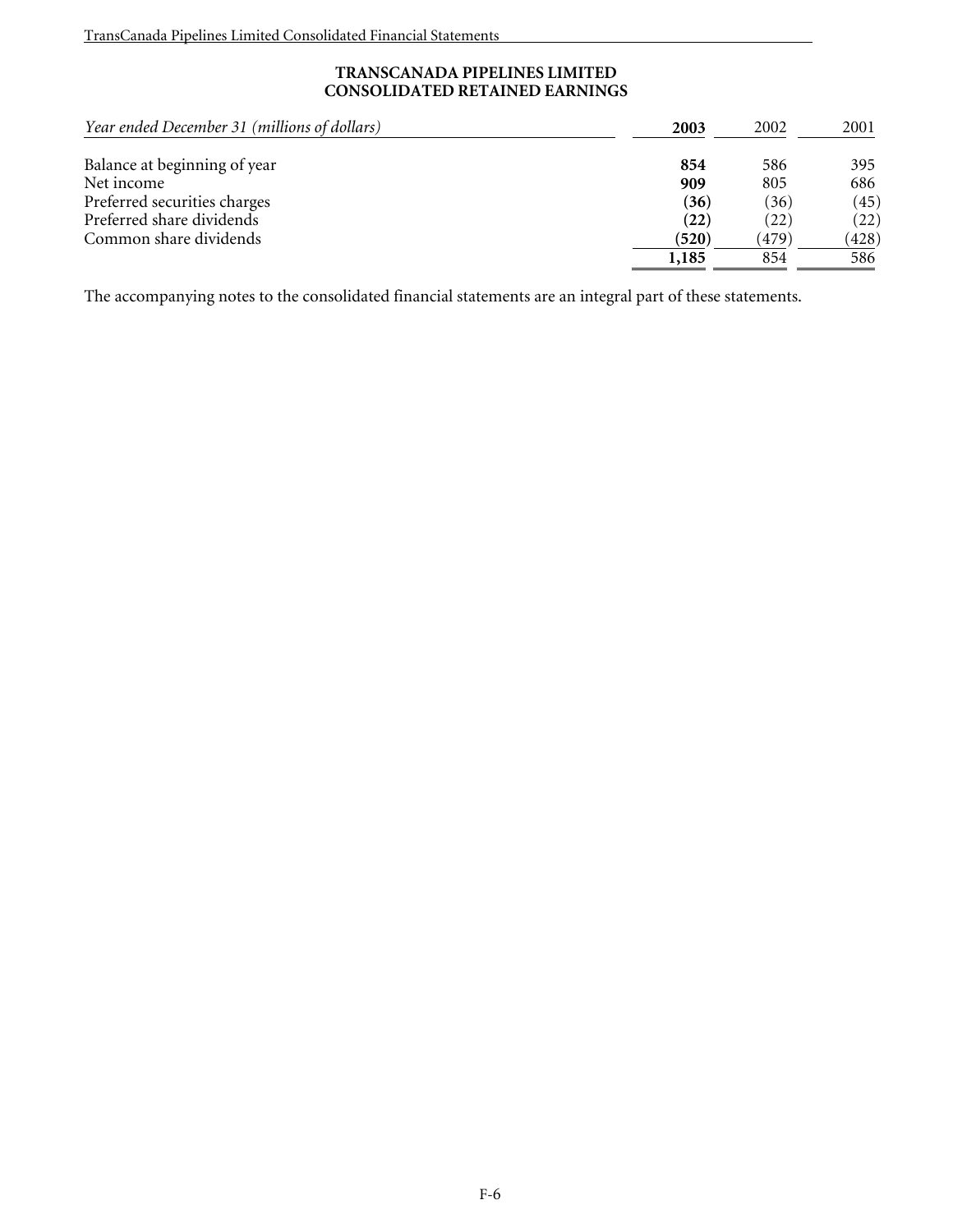# TRANSCANADA PIPELINES LIMITED
## CONSOLIDATED RETAINED EARNINGS

| *Year ended December 31 (millions of dollars)* | **2003** | 2002 | 2001 |
|---|---|---|---|
| Balance at beginning of year | **854** | 586 | 395 |
| Net income | **909** | 805 | 686 |
| Preferred securities charges | **(36)** | (36) | (45) |
| Preferred share dividends | **(22)** | (22) | (22) |
| Common share dividends | **(520)** | (479) | (428) |
| | **1,185** | 854 | 586 |

The accompanying notes to the consolidated financial statements are an integral part of these statements.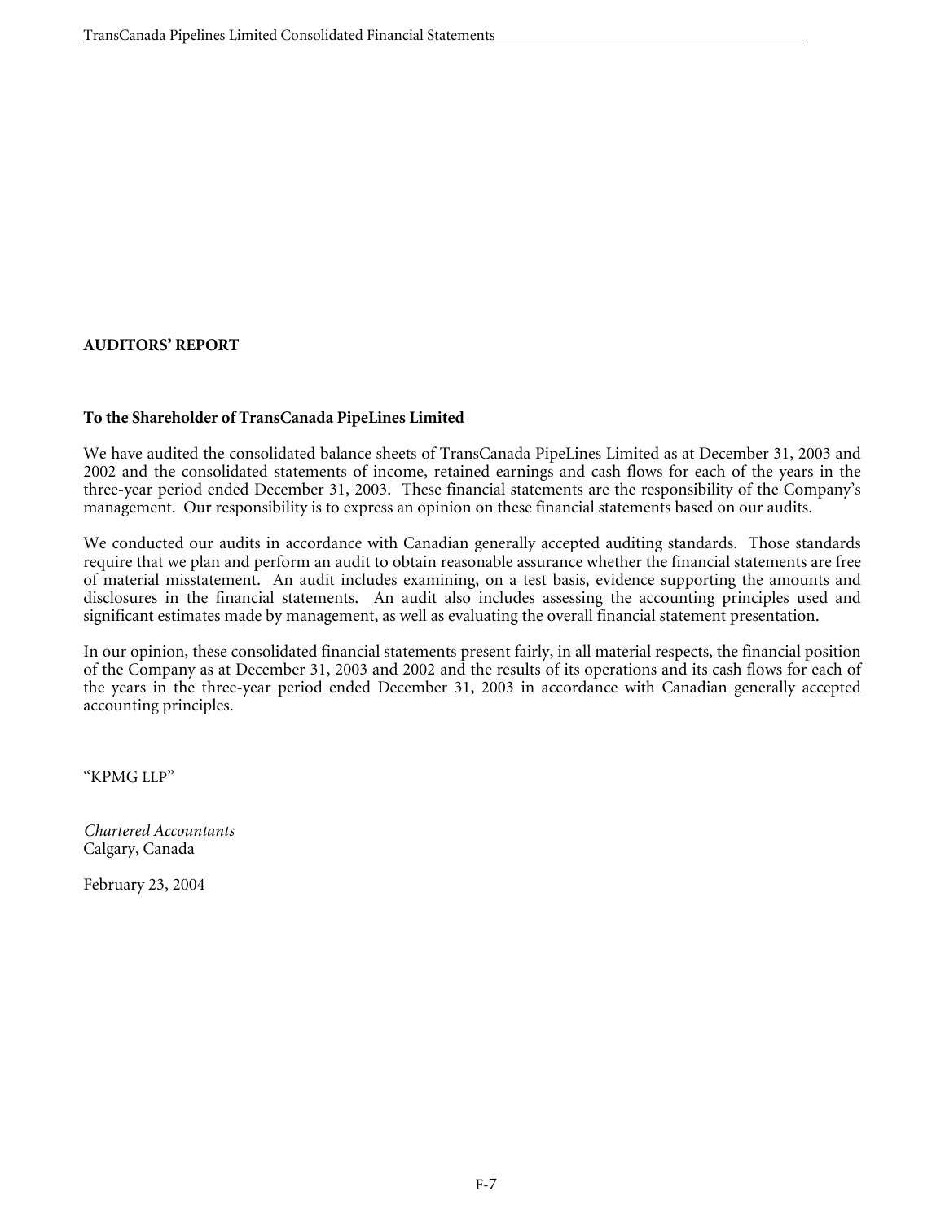## AUDITORS' REPORT

**To the Shareholder of TransCanada PipeLines Limited**

We have audited the consolidated balance sheets of TransCanada PipeLines Limited as at December 31, 2003 and 2002 and the consolidated statements of income, retained earnings and cash flows for each of the years in the three-year period ended December 31, 2003. These financial statements are the responsibility of the Company's management. Our responsibility is to express an opinion on these financial statements based on our audits.

We conducted our audits in accordance with Canadian generally accepted auditing standards. Those standards require that we plan and perform an audit to obtain reasonable assurance whether the financial statements are free of material misstatement. An audit includes examining, on a test basis, evidence supporting the amounts and disclosures in the financial statements. An audit also includes assessing the accounting principles used and significant estimates made by management, as well as evaluating the overall financial statement presentation.

In our opinion, these consolidated financial statements present fairly, in all material respects, the financial position of the Company as at December 31, 2003 and 2002 and the results of its operations and its cash flows for each of the years in the three-year period ended December 31, 2003 in accordance with Canadian generally accepted accounting principles.

"KPMG LLP"

*Chartered Accountants*
Calgary, Canada

February 23, 2004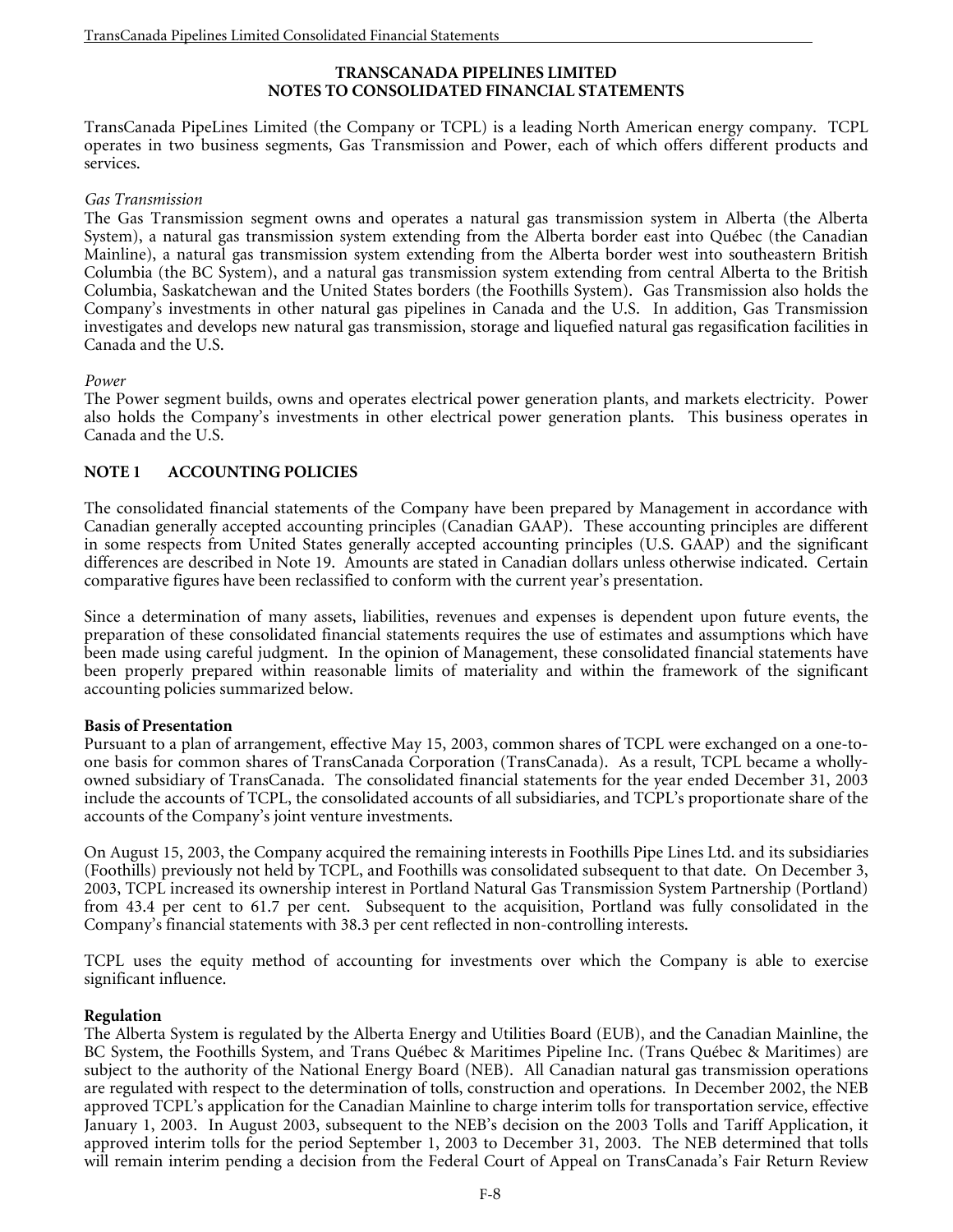# TRANSCANADA PIPELINES LIMITED
## NOTES TO CONSOLIDATED FINANCIAL STATEMENTS

TransCanada PipeLines Limited (the Company or TCPL) is a leading North American energy company. TCPL operates in two business segments, Gas Transmission and Power, each of which offers different products and services.

*Gas Transmission*

The Gas Transmission segment owns and operates a natural gas transmission system in Alberta (the Alberta System), a natural gas transmission system extending from the Alberta border east into Québec (the Canadian Mainline), a natural gas transmission system extending from the Alberta border west into southeastern British Columbia (the BC System), and a natural gas transmission system extending from central Alberta to the British Columbia, Saskatchewan and the United States borders (the Foothills System). Gas Transmission also holds the Company's investments in other natural gas pipelines in Canada and the U.S. In addition, Gas Transmission investigates and develops new natural gas transmission, storage and liquefied natural gas regasification facilities in Canada and the U.S.

*Power*

The Power segment builds, owns and operates electrical power generation plants, and markets electricity. Power also holds the Company's investments in other electrical power generation plants. This business operates in Canada and the U.S.

## NOTE 1 ACCOUNTING POLICIES

The consolidated financial statements of the Company have been prepared by Management in accordance with Canadian generally accepted accounting principles (Canadian GAAP). These accounting principles are different in some respects from United States generally accepted accounting principles (U.S. GAAP) and the significant differences are described in Note 19. Amounts are stated in Canadian dollars unless otherwise indicated. Certain comparative figures have been reclassified to conform with the current year's presentation.

Since a determination of many assets, liabilities, revenues and expenses is dependent upon future events, the preparation of these consolidated financial statements requires the use of estimates and assumptions which have been made using careful judgment. In the opinion of Management, these consolidated financial statements have been properly prepared within reasonable limits of materiality and within the framework of the significant accounting policies summarized below.

**Basis of Presentation**

Pursuant to a plan of arrangement, effective May 15, 2003, common shares of TCPL were exchanged on a one-to-one basis for common shares of TransCanada Corporation (TransCanada). As a result, TCPL became a wholly-owned subsidiary of TransCanada. The consolidated financial statements for the year ended December 31, 2003 include the accounts of TCPL, the consolidated accounts of all subsidiaries, and TCPL's proportionate share of the accounts of the Company's joint venture investments.

On August 15, 2003, the Company acquired the remaining interests in Foothills Pipe Lines Ltd. and its subsidiaries (Foothills) previously not held by TCPL, and Foothills was consolidated subsequent to that date. On December 3, 2003, TCPL increased its ownership interest in Portland Natural Gas Transmission System Partnership (Portland) from 43.4 per cent to 61.7 per cent. Subsequent to the acquisition, Portland was fully consolidated in the Company's financial statements with 38.3 per cent reflected in non-controlling interests.

TCPL uses the equity method of accounting for investments over which the Company is able to exercise significant influence.

**Regulation**

The Alberta System is regulated by the Alberta Energy and Utilities Board (EUB), and the Canadian Mainline, the BC System, the Foothills System, and Trans Québec & Maritimes Pipeline Inc. (Trans Québec & Maritimes) are subject to the authority of the National Energy Board (NEB). All Canadian natural gas transmission operations are regulated with respect to the determination of tolls, construction and operations. In December 2002, the NEB approved TCPL's application for the Canadian Mainline to charge interim tolls for transportation service, effective January 1, 2003. In August 2003, subsequent to the NEB's decision on the 2003 Tolls and Tariff Application, it approved interim tolls for the period September 1, 2003 to December 31, 2003. The NEB determined that tolls will remain interim pending a decision from the Federal Court of Appeal on TransCanada's Fair Return Review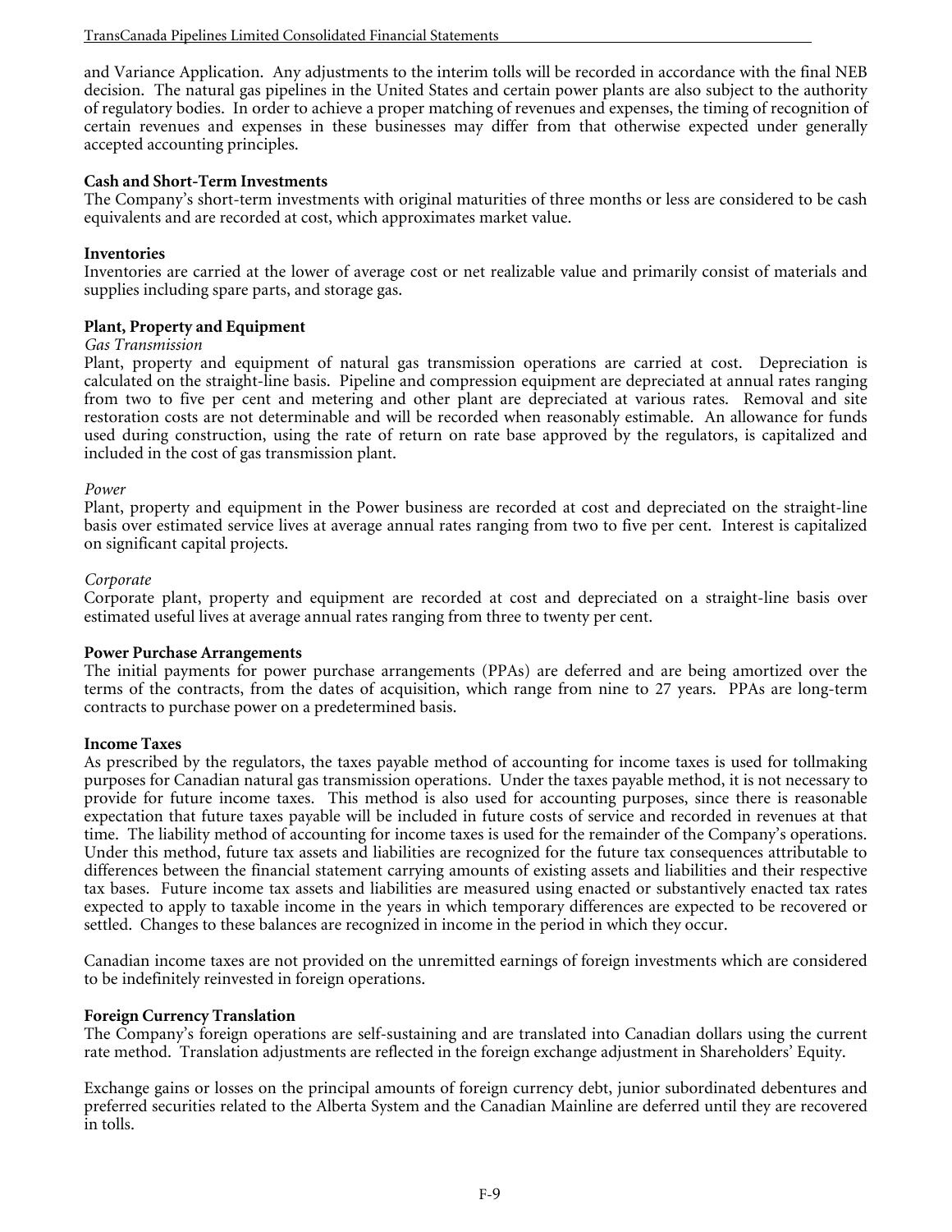and Variance Application. Any adjustments to the interim tolls will be recorded in accordance with the final NEB decision. The natural gas pipelines in the United States and certain power plants are also subject to the authority of regulatory bodies. In order to achieve a proper matching of revenues and expenses, the timing of recognition of certain revenues and expenses in these businesses may differ from that otherwise expected under generally accepted accounting principles.

**Cash and Short-Term Investments**

The Company's short-term investments with original maturities of three months or less are considered to be cash equivalents and are recorded at cost, which approximates market value.

**Inventories**

Inventories are carried at the lower of average cost or net realizable value and primarily consist of materials and supplies including spare parts, and storage gas.

**Plant, Property and Equipment**

*Gas Transmission*

Plant, property and equipment of natural gas transmission operations are carried at cost. Depreciation is calculated on the straight-line basis. Pipeline and compression equipment are depreciated at annual rates ranging from two to five per cent and metering and other plant are depreciated at various rates. Removal and site restoration costs are not determinable and will be recorded when reasonably estimable. An allowance for funds used during construction, using the rate of return on rate base approved by the regulators, is capitalized and included in the cost of gas transmission plant.

*Power*

Plant, property and equipment in the Power business are recorded at cost and depreciated on the straight-line basis over estimated service lives at average annual rates ranging from two to five per cent. Interest is capitalized on significant capital projects.

*Corporate*

Corporate plant, property and equipment are recorded at cost and depreciated on a straight-line basis over estimated useful lives at average annual rates ranging from three to twenty per cent.

**Power Purchase Arrangements**

The initial payments for power purchase arrangements (PPAs) are deferred and are being amortized over the terms of the contracts, from the dates of acquisition, which range from nine to 27 years. PPAs are long-term contracts to purchase power on a predetermined basis.

**Income Taxes**

As prescribed by the regulators, the taxes payable method of accounting for income taxes is used for tollmaking purposes for Canadian natural gas transmission operations. Under the taxes payable method, it is not necessary to provide for future income taxes. This method is also used for accounting purposes, since there is reasonable expectation that future taxes payable will be included in future costs of service and recorded in revenues at that time. The liability method of accounting for income taxes is used for the remainder of the Company's operations. Under this method, future tax assets and liabilities are recognized for the future tax consequences attributable to differences between the financial statement carrying amounts of existing assets and liabilities and their respective tax bases. Future income tax assets and liabilities are measured using enacted or substantively enacted tax rates expected to apply to taxable income in the years in which temporary differences are expected to be recovered or settled. Changes to these balances are recognized in income in the period in which they occur.

Canadian income taxes are not provided on the unremitted earnings of foreign investments which are considered to be indefinitely reinvested in foreign operations.

**Foreign Currency Translation**

The Company's foreign operations are self-sustaining and are translated into Canadian dollars using the current rate method. Translation adjustments are reflected in the foreign exchange adjustment in Shareholders' Equity.

Exchange gains or losses on the principal amounts of foreign currency debt, junior subordinated debentures and preferred securities related to the Alberta System and the Canadian Mainline are deferred until they are recovered in tolls.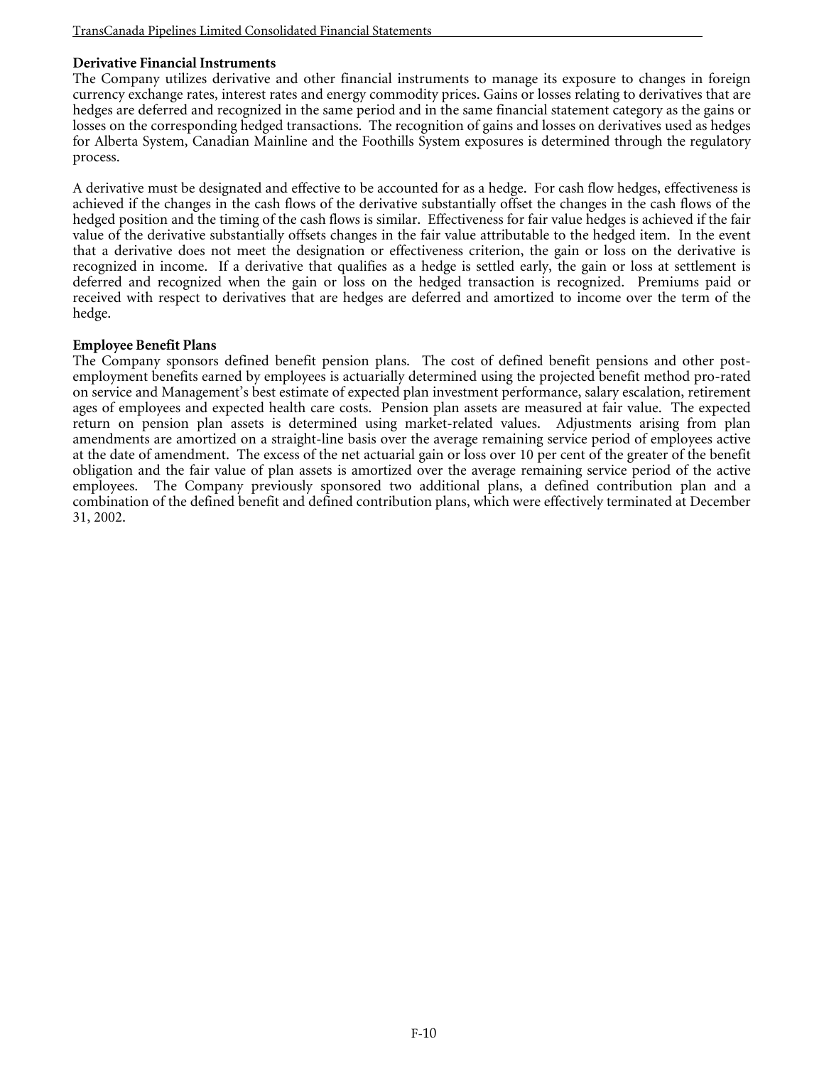**Derivative Financial Instruments**

The Company utilizes derivative and other financial instruments to manage its exposure to changes in foreign currency exchange rates, interest rates and energy commodity prices. Gains or losses relating to derivatives that are hedges are deferred and recognized in the same period and in the same financial statement category as the gains or losses on the corresponding hedged transactions. The recognition of gains and losses on derivatives used as hedges for Alberta System, Canadian Mainline and the Foothills System exposures is determined through the regulatory process.

A derivative must be designated and effective to be accounted for as a hedge. For cash flow hedges, effectiveness is achieved if the changes in the cash flows of the derivative substantially offset the changes in the cash flows of the hedged position and the timing of the cash flows is similar. Effectiveness for fair value hedges is achieved if the fair value of the derivative substantially offsets changes in the fair value attributable to the hedged item. In the event that a derivative does not meet the designation or effectiveness criterion, the gain or loss on the derivative is recognized in income. If a derivative that qualifies as a hedge is settled early, the gain or loss at settlement is deferred and recognized when the gain or loss on the hedged transaction is recognized. Premiums paid or received with respect to derivatives that are hedges are deferred and amortized to income over the term of the hedge.

**Employee Benefit Plans**

The Company sponsors defined benefit pension plans. The cost of defined benefit pensions and other post-employment benefits earned by employees is actuarially determined using the projected benefit method pro-rated on service and Management's best estimate of expected plan investment performance, salary escalation, retirement ages of employees and expected health care costs. Pension plan assets are measured at fair value. The expected return on pension plan assets is determined using market-related values. Adjustments arising from plan amendments are amortized on a straight-line basis over the average remaining service period of employees active at the date of amendment. The excess of the net actuarial gain or loss over 10 per cent of the greater of the benefit obligation and the fair value of plan assets is amortized over the average remaining service period of the active employees. The Company previously sponsored two additional plans, a defined contribution plan and a combination of the defined benefit and defined contribution plans, which were effectively terminated at December 31, 2002.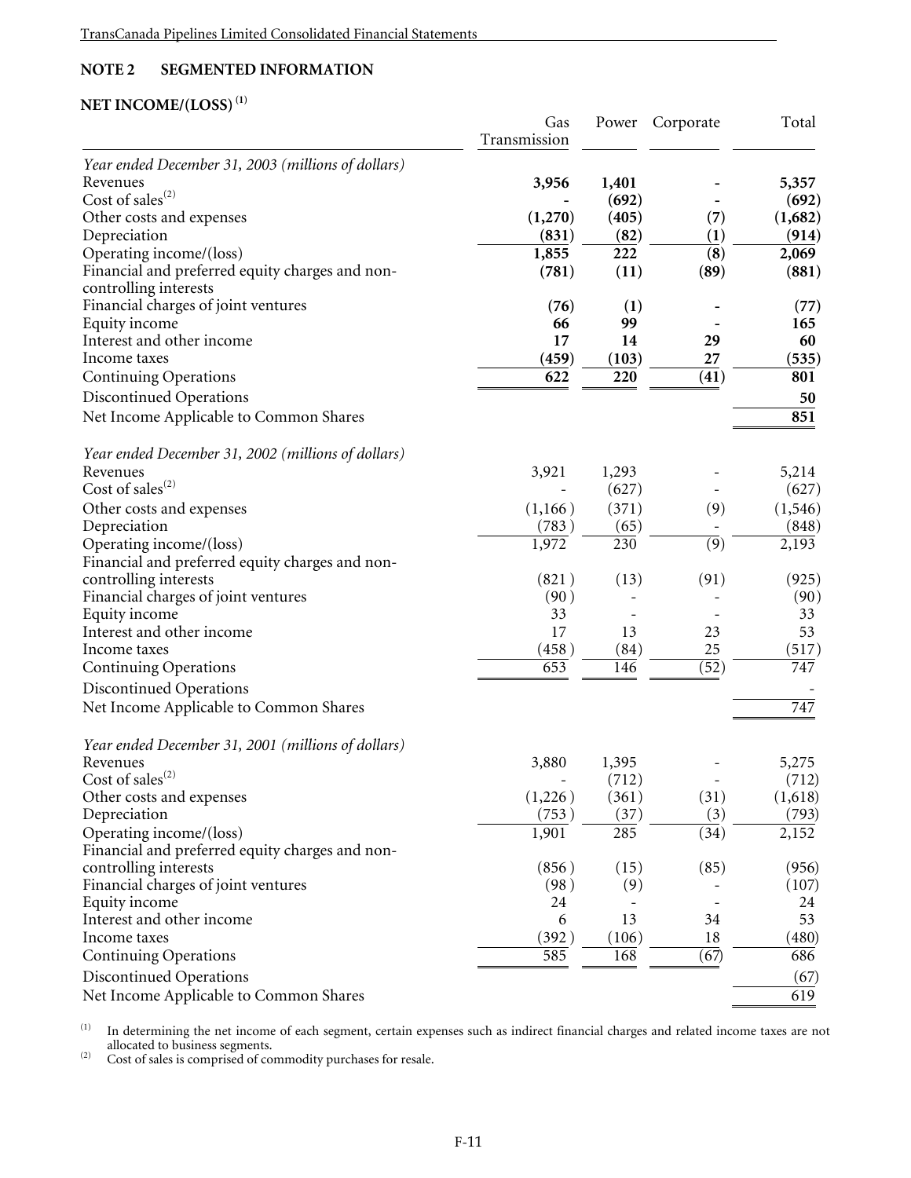**NOTE 2 SEGMENTED INFORMATION**

**NET INCOME/(LOSS)** [(1)]

| | Gas Transmission | Power | Corporate | Total |
|---|---|---|---|---|
| *Year ended December 31, 2003 (millions of dollars)* | | | | |
| Revenues | **3,956** | **1,401** | **-** | **5,357** |
| Cost of sales[(2)] | **-** | **(692)** | **-** | **(692)** |
| Other costs and expenses | **(1,270)** | **(405)** | **(7)** | **(1,682)** |
| Depreciation | **(831)** | **(82)** | **(1)** | **(914)** |
| Operating income/(loss) | **1,855** | **222** | **(8)** | **2,069** |
| Financial and preferred equity charges and non-controlling interests | **(781)** | **(11)** | **(89)** | **(881)** |
| Financial charges of joint ventures | **(76)** | **(1)** | **-** | **(77)** |
| Equity income | **66** | **99** | **-** | **165** |
| Interest and other income | **17** | **14** | **29** | **60** |
| Income taxes | **(459)** | **(103)** | **27** | **(535)** |
| Continuing Operations | **622** | **220** | **(41)** | **801** |
| Discontinued Operations | | | | **50** |
| Net Income Applicable to Common Shares | | | | **851** |
| *Year ended December 31, 2002 (millions of dollars)* | | | | |
| Revenues | 3,921 | 1,293 | - | 5,214 |
| Cost of sales[(2)] | - | (627) | - | (627) |
| Other costs and expenses | (1,166) | (371) | (9) | (1,546) |
| Depreciation | (783) | (65) | - | (848) |
| Operating income/(loss) | 1,972 | 230 | (9) | 2,193 |
| Financial and preferred equity charges and non-controlling interests | (821) | (13) | (91) | (925) |
| Financial charges of joint ventures | (90) | - | - | (90) |
| Equity income | 33 | - | - | 33 |
| Interest and other income | 17 | 13 | 23 | 53 |
| Income taxes | (458) | (84) | 25 | (517) |
| Continuing Operations | 653 | 146 | (52) | 747 |
| Discontinued Operations | | | | - |
| Net Income Applicable to Common Shares | | | | 747 |
| *Year ended December 31, 2001 (millions of dollars)* | | | | |
| Revenues | 3,880 | 1,395 | - | 5,275 |
| Cost of sales[(2)] | - | (712) | - | (712) |
| Other costs and expenses | (1,226) | (361) | (31) | (1,618) |
| Depreciation | (753) | (37) | (3) | (793) |
| Operating income/(loss) | 1,901 | 285 | (34) | 2,152 |
| Financial and preferred equity charges and non-controlling interests | (856) | (15) | (85) | (956) |
| Financial charges of joint ventures | (98) | (9) | - | (107) |
| Equity income | 24 | - | - | 24 |
| Interest and other income | 6 | 13 | 34 | 53 |
| Income taxes | (392) | (106) | 18 | (480) |
| Continuing Operations | 585 | 168 | (67) | 686 |
| Discontinued Operations | | | | (67) |
| Net Income Applicable to Common Shares | | | | 619 |

(1) In determining the net income of each segment, certain expenses such as indirect financial charges and related income taxes are not allocated to business segments.

(2) Cost of sales is comprised of commodity purchases for resale.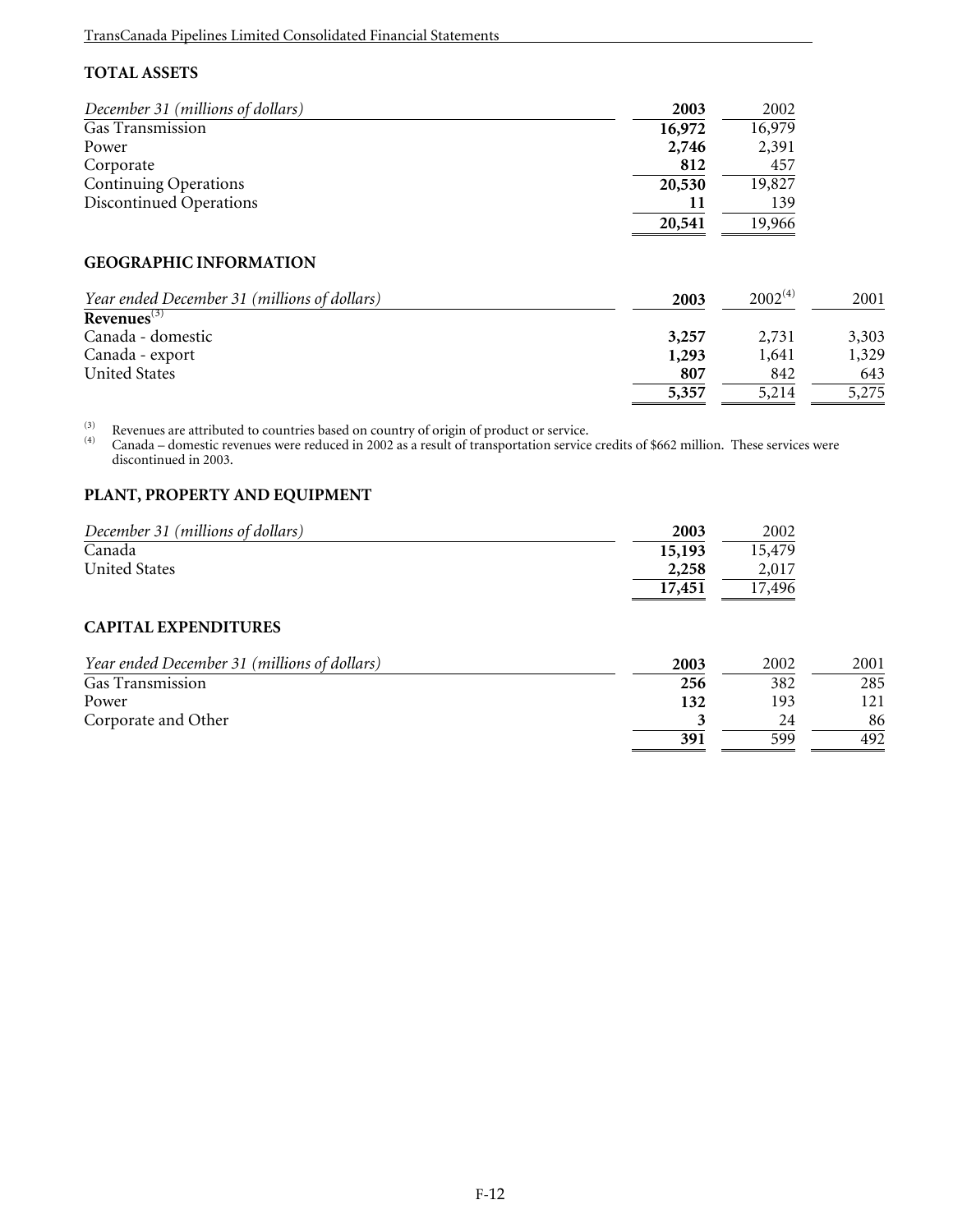## TOTAL ASSETS

| *December 31 (millions of dollars)* | **2003** | 2002 |
|---|---|---|
| Gas Transmission | **16,972** | 16,979 |
| Power | **2,746** | 2,391 |
| Corporate | **812** | 457 |
| Continuing Operations | **20,530** | 19,827 |
| Discontinued Operations | **11** | 139 |
| | **20,541** | 19,966 |

## GEOGRAPHIC INFORMATION

| *Year ended December 31 (millions of dollars)* | **2003** | 2002[4] | 2001 |
|---|---|---|---|
| **Revenues**[3] | | | |
| Canada - domestic | **3,257** | 2,731 | 3,303 |
| Canada - export | **1,293** | 1,641 | 1,329 |
| United States | **807** | 842 | 643 |
| | **5,357** | 5,214 | 5,275 |

(3) Revenues are attributed to countries based on country of origin of product or service.

(4) Canada – domestic revenues were reduced in 2002 as a result of transportation service credits of $662 million. These services were discontinued in 2003.

## PLANT, PROPERTY AND EQUIPMENT

| *December 31 (millions of dollars)* | **2003** | 2002 |
|---|---|---|
| Canada | **15,193** | 15,479 |
| United States | **2,258** | 2,017 |
| | **17,451** | 17,496 |

## CAPITAL EXPENDITURES

| *Year ended December 31 (millions of dollars)* | **2003** | 2002 | 2001 |
|---|---|---|---|
| Gas Transmission | **256** | 382 | 285 |
| Power | **132** | 193 | 121 |
| Corporate and Other | **3** | 24 | 86 |
| | **391** | 599 | 492 |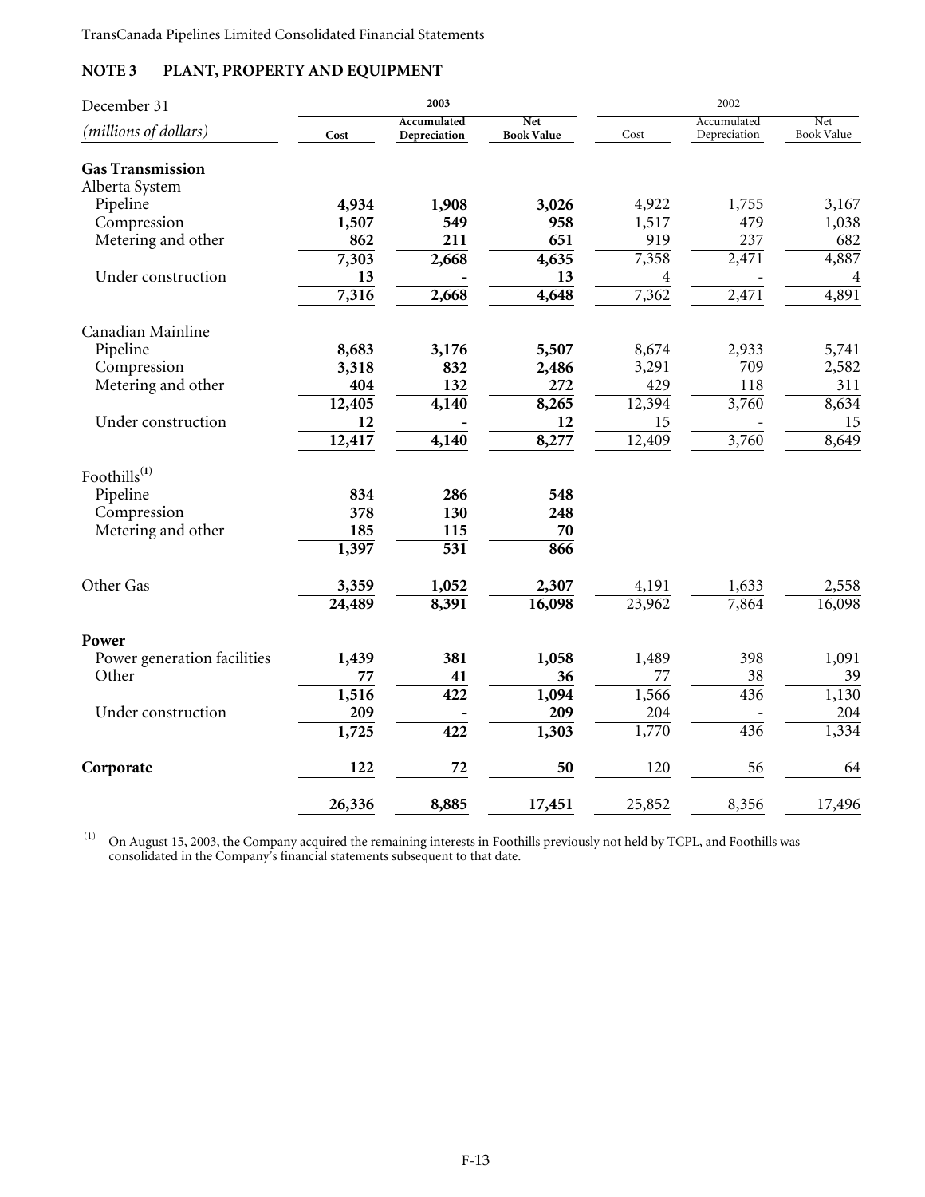## NOTE 3 PLANT, PROPERTY AND EQUIPMENT

| December 31 | 2003 | | | 2002 | | |
|---|---|---|---|---|---|---|
| *(millions of dollars)* | **Cost** | **Accumulated Depreciation** | **Net Book Value** | Cost | Accumulated Depreciation | Net Book Value |
| **Gas Transmission** | | | | | | |
| Alberta System | | | | | | |
| Pipeline | **4,934** | **1,908** | **3,026** | 4,922 | 1,755 | 3,167 |
| Compression | **1,507** | **549** | **958** | 1,517 | 479 | 1,038 |
| Metering and other | **862** | **211** | **651** | 919 | 237 | 682 |
| | **7,303** | **2,668** | **4,635** | 7,358 | 2,471 | 4,887 |
| Under construction | **13** | **-** | **13** | 4 | - | 4 |
| | **7,316** | **2,668** | **4,648** | 7,362 | 2,471 | 4,891 |
| Canadian Mainline | | | | | | |
| Pipeline | **8,683** | **3,176** | **5,507** | 8,674 | 2,933 | 5,741 |
| Compression | **3,318** | **832** | **2,486** | 3,291 | 709 | 2,582 |
| Metering and other | **404** | **132** | **272** | 429 | 118 | 311 |
| | **12,405** | **4,140** | **8,265** | 12,394 | 3,760 | 8,634 |
| Under construction | **12** | **-** | **12** | 15 | - | 15 |
| | **12,417** | **4,140** | **8,277** | 12,409 | 3,760 | 8,649 |
| Foothills[(1)] | | | | | | |
| Pipeline | **834** | **286** | **548** | | | |
| Compression | **378** | **130** | **248** | | | |
| Metering and other | **185** | **115** | **70** | | | |
| | **1,397** | **531** | **866** | | | |
| Other Gas | **3,359** | **1,052** | **2,307** | 4,191 | 1,633 | 2,558 |
| | **24,489** | **8,391** | **16,098** | 23,962 | 7,864 | 16,098 |
| **Power** | | | | | | |
| Power generation facilities | **1,439** | **381** | **1,058** | 1,489 | 398 | 1,091 |
| Other | **77** | **41** | **36** | 77 | 38 | 39 |
| | **1,516** | **422** | **1,094** | 1,566 | 436 | 1,130 |
| Under construction | **209** | **-** | **209** | 204 | - | 204 |
| | **1,725** | **422** | **1,303** | 1,770 | 436 | 1,334 |
| **Corporate** | **122** | **72** | **50** | 120 | 56 | 64 |
| | **26,336** | **8,885** | **17,451** | 25,852 | 8,356 | 17,496 |

(1) On August 15, 2003, the Company acquired the remaining interests in Foothills previously not held by TCPL, and Foothills was consolidated in the Company's financial statements subsequent to that date.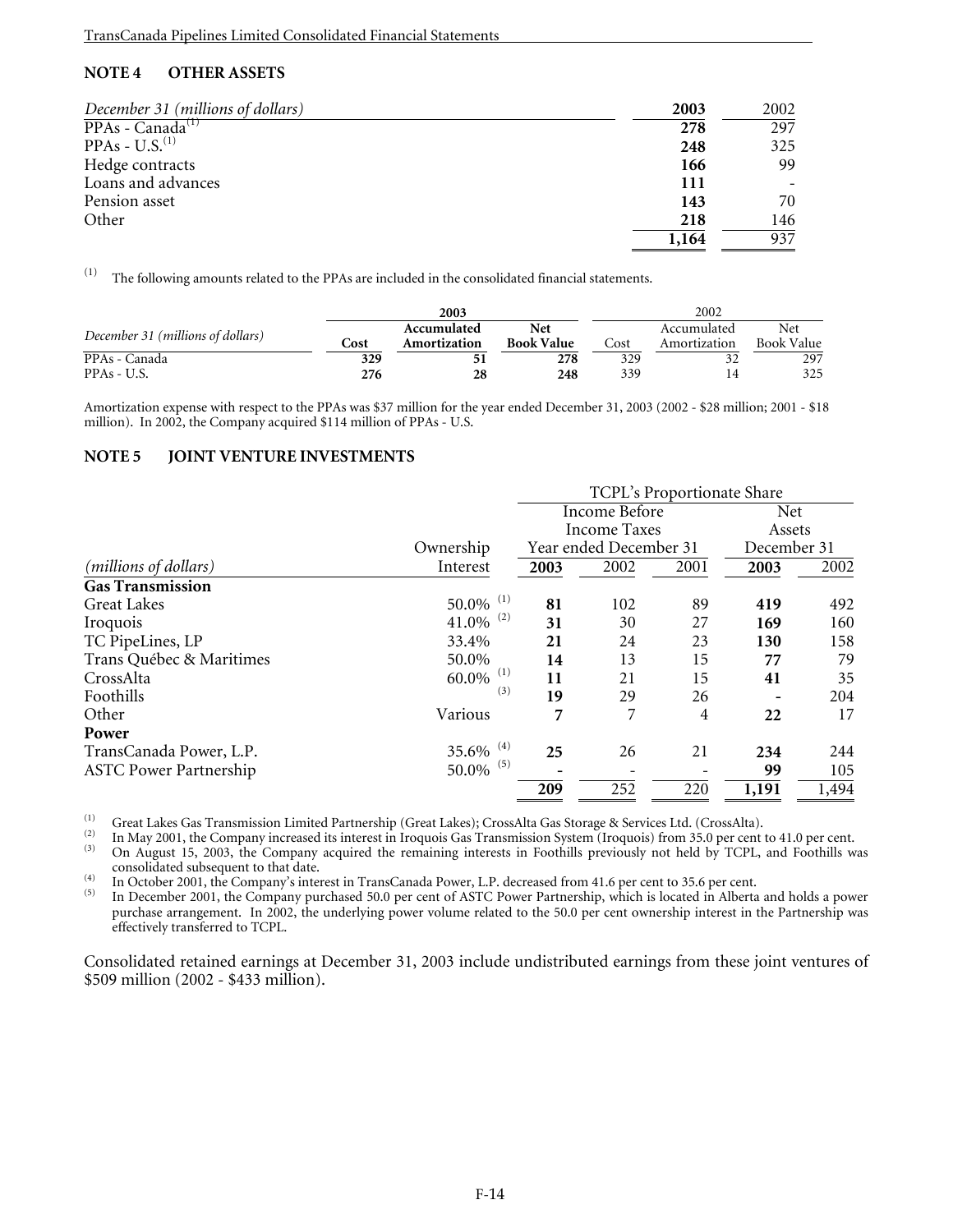## NOTE 4 OTHER ASSETS

| *December 31 (millions of dollars)* | **2003** | 2002 |
|---|---|---|
| PPAs - Canada[1] | **278** | 297 |
| PPAs - U.S.[1] | **248** | 325 |
| Hedge contracts | **166** | 99 |
| Loans and advances | **111** | - |
| Pension asset | **143** | 70 |
| Other | **218** | 146 |
| | **1,164** | 937 |

(1) The following amounts related to the PPAs are included in the consolidated financial statements.

| | **2003** | | | 2002 | | |
|---|---|---|---|---|---|---|
| *December 31 (millions of dollars)* | **Cost** | **Accumulated Amortization** | **Net Book Value** | Cost | Accumulated Amortization | Net Book Value |
| PPAs - Canada | **329** | **51** | **278** | 329 | 32 | 297 |
| PPAs - U.S. | **276** | **28** | **248** | 339 | 14 | 325 |

Amortization expense with respect to the PPAs was $37 million for the year ended December 31, 2003 (2002 - $28 million; 2001 - $18 million). In 2002, the Company acquired $114 million of PPAs - U.S.

## NOTE 5 JOINT VENTURE INVESTMENTS

| | | TCPL's Proportionate Share | | | | |
|---|---|---|---|---|---|---|
| | | Income Before Income Taxes Year ended December 31 | | | Net Assets December 31 | |
| *(millions of dollars)* | Ownership Interest | **2003** | 2002 | 2001 | **2003** | 2002 |
| **Gas Transmission** | | | | | | |
| Great Lakes | 50.0% [1] | **81** | 102 | 89 | **419** | 492 |
| Iroquois | 41.0% [2] | **31** | 30 | 27 | **169** | 160 |
| TC PipeLines, LP | 33.4% | **21** | 24 | 23 | **130** | 158 |
| Trans Québec & Maritimes | 50.0% | **14** | 13 | 15 | **77** | 79 |
| CrossAlta | 60.0% [1] | **11** | 21 | 15 | **41** | 35 |
| Foothills | [3] | **19** | 29 | 26 | **-** | 204 |
| Other | Various | **7** | 7 | 4 | **22** | 17 |
| **Power** | | | | | | |
| TransCanada Power, L.P. | 35.6% [4] | **25** | 26 | 21 | **234** | 244 |
| ASTC Power Partnership | 50.0% [5] | **-** | - | - | **99** | 105 |
| | | **209** | 252 | 220 | **1,191** | 1,494 |

(1) Great Lakes Gas Transmission Limited Partnership (Great Lakes); CrossAlta Gas Storage & Services Ltd. (CrossAlta).

(2) In May 2001, the Company increased its interest in Iroquois Gas Transmission System (Iroquois) from 35.0 per cent to 41.0 per cent.

(3) On August 15, 2003, the Company acquired the remaining interests in Foothills previously not held by TCPL, and Foothills was consolidated subsequent to that date.

(4) In October 2001, the Company's interest in TransCanada Power, L.P. decreased from 41.6 per cent to 35.6 per cent.

(5) In December 2001, the Company purchased 50.0 per cent of ASTC Power Partnership, which is located in Alberta and holds a power purchase arrangement. In 2002, the underlying power volume related to the 50.0 per cent ownership interest in the Partnership was effectively transferred to TCPL.

Consolidated retained earnings at December 31, 2003 include undistributed earnings from these joint ventures of $509 million (2002 - $433 million).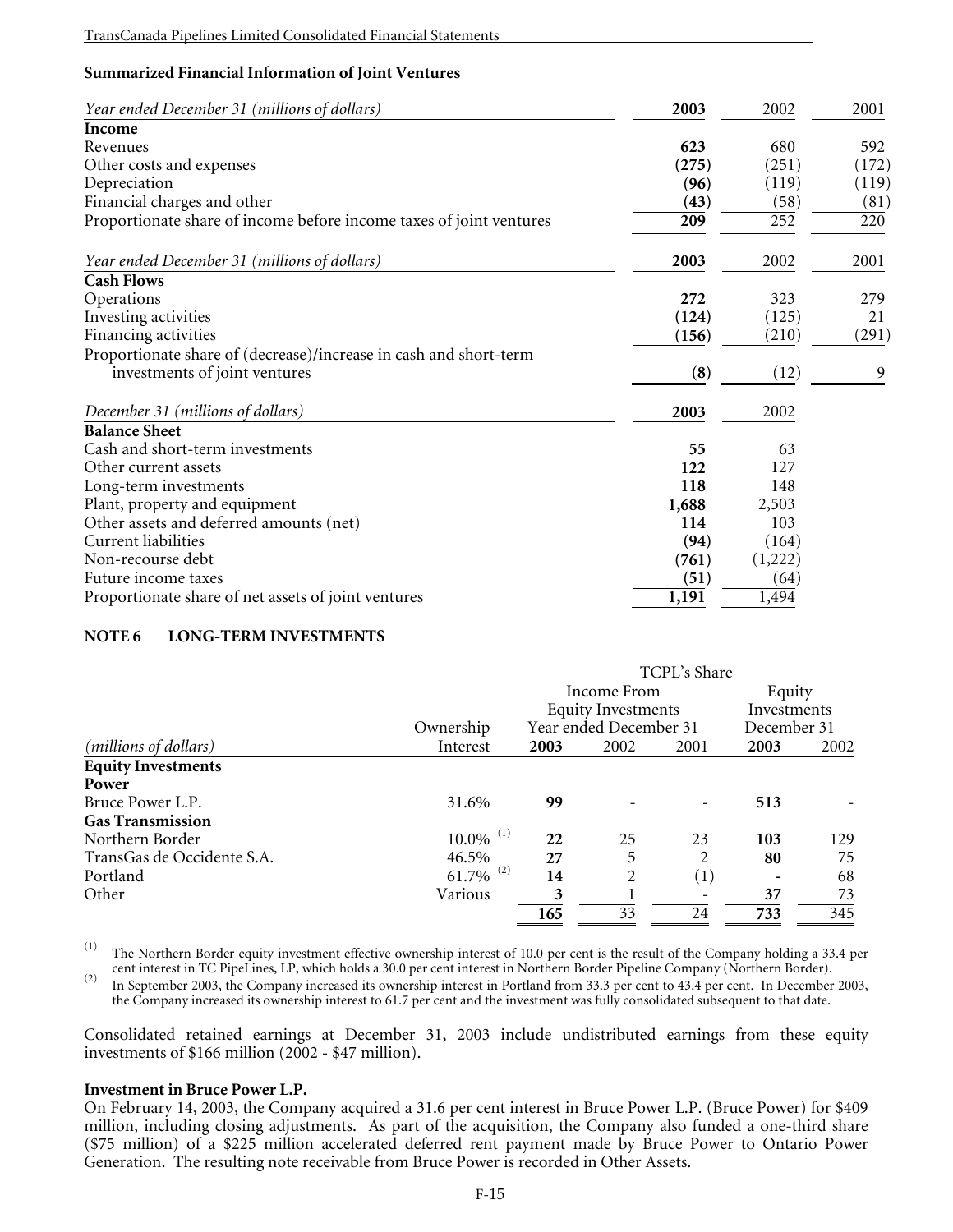**Summarized Financial Information of Joint Ventures**

| *Year ended December 31 (millions of dollars)* | **2003** | 2002 | 2001 |
|---|---|---|---|
| **Income** | | | |
| Revenues | **623** | 680 | 592 |
| Other costs and expenses | **(275)** | (251) | (172) |
| Depreciation | **(96)** | (119) | (119) |
| Financial charges and other | **(43)** | (58) | (81) |
| Proportionate share of income before income taxes of joint ventures | **209** | 252 | 220 |

| *Year ended December 31 (millions of dollars)* | **2003** | 2002 | 2001 |
|---|---|---|---|
| **Cash Flows** | | | |
| Operations | **272** | 323 | 279 |
| Investing activities | **(124)** | (125) | 21 |
| Financing activities | **(156)** | (210) | (291) |
| Proportionate share of (decrease)/increase in cash and short-term investments of joint ventures | **(8)** | (12) | 9 |

| *December 31 (millions of dollars)* | **2003** | 2002 |
|---|---|---|
| **Balance Sheet** | | |
| Cash and short-term investments | **55** | 63 |
| Other current assets | **122** | 127 |
| Long-term investments | **118** | 148 |
| Plant, property and equipment | **1,688** | 2,503 |
| Other assets and deferred amounts (net) | **114** | 103 |
| Current liabilities | **(94)** | (164) |
| Non-recourse debt | **(761)** | (1,222) |
| Future income taxes | **(51)** | (64) |
| Proportionate share of net assets of joint ventures | **1,191** | 1,494 |

## NOTE 6 LONG-TERM INVESTMENTS

| | | TCPL's Share | | | | |
|---|---|---|---|---|---|---|
| | | Income From Equity Investments Year ended December 31 | | | Equity Investments December 31 | |
| *(millions of dollars)* | Ownership Interest | **2003** | 2002 | 2001 | **2003** | 2002 |
| **Equity Investments** | | | | | | |
| **Power** | | | | | | |
| Bruce Power L.P. | 31.6% | **99** | - | - | **513** | - |
| **Gas Transmission** | | | | | | |
| Northern Border | 10.0% (1) | **22** | 25 | 23 | **103** | 129 |
| TransGas de Occidente S.A. | 46.5% | **27** | 5 | 2 | **80** | 75 |
| Portland | 61.7% (2) | **14** | 2 | (1) | **-** | 68 |
| Other | Various | **3** | 1 | - | **37** | 73 |
| | | **165** | 33 | 24 | **733** | 345 |

(1) The Northern Border equity investment effective ownership interest of 10.0 per cent is the result of the Company holding a 33.4 per cent interest in TC PipeLines, LP, which holds a 30.0 per cent interest in Northern Border Pipeline Company (Northern Border).

(2) In September 2003, the Company increased its ownership interest in Portland from 33.3 per cent to 43.4 per cent. In December 2003, the Company increased its ownership interest to 61.7 per cent and the investment was fully consolidated subsequent to that date.

Consolidated retained earnings at December 31, 2003 include undistributed earnings from these equity investments of $166 million (2002 - $47 million).

**Investment in Bruce Power L.P.**

On February 14, 2003, the Company acquired a 31.6 per cent interest in Bruce Power L.P. (Bruce Power) for $409 million, including closing adjustments. As part of the acquisition, the Company also funded a one-third share ($75 million) of a $225 million accelerated deferred rent payment made by Bruce Power to Ontario Power Generation. The resulting note receivable from Bruce Power is recorded in Other Assets.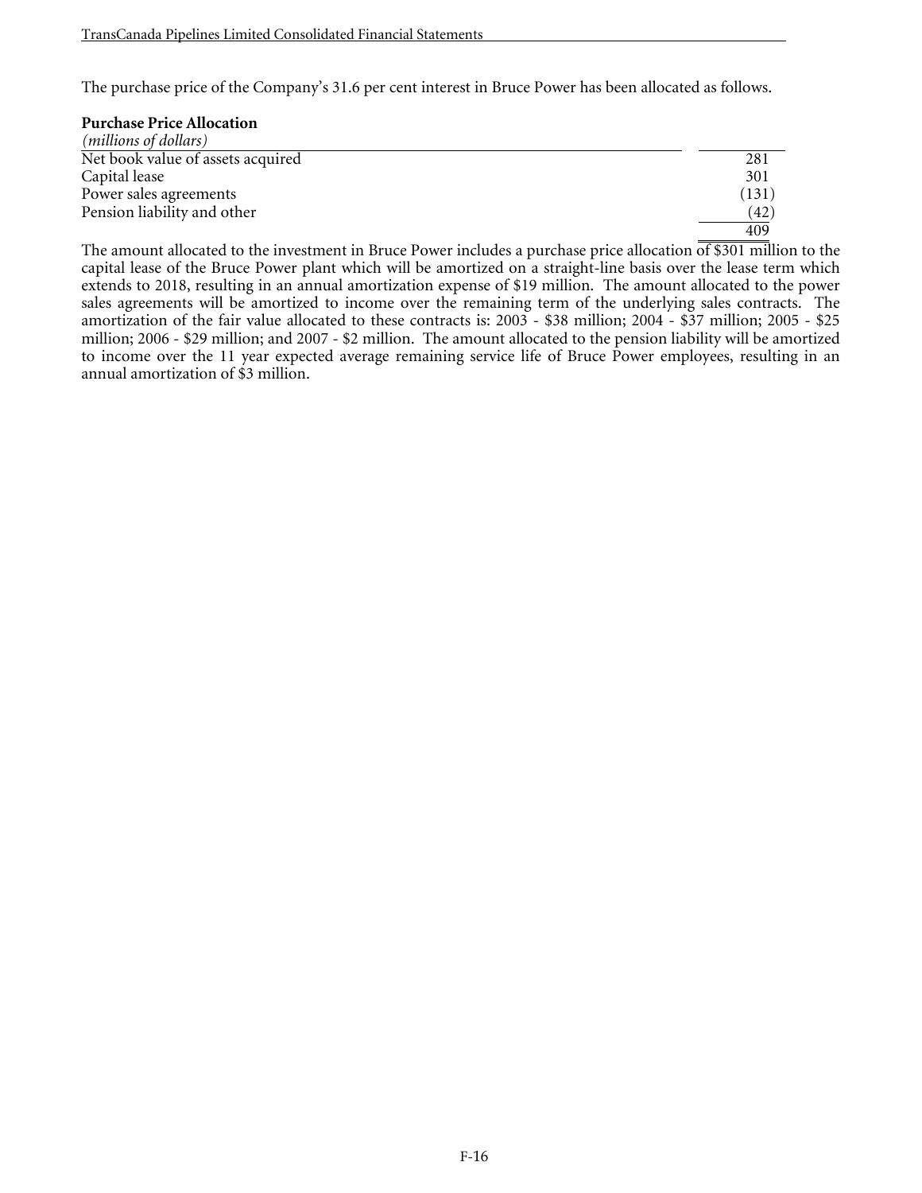The purchase price of the Company's 31.6 per cent interest in Bruce Power has been allocated as follows.

**Purchase Price Allocation**

| *(millions of dollars)* | |
|---|---|
| Net book value of assets acquired | 281 |
| Capital lease | 301 |
| Power sales agreements | (131) |
| Pension liability and other | (42) |
| | 409 |

The amount allocated to the investment in Bruce Power includes a purchase price allocation of $301 million to the capital lease of the Bruce Power plant which will be amortized on a straight-line basis over the lease term which extends to 2018, resulting in an annual amortization expense of $19 million. The amount allocated to the power sales agreements will be amortized to income over the remaining term of the underlying sales contracts. The amortization of the fair value allocated to these contracts is: 2003 - $38 million; 2004 - $37 million; 2005 - $25 million; 2006 - $29 million; and 2007 - $2 million. The amount allocated to the pension liability will be amortized to income over the 11 year expected average remaining service life of Bruce Power employees, resulting in an annual amortization of $3 million.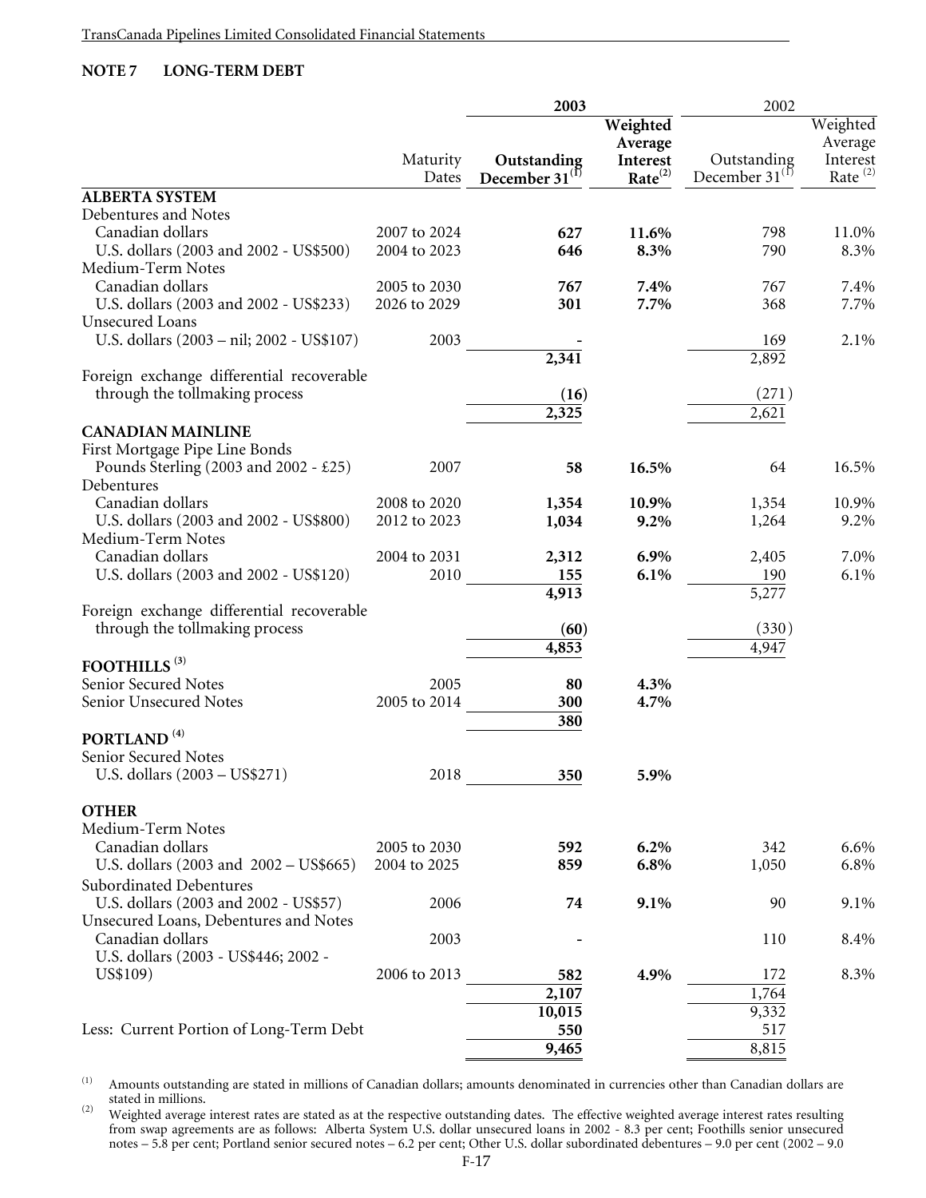## NOTE 7 LONG-TERM DEBT

| | Maturity Dates | 2003 Outstanding December 31[1] | 2003 Weighted Average Interest Rate[2] | 2002 Outstanding December 31[1] | 2002 Weighted Average Interest Rate[2] |
|---|---|---|---|---|---|
| **ALBERTA SYSTEM** | | | | | |
| Debentures and Notes | | | | | |
| Canadian dollars | 2007 to 2024 | **627** | **11.6%** | 798 | 11.0% |
| U.S. dollars (2003 and 2002 - US$500) | 2004 to 2023 | **646** | **8.3%** | 790 | 8.3% |
| Medium-Term Notes | | | | | |
| Canadian dollars | 2005 to 2030 | **767** | **7.4%** | 767 | 7.4% |
| U.S. dollars (2003 and 2002 - US$233) | 2026 to 2029 | **301** | **7.7%** | 368 | 7.7% |
| Unsecured Loans | | | | | |
| U.S. dollars (2003 – nil; 2002 - US$107) | 2003 | **-** | | 169 | 2.1% |
| | | **2,341** | | 2,892 | |
| Foreign exchange differential recoverable through the tollmaking process | | **(16)** | | (271) | |
| | | **2,325** | | 2,621 | |
| **CANADIAN MAINLINE** | | | | | |
| First Mortgage Pipe Line Bonds | | | | | |
| Pounds Sterling (2003 and 2002 - £25) | 2007 | **58** | **16.5%** | 64 | 16.5% |
| Debentures | | | | | |
| Canadian dollars | 2008 to 2020 | **1,354** | **10.9%** | 1,354 | 10.9% |
| U.S. dollars (2003 and 2002 - US$800) | 2012 to 2023 | **1,034** | **9.2%** | 1,264 | 9.2% |
| Medium-Term Notes | | | | | |
| Canadian dollars | 2004 to 2031 | **2,312** | **6.9%** | 2,405 | 7.0% |
| U.S. dollars (2003 and 2002 - US$120) | 2010 | **155** | **6.1%** | 190 | 6.1% |
| | | **4,913** | | 5,277 | |
| Foreign exchange differential recoverable through the tollmaking process | | **(60)** | | (330) | |
| | | **4,853** | | 4,947 | |
| **FOOTHILLS** [3] | | | | | |
| Senior Secured Notes | 2005 | **80** | **4.3%** | | |
| Senior Unsecured Notes | 2005 to 2014 | **300** | **4.7%** | | |
| | | **380** | | | |
| **PORTLAND** [4] | | | | | |
| Senior Secured Notes | | | | | |
| U.S. dollars (2003 – US$271) | 2018 | **350** | **5.9%** | | |
| **OTHER** | | | | | |
| Medium-Term Notes | | | | | |
| Canadian dollars | 2005 to 2030 | **592** | **6.2%** | 342 | 6.6% |
| U.S. dollars (2003 and 2002 – US$665) | 2004 to 2025 | **859** | **6.8%** | 1,050 | 6.8% |
| Subordinated Debentures | | | | | |
| U.S. dollars (2003 and 2002 - US$57) | 2006 | **74** | **9.1%** | 90 | 9.1% |
| Unsecured Loans, Debentures and Notes | | | | | |
| Canadian dollars | 2003 | **-** | | 110 | 8.4% |
| U.S. dollars (2003 - US$446; 2002 - US$109) | 2006 to 2013 | **582** | **4.9%** | 172 | 8.3% |
| | | **2,107** | | 1,764 | |
| | | **10,015** | | 9,332 | |
| Less: Current Portion of Long-Term Debt | | **550** | | 517 | |
| | | **9,465** | | 8,815 | |

(1) Amounts outstanding are stated in millions of Canadian dollars; amounts denominated in currencies other than Canadian dollars are stated in millions.

(2) Weighted average interest rates are stated as at the respective outstanding dates. The effective weighted average interest rates resulting from swap agreements are as follows: Alberta System U.S. dollar unsecured loans in 2002 - 8.3 per cent; Foothills senior unsecured notes – 5.8 per cent; Portland senior secured notes – 6.2 per cent; Other U.S. dollar subordinated debentures – 9.0 per cent (2002 – 9.0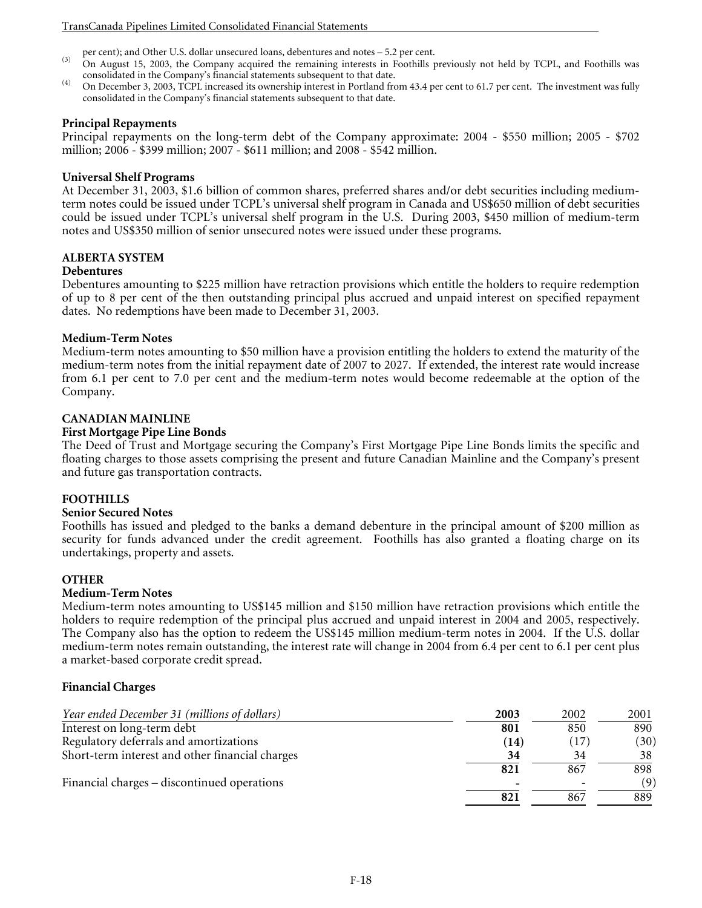per cent); and Other U.S. dollar unsecured loans, debentures and notes – 5.2 per cent.

(3) On August 15, 2003, the Company acquired the remaining interests in Foothills previously not held by TCPL, and Foothills was consolidated in the Company's financial statements subsequent to that date.

(4) On December 3, 2003, TCPL increased its ownership interest in Portland from 43.4 per cent to 61.7 per cent. The investment was fully consolidated in the Company's financial statements subsequent to that date.

**Principal Repayments**

Principal repayments on the long-term debt of the Company approximate: 2004 - $550 million; 2005 - $702 million; 2006 - $399 million; 2007 - $611 million; and 2008 - $542 million.

**Universal Shelf Programs**

At December 31, 2003, $1.6 billion of common shares, preferred shares and/or debt securities including medium-term notes could be issued under TCPL's universal shelf program in Canada and US$650 million of debt securities could be issued under TCPL's universal shelf program in the U.S. During 2003, $450 million of medium-term notes and US$350 million of senior unsecured notes were issued under these programs.

**ALBERTA SYSTEM**

**Debentures**

Debentures amounting to $225 million have retraction provisions which entitle the holders to require redemption of up to 8 per cent of the then outstanding principal plus accrued and unpaid interest on specified repayment dates. No redemptions have been made to December 31, 2003.

**Medium-Term Notes**

Medium-term notes amounting to $50 million have a provision entitling the holders to extend the maturity of the medium-term notes from the initial repayment date of 2007 to 2027. If extended, the interest rate would increase from 6.1 per cent to 7.0 per cent and the medium-term notes would become redeemable at the option of the Company.

**CANADIAN MAINLINE**

**First Mortgage Pipe Line Bonds**

The Deed of Trust and Mortgage securing the Company's First Mortgage Pipe Line Bonds limits the specific and floating charges to those assets comprising the present and future Canadian Mainline and the Company's present and future gas transportation contracts.

**FOOTHILLS**

**Senior Secured Notes**

Foothills has issued and pledged to the banks a demand debenture in the principal amount of $200 million as security for funds advanced under the credit agreement. Foothills has also granted a floating charge on its undertakings, property and assets.

**OTHER**

**Medium-Term Notes**

Medium-term notes amounting to US$145 million and $150 million have retraction provisions which entitle the holders to require redemption of the principal plus accrued and unpaid interest in 2004 and 2005, respectively. The Company also has the option to redeem the US$145 million medium-term notes in 2004. If the U.S. dollar medium-term notes remain outstanding, the interest rate will change in 2004 from 6.4 per cent to 6.1 per cent plus a market-based corporate credit spread.

**Financial Charges**

| *Year ended December 31 (millions of dollars)* | **2003** | 2002 | 2001 |
|---|---|---|---|
| Interest on long-term debt | **801** | 850 | 890 |
| Regulatory deferrals and amortizations | **(14)** | (17) | (30) |
| Short-term interest and other financial charges | **34** | 34 | 38 |
| | **821** | 867 | 898 |
| Financial charges – discontinued operations | **-** | - | (9) |
| | **821** | 867 | 889 |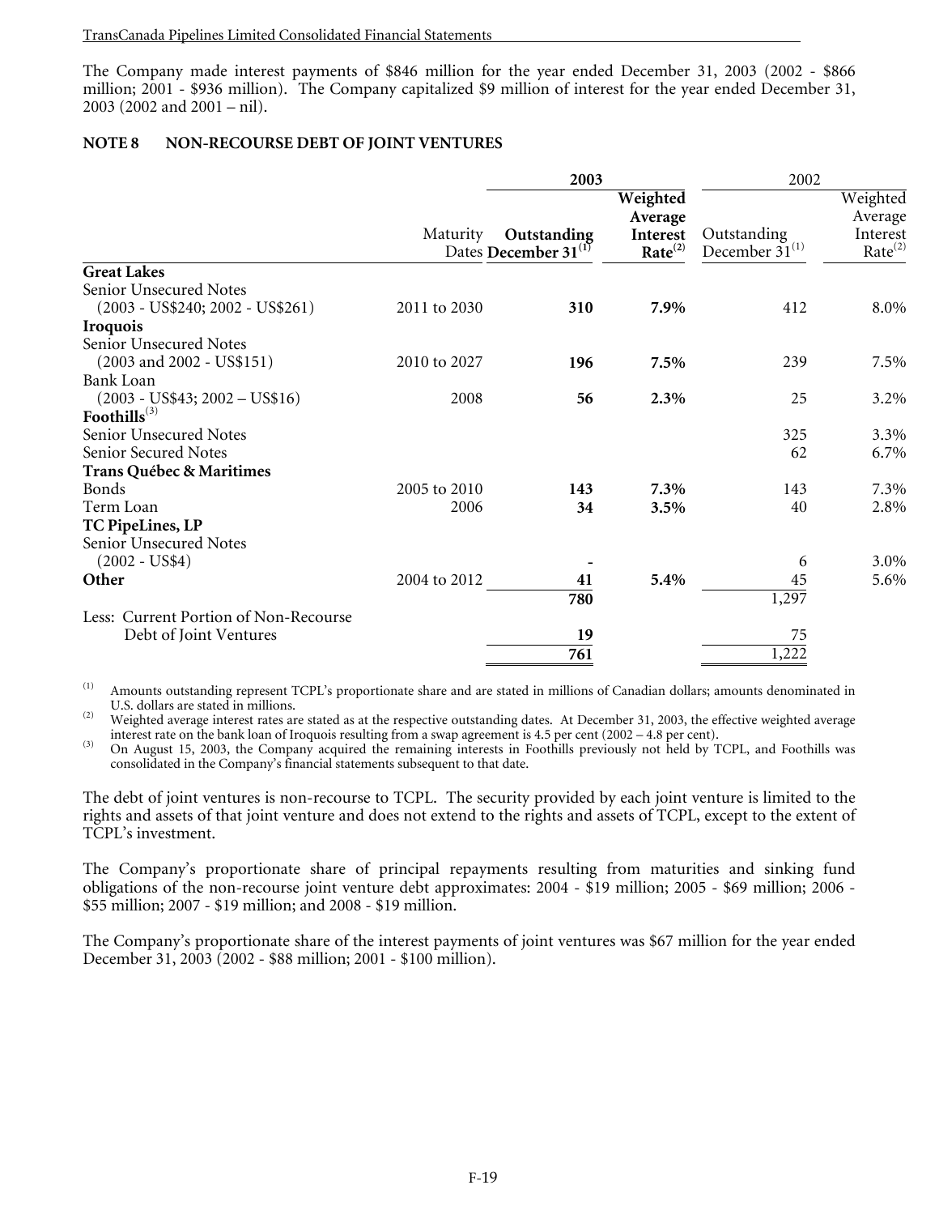The Company made interest payments of $846 million for the year ended December 31, 2003 (2002 - $866 million; 2001 - $936 million). The Company capitalized $9 million of interest for the year ended December 31, 2003 (2002 and 2001 – nil).

## NOTE 8 NON-RECOURSE DEBT OF JOINT VENTURES

| | | **2003** | | 2002 | |
|---|---|---|---|---|---|
| | Maturity Dates | **Outstanding December 31[(1)]** | **Weighted Average Interest Rate[(2)]** | Outstanding December 31[(1)] | Weighted Average Interest Rate[(2)] |
| **Great Lakes** | | | | | |
| Senior Unsecured Notes (2003 - US$240; 2002 - US$261) | 2011 to 2030 | **310** | **7.9%** | 412 | 8.0% |
| **Iroquois** | | | | | |
| Senior Unsecured Notes (2003 and 2002 - US$151) | 2010 to 2027 | **196** | **7.5%** | 239 | 7.5% |
| Bank Loan (2003 - US$43; 2002 – US$16) | 2008 | **56** | **2.3%** | 25 | 3.2% |
| **Foothills[(3)]** | | | | | |
| Senior Unsecured Notes | | | | 325 | 3.3% |
| Senior Secured Notes | | | | 62 | 6.7% |
| **Trans Québec & Maritimes** | | | | | |
| Bonds | 2005 to 2010 | **143** | **7.3%** | 143 | 7.3% |
| Term Loan | 2006 | **34** | **3.5%** | 40 | 2.8% |
| **TC PipeLines, LP** | | | | | |
| Senior Unsecured Notes (2002 - US$4) | | **-** | | 6 | 3.0% |
| **Other** | 2004 to 2012 | **41** | **5.4%** | 45 | 5.6% |
| | | **780** | | 1,297 | |
| Less: Current Portion of Non-Recourse Debt of Joint Ventures | | **19** | | 75 | |
| | | **761** | | 1,222 | |

(1) Amounts outstanding represent TCPL's proportionate share and are stated in millions of Canadian dollars; amounts denominated in U.S. dollars are stated in millions.

(2) Weighted average interest rates are stated as at the respective outstanding dates. At December 31, 2003, the effective weighted average interest rate on the bank loan of Iroquois resulting from a swap agreement is 4.5 per cent (2002 – 4.8 per cent).

(3) On August 15, 2003, the Company acquired the remaining interests in Foothills previously not held by TCPL, and Foothills was consolidated in the Company's financial statements subsequent to that date.

The debt of joint ventures is non-recourse to TCPL. The security provided by each joint venture is limited to the rights and assets of that joint venture and does not extend to the rights and assets of TCPL, except to the extent of TCPL's investment.

The Company's proportionate share of principal repayments resulting from maturities and sinking fund obligations of the non-recourse joint venture debt approximates: 2004 - $19 million; 2005 - $69 million; 2006 - $55 million; 2007 - $19 million; and 2008 - $19 million.

The Company's proportionate share of the interest payments of joint ventures was $67 million for the year ended December 31, 2003 (2002 - $88 million; 2001 - $100 million).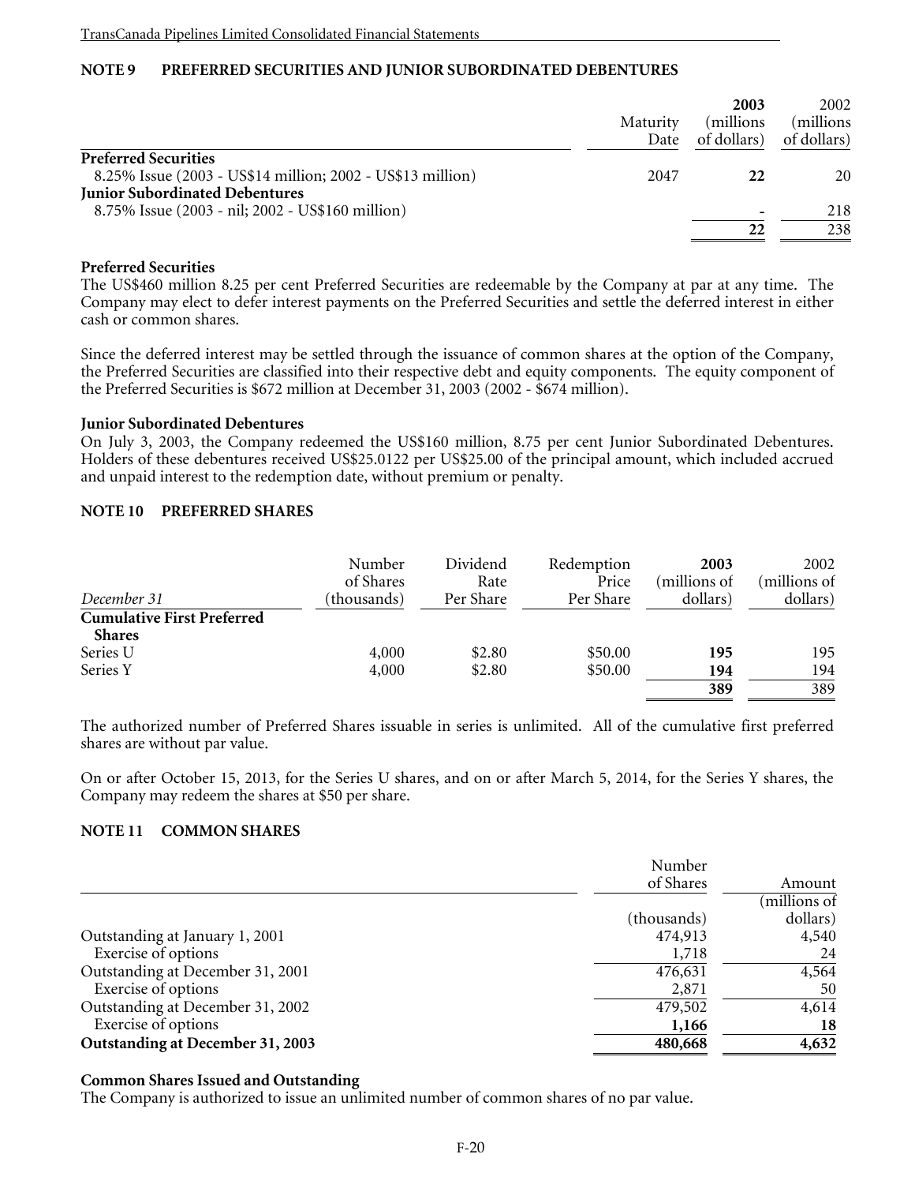## NOTE 9 PREFERRED SECURITIES AND JUNIOR SUBORDINATED DEBENTURES

| | Maturity Date | **2003 (millions of dollars)** | 2002 (millions of dollars) |
|---|---|---|---|
| **Preferred Securities** | | | |
| 8.25% Issue (2003 - US$14 million; 2002 - US$13 million) | 2047 | **22** | 20 |
| **Junior Subordinated Debentures** | | | |
| 8.75% Issue (2003 - nil; 2002 - US$160 million) | | **-** | 218 |
| | | **22** | 238 |

**Preferred Securities**

The US$460 million 8.25 per cent Preferred Securities are redeemable by the Company at par at any time. The Company may elect to defer interest payments on the Preferred Securities and settle the deferred interest in either cash or common shares.

Since the deferred interest may be settled through the issuance of common shares at the option of the Company, the Preferred Securities are classified into their respective debt and equity components. The equity component of the Preferred Securities is $672 million at December 31, 2003 (2002 - $674 million).

**Junior Subordinated Debentures**

On July 3, 2003, the Company redeemed the US$160 million, 8.75 per cent Junior Subordinated Debentures. Holders of these debentures received US$25.0122 per US$25.00 of the principal amount, which included accrued and unpaid interest to the redemption date, without premium or penalty.

## NOTE 10 PREFERRED SHARES

| *December 31* | Number of Shares (thousands) | Dividend Rate Per Share | Redemption Price Per Share | **2003 (millions of dollars)** | 2002 (millions of dollars) |
|---|---|---|---|---|---|
| **Cumulative First Preferred Shares** | | | | | |
| Series U | 4,000 | $2.80 | $50.00 | **195** | 195 |
| Series Y | 4,000 | $2.80 | $50.00 | **194** | 194 |
| | | | | **389** | 389 |

The authorized number of Preferred Shares issuable in series is unlimited. All of the cumulative first preferred shares are without par value.

On or after October 15, 2013, for the Series U shares, and on or after March 5, 2014, for the Series Y shares, the Company may redeem the shares at $50 per share.

## NOTE 11 COMMON SHARES

| | Number of Shares (thousands) | Amount (millions of dollars) |
|---|---|---|
| Outstanding at January 1, 2001 | 474,913 | 4,540 |
| Exercise of options | 1,718 | 24 |
| Outstanding at December 31, 2001 | 476,631 | 4,564 |
| Exercise of options | 2,871 | 50 |
| Outstanding at December 31, 2002 | 479,502 | 4,614 |
| Exercise of options | **1,166** | **18** |
| **Outstanding at December 31, 2003** | **480,668** | **4,632** |

**Common Shares Issued and Outstanding**

The Company is authorized to issue an unlimited number of common shares of no par value.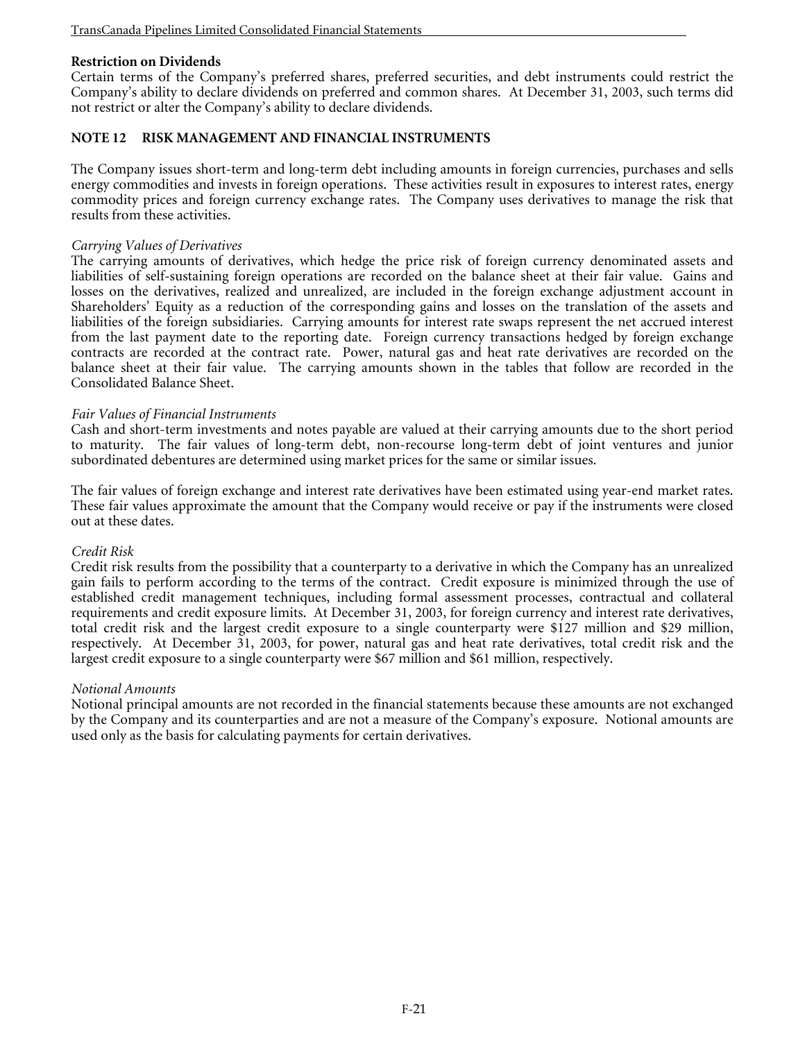**Restriction on Dividends**

Certain terms of the Company's preferred shares, preferred securities, and debt instruments could restrict the Company's ability to declare dividends on preferred and common shares. At December 31, 2003, such terms did not restrict or alter the Company's ability to declare dividends.

## NOTE 12 RISK MANAGEMENT AND FINANCIAL INSTRUMENTS

The Company issues short-term and long-term debt including amounts in foreign currencies, purchases and sells energy commodities and invests in foreign operations. These activities result in exposures to interest rates, energy commodity prices and foreign currency exchange rates. The Company uses derivatives to manage the risk that results from these activities.

*Carrying Values of Derivatives*

The carrying amounts of derivatives, which hedge the price risk of foreign currency denominated assets and liabilities of self-sustaining foreign operations are recorded on the balance sheet at their fair value. Gains and losses on the derivatives, realized and unrealized, are included in the foreign exchange adjustment account in Shareholders' Equity as a reduction of the corresponding gains and losses on the translation of the assets and liabilities of the foreign subsidiaries. Carrying amounts for interest rate swaps represent the net accrued interest from the last payment date to the reporting date. Foreign currency transactions hedged by foreign exchange contracts are recorded at the contract rate. Power, natural gas and heat rate derivatives are recorded on the balance sheet at their fair value. The carrying amounts shown in the tables that follow are recorded in the Consolidated Balance Sheet.

*Fair Values of Financial Instruments*

Cash and short-term investments and notes payable are valued at their carrying amounts due to the short period to maturity. The fair values of long-term debt, non-recourse long-term debt of joint ventures and junior subordinated debentures are determined using market prices for the same or similar issues.

The fair values of foreign exchange and interest rate derivatives have been estimated using year-end market rates. These fair values approximate the amount that the Company would receive or pay if the instruments were closed out at these dates.

*Credit Risk*

Credit risk results from the possibility that a counterparty to a derivative in which the Company has an unrealized gain fails to perform according to the terms of the contract. Credit exposure is minimized through the use of established credit management techniques, including formal assessment processes, contractual and collateral requirements and credit exposure limits. At December 31, 2003, for foreign currency and interest rate derivatives, total credit risk and the largest credit exposure to a single counterparty were $127 million and $29 million, respectively. At December 31, 2003, for power, natural gas and heat rate derivatives, total credit risk and the largest credit exposure to a single counterparty were $67 million and $61 million, respectively.

*Notional Amounts*

Notional principal amounts are not recorded in the financial statements because these amounts are not exchanged by the Company and its counterparties and are not a measure of the Company's exposure. Notional amounts are used only as the basis for calculating payments for certain derivatives.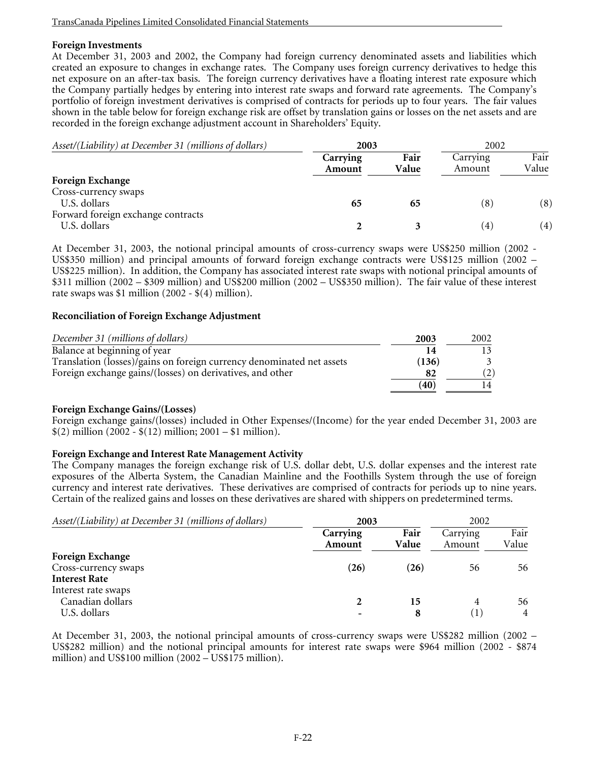**Foreign Investments**

At December 31, 2003 and 2002, the Company had foreign currency denominated assets and liabilities which created an exposure to changes in exchange rates. The Company uses foreign currency derivatives to hedge this net exposure on an after-tax basis. The foreign currency derivatives have a floating interest rate exposure which the Company partially hedges by entering into interest rate swaps and forward rate agreements. The Company's portfolio of foreign investment derivatives is comprised of contracts for periods up to four years. The fair values shown in the table below for foreign exchange risk are offset by translation gains or losses on the net assets and are recorded in the foreign exchange adjustment account in Shareholders' Equity.

| *Asset/(Liability) at December 31 (millions of dollars)* | **2003** | | 2002 | |
|---|---|---|---|---|
| | **Carrying Amount** | **Fair Value** | Carrying Amount | Fair Value |
| **Foreign Exchange** | | | | |
| Cross-currency swaps | | | | |
| U.S. dollars | **65** | **65** | (8) | (8) |
| Forward foreign exchange contracts | | | | |
| U.S. dollars | **2** | **3** | (4) | (4) |

At December 31, 2003, the notional principal amounts of cross-currency swaps were US$250 million (2002 - US$350 million) and principal amounts of forward foreign exchange contracts were US$125 million (2002 – US$225 million). In addition, the Company has associated interest rate swaps with notional principal amounts of $311 million (2002 – $309 million) and US$200 million (2002 – US$350 million). The fair value of these interest rate swaps was $1 million (2002 - $(4) million).

**Reconciliation of Foreign Exchange Adjustment**

| *December 31 (millions of dollars)* | **2003** | 2002 |
|---|---|---|
| Balance at beginning of year | **14** | 13 |
| Translation (losses)/gains on foreign currency denominated net assets | **(136)** | 3 |
| Foreign exchange gains/(losses) on derivatives, and other | **82** | (2) |
| | **(40)** | 14 |

**Foreign Exchange Gains/(Losses)**

Foreign exchange gains/(losses) included in Other Expenses/(Income) for the year ended December 31, 2003 are $(2) million (2002 - $(12) million; 2001 – $1 million).

**Foreign Exchange and Interest Rate Management Activity**

The Company manages the foreign exchange risk of U.S. dollar debt, U.S. dollar expenses and the interest rate exposures of the Alberta System, the Canadian Mainline and the Foothills System through the use of foreign currency and interest rate derivatives. These derivatives are comprised of contracts for periods up to nine years. Certain of the realized gains and losses on these derivatives are shared with shippers on predetermined terms.

| *Asset/(Liability) at December 31 (millions of dollars)* | **2003** | | 2002 | |
|---|---|---|---|---|
| | **Carrying Amount** | **Fair Value** | Carrying Amount | Fair Value |
| **Foreign Exchange** | | | | |
| Cross-currency swaps | **(26)** | **(26)** | 56 | 56 |
| **Interest Rate** | | | | |
| Interest rate swaps | | | | |
| Canadian dollars | **2** | **15** | 4 | 56 |
| U.S. dollars | **-** | **8** | (1) | 4 |

At December 31, 2003, the notional principal amounts of cross-currency swaps were US$282 million (2002 – US$282 million) and the notional principal amounts for interest rate swaps were $964 million (2002 - $874 million) and US$100 million (2002 – US$175 million).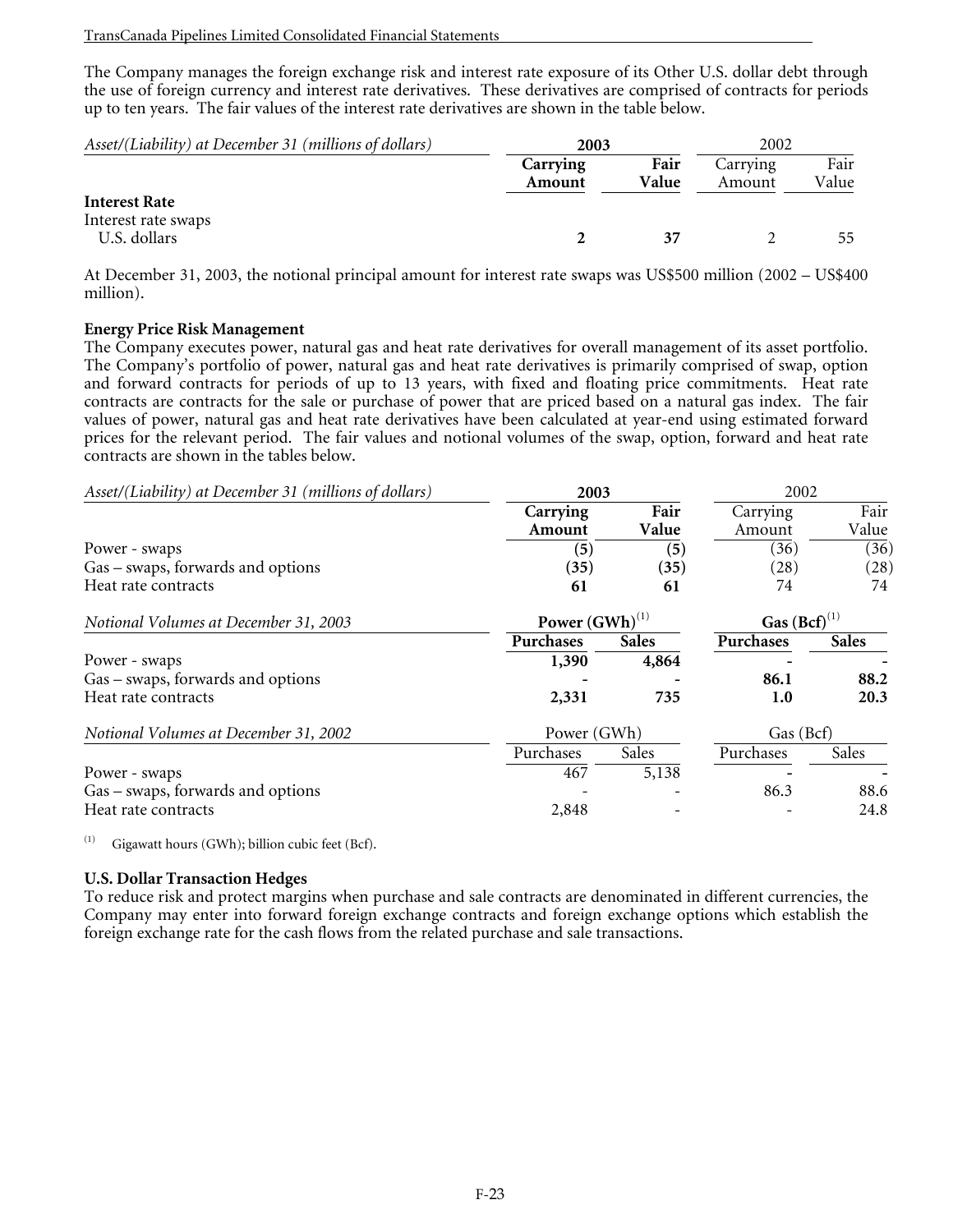The Company manages the foreign exchange risk and interest rate exposure of its Other U.S. dollar debt through the use of foreign currency and interest rate derivatives. These derivatives are comprised of contracts for periods up to ten years. The fair values of the interest rate derivatives are shown in the table below.

| *Asset/(Liability) at December 31 (millions of dollars)* | **2003** | | 2002 | |
|---|---|---|---|---|
| | **Carrying Amount** | **Fair Value** | Carrying Amount | Fair Value |
| **Interest Rate** | | | | |
| Interest rate swaps | | | | |
| U.S. dollars | **2** | **37** | 2 | 55 |

At December 31, 2003, the notional principal amount for interest rate swaps was US$500 million (2002 – US$400 million).

**Energy Price Risk Management**

The Company executes power, natural gas and heat rate derivatives for overall management of its asset portfolio. The Company's portfolio of power, natural gas and heat rate derivatives is primarily comprised of swap, option and forward contracts for periods of up to 13 years, with fixed and floating price commitments. Heat rate contracts are contracts for the sale or purchase of power that are priced based on a natural gas index. The fair values of power, natural gas and heat rate derivatives have been calculated at year-end using estimated forward prices for the relevant period. The fair values and notional volumes of the swap, option, forward and heat rate contracts are shown in the tables below.

| *Asset/(Liability) at December 31 (millions of dollars)* | **2003** | | 2002 | |
|---|---|---|---|---|
| | **Carrying Amount** | **Fair Value** | Carrying Amount | Fair Value |
| Power - swaps | **(5)** | **(5)** | (36) | (36) |
| Gas – swaps, forwards and options | **(35)** | **(35)** | (28) | (28) |
| Heat rate contracts | **61** | **61** | 74 | 74 |

| *Notional Volumes at December 31, 2003* | **Power (GWh)[1]** | | **Gas (Bcf)[1]** | |
|---|---|---|---|---|
| | **Purchases** | **Sales** | **Purchases** | **Sales** |
| Power - swaps | **1,390** | **4,864** | **-** | **-** |
| Gas – swaps, forwards and options | **-** | **-** | **86.1** | **88.2** |
| Heat rate contracts | **2,331** | **735** | **1.0** | **20.3** |

| *Notional Volumes at December 31, 2002* | Power (GWh) | | Gas (Bcf) | |
|---|---|---|---|---|
| | Purchases | Sales | Purchases | Sales |
| Power - swaps | 467 | 5,138 | - | - |
| Gas – swaps, forwards and options | - | - | 86.3 | 88.6 |
| Heat rate contracts | 2,848 | - | - | 24.8 |

[1] Gigawatt hours (GWh); billion cubic feet (Bcf).

**U.S. Dollar Transaction Hedges**

To reduce risk and protect margins when purchase and sale contracts are denominated in different currencies, the Company may enter into forward foreign exchange contracts and foreign exchange options which establish the foreign exchange rate for the cash flows from the related purchase and sale transactions.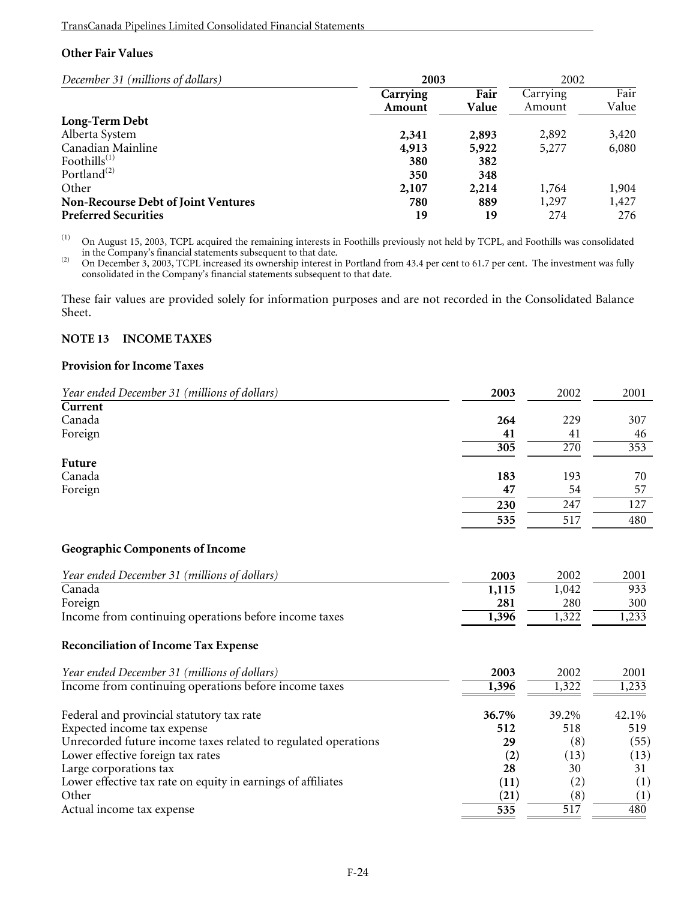### Other Fair Values

| *December 31 (millions of dollars)* | **2003** | | 2002 | |
|---|---|---|---|---|
| | **Carrying Amount** | **Fair Value** | Carrying Amount | Fair Value |
| **Long-Term Debt** | | | | |
| Alberta System | **2,341** | **2,893** | 2,892 | 3,420 |
| Canadian Mainline | **4,913** | **5,922** | 5,277 | 6,080 |
| Foothills[(1)] | **380** | **382** | | |
| Portland[(2)] | **350** | **348** | | |
| Other | **2,107** | **2,214** | 1,764 | 1,904 |
| **Non-Recourse Debt of Joint Ventures** | **780** | **889** | 1,297 | 1,427 |
| **Preferred Securities** | **19** | **19** | 274 | 276 |

(1) On August 15, 2003, TCPL acquired the remaining interests in Foothills previously not held by TCPL, and Foothills was consolidated in the Company's financial statements subsequent to that date.

(2) On December 3, 2003, TCPL increased its ownership interest in Portland from 43.4 per cent to 61.7 per cent. The investment was fully consolidated in the Company's financial statements subsequent to that date.

These fair values are provided solely for information purposes and are not recorded in the Consolidated Balance Sheet.

## NOTE 13 INCOME TAXES

### Provision for Income Taxes

| *Year ended December 31 (millions of dollars)* | **2003** | 2002 | 2001 |
|---|---|---|---|
| **Current** | | | |
| Canada | **264** | 229 | 307 |
| Foreign | **41** | 41 | 46 |
| | **305** | 270 | 353 |
| **Future** | | | |
| Canada | **183** | 193 | 70 |
| Foreign | **47** | 54 | 57 |
| | **230** | 247 | 127 |
| | **535** | 517 | 480 |

### Geographic Components of Income

| *Year ended December 31 (millions of dollars)* | **2003** | 2002 | 2001 |
|---|---|---|---|
| Canada | **1,115** | 1,042 | 933 |
| Foreign | **281** | 280 | 300 |
| Income from continuing operations before income taxes | **1,396** | 1,322 | 1,233 |

### Reconciliation of Income Tax Expense

| *Year ended December 31 (millions of dollars)* | **2003** | 2002 | 2001 |
|---|---|---|---|
| Income from continuing operations before income taxes | **1,396** | 1,322 | 1,233 |
| | | | |
| Federal and provincial statutory tax rate | **36.7%** | 39.2% | 42.1% |
| Expected income tax expense | **512** | 518 | 519 |
| Unrecorded future income taxes related to regulated operations | **29** | (8) | (55) |
| Lower effective foreign tax rates | **(2)** | (13) | (13) |
| Large corporations tax | **28** | 30 | 31 |
| Lower effective tax rate on equity in earnings of affiliates | **(11)** | (2) | (1) |
| Other | **(21)** | (8) | (1) |
| Actual income tax expense | **535** | 517 | 480 |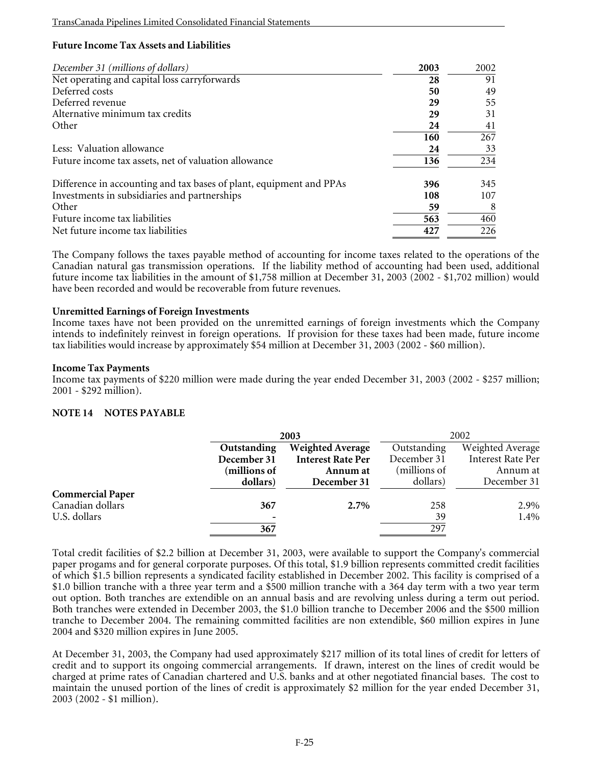**Future Income Tax Assets and Liabilities**

| *December 31 (millions of dollars)* | **2003** | 2002 |
|---|---|---|
| Net operating and capital loss carryforwards | **28** | 91 |
| Deferred costs | **50** | 49 |
| Deferred revenue | **29** | 55 |
| Alternative minimum tax credits | **29** | 31 |
| Other | **24** | 41 |
| | **160** | 267 |
| Less: Valuation allowance | **24** | 33 |
| Future income tax assets, net of valuation allowance | **136** | 234 |
| | | |
| Difference in accounting and tax bases of plant, equipment and PPAs | **396** | 345 |
| Investments in subsidiaries and partnerships | **108** | 107 |
| Other | **59** | 8 |
| Future income tax liabilities | **563** | 460 |
| Net future income tax liabilities | **427** | 226 |

The Company follows the taxes payable method of accounting for income taxes related to the operations of the Canadian natural gas transmission operations. If the liability method of accounting had been used, additional future income tax liabilities in the amount of $1,758 million at December 31, 2003 (2002 - $1,702 million) would have been recorded and would be recoverable from future revenues.

**Unremitted Earnings of Foreign Investments**

Income taxes have not been provided on the unremitted earnings of foreign investments which the Company intends to indefinitely reinvest in foreign operations. If provision for these taxes had been made, future income tax liabilities would increase by approximately $54 million at December 31, 2003 (2002 - $60 million).

**Income Tax Payments**

Income tax payments of $220 million were made during the year ended December 31, 2003 (2002 - $257 million; 2001 - $292 million).

## NOTE 14 NOTES PAYABLE

| | **2003** | | 2002 | |
|---|---|---|---|---|
| | **Outstanding December 31 (millions of dollars)** | **Weighted Average Interest Rate Per Annum at December 31** | Outstanding December 31 (millions of dollars) | Weighted Average Interest Rate Per Annum at December 31 |
| **Commercial Paper** | | | | |
| Canadian dollars | **367** | **2.7%** | 258 | 2.9% |
| U.S. dollars | **-** | | 39 | 1.4% |
| | **367** | | 297 | |

Total credit facilities of $2.2 billion at December 31, 2003, were available to support the Company's commercial paper progams and for general corporate purposes. Of this total, $1.9 billion represents committed credit facilities of which $1.5 billion represents a syndicated facility established in December 2002. This facility is comprised of a $1.0 billion tranche with a three year term and a $500 million tranche with a 364 day term with a two year term out option. Both tranches are extendible on an annual basis and are revolving unless during a term out period. Both tranches were extended in December 2003, the $1.0 billion tranche to December 2006 and the $500 million tranche to December 2004. The remaining committed facilities are non extendible, $60 million expires in June 2004 and $320 million expires in June 2005.

At December 31, 2003, the Company had used approximately $217 million of its total lines of credit for letters of credit and to support its ongoing commercial arrangements. If drawn, interest on the lines of credit would be charged at prime rates of Canadian chartered and U.S. banks and at other negotiated financial bases. The cost to maintain the unused portion of the lines of credit is approximately $2 million for the year ended December 31, 2003 (2002 - $1 million).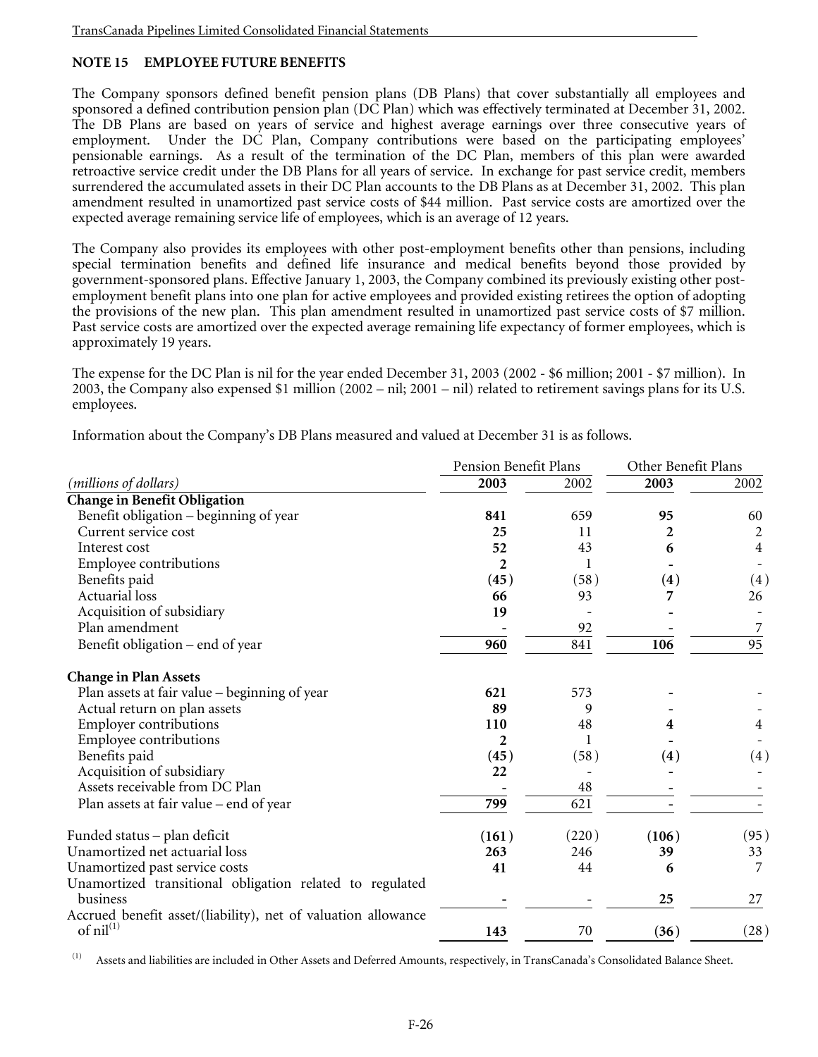## NOTE 15 EMPLOYEE FUTURE BENEFITS

The Company sponsors defined benefit pension plans (DB Plans) that cover substantially all employees and sponsored a defined contribution pension plan (DC Plan) which was effectively terminated at December 31, 2002. The DB Plans are based on years of service and highest average earnings over three consecutive years of employment. Under the DC Plan, Company contributions were based on the participating employees' pensionable earnings. As a result of the termination of the DC Plan, members of this plan were awarded retroactive service credit under the DB Plans for all years of service. In exchange for past service credit, members surrendered the accumulated assets in their DC Plan accounts to the DB Plans as at December 31, 2002. This plan amendment resulted in unamortized past service costs of $44 million. Past service costs are amortized over the expected average remaining service life of employees, which is an average of 12 years.

The Company also provides its employees with other post-employment benefits other than pensions, including special termination benefits and defined life insurance and medical benefits beyond those provided by government-sponsored plans. Effective January 1, 2003, the Company combined its previously existing other post-employment benefit plans into one plan for active employees and provided existing retirees the option of adopting the provisions of the new plan. This plan amendment resulted in unamortized past service costs of $7 million. Past service costs are amortized over the expected average remaining life expectancy of former employees, which is approximately 19 years.

The expense for the DC Plan is nil for the year ended December 31, 2003 (2002 - $6 million; 2001 - $7 million). In 2003, the Company also expensed $1 million (2002 – nil; 2001 – nil) related to retirement savings plans for its U.S. employees.

Information about the Company's DB Plans measured and valued at December 31 is as follows.

| | Pension Benefit Plans | | Other Benefit Plans | |
|---|---|---|---|---|
| *(millions of dollars)* | **2003** | 2002 | **2003** | 2002 |
| **Change in Benefit Obligation** | | | | |
| Benefit obligation – beginning of year | **841** | 659 | **95** | 60 |
| Current service cost | **25** | 11 | **2** | 2 |
| Interest cost | **52** | 43 | **6** | 4 |
| Employee contributions | **2** | 1 | **-** | - |
| Benefits paid | **(45)** | (58) | **(4)** | (4) |
| Actuarial loss | **66** | 93 | **7** | 26 |
| Acquisition of subsidiary | **19** | - | **-** | - |
| Plan amendment | **-** | 92 | **-** | 7 |
| Benefit obligation – end of year | **960** | 841 | **106** | 95 |
| **Change in Plan Assets** | | | | |
| Plan assets at fair value – beginning of year | **621** | 573 | **-** | - |
| Actual return on plan assets | **89** | 9 | **-** | - |
| Employer contributions | **110** | 48 | **4** | 4 |
| Employee contributions | **2** | 1 | **-** | - |
| Benefits paid | **(45)** | (58) | **(4)** | (4) |
| Acquisition of subsidiary | **22** | - | **-** | - |
| Assets receivable from DC Plan | **-** | 48 | **-** | - |
| Plan assets at fair value – end of year | **799** | 621 | **-** | - |
| Funded status – plan deficit | **(161)** | (220) | **(106)** | (95) |
| Unamortized net actuarial loss | **263** | 246 | **39** | 33 |
| Unamortized past service costs | **41** | 44 | **6** | 7 |
| Unamortized transitional obligation related to regulated business | **-** | - | **25** | 27 |
| Accrued benefit asset/(liability), net of valuation allowance of nil[(1)] | **143** | 70 | **(36)** | (28) |

(1) Assets and liabilities are included in Other Assets and Deferred Amounts, respectively, in TransCanada's Consolidated Balance Sheet.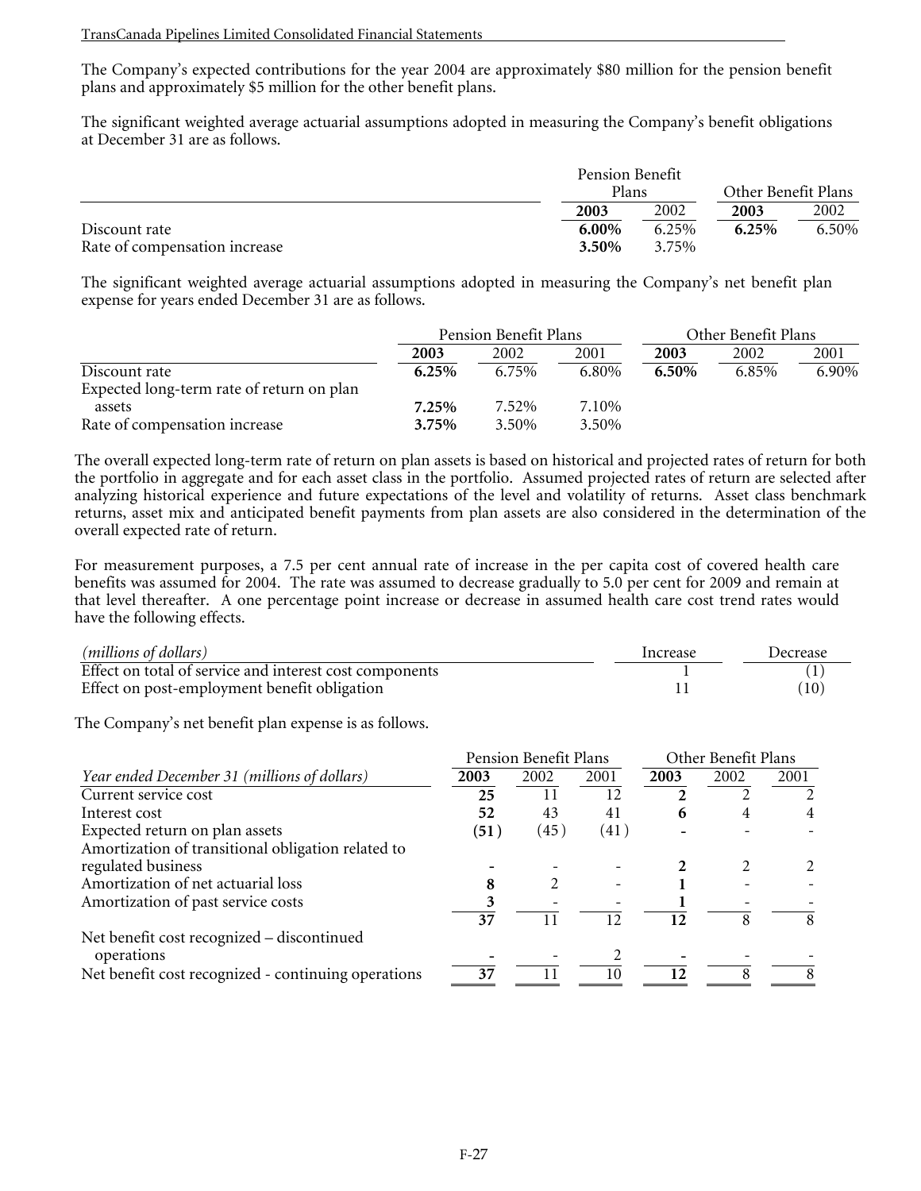The Company's expected contributions for the year 2004 are approximately $80 million for the pension benefit plans and approximately $5 million for the other benefit plans.

The significant weighted average actuarial assumptions adopted in measuring the Company's benefit obligations at December 31 are as follows.

| | Pension Benefit Plans | | Other Benefit Plans | |
|---|---|---|---|---|
| | **2003** | 2002 | **2003** | 2002 |
| Discount rate | **6.00%** | 6.25% | **6.25%** | 6.50% |
| Rate of compensation increase | **3.50%** | 3.75% | | |

The significant weighted average actuarial assumptions adopted in measuring the Company's net benefit plan expense for years ended December 31 are as follows.

| | Pension Benefit Plans | | | Other Benefit Plans | | |
|---|---|---|---|---|---|---|
| | **2003** | 2002 | 2001 | **2003** | 2002 | 2001 |
| Discount rate | **6.25%** | 6.75% | 6.80% | **6.50%** | 6.85% | 6.90% |
| Expected long-term rate of return on plan assets | **7.25%** | 7.52% | 7.10% | | | |
| Rate of compensation increase | **3.75%** | 3.50% | 3.50% | | | |

The overall expected long-term rate of return on plan assets is based on historical and projected rates of return for both the portfolio in aggregate and for each asset class in the portfolio. Assumed projected rates of return are selected after analyzing historical experience and future expectations of the level and volatility of returns. Asset class benchmark returns, asset mix and anticipated benefit payments from plan assets are also considered in the determination of the overall expected rate of return.

For measurement purposes, a 7.5 per cent annual rate of increase in the per capita cost of covered health care benefits was assumed for 2004. The rate was assumed to decrease gradually to 5.0 per cent for 2009 and remain at that level thereafter. A one percentage point increase or decrease in assumed health care cost trend rates would have the following effects.

| *(millions of dollars)* | Increase | Decrease |
|---|---|---|
| Effect on total of service and interest cost components | 1 | (1) |
| Effect on post-employment benefit obligation | 11 | (10) |

The Company's net benefit plan expense is as follows.

| | Pension Benefit Plans | | | Other Benefit Plans | | |
|---|---|---|---|---|---|---|
| *Year ended December 31 (millions of dollars)* | **2003** | 2002 | 2001 | **2003** | 2002 | 2001 |
| Current service cost | **25** | 11 | 12 | **2** | 2 | 2 |
| Interest cost | **52** | 43 | 41 | **6** | 4 | 4 |
| Expected return on plan assets | **(51)** | (45) | (41) | **-** | - | - |
| Amortization of transitional obligation related to regulated business | **-** | - | - | **2** | 2 | 2 |
| Amortization of net actuarial loss | **8** | 2 | - | **1** | - | - |
| Amortization of past service costs | **3** | - | - | **1** | - | - |
| | **37** | 11 | 12 | **12** | 8 | 8 |
| Net benefit cost recognized – discontinued operations | **-** | - | 2 | **-** | - | - |
| Net benefit cost recognized - continuing operations | **37** | 11 | 10 | **12** | 8 | 8 |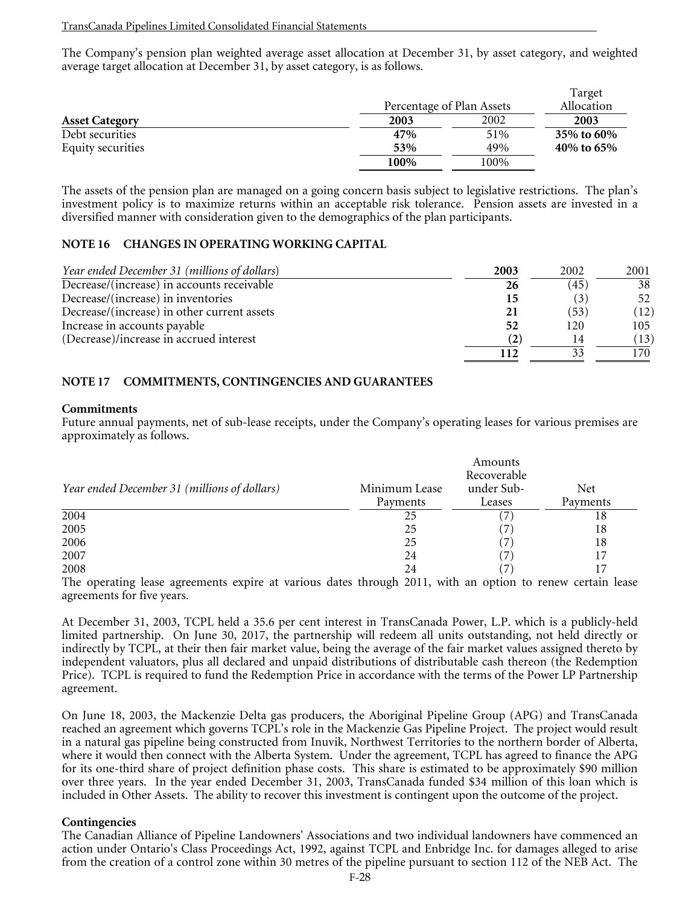The Company's pension plan weighted average asset allocation at December 31, by asset category, and weighted average target allocation at December 31, by asset category, is as follows.

| Asset Category | Percentage of Plan Assets | | Target Allocation |
|---|---|---|---|
| | **2003** | 2002 | **2003** |
| Debt securities | **47%** | 51% | **35% to 60%** |
| Equity securities | **53%** | 49% | **40% to 65%** |
| | **100%** | 100% | |

The assets of the pension plan are managed on a going concern basis subject to legislative restrictions. The plan's investment policy is to maximize returns within an acceptable risk tolerance. Pension assets are invested in a diversified manner with consideration given to the demographics of the plan participants.

## NOTE 16 CHANGES IN OPERATING WORKING CAPITAL

| *Year ended December 31 (millions of dollars)* | **2003** | 2002 | 2001 |
|---|---|---|---|
| Decrease/(increase) in accounts receivable | **26** | (45) | 38 |
| Decrease/(increase) in inventories | **15** | (3) | 52 |
| Decrease/(increase) in other current assets | **21** | (53) | (12) |
| Increase in accounts payable | **52** | 120 | 105 |
| (Decrease)/increase in accrued interest | **(2)** | 14 | (13) |
| | **112** | 33 | 170 |

## NOTE 17 COMMITMENTS, CONTINGENCIES AND GUARANTEES

### Commitments

Future annual payments, net of sub-lease receipts, under the Company's operating leases for various premises are approximately as follows.

| *Year ended December 31 (millions of dollars)* | Minimum Lease Payments | Amounts Recoverable under Sub-Leases | Net Payments |
|---|---|---|---|
| 2004 | 25 | (7) | 18 |
| 2005 | 25 | (7) | 18 |
| 2006 | 25 | (7) | 18 |
| 2007 | 24 | (7) | 17 |
| 2008 | 24 | (7) | 17 |

The operating lease agreements expire at various dates through 2011, with an option to renew certain lease agreements for five years.

At December 31, 2003, TCPL held a 35.6 per cent interest in TransCanada Power, L.P. which is a publicly-held limited partnership. On June 30, 2017, the partnership will redeem all units outstanding, not held directly or indirectly by TCPL, at their then fair market value, being the average of the fair market values assigned thereto by independent valuators, plus all declared and unpaid distributions of distributable cash thereon (the Redemption Price). TCPL is required to fund the Redemption Price in accordance with the terms of the Power LP Partnership agreement.

On June 18, 2003, the Mackenzie Delta gas producers, the Aboriginal Pipeline Group (APG) and TransCanada reached an agreement which governs TCPL's role in the Mackenzie Gas Pipeline Project. The project would result in a natural gas pipeline being constructed from Inuvik, Northwest Territories to the northern border of Alberta, where it would then connect with the Alberta System. Under the agreement, TCPL has agreed to finance the APG for its one-third share of project definition phase costs. This share is estimated to be approximately $90 million over three years. In the year ended December 31, 2003, TransCanada funded $34 million of this loan which is included in Other Assets. The ability to recover this investment is contingent upon the outcome of the project.

### Contingencies

The Canadian Alliance of Pipeline Landowners' Associations and two individual landowners have commenced an action under Ontario's Class Proceedings Act, 1992, against TCPL and Enbridge Inc. for damages alleged to arise from the creation of a control zone within 30 metres of the pipeline pursuant to section 112 of the NEB Act. The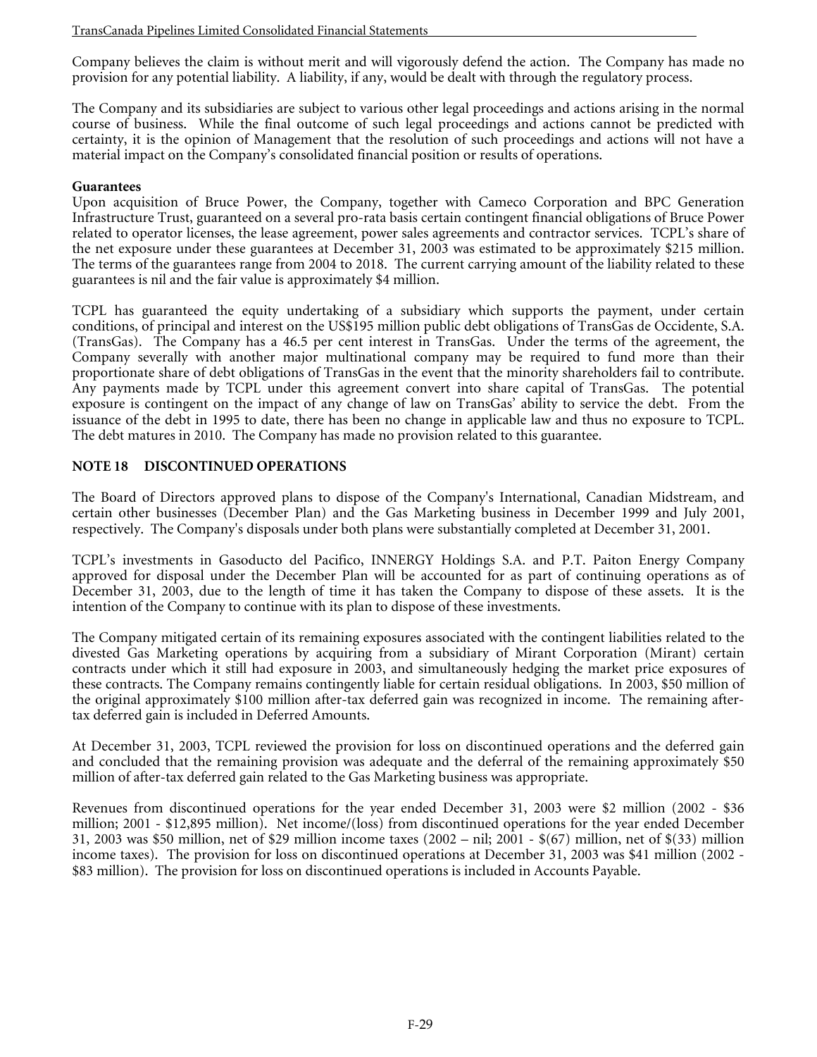Company believes the claim is without merit and will vigorously defend the action. The Company has made no provision for any potential liability. A liability, if any, would be dealt with through the regulatory process.

The Company and its subsidiaries are subject to various other legal proceedings and actions arising in the normal course of business. While the final outcome of such legal proceedings and actions cannot be predicted with certainty, it is the opinion of Management that the resolution of such proceedings and actions will not have a material impact on the Company's consolidated financial position or results of operations.

**Guarantees**

Upon acquisition of Bruce Power, the Company, together with Cameco Corporation and BPC Generation Infrastructure Trust, guaranteed on a several pro-rata basis certain contingent financial obligations of Bruce Power related to operator licenses, the lease agreement, power sales agreements and contractor services. TCPL's share of the net exposure under these guarantees at December 31, 2003 was estimated to be approximately $215 million. The terms of the guarantees range from 2004 to 2018. The current carrying amount of the liability related to these guarantees is nil and the fair value is approximately $4 million.

TCPL has guaranteed the equity undertaking of a subsidiary which supports the payment, under certain conditions, of principal and interest on the US$195 million public debt obligations of TransGas de Occidente, S.A. (TransGas). The Company has a 46.5 per cent interest in TransGas. Under the terms of the agreement, the Company severally with another major multinational company may be required to fund more than their proportionate share of debt obligations of TransGas in the event that the minority shareholders fail to contribute. Any payments made by TCPL under this agreement convert into share capital of TransGas. The potential exposure is contingent on the impact of any change of law on TransGas' ability to service the debt. From the issuance of the debt in 1995 to date, there has been no change in applicable law and thus no exposure to TCPL. The debt matures in 2010. The Company has made no provision related to this guarantee.

## NOTE 18 DISCONTINUED OPERATIONS

The Board of Directors approved plans to dispose of the Company's International, Canadian Midstream, and certain other businesses (December Plan) and the Gas Marketing business in December 1999 and July 2001, respectively. The Company's disposals under both plans were substantially completed at December 31, 2001.

TCPL's investments in Gasoducto del Pacifico, INNERGY Holdings S.A. and P.T. Paiton Energy Company approved for disposal under the December Plan will be accounted for as part of continuing operations as of December 31, 2003, due to the length of time it has taken the Company to dispose of these assets. It is the intention of the Company to continue with its plan to dispose of these investments.

The Company mitigated certain of its remaining exposures associated with the contingent liabilities related to the divested Gas Marketing operations by acquiring from a subsidiary of Mirant Corporation (Mirant) certain contracts under which it still had exposure in 2003, and simultaneously hedging the market price exposures of these contracts. The Company remains contingently liable for certain residual obligations. In 2003, $50 million of the original approximately $100 million after-tax deferred gain was recognized in income. The remaining after-tax deferred gain is included in Deferred Amounts.

At December 31, 2003, TCPL reviewed the provision for loss on discontinued operations and the deferred gain and concluded that the remaining provision was adequate and the deferral of the remaining approximately $50 million of after-tax deferred gain related to the Gas Marketing business was appropriate.

Revenues from discontinued operations for the year ended December 31, 2003 were $2 million (2002 - $36 million; 2001 - $12,895 million). Net income/(loss) from discontinued operations for the year ended December 31, 2003 was $50 million, net of $29 million income taxes (2002 – nil; 2001 - $(67) million, net of $(33) million income taxes). The provision for loss on discontinued operations at December 31, 2003 was $41 million (2002 - $83 million). The provision for loss on discontinued operations is included in Accounts Payable.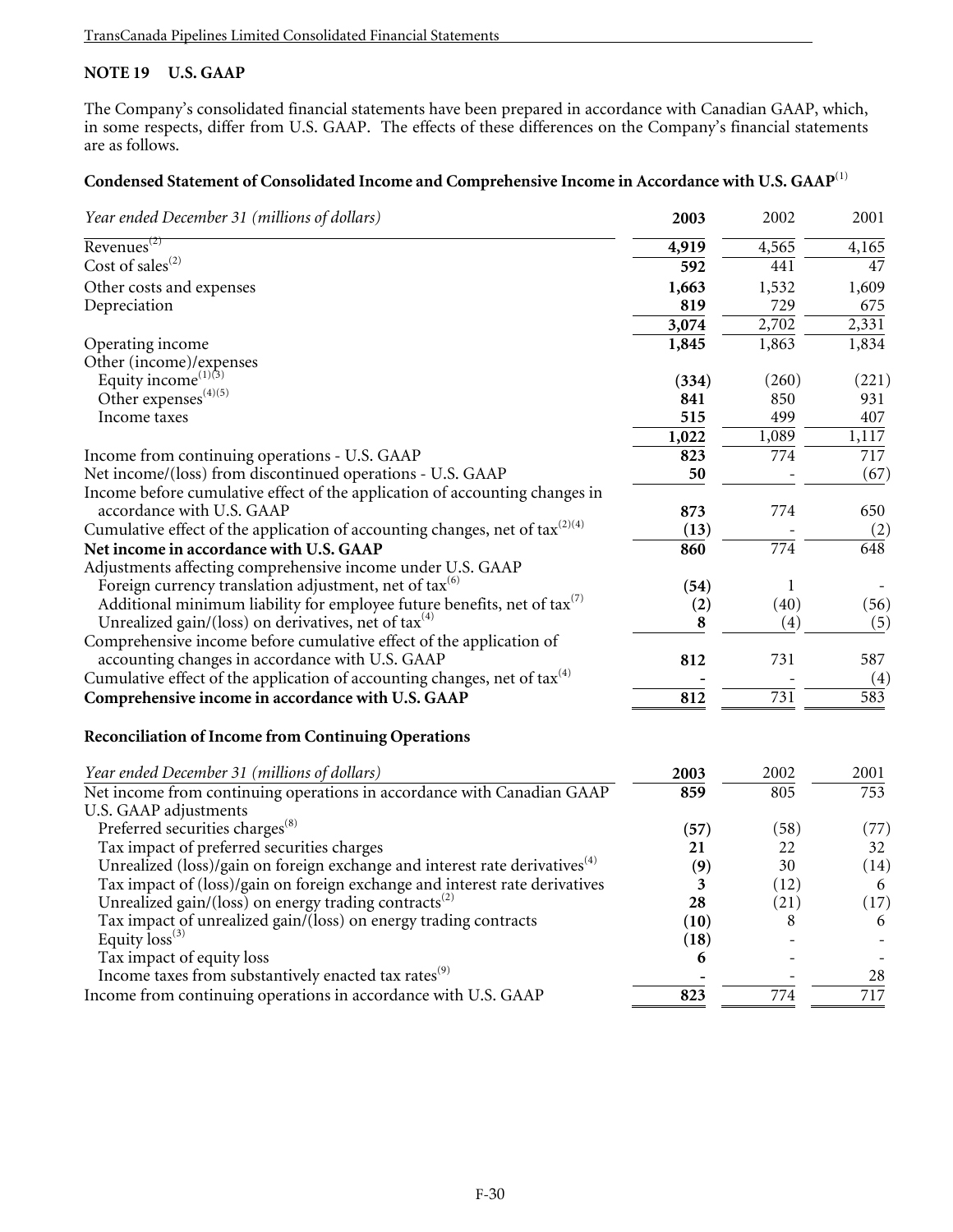## NOTE 19 U.S. GAAP

The Company's consolidated financial statements have been prepared in accordance with Canadian GAAP, which, in some respects, differ from U.S. GAAP. The effects of these differences on the Company's financial statements are as follows.

### Condensed Statement of Consolidated Income and Comprehensive Income in Accordance with U.S. GAAP(1)

| *Year ended December 31 (millions of dollars)* | **2003** | 2002 | 2001 |
|---|---|---|---|
| Revenues(2) | **4,919** | 4,565 | 4,165 |
| Cost of sales(2) | **592** | 441 | 47 |
| Other costs and expenses | **1,663** | 1,532 | 1,609 |
| Depreciation | **819** | 729 | 675 |
| | **3,074** | 2,702 | 2,331 |
| Operating income | **1,845** | 1,863 | 1,834 |
| Other (income)/expenses | | | |
| Equity income(1)(3) | **(334)** | (260) | (221) |
| Other expenses(4)(5) | **841** | 850 | 931 |
| Income taxes | **515** | 499 | 407 |
| | **1,022** | 1,089 | 1,117 |
| Income from continuing operations - U.S. GAAP | **823** | 774 | 717 |
| Net income/(loss) from discontinued operations - U.S. GAAP | **50** | - | (67) |
| Income before cumulative effect of the application of accounting changes in accordance with U.S. GAAP | **873** | 774 | 650 |
| Cumulative effect of the application of accounting changes, net of tax(2)(4) | **(13)** | - | (2) |
| **Net income in accordance with U.S. GAAP** | **860** | 774 | 648 |
| Adjustments affecting comprehensive income under U.S. GAAP | | | |
| Foreign currency translation adjustment, net of tax(6) | **(54)** | 1 | - |
| Additional minimum liability for employee future benefits, net of tax(7) | **(2)** | (40) | (56) |
| Unrealized gain/(loss) on derivatives, net of tax(4) | **8** | (4) | (5) |
| Comprehensive income before cumulative effect of the application of accounting changes in accordance with U.S. GAAP | **812** | 731 | 587 |
| Cumulative effect of the application of accounting changes, net of tax(4) | **-** | - | (4) |
| **Comprehensive income in accordance with U.S. GAAP** | **812** | 731 | 583 |

### Reconciliation of Income from Continuing Operations

| *Year ended December 31 (millions of dollars)* | **2003** | 2002 | 2001 |
|---|---|---|---|
| Net income from continuing operations in accordance with Canadian GAAP | **859** | 805 | 753 |
| U.S. GAAP adjustments | | | |
| Preferred securities charges(8) | **(57)** | (58) | (77) |
| Tax impact of preferred securities charges | **21** | 22 | 32 |
| Unrealized (loss)/gain on foreign exchange and interest rate derivatives(4) | **(9)** | 30 | (14) |
| Tax impact of (loss)/gain on foreign exchange and interest rate derivatives | **3** | (12) | 6 |
| Unrealized gain/(loss) on energy trading contracts(2) | **28** | (21) | (17) |
| Tax impact of unrealized gain/(loss) on energy trading contracts | **(10)** | 8 | 6 |
| Equity loss(3) | **(18)** | - | - |
| Tax impact of equity loss | **6** | - | - |
| Income taxes from substantively enacted tax rates(9) | **-** | - | 28 |
| Income from continuing operations in accordance with U.S. GAAP | **823** | 774 | 717 |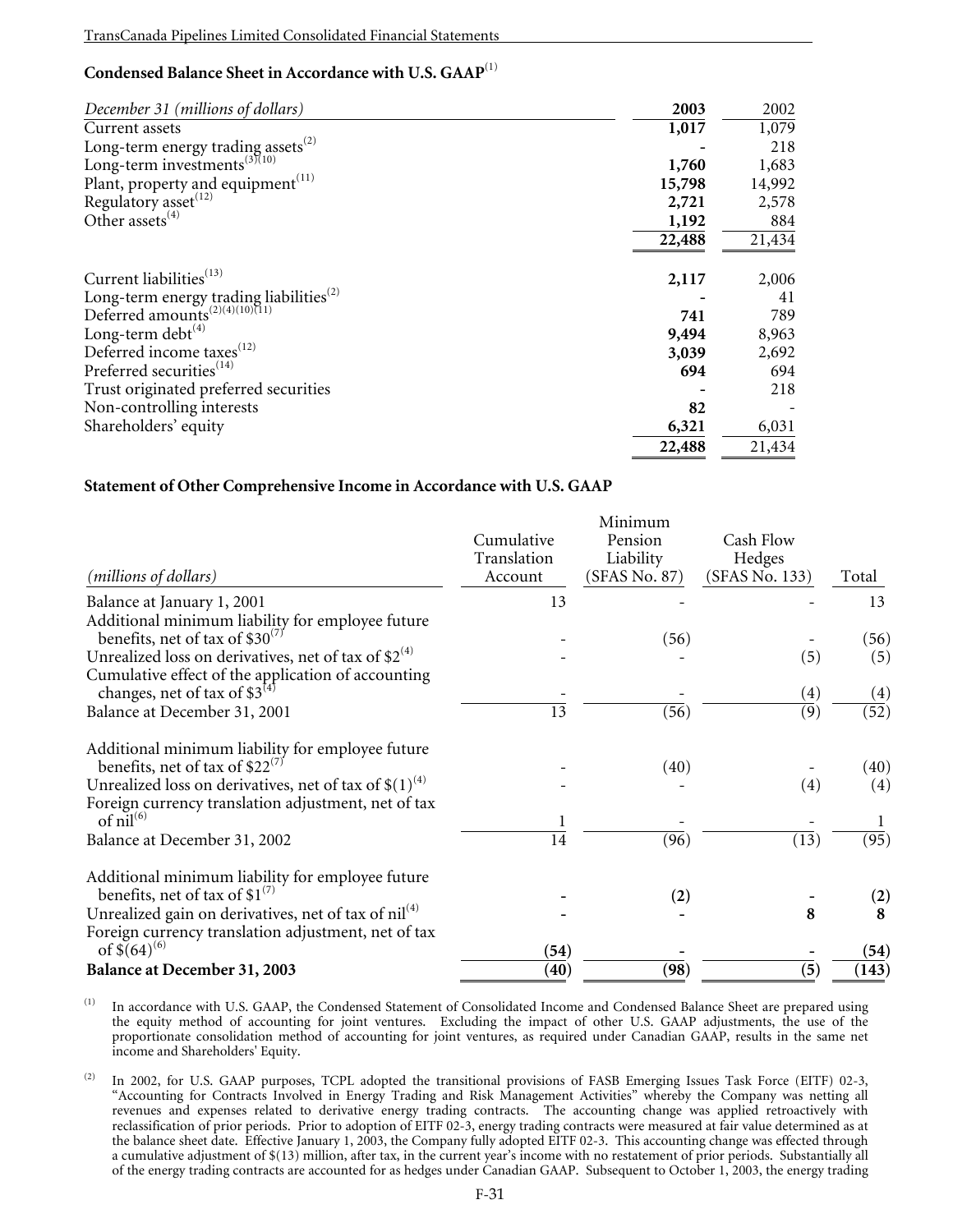## Condensed Balance Sheet in Accordance with U.S. GAAP[1]

| *December 31 (millions of dollars)* | **2003** | 2002 |
|---|---|---|
| Current assets | **1,017** | 1,079 |
| Long-term energy trading assets[2] | **-** | 218 |
| Long-term investments[3][10] | **1,760** | 1,683 |
| Plant, property and equipment[11] | **15,798** | 14,992 |
| Regulatory asset[12] | **2,721** | 2,578 |
| Other assets[4] | **1,192** | 884 |
| | **22,488** | 21,434 |
| Current liabilities[13] | **2,117** | 2,006 |
| Long-term energy trading liabilities[2] | **-** | 41 |
| Deferred amounts[2][4][10][11] | **741** | 789 |
| Long-term debt[4] | **9,494** | 8,963 |
| Deferred income taxes[12] | **3,039** | 2,692 |
| Preferred securities[14] | **694** | 694 |
| Trust originated preferred securities | **-** | 218 |
| Non-controlling interests | **82** | - |
| Shareholders' equity | **6,321** | 6,031 |
| | **22,488** | 21,434 |

## Statement of Other Comprehensive Income in Accordance with U.S. GAAP

| *(millions of dollars)* | Cumulative Translation Account | Minimum Pension Liability (SFAS No. 87) | Cash Flow Hedges (SFAS No. 133) | Total |
|---|---|---|---|---|
| Balance at January 1, 2001 | 13 | - | - | 13 |
| Additional minimum liability for employee future benefits, net of tax of $30[7] | - | (56) | - | (56) |
| Unrealized loss on derivatives, net of tax of $2[4] | - | - | (5) | (5) |
| Cumulative effect of the application of accounting changes, net of tax of $3[4] | - | - | (4) | (4) |
| Balance at December 31, 2001 | 13 | (56) | (9) | (52) |
| Additional minimum liability for employee future benefits, net of tax of $22[7] | - | (40) | - | (40) |
| Unrealized loss on derivatives, net of tax of $(1)[4] | - | - | (4) | (4) |
| Foreign currency translation adjustment, net of tax of nil[6] | 1 | - | - | 1 |
| Balance at December 31, 2002 | 14 | (96) | (13) | (95) |
| Additional minimum liability for employee future benefits, net of tax of $1[7] | **-** | **(2)** | **-** | **(2)** |
| Unrealized gain on derivatives, net of tax of nil[4] | **-** | **-** | **8** | **8** |
| Foreign currency translation adjustment, net of tax of $(64)[6] | **(54)** | **-** | **-** | **(54)** |
| **Balance at December 31, 2003** | **(40)** | **(98)** | **(5)** | **(143)** |

(1) In accordance with U.S. GAAP, the Condensed Statement of Consolidated Income and Condensed Balance Sheet are prepared using the equity method of accounting for joint ventures. Excluding the impact of other U.S. GAAP adjustments, the use of the proportionate consolidation method of accounting for joint ventures, as required under Canadian GAAP, results in the same net income and Shareholders' Equity.

(2) In 2002, for U.S. GAAP purposes, TCPL adopted the transitional provisions of FASB Emerging Issues Task Force (EITF) 02-3, "Accounting for Contracts Involved in Energy Trading and Risk Management Activities" whereby the Company was netting all revenues and expenses related to derivative energy trading contracts. The accounting change was applied retroactively with reclassification of prior periods. Prior to adoption of EITF 02-3, energy trading contracts were measured at fair value determined as at the balance sheet date. Effective January 1, 2003, the Company fully adopted EITF 02-3. This accounting change was effected through a cumulative adjustment of $(13) million, after tax, in the current year's income with no restatement of prior periods. Substantially all of the energy trading contracts are accounted for as hedges under Canadian GAAP. Subsequent to October 1, 2003, the energy trading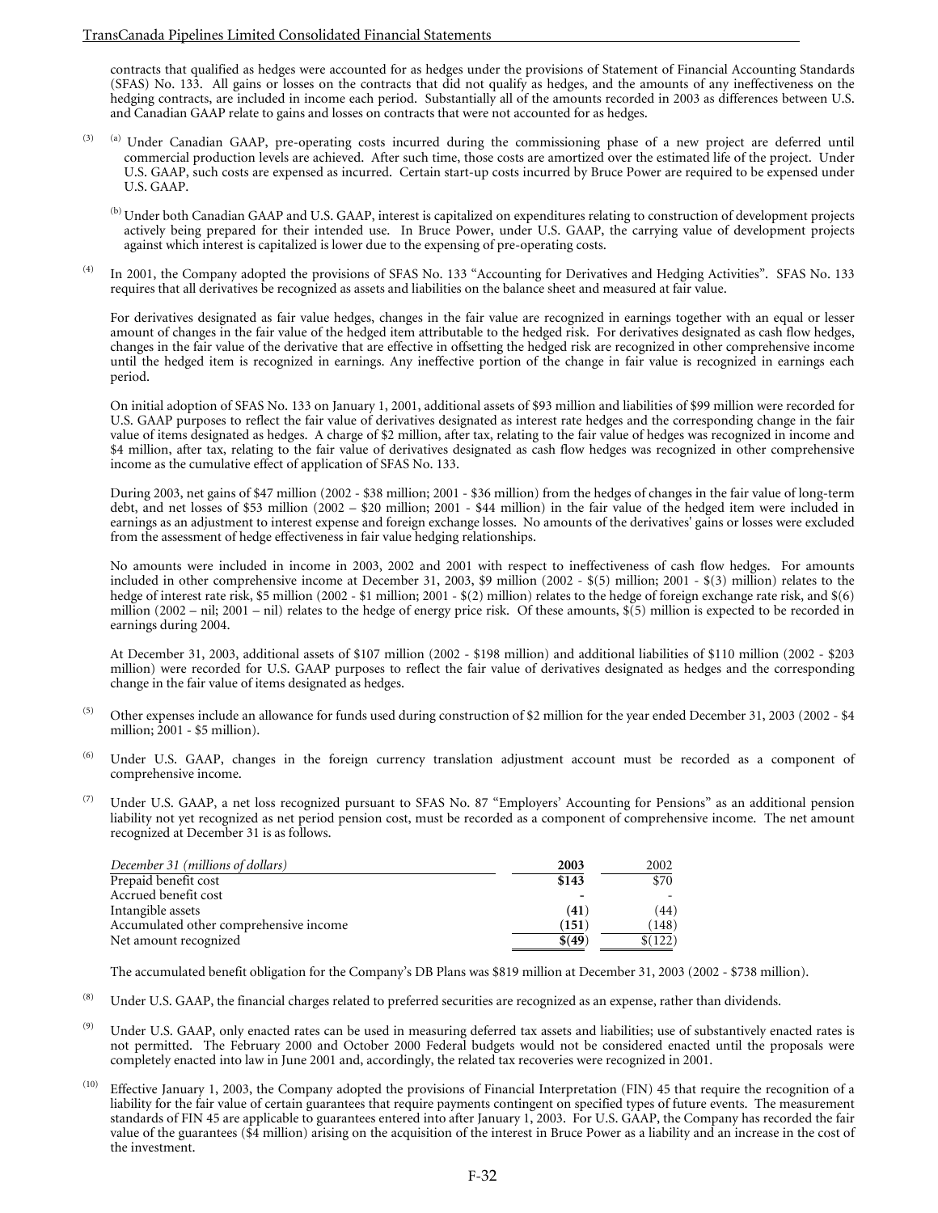contracts that qualified as hedges were accounted for as hedges under the provisions of Statement of Financial Accounting Standards (SFAS) No. 133. All gains or losses on the contracts that did not qualify as hedges, and the amounts of any ineffectiveness on the hedging contracts, are included in income each period. Substantially all of the amounts recorded in 2003 as differences between U.S. and Canadian GAAP relate to gains and losses on contracts that were not accounted for as hedges.

(3) (a) Under Canadian GAAP, pre-operating costs incurred during the commissioning phase of a new project are deferred until commercial production levels are achieved. After such time, those costs are amortized over the estimated life of the project. Under U.S. GAAP, such costs are expensed as incurred. Certain start-up costs incurred by Bruce Power are required to be expensed under U.S. GAAP.

(b) Under both Canadian GAAP and U.S. GAAP, interest is capitalized on expenditures relating to construction of development projects actively being prepared for their intended use. In Bruce Power, under U.S. GAAP, the carrying value of development projects against which interest is capitalized is lower due to the expensing of pre-operating costs.

(4) In 2001, the Company adopted the provisions of SFAS No. 133 "Accounting for Derivatives and Hedging Activities". SFAS No. 133 requires that all derivatives be recognized as assets and liabilities on the balance sheet and measured at fair value.

For derivatives designated as fair value hedges, changes in the fair value are recognized in earnings together with an equal or lesser amount of changes in the fair value of the hedged item attributable to the hedged risk. For derivatives designated as cash flow hedges, changes in the fair value of the derivative that are effective in offsetting the hedged risk are recognized in other comprehensive income until the hedged item is recognized in earnings. Any ineffective portion of the change in fair value is recognized in earnings each period.

On initial adoption of SFAS No. 133 on January 1, 2001, additional assets of $93 million and liabilities of $99 million were recorded for U.S. GAAP purposes to reflect the fair value of derivatives designated as interest rate hedges and the corresponding change in the fair value of items designated as hedges. A charge of $2 million, after tax, relating to the fair value of hedges was recognized in income and $4 million, after tax, relating to the fair value of derivatives designated as cash flow hedges was recognized in other comprehensive income as the cumulative effect of application of SFAS No. 133.

During 2003, net gains of $47 million (2002 - $38 million; 2001 - $36 million) from the hedges of changes in the fair value of long-term debt, and net losses of $53 million (2002 – $20 million; 2001 - $44 million) in the fair value of the hedged item were included in earnings as an adjustment to interest expense and foreign exchange losses. No amounts of the derivatives' gains or losses were excluded from the assessment of hedge effectiveness in fair value hedging relationships.

No amounts were included in income in 2003, 2002 and 2001 with respect to ineffectiveness of cash flow hedges. For amounts included in other comprehensive income at December 31, 2003, $9 million (2002 - $(5) million; 2001 - $(3) million) relates to the hedge of interest rate risk, $5 million (2002 - $1 million; 2001 - $(2) million) relates to the hedge of foreign exchange rate risk, and $(6) million (2002 – nil; 2001 – nil) relates to the hedge of energy price risk. Of these amounts, $(5) million is expected to be recorded in earnings during 2004.

At December 31, 2003, additional assets of $107 million (2002 - $198 million) and additional liabilities of $110 million (2002 - $203 million) were recorded for U.S. GAAP purposes to reflect the fair value of derivatives designated as hedges and the corresponding change in the fair value of items designated as hedges.

(5) Other expenses include an allowance for funds used during construction of $2 million for the year ended December 31, 2003 (2002 - $4 million; 2001 - $5 million).

(6) Under U.S. GAAP, changes in the foreign currency translation adjustment account must be recorded as a component of comprehensive income.

(7) Under U.S. GAAP, a net loss recognized pursuant to SFAS No. 87 "Employers' Accounting for Pensions" as an additional pension liability not yet recognized as net period pension cost, must be recorded as a component of comprehensive income. The net amount recognized at December 31 is as follows.

| *December 31 (millions of dollars)* | **2003** | 2002 |
|---|---|---|
| Prepaid benefit cost | **$143** | $70 |
| Accrued benefit cost | **-** | - |
| Intangible assets | **(41)** | (44) |
| Accumulated other comprehensive income | **(151)** | (148) |
| Net amount recognized | **$(49)** | $(122) |

The accumulated benefit obligation for the Company's DB Plans was $819 million at December 31, 2003 (2002 - $738 million).

(8) Under U.S. GAAP, the financial charges related to preferred securities are recognized as an expense, rather than dividends.

(9) Under U.S. GAAP, only enacted rates can be used in measuring deferred tax assets and liabilities; use of substantively enacted rates is not permitted. The February 2000 and October 2000 Federal budgets would not be considered enacted until the proposals were completely enacted into law in June 2001 and, accordingly, the related tax recoveries were recognized in 2001.

(10) Effective January 1, 2003, the Company adopted the provisions of Financial Interpretation (FIN) 45 that require the recognition of a liability for the fair value of certain guarantees that require payments contingent on specified types of future events. The measurement standards of FIN 45 are applicable to guarantees entered into after January 1, 2003. For U.S. GAAP, the Company has recorded the fair value of the guarantees ($4 million) arising on the acquisition of the interest in Bruce Power as a liability and an increase in the cost of the investment.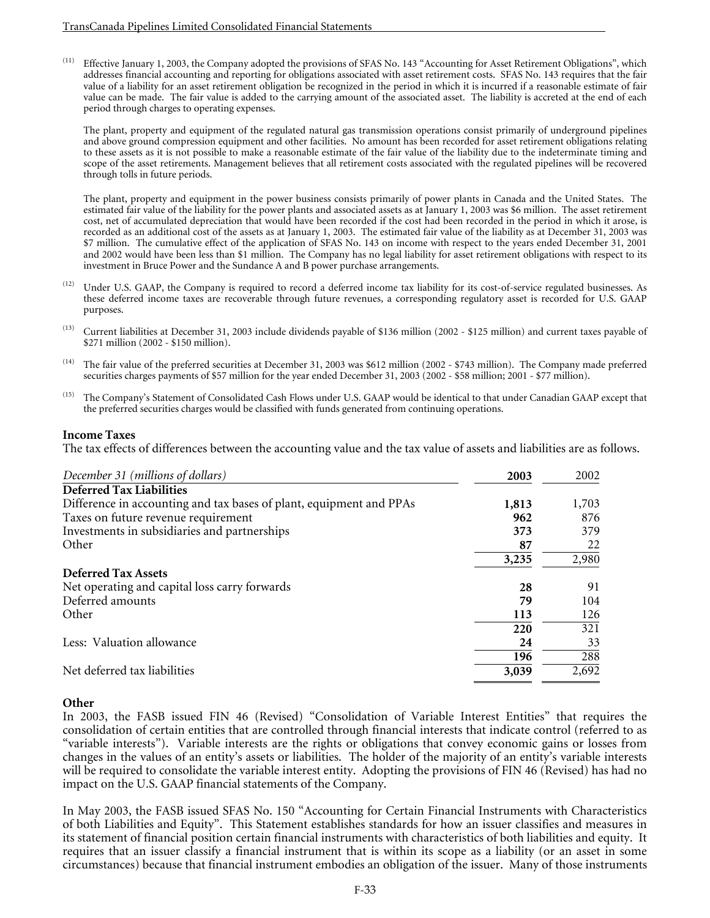(11) Effective January 1, 2003, the Company adopted the provisions of SFAS No. 143 "Accounting for Asset Retirement Obligations", which addresses financial accounting and reporting for obligations associated with asset retirement costs. SFAS No. 143 requires that the fair value of a liability for an asset retirement obligation be recognized in the period in which it is incurred if a reasonable estimate of fair value can be made. The fair value is added to the carrying amount of the associated asset. The liability is accreted at the end of each period through charges to operating expenses.

The plant, property and equipment of the regulated natural gas transmission operations consist primarily of underground pipelines and above ground compression equipment and other facilities. No amount has been recorded for asset retirement obligations relating to these assets as it is not possible to make a reasonable estimate of the fair value of the liability due to the indeterminate timing and scope of the asset retirements. Management believes that all retirement costs associated with the regulated pipelines will be recovered through tolls in future periods.

The plant, property and equipment in the power business consists primarily of power plants in Canada and the United States. The estimated fair value of the liability for the power plants and associated assets as at January 1, 2003 was $6 million. The asset retirement cost, net of accumulated depreciation that would have been recorded if the cost had been recorded in the period in which it arose, is recorded as an additional cost of the assets as at January 1, 2003. The estimated fair value of the liability as at December 31, 2003 was $7 million. The cumulative effect of the application of SFAS No. 143 on income with respect to the years ended December 31, 2001 and 2002 would have been less than $1 million. The Company has no legal liability for asset retirement obligations with respect to its investment in Bruce Power and the Sundance A and B power purchase arrangements.

(12) Under U.S. GAAP, the Company is required to record a deferred income tax liability for its cost-of-service regulated businesses. As these deferred income taxes are recoverable through future revenues, a corresponding regulatory asset is recorded for U.S. GAAP purposes.

(13) Current liabilities at December 31, 2003 include dividends payable of $136 million (2002 - $125 million) and current taxes payable of $271 million (2002 - $150 million).

(14) The fair value of the preferred securities at December 31, 2003 was $612 million (2002 - $743 million). The Company made preferred securities charges payments of $57 million for the year ended December 31, 2003 (2002 - $58 million; 2001 - $77 million).

(15) The Company's Statement of Consolidated Cash Flows under U.S. GAAP would be identical to that under Canadian GAAP except that the preferred securities charges would be classified with funds generated from continuing operations.

**Income Taxes**

The tax effects of differences between the accounting value and the tax value of assets and liabilities are as follows.

| *December 31 (millions of dollars)* | **2003** | 2002 |
|---|---|---|
| **Deferred Tax Liabilities** | | |
| Difference in accounting and tax bases of plant, equipment and PPAs | **1,813** | 1,703 |
| Taxes on future revenue requirement | **962** | 876 |
| Investments in subsidiaries and partnerships | **373** | 379 |
| Other | **87** | 22 |
| | **3,235** | 2,980 |
| **Deferred Tax Assets** | | |
| Net operating and capital loss carry forwards | **28** | 91 |
| Deferred amounts | **79** | 104 |
| Other | **113** | 126 |
| | **220** | 321 |
| Less: Valuation allowance | **24** | 33 |
| | **196** | 288 |
| Net deferred tax liabilities | **3,039** | 2,692 |

**Other**

In 2003, the FASB issued FIN 46 (Revised) "Consolidation of Variable Interest Entities" that requires the consolidation of certain entities that are controlled through financial interests that indicate control (referred to as "variable interests"). Variable interests are the rights or obligations that convey economic gains or losses from changes in the values of an entity's assets or liabilities. The holder of the majority of an entity's variable interests will be required to consolidate the variable interest entity. Adopting the provisions of FIN 46 (Revised) has had no impact on the U.S. GAAP financial statements of the Company.

In May 2003, the FASB issued SFAS No. 150 "Accounting for Certain Financial Instruments with Characteristics of both Liabilities and Equity". This Statement establishes standards for how an issuer classifies and measures in its statement of financial position certain financial instruments with characteristics of both liabilities and equity. It requires that an issuer classify a financial instrument that is within its scope as a liability (or an asset in some circumstances) because that financial instrument embodies an obligation of the issuer. Many of those instruments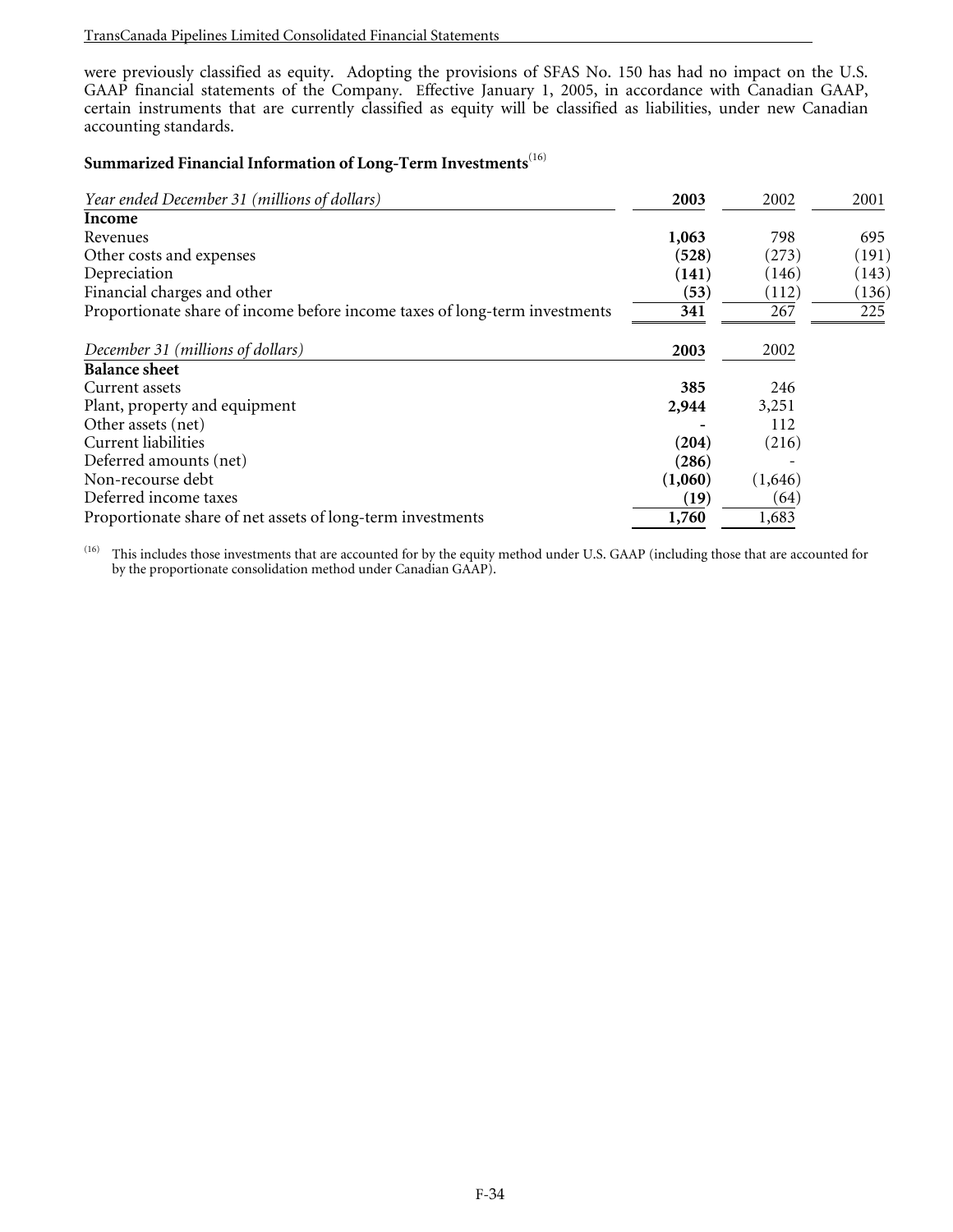were previously classified as equity. Adopting the provisions of SFAS No. 150 has had no impact on the U.S. GAAP financial statements of the Company. Effective January 1, 2005, in accordance with Canadian GAAP, certain instruments that are currently classified as equity will be classified as liabilities, under new Canadian accounting standards.

### Summarized Financial Information of Long-Term Investments[16]

| *Year ended December 31 (millions of dollars)* | **2003** | 2002 | 2001 |
|---|---|---|---|
| **Income** | | | |
| Revenues | **1,063** | 798 | 695 |
| Other costs and expenses | **(528)** | (273) | (191) |
| Depreciation | **(141)** | (146) | (143) |
| Financial charges and other | **(53)** | (112) | (136) |
| Proportionate share of income before income taxes of long-term investments | **341** | 267 | 225 |

| *December 31 (millions of dollars)* | **2003** | 2002 |
|---|---|---|
| **Balance sheet** | | |
| Current assets | **385** | 246 |
| Plant, property and equipment | **2,944** | 3,251 |
| Other assets (net) | **-** | 112 |
| Current liabilities | **(204)** | (216) |
| Deferred amounts (net) | **(286)** | - |
| Non-recourse debt | **(1,060)** | (1,646) |
| Deferred income taxes | **(19)** | (64) |
| Proportionate share of net assets of long-term investments | **1,760** | 1,683 |

[16] This includes those investments that are accounted for by the equity method under U.S. GAAP (including those that are accounted for by the proportionate consolidation method under Canadian GAAP).